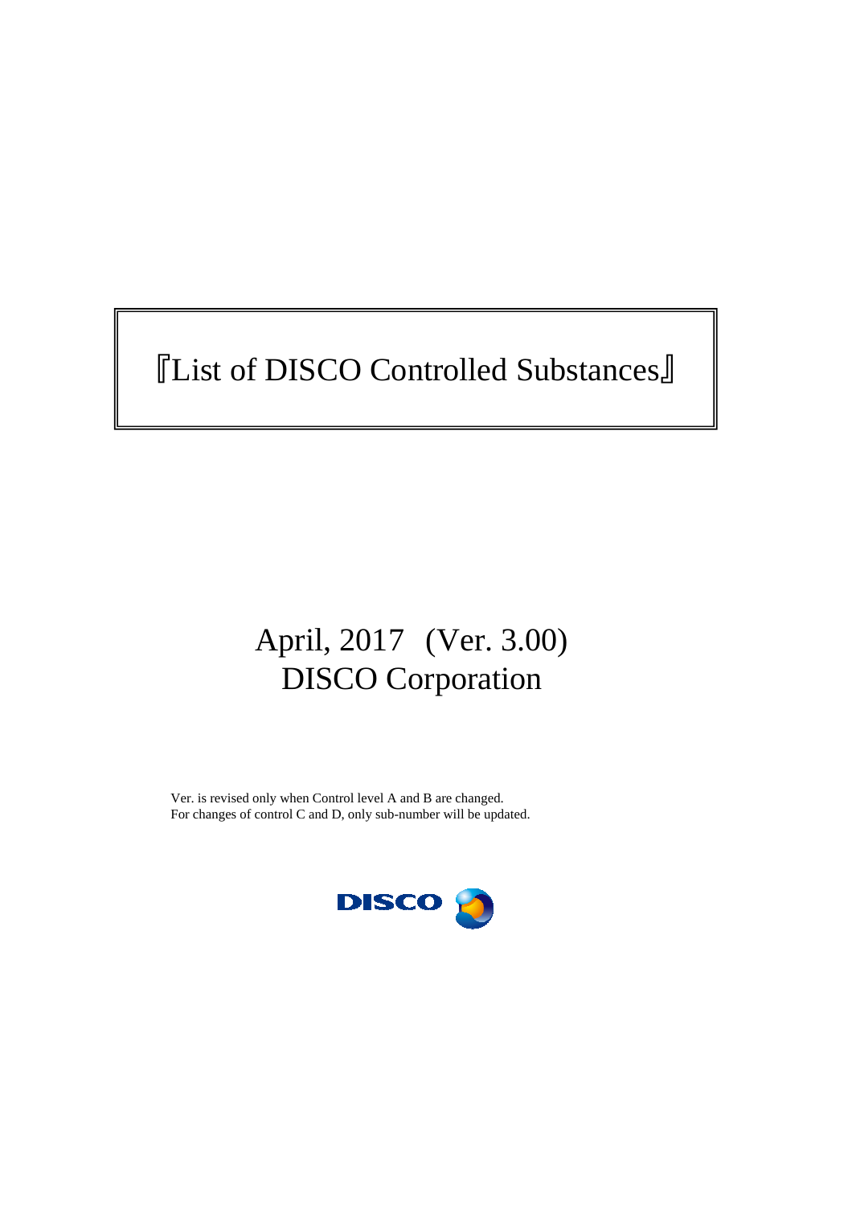# 『List of DISCO Controlled Substances』

April, 2017　(Ver. 3.00)

DISCO Corporation

Ver. is revised only when Control level A and B are changed.
For changes of control C and D, only sub-number will be updated.

DISCO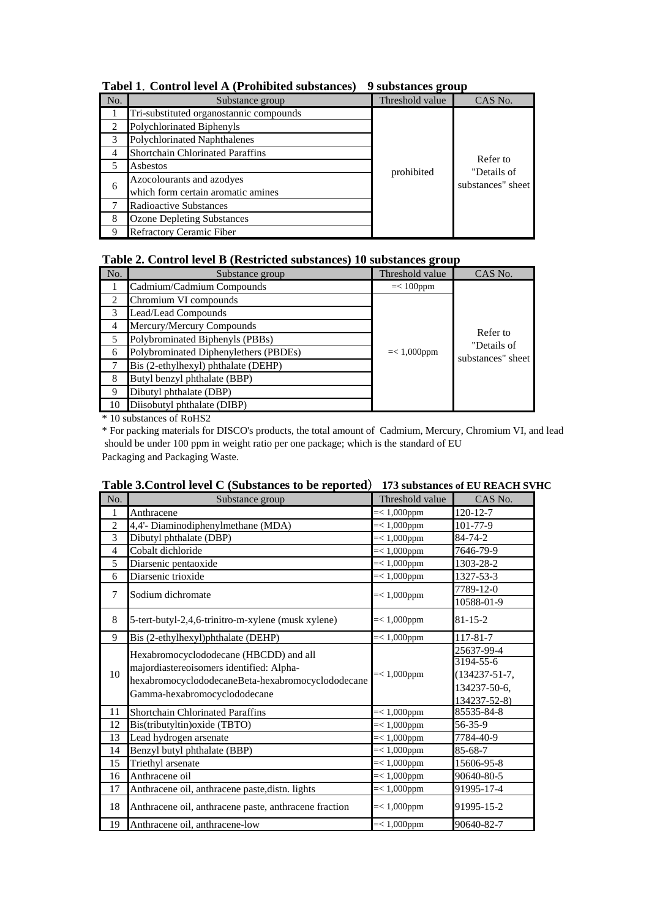**Tabel 1. Control level A (Prohibited substances) 9 substances group**

| No. | Substance group | Threshold value | CAS No. |
|---|---|---|---|
| 1 | Tri-substituted organostannic compounds | prohibited | Refer to "Details of substances" sheet |
| 2 | Polychlorinated Biphenyls | | |
| 3 | Polychlorinated Naphthalenes | | |
| 4 | Shortchain Chlorinated Paraffins | | |
| 5 | Asbestos | | |
| 6 | Azocolourants and azodyes which form certain aromatic amines | | |
| 7 | Radioactive Substances | | |
| 8 | Ozone Depleting Substances | | |
| 9 | Refractory Ceramic Fiber | | |

**Table 2. Control level B (Restricted substances) 10 substances group**

| No. | Substance group | Threshold value | CAS No. |
|---|---|---|---|
| 1 | Cadmium/Cadmium Compounds | =< 100ppm | Refer to "Details of substances" sheet |
| 2 | Chromium VI compounds | =< 1,000ppm | |
| 3 | Lead/Lead Compounds | | |
| 4 | Mercury/Mercury Compounds | | |
| 5 | Polybrominated Biphenyls (PBBs) | | |
| 6 | Polybrominated Diphenylethers (PBDEs) | | |
| 7 | Bis (2-ethylhexyl) phthalate (DEHP) | | |
| 8 | Butyl benzyl phthalate (BBP) | | |
| 9 | Dibutyl phthalate (DBP) | | |
| 10 | Diisobutyl phthalate (DIBP) | | |

* 10 substances of RoHS2

* For packing materials for DISCO's products, the total amount of Cadmium, Mercury, Chromium VI, and lead should be under 100 ppm in weight ratio per one package; which is the standard of EU Packaging and Packaging Waste.

**Table 3.Control level C (Substances to be reported) 173 substances of EU REACH SVHC**

| No. | Substance group | Threshold value | CAS No. |
|---|---|---|---|
| 1 | Anthracene | =< 1,000ppm | 120-12-7 |
| 2 | 4,4'- Diaminodiphenylmethane (MDA) | =< 1,000ppm | 101-77-9 |
| 3 | Dibutyl phthalate (DBP) | =< 1,000ppm | 84-74-2 |
| 4 | Cobalt dichloride | =< 1,000ppm | 7646-79-9 |
| 5 | Diarsenic pentaoxide | =< 1,000ppm | 1303-28-2 |
| 6 | Diarsenic trioxide | =< 1,000ppm | 1327-53-3 |
| 7 | Sodium dichromate | =< 1,000ppm | 7789-12-0<br>10588-01-9 |
| 8 | 5-tert-butyl-2,4,6-trinitro-m-xylene (musk xylene) | =< 1,000ppm | 81-15-2 |
| 9 | Bis (2-ethylhexyl)phthalate (DEHP) | =< 1,000ppm | 117-81-7 |
| 10 | Hexabromocyclododecane (HBCDD) and all majordiastereoisomers identified: Alpha-hexabromocyclododecaneBeta-hexabromocyclododecane Gamma-hexabromocyclododecane | =< 1,000ppm | 25637-99-4<br>3194-55-6<br>(134237-51-7,<br>134237-50-6,<br>134237-52-8) |
| 11 | Shortchain Chlorinated Paraffins | =< 1,000ppm | 85535-84-8 |
| 12 | Bis(tributyltin)oxide (TBTO) | =< 1,000ppm | 56-35-9 |
| 13 | Lead hydrogen arsenate | =< 1,000ppm | 7784-40-9 |
| 14 | Benzyl butyl phthalate (BBP) | =< 1,000ppm | 85-68-7 |
| 15 | Triethyl arsenate | =< 1,000ppm | 15606-95-8 |
| 16 | Anthracene oil | =< 1,000ppm | 90640-80-5 |
| 17 | Anthracene oil, anthracene paste,distn. lights | =< 1,000ppm | 91995-17-4 |
| 18 | Anthracene oil, anthracene paste, anthracene fraction | =< 1,000ppm | 91995-15-2 |
| 19 | Anthracene oil, anthracene-low | =< 1,000ppm | 90640-82-7 |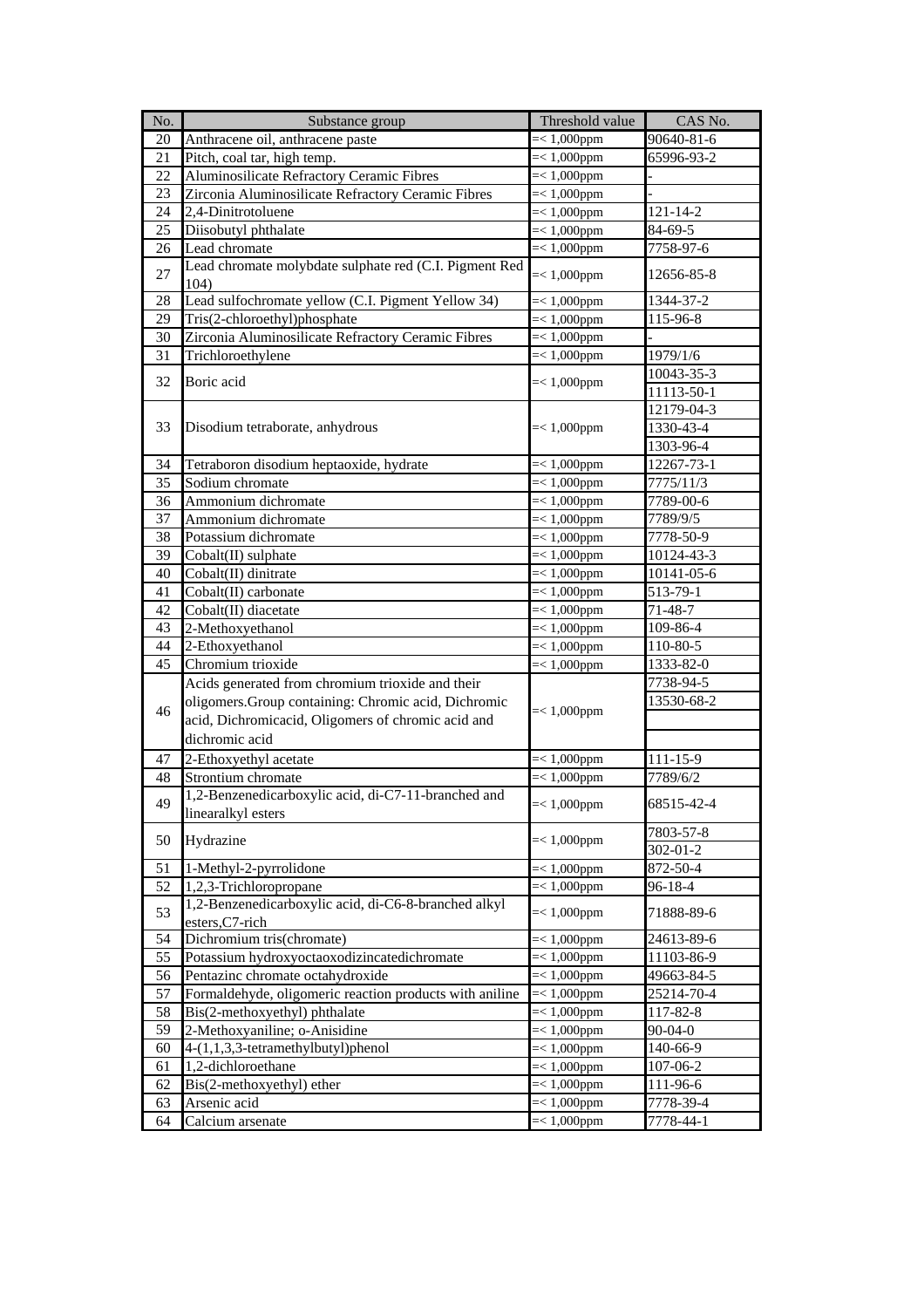| No. | Substance group | Threshold value | CAS No. |
|---|---|---|---|
| 20 | Anthracene oil, anthracene paste | =< 1,000ppm | 90640-81-6 |
| 21 | Pitch, coal tar, high temp. | =< 1,000ppm | 65996-93-2 |
| 22 | Aluminosilicate Refractory Ceramic Fibres | =< 1,000ppm | - |
| 23 | Zirconia Aluminosilicate Refractory Ceramic Fibres | =< 1,000ppm | - |
| 24 | 2,4-Dinitrotoluene | =< 1,000ppm | 121-14-2 |
| 25 | Diisobutyl phthalate | =< 1,000ppm | 84-69-5 |
| 26 | Lead chromate | =< 1,000ppm | 7758-97-6 |
| 27 | Lead chromate molybdate sulphate red (C.I. Pigment Red 104) | =< 1,000ppm | 12656-85-8 |
| 28 | Lead sulfochromate yellow (C.I. Pigment Yellow 34) | =< 1,000ppm | 1344-37-2 |
| 29 | Tris(2-chloroethyl)phosphate | =< 1,000ppm | 115-96-8 |
| 30 | Zirconia Aluminosilicate Refractory Ceramic Fibres | =< 1,000ppm | - |
| 31 | Trichloroethylene | =< 1,000ppm | 1979/1/6 |
| 32 | Boric acid | =< 1,000ppm | 10043-35-3 |
| | | | 11113-50-1 |
| 33 | Disodium tetraborate, anhydrous | =< 1,000ppm | 12179-04-3 |
| | | | 1330-43-4 |
| | | | 1303-96-4 |
| 34 | Tetraboron disodium heptaoxide, hydrate | =< 1,000ppm | 12267-73-1 |
| 35 | Sodium chromate | =< 1,000ppm | 7775/11/3 |
| 36 | Ammonium dichromate | =< 1,000ppm | 7789-00-6 |
| 37 | Ammonium dichromate | =< 1,000ppm | 7789/9/5 |
| 38 | Potassium dichromate | =< 1,000ppm | 7778-50-9 |
| 39 | Cobalt(II) sulphate | =< 1,000ppm | 10124-43-3 |
| 40 | Cobalt(II) dinitrate | =< 1,000ppm | 10141-05-6 |
| 41 | Cobalt(II) carbonate | =< 1,000ppm | 513-79-1 |
| 42 | Cobalt(II) diacetate | =< 1,000ppm | 71-48-7 |
| 43 | 2-Methoxyethanol | =< 1,000ppm | 109-86-4 |
| 44 | 2-Ethoxyethanol | =< 1,000ppm | 110-80-5 |
| 45 | Chromium trioxide | =< 1,000ppm | 1333-82-0 |
| 46 | Acids generated from chromium trioxide and their oligomers.Group containing: Chromic acid, Dichromic acid, Dichromicacid, Oligomers of chromic acid and dichromic acid | =< 1,000ppm | 7738-94-5 |
| | | | 13530-68-2 |
| | | | |
| | | | |
| 47 | 2-Ethoxyethyl acetate | =< 1,000ppm | 111-15-9 |
| 48 | Strontium chromate | =< 1,000ppm | 7789/6/2 |
| 49 | 1,2-Benzenedicarboxylic acid, di-C7-11-branched and linearalkyl esters | =< 1,000ppm | 68515-42-4 |
| 50 | Hydrazine | =< 1,000ppm | 7803-57-8 |
| | | | 302-01-2 |
| 51 | 1-Methyl-2-pyrrolidone | =< 1,000ppm | 872-50-4 |
| 52 | 1,2,3-Trichloropropane | =< 1,000ppm | 96-18-4 |
| 53 | 1,2-Benzenedicarboxylic acid, di-C6-8-branched alkyl esters,C7-rich | =< 1,000ppm | 71888-89-6 |
| 54 | Dichromium tris(chromate) | =< 1,000ppm | 24613-89-6 |
| 55 | Potassium hydroxyoctaoxodizincatedichromate | =< 1,000ppm | 11103-86-9 |
| 56 | Pentazinc chromate octahydroxide | =< 1,000ppm | 49663-84-5 |
| 57 | Formaldehyde, oligomeric reaction products with aniline | =< 1,000ppm | 25214-70-4 |
| 58 | Bis(2-methoxyethyl) phthalate | =< 1,000ppm | 117-82-8 |
| 59 | 2-Methoxyaniline; o-Anisidine | =< 1,000ppm | 90-04-0 |
| 60 | 4-(1,1,3,3-tetramethylbutyl)phenol | =< 1,000ppm | 140-66-9 |
| 61 | 1,2-dichloroethane | =< 1,000ppm | 107-06-2 |
| 62 | Bis(2-methoxyethyl) ether | =< 1,000ppm | 111-96-6 |
| 63 | Arsenic acid | =< 1,000ppm | 7778-39-4 |
| 64 | Calcium arsenate | =< 1,000ppm | 7778-44-1 |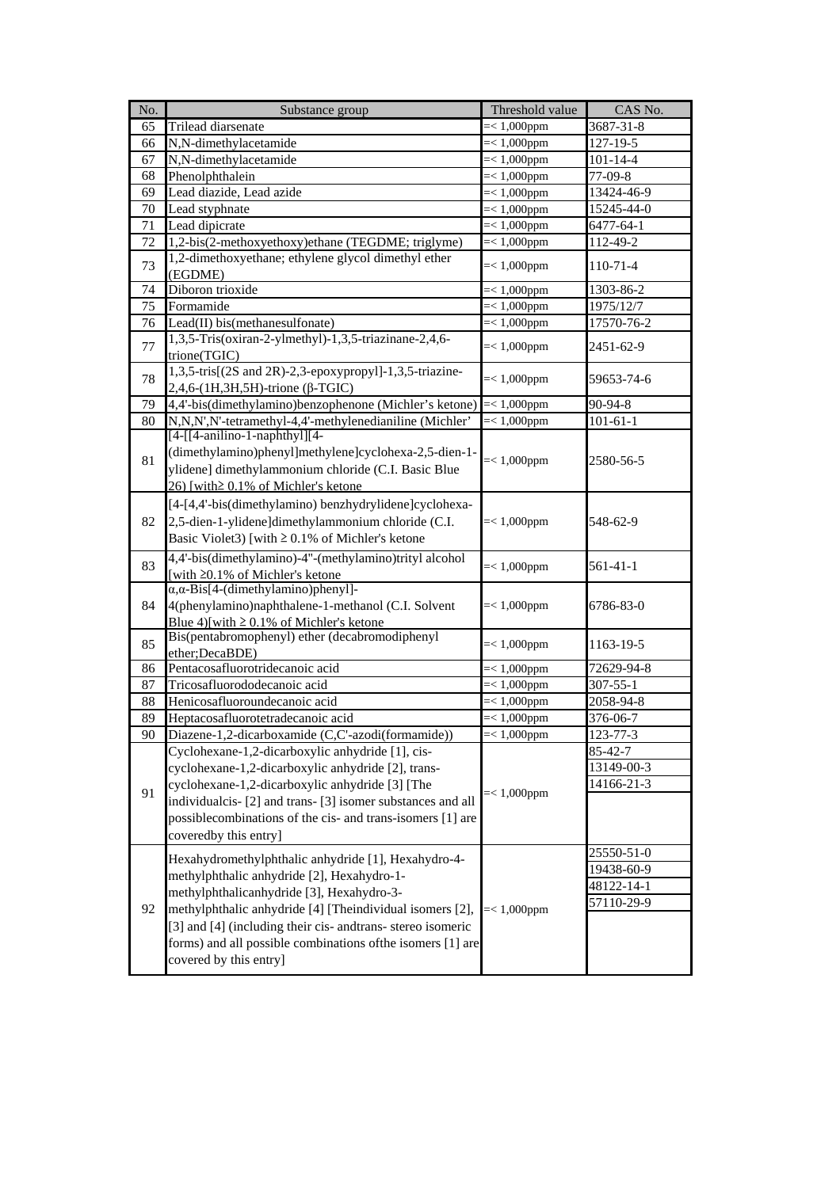| No. | Substance group | Threshold value | CAS No. |
|---|---|---|---|
| 65 | Trilead diarsenate | =< 1,000ppm | 3687-31-8 |
| 66 | N,N-dimethylacetamide | =< 1,000ppm | 127-19-5 |
| 67 | N,N-dimethylacetamide | =< 1,000ppm | 101-14-4 |
| 68 | Phenolphthalein | =< 1,000ppm | 77-09-8 |
| 69 | Lead diazide, Lead azide | =< 1,000ppm | 13424-46-9 |
| 70 | Lead styphnate | =< 1,000ppm | 15245-44-0 |
| 71 | Lead dipicrate | =< 1,000ppm | 6477-64-1 |
| 72 | 1,2-bis(2-methoxyethoxy)ethane (TEGDME; triglyme) | =< 1,000ppm | 112-49-2 |
| 73 | 1,2-dimethoxyethane; ethylene glycol dimethyl ether (EGDME) | =< 1,000ppm | 110-71-4 |
| 74 | Diboron trioxide | =< 1,000ppm | 1303-86-2 |
| 75 | Formamide | =< 1,000ppm | 1975/12/7 |
| 76 | Lead(II) bis(methanesulfonate) | =< 1,000ppm | 17570-76-2 |
| 77 | 1,3,5-Tris(oxiran-2-ylmethyl)-1,3,5-triazinane-2,4,6-trione(TGIC) | =< 1,000ppm | 2451-62-9 |
| 78 | 1,3,5-tris[(2S and 2R)-2,3-epoxypropyl]-1,3,5-triazine-2,4,6-(1H,3H,5H)-trione (β-TGIC) | =< 1,000ppm | 59653-74-6 |
| 79 | 4,4'-bis(dimethylamino)benzophenone (Michler's ketone) | =< 1,000ppm | 90-94-8 |
| 80 | N,N,N',N'-tetramethyl-4,4'-methylenedianiline (Michler' | =< 1,000ppm | 101-61-1 |
| 81 | [4-[[4-anilino-1-naphthyl][4-(dimethylamino)phenyl]methylene]cyclohexa-2,5-dien-1-ylidene] dimethylammonium chloride (C.I. Basic Blue 26) [with≥ 0.1% of Michler's ketone | =< 1,000ppm | 2580-56-5 |
| 82 | [4-[4,4'-bis(dimethylamino) benzhydrylidene]cyclohexa-2,5-dien-1-ylidene]dimethylammonium chloride (C.I. Basic Violet3) [with ≥ 0.1% of Michler's ketone | =< 1,000ppm | 548-62-9 |
| 83 | 4,4'-bis(dimethylamino)-4''-(methylamino)trityl alcohol [with ≥0.1% of Michler's ketone | =< 1,000ppm | 561-41-1 |
| 84 | α,α-Bis[4-(dimethylamino)phenyl]-4(phenylamino)naphthalene-1-methanol (C.I. Solvent Blue 4)[with ≥ 0.1% of Michler's ketone | =< 1,000ppm | 6786-83-0 |
| 85 | Bis(pentabromophenyl) ether (decabromodiphenyl ether;DecaBDE) | =< 1,000ppm | 1163-19-5 |
| 86 | Pentacosafluorotridecanoic acid | =< 1,000ppm | 72629-94-8 |
| 87 | Tricosafluorododecanoic acid | =< 1,000ppm | 307-55-1 |
| 88 | Henicosafluoroundecanoic acid | =< 1,000ppm | 2058-94-8 |
| 89 | Heptacosafluorotetradecanoic acid | =< 1,000ppm | 376-06-7 |
| 90 | Diazene-1,2-dicarboxamide (C,C'-azodi(formamide)) | =< 1,000ppm | 123-77-3 |
| 91 | Cyclohexane-1,2-dicarboxylic anhydride [1], cis-cyclohexane-1,2-dicarboxylic anhydride [2], trans-cyclohexane-1,2-dicarboxylic anhydride [3] [The individualcis- [2] and trans- [3] isomer substances and all possiblecombinations of the cis- and trans-isomers [1] are coveredby this entry] | =< 1,000ppm | 85-42-7<br>13149-00-3<br>14166-21-3 |
| 92 | Hexahydromethylphthalic anhydride [1], Hexahydro-4-methylphthalic anhydride [2], Hexahydro-1-methylphthalicanhydride [3], Hexahydro-3-methylphthalic anhydride [4] [Theindividual isomers [2], [3] and [4] (including their cis- andtrans- stereo isomeric forms) and all possible combinations ofthe isomers [1] are covered by this entry] | =< 1,000ppm | 25550-51-0<br>19438-60-9<br>48122-14-1<br>57110-29-9 |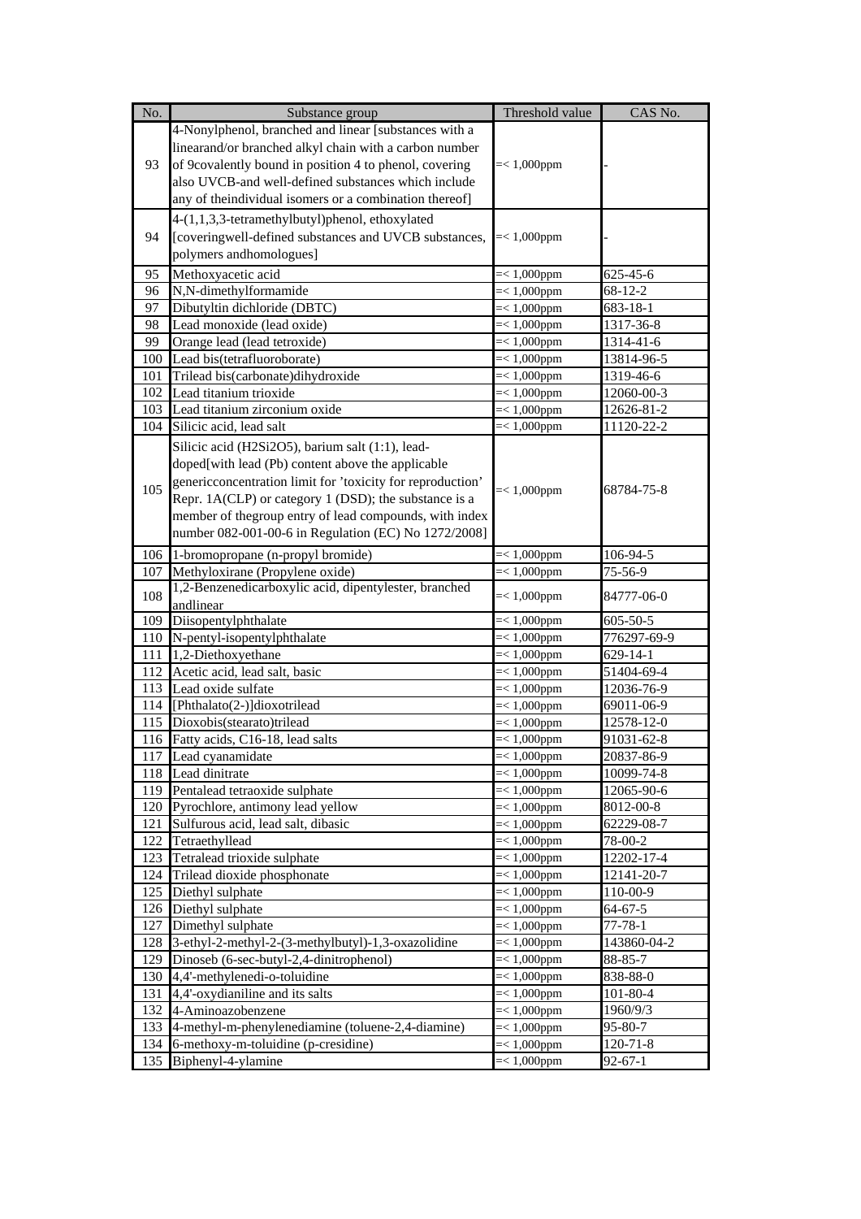| No. | Substance group | Threshold value | CAS No. |
|---|---|---|---|
| 93 | 4-Nonylphenol, branched and linear [substances with a linearand/or branched alkyl chain with a carbon number of 9covalently bound in position 4 to phenol, covering also UVCB-and well-defined substances which include any of theindividual isomers or a combination thereof] | =< 1,000ppm | - |
| 94 | 4-(1,1,3,3-tetramethylbutyl)phenol, ethoxylated [coveringwell-defined substances and UVCB substances, polymers andhomologues] | =< 1,000ppm | - |
| 95 | Methoxyacetic acid | =< 1,000ppm | 625-45-6 |
| 96 | N,N-dimethylformamide | =< 1,000ppm | 68-12-2 |
| 97 | Dibutyltin dichloride (DBTC) | =< 1,000ppm | 683-18-1 |
| 98 | Lead monoxide (lead oxide) | =< 1,000ppm | 1317-36-8 |
| 99 | Orange lead (lead tetroxide) | =< 1,000ppm | 1314-41-6 |
| 100 | Lead bis(tetrafluoroborate) | =< 1,000ppm | 13814-96-5 |
| 101 | Trilead bis(carbonate)dihydroxide | =< 1,000ppm | 1319-46-6 |
| 102 | Lead titanium trioxide | =< 1,000ppm | 12060-00-3 |
| 103 | Lead titanium zirconium oxide | =< 1,000ppm | 12626-81-2 |
| 104 | Silicic acid, lead salt | =< 1,000ppm | 11120-22-2 |
| 105 | Silicic acid (H2Si2O5), barium salt (1:1), lead-doped[with lead (Pb) content above the applicable genericconcentration limit for 'toxicity for reproduction' Repr. 1A(CLP) or category 1 (DSD); the substance is a member of thegroup entry of lead compounds, with index number 082-001-00-6 in Regulation (EC) No 1272/2008] | =< 1,000ppm | 68784-75-8 |
| 106 | 1-bromopropane (n-propyl bromide) | =< 1,000ppm | 106-94-5 |
| 107 | Methyloxirane (Propylene oxide) | =< 1,000ppm | 75-56-9 |
| 108 | 1,2-Benzenedicarboxylic acid, dipentylester, branched andlinear | =< 1,000ppm | 84777-06-0 |
| 109 | Diisopentylphthalate | =< 1,000ppm | 605-50-5 |
| 110 | N-pentyl-isopentylphthalate | =< 1,000ppm | 776297-69-9 |
| 111 | 1,2-Diethoxyethane | =< 1,000ppm | 629-14-1 |
| 112 | Acetic acid, lead salt, basic | =< 1,000ppm | 51404-69-4 |
| 113 | Lead oxide sulfate | =< 1,000ppm | 12036-76-9 |
| 114 | [Phthalato(2-)]dioxotrilead | =< 1,000ppm | 69011-06-9 |
| 115 | Dioxobis(stearato)trilead | =< 1,000ppm | 12578-12-0 |
| 116 | Fatty acids, C16-18, lead salts | =< 1,000ppm | 91031-62-8 |
| 117 | Lead cyanamidate | =< 1,000ppm | 20837-86-9 |
| 118 | Lead dinitrate | =< 1,000ppm | 10099-74-8 |
| 119 | Pentalead tetraoxide sulphate | =< 1,000ppm | 12065-90-6 |
| 120 | Pyrochlore, antimony lead yellow | =< 1,000ppm | 8012-00-8 |
| 121 | Sulfurous acid, lead salt, dibasic | =< 1,000ppm | 62229-08-7 |
| 122 | Tetraethyllead | =< 1,000ppm | 78-00-2 |
| 123 | Tetralead trioxide sulphate | =< 1,000ppm | 12202-17-4 |
| 124 | Trilead dioxide phosphonate | =< 1,000ppm | 12141-20-7 |
| 125 | Diethyl sulphate | =< 1,000ppm | 110-00-9 |
| 126 | Diethyl sulphate | =< 1,000ppm | 64-67-5 |
| 127 | Dimethyl sulphate | =< 1,000ppm | 77-78-1 |
| 128 | 3-ethyl-2-methyl-2-(3-methylbutyl)-1,3-oxazolidine | =< 1,000ppm | 143860-04-2 |
| 129 | Dinoseb (6-sec-butyl-2,4-dinitrophenol) | =< 1,000ppm | 88-85-7 |
| 130 | 4,4'-methylenedi-o-toluidine | =< 1,000ppm | 838-88-0 |
| 131 | 4,4'-oxydianiline and its salts | =< 1,000ppm | 101-80-4 |
| 132 | 4-Aminoazobenzene | =< 1,000ppm | 1960/9/3 |
| 133 | 4-methyl-m-phenylenediamine (toluene-2,4-diamine) | =< 1,000ppm | 95-80-7 |
| 134 | 6-methoxy-m-toluidine (p-cresidine) | =< 1,000ppm | 120-71-8 |
| 135 | Biphenyl-4-ylamine | =< 1,000ppm | 92-67-1 |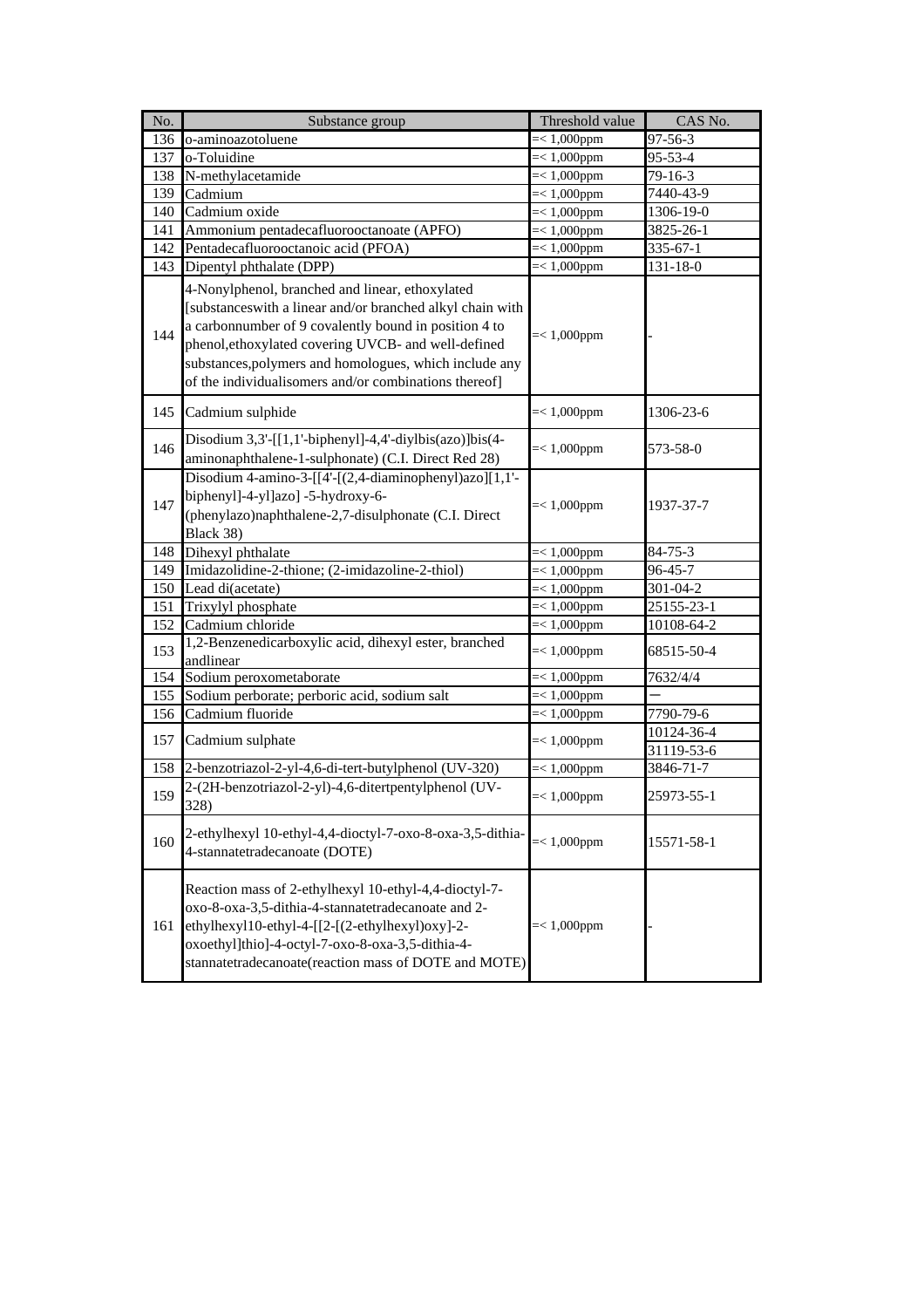| No. | Substance group | Threshold value | CAS No. |
|---|---|---|---|
| 136 | o-aminoazotoluene | =< 1,000ppm | 97-56-3 |
| 137 | o-Toluidine | =< 1,000ppm | 95-53-4 |
| 138 | N-methylacetamide | =< 1,000ppm | 79-16-3 |
| 139 | Cadmium | =< 1,000ppm | 7440-43-9 |
| 140 | Cadmium oxide | =< 1,000ppm | 1306-19-0 |
| 141 | Ammonium pentadecafluorooctanoate (APFO) | =< 1,000ppm | 3825-26-1 |
| 142 | Pentadecafluorooctanoic acid (PFOA) | =< 1,000ppm | 335-67-1 |
| 143 | Dipentyl phthalate (DPP) | =< 1,000ppm | 131-18-0 |
| 144 | 4-Nonylphenol, branched and linear, ethoxylated [substanceswith a linear and/or branched alkyl chain with a carbonnumber of 9 covalently bound in position 4 to phenol,ethoxylated covering UVCB- and well-defined substances,polymers and homologues, which include any of the individualisomers and/or combinations thereof] | =< 1,000ppm | - |
| 145 | Cadmium sulphide | =< 1,000ppm | 1306-23-6 |
| 146 | Disodium 3,3'-[[1,1'-biphenyl]-4,4'-diylbis(azo)]bis(4-aminonaphthalene-1-sulphonate) (C.I. Direct Red 28) | =< 1,000ppm | 573-58-0 |
| 147 | Disodium 4-amino-3-[[4'-[(2,4-diaminophenyl)azo][1,1'-biphenyl]-4-yl]azo] -5-hydroxy-6-(phenylazo)naphthalene-2,7-disulphonate (C.I. Direct Black 38) | =< 1,000ppm | 1937-37-7 |
| 148 | Dihexyl phthalate | =< 1,000ppm | 84-75-3 |
| 149 | Imidazolidine-2-thione; (2-imidazoline-2-thiol) | =< 1,000ppm | 96-45-7 |
| 150 | Lead di(acetate) | =< 1,000ppm | 301-04-2 |
| 151 | Trixylyl phosphate | =< 1,000ppm | 25155-23-1 |
| 152 | Cadmium chloride | =< 1,000ppm | 10108-64-2 |
| 153 | 1,2-Benzenedicarboxylic acid, dihexyl ester, branched andlinear | =< 1,000ppm | 68515-50-4 |
| 154 | Sodium peroxometaborate | =< 1,000ppm | 7632/4/4 |
| 155 | Sodium perborate; perboric acid, sodium salt | =< 1,000ppm | — |
| 156 | Cadmium fluoride | =< 1,000ppm | 7790-79-6 |
| 157 | Cadmium sulphate | =< 1,000ppm | 10124-36-4<br>31119-53-6 |
| 158 | 2-benzotriazol-2-yl-4,6-di-tert-butylphenol (UV-320) | =< 1,000ppm | 3846-71-7 |
| 159 | 2-(2H-benzotriazol-2-yl)-4,6-ditertpentylphenol (UV-328) | =< 1,000ppm | 25973-55-1 |
| 160 | 2-ethylhexyl 10-ethyl-4,4-dioctyl-7-oxo-8-oxa-3,5-dithia-4-stannatetradecanoate (DOTE) | =< 1,000ppm | 15571-58-1 |
| 161 | Reaction mass of 2-ethylhexyl 10-ethyl-4,4-dioctyl-7-oxo-8-oxa-3,5-dithia-4-stannatetradecanoate and 2-ethylhexyl10-ethyl-4-[[2-[(2-ethylhexyl)oxy]-2-oxoethyl]thio]-4-octyl-7-oxo-8-oxa-3,5-dithia-4-stannatetradecanoate(reaction mass of DOTE and MOTE) | =< 1,000ppm | - |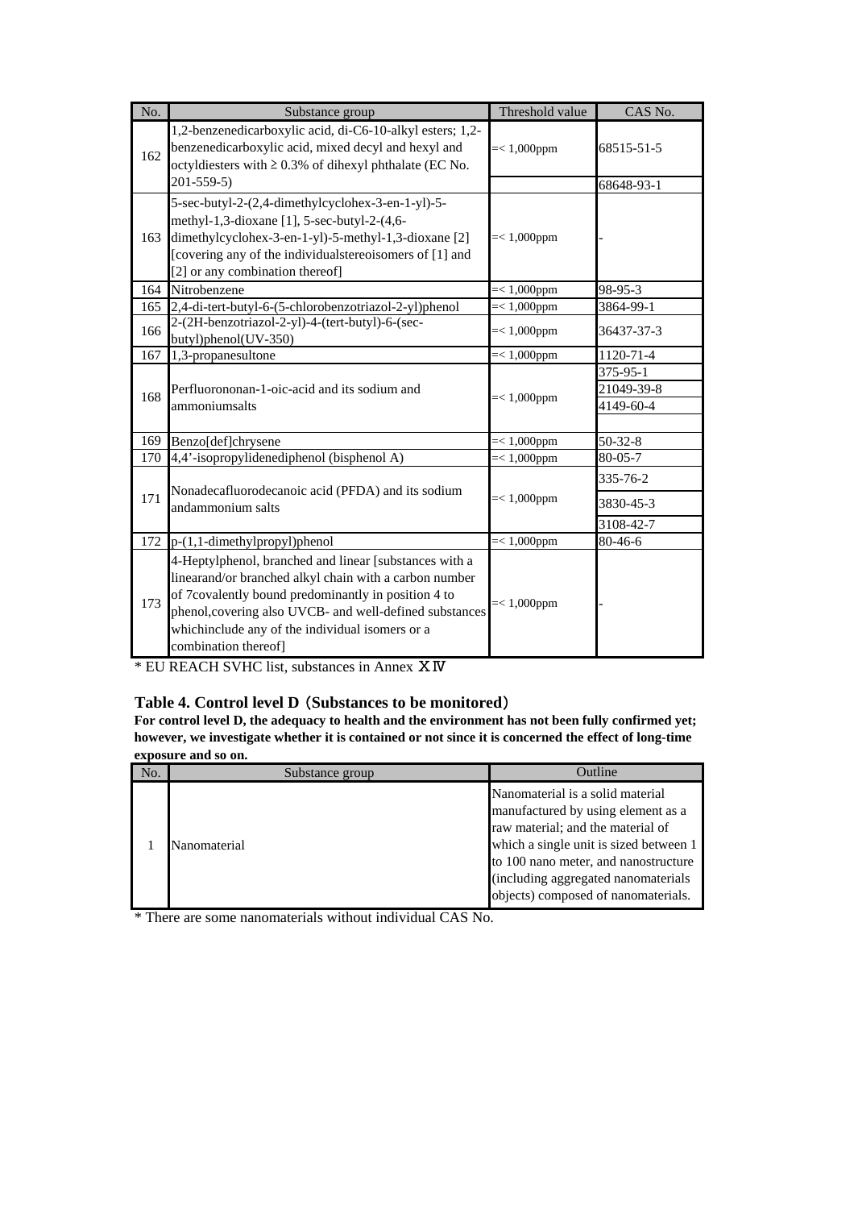| No. | Substance group | Threshold value | CAS No. |
|---|---|---|---|
| 162 | 1,2-benzenedicarboxylic acid, di-C6-10-alkyl esters; 1,2-benzenedicarboxylic acid, mixed decyl and hexyl and octyldiesters with ≥ 0.3% of dihexyl phthalate (EC No. 201-559-5) | =< 1,000ppm | 68515-51-5<br>68648-93-1 |
| 163 | 5-sec-butyl-2-(2,4-dimethylcyclohex-3-en-1-yl)-5-methyl-1,3-dioxane [1], 5-sec-butyl-2-(4,6-dimethylcyclohex-3-en-1-yl)-5-methyl-1,3-dioxane [2] [covering any of the individualstereoisomers of [1] and [2] or any combination thereof] | =< 1,000ppm | - |
| 164 | Nitrobenzene | =< 1,000ppm | 98-95-3 |
| 165 | 2,4-di-tert-butyl-6-(5-chlorobenzotriazol-2-yl)phenol | =< 1,000ppm | 3864-99-1 |
| 166 | 2-(2H-benzotriazol-2-yl)-4-(tert-butyl)-6-(sec-butyl)phenol(UV-350) | =< 1,000ppm | 36437-37-3 |
| 167 | 1,3-propanesultone | =< 1,000ppm | 1120-71-4 |
| 168 | Perfluorononan-1-oic-acid and its sodium and ammoniumsalts | =< 1,000ppm | 375-95-1<br>21049-39-8<br>4149-60-4 |
| 169 | Benzo[def]chrysene | =< 1,000ppm | 50-32-8 |
| 170 | 4,4'-isopropylidenediphenol (bisphenol A) | =< 1,000ppm | 80-05-7 |
| 171 | Nonadecafluorodecanoic acid (PFDA) and its sodium andammonium salts | =< 1,000ppm | 335-76-2<br>3830-45-3<br>3108-42-7 |
| 172 | p-(1,1-dimethylpropyl)phenol | =< 1,000ppm | 80-46-6 |
| 173 | 4-Heptylphenol, branched and linear [substances with a linearand/or branched alkyl chain with a carbon number of 7covalently bound predominantly in position 4 to phenol,covering also UVCB- and well-defined substances whichinclude any of the individual isomers or a combination thereof] | =< 1,000ppm | - |

* EU REACH SVHC list, substances in Annex ⅩⅣ

### Table 4. Control level D（Substances to be monitored）

**For control level D, the adequacy to health and the environment has not been fully confirmed yet; however, we investigate whether it is contained or not since it is concerned the effect of long-time exposure and so on.**

| No. | Substance group | Outline |
|---|---|---|
| 1 | Nanomaterial | Nanomaterial is a solid material manufactured by using element as a raw material; and the material of which a single unit is sized between 1 to 100 nano meter, and nanostructure (including aggregated nanomaterials objects) composed of nanomaterials. |

* There are some nanomaterials without individual CAS No.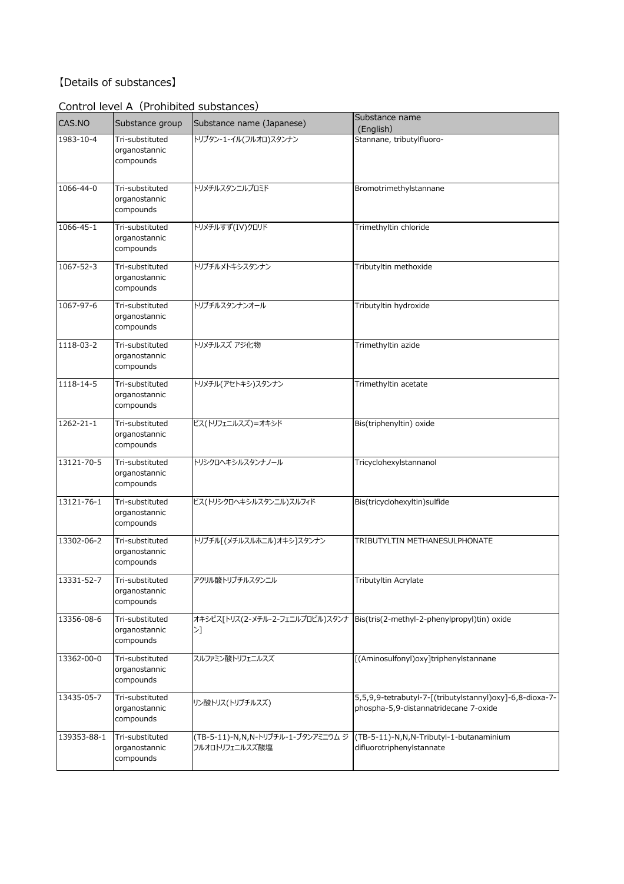【Details of substances】

Control level A（Prohibited substances）

| CAS.NO | Substance group | Substance name (Japanese) | Substance name (English) |
| --- | --- | --- | --- |
| 1983-10-4 | Tri-substituted organostannic compounds | トリブタン-1-イル(フルオロ)スタンナン | Stannane, tributylfluoro- |
| 1066-44-0 | Tri-substituted organostannic compounds | トリメチルスタンニルブロミド | Bromotrimethylstannane |
| 1066-45-1 | Tri-substituted organostannic compounds | トリメチルすず(IV)クロリド | Trimethyltin chloride |
| 1067-52-3 | Tri-substituted organostannic compounds | トリブチルメトキシスタンナン | Tributyltin methoxide |
| 1067-97-6 | Tri-substituted organostannic compounds | トリブチルスタンナンオール | Tributyltin hydroxide |
| 1118-03-2 | Tri-substituted organostannic compounds | トリメチルスズ アジ化物 | Trimethyltin azide |
| 1118-14-5 | Tri-substituted organostannic compounds | トリメチル(アセトキシ)スタンナン | Trimethyltin acetate |
| 1262-21-1 | Tri-substituted organostannic compounds | ビス(トリフェニルスズ)=オキシド | Bis(triphenyltin) oxide |
| 13121-70-5 | Tri-substituted organostannic compounds | トリシクロヘキシルスタンナノール | Tricyclohexylstannanol |
| 13121-76-1 | Tri-substituted organostannic compounds | ビス(トリシクロヘキシルスタンニル)スルフィド | Bis(tricyclohexyltin)sulfide |
| 13302-06-2 | Tri-substituted organostannic compounds | トリブチル[(メチルスルホニル)オキシ]スタンナン | TRIBUTYLTIN METHANESULPHONATE |
| 13331-52-7 | Tri-substituted organostannic compounds | アクリル酸トリブチルスタンニル | Tributyltin Acrylate |
| 13356-08-6 | Tri-substituted organostannic compounds | オキシビス[トリス(2-メチル-2-フェニルプロピル)スタナン] | Bis(tris(2-methyl-2-phenylpropyl)tin) oxide |
| 13362-00-0 | Tri-substituted organostannic compounds | スルファミン酸トリフェニルスズ | [(Aminosulfonyl)oxy]triphenylstannane |
| 13435-05-7 | Tri-substituted organostannic compounds | リン酸トリス(トリブチルスズ) | 5,5,9,9-tetrabutyl-7-[(tributylstannyl)oxy]-6,8-dioxa-7-phospha-5,9-distannatridecane 7-oxide |
| 139353-88-1 | Tri-substituted organostannic compounds | (TB-5-11)-N,N,N-トリブチル-1-ブタンアミニウム ジフルオロトリフェニルスズ酸塩 | (TB-5-11)-N,N,N-Tributyl-1-butanaminium difluorotriphenylstannate |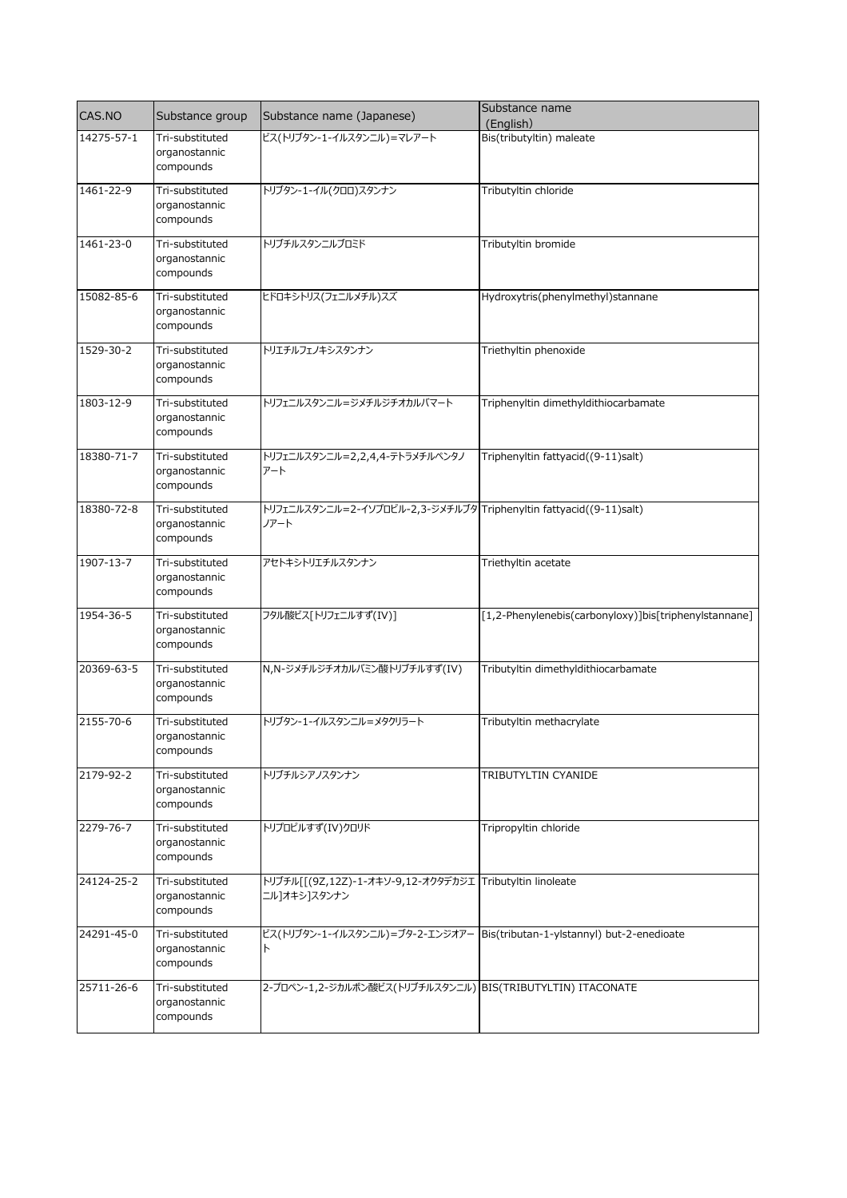| CAS.NO | Substance group | Substance name (Japanese) | Substance name (English) |
|---|---|---|---|
| 14275-57-1 | Tri-substituted organostannic compounds | ビス(トリブタン-1-イルスタンニル)=マレアート | Bis(tributyltin) maleate |
| 1461-22-9 | Tri-substituted organostannic compounds | トリブタン-1-イル(クロロ)スタンナン | Tributyltin chloride |
| 1461-23-0 | Tri-substituted organostannic compounds | トリブチルスタンニルブロミド | Tributyltin bromide |
| 15082-85-6 | Tri-substituted organostannic compounds | ヒドロキシトリス(フェニルメチル)スズ | Hydroxytris(phenylmethyl)stannane |
| 1529-30-2 | Tri-substituted organostannic compounds | トリエチルフェノキシスタンナン | Triethyltin phenoxide |
| 1803-12-9 | Tri-substituted organostannic compounds | トリフェニルスタンニル=ジメチルジチオカルバマート | Triphenyltin dimethyldithiocarbamate |
| 18380-71-7 | Tri-substituted organostannic compounds | トリフェニルスタンニル=2,2,4,4-テトラメチルペンタノアート | Triphenyltin fattyacid((9-11)salt) |
| 18380-72-8 | Tri-substituted organostannic compounds | トリフェニルスタンニル=2-イソプロピル-2,3-ジメチルブタノアート | Triphenyltin fattyacid((9-11)salt) |
| 1907-13-7 | Tri-substituted organostannic compounds | アセトキシトリエチルスタンナン | Triethyltin acetate |
| 1954-36-5 | Tri-substituted organostannic compounds | フタル酸ビス[トリフェニルすず(IV)] | [1,2-Phenylenebis(carbonyloxy)]bis[triphenylstannane] |
| 20369-63-5 | Tri-substituted organostannic compounds | N,N-ジメチルジチオカルバミン酸トリブチルすず(IV) | Tributyltin dimethyldithiocarbamate |
| 2155-70-6 | Tri-substituted organostannic compounds | トリブタン-1-イルスタンニル=メタクリラート | Tributyltin methacrylate |
| 2179-92-2 | Tri-substituted organostannic compounds | トリブチルシアノスタンナン | TRIBUTYLTIN CYANIDE |
| 2279-76-7 | Tri-substituted organostannic compounds | トリプロピルすず(IV)クロリド | Tripropyltin chloride |
| 24124-25-2 | Tri-substituted organostannic compounds | トリブチル[[(9Z,12Z)-1-オキソ-9,12-オクタデカジエニル]オキシ]スタンナン | Tributyltin linoleate |
| 24291-45-0 | Tri-substituted organostannic compounds | ビス(トリブタン-1-イルスタンニル)=ブタ-2-エンジオアート | Bis(tributan-1-ylstannyl) but-2-enedioate |
| 25711-26-6 | Tri-substituted organostannic compounds | 2-プロペン-1,2-ジカルボン酸ビス(トリブチルスタンニル) | BIS(TRIBUTYLTIN) ITACONATE |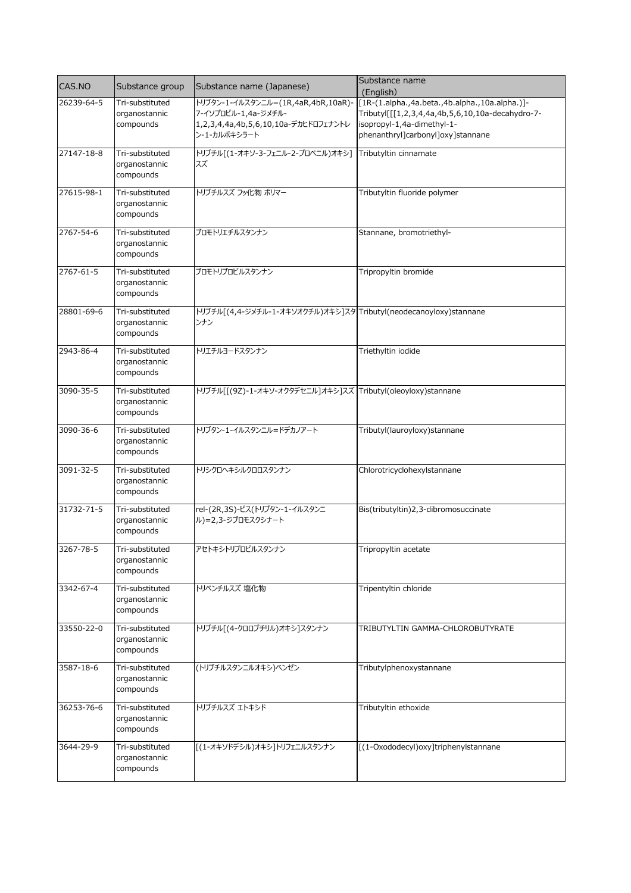| CAS.NO | Substance group | Substance name (Japanese) | Substance name (English) |
| --- | --- | --- | --- |
| 26239-64-5 | Tri-substituted organostannic compounds | トリブタン-1-イルスタンニル=(1R,4aR,4bR,10aR)-7-イソプロピル-1,4a-ジメチル-1,2,3,4,4a,4b,5,6,10,10a-デカヒドロフェナントレン-1-カルボキシラート | [1R-(1.alpha.,4a.beta.,4b.alpha.,10a.alpha.)]-Tributyl[[[1,2,3,4,4a,4b,5,6,10,10a-decahydro-7-isopropyl-1,4a-dimethyl-1-phenanthryl]carbonyl]oxy]stannane |
| 27147-18-8 | Tri-substituted organostannic compounds | トリブチル[(1-オキソ-3-フェニル-2-プロペニル)オキシ]スズ | Tributyltin cinnamate |
| 27615-98-1 | Tri-substituted organostannic compounds | トリブチルスズ フッ化物 ポリマー | Tributyltin fluoride polymer |
| 2767-54-6 | Tri-substituted organostannic compounds | ブロモトリエチルスタンナン | Stannane, bromotriethyl- |
| 2767-61-5 | Tri-substituted organostannic compounds | ブロモトリプロピルスタンナン | Tripropyltin bromide |
| 28801-69-6 | Tri-substituted organostannic compounds | トリブチル[(4,4-ジメチル-1-オキソオクチル)オキシ]スタンナン | Tributyl(neodecanoyloxy)stannane |
| 2943-86-4 | Tri-substituted organostannic compounds | トリエチルヨードスタンナン | Triethyltin iodide |
| 3090-35-5 | Tri-substituted organostannic compounds | トリブチル[[(9Z)-1-オキソ-オクタデセニル]オキシ]スズ | Tributyl(oleoyloxy)stannane |
| 3090-36-6 | Tri-substituted organostannic compounds | トリブタン-1-イルスタンニル=ドデカノアート | Tributyl(lauroyloxy)stannane |
| 3091-32-5 | Tri-substituted organostannic compounds | トリシクロヘキシルクロロスタンナン | Chlorotricyclohexylstannane |
| 31732-71-5 | Tri-substituted organostannic compounds | rel-(2R,3S)-ビス(トリブタン-1-イルスタンニル)=2,3-ジブロモスクシナート | Bis(tributyltin)2,3-dibromosuccinate |
| 3267-78-5 | Tri-substituted organostannic compounds | アセトキシトリプロピルスタンナン | Tripropyltin acetate |
| 3342-67-4 | Tri-substituted organostannic compounds | トリペンチルスズ 塩化物 | Tripentyltin chloride |
| 33550-22-0 | Tri-substituted organostannic compounds | トリブチル[(4-クロロブチリル)オキシ]スタンナン | TRIBUTYLTIN GAMMA-CHLOROBUTYRATE |
| 3587-18-6 | Tri-substituted organostannic compounds | (トリブチルスタンニルオキシ)ベンゼン | Tributylphenoxystannane |
| 36253-76-6 | Tri-substituted organostannic compounds | トリブチルスズ エトキシド | Tributyltin ethoxide |
| 3644-29-9 | Tri-substituted organostannic compounds | [(1-オキソドデシル)オキシ]トリフェニルスタンナン | [(1-Oxododecyl)oxy]triphenylstannane |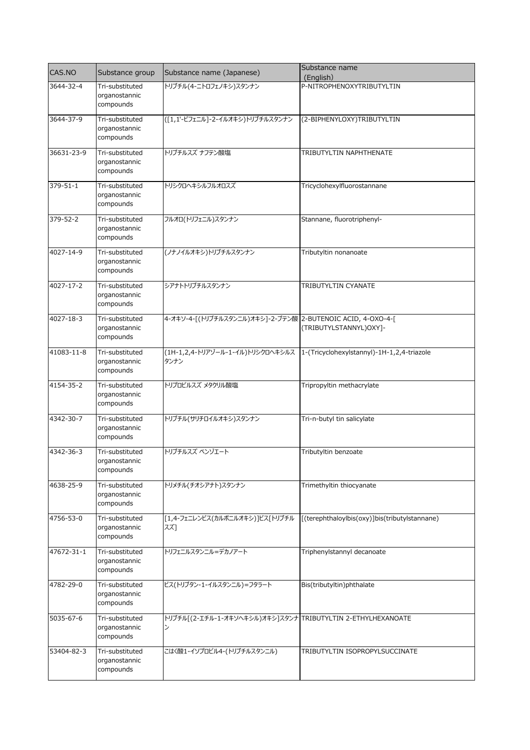| CAS.NO | Substance group | Substance name (Japanese) | Substance name (English) |
|---|---|---|---|
| 3644-32-4 | Tri-substituted organostannic compounds | トリブチル(4-ニトロフェノキシ)スタンナン | P-NITROPHENOXYTRIBUTYLTIN |
| 3644-37-9 | Tri-substituted organostannic compounds | ([1,1'-ビフェニル]-2-イルオキシ)トリブチルスタンナン | (2-BIPHENYLOXY)TRIBUTYLTIN |
| 36631-23-9 | Tri-substituted organostannic compounds | トリブチルスズ ナフテン酸塩 | TRIBUTYLTIN NAPHTHENATE |
| 379-51-1 | Tri-substituted organostannic compounds | トリシクロヘキシルフルオロスズ | Tricyclohexylfluorostannane |
| 379-52-2 | Tri-substituted organostannic compounds | フルオロ(トリフェニル)スタンナン | Stannane, fluorotriphenyl- |
| 4027-14-9 | Tri-substituted organostannic compounds | (ノナノイルオキシ)トリブチルスタンナン | Tributyltin nonanoate |
| 4027-17-2 | Tri-substituted organostannic compounds | シアナトトリブチルスタンナン | TRIBUTYLTIN CYANATE |
| 4027-18-3 | Tri-substituted organostannic compounds | 4-オキソ-4-[(トリブチルスタンニル)オキシ]-2-ブテン酸 | 2-BUTENOIC ACID, 4-OXO-4-[(TRIBUTYLSTANNYL)OXY]- |
| 41083-11-8 | Tri-substituted organostannic compounds | (1H-1,2,4-トリアゾール-1-イル)トリシクロヘキシルスタンナン | 1-(Tricyclohexylstannyl)-1H-1,2,4-triazole |
| 4154-35-2 | Tri-substituted organostannic compounds | トリプロピルスズ メタクリル酸塩 | Tripropyltin methacrylate |
| 4342-30-7 | Tri-substituted organostannic compounds | トリブチル(サリチロイルオキシ)スタンナン | Tri-n-butyl tin salicylate |
| 4342-36-3 | Tri-substituted organostannic compounds | トリブチルスズ ベンゾエート | Tributyltin benzoate |
| 4638-25-9 | Tri-substituted organostannic compounds | トリメチル(チオシアナト)スタンナン | Trimethyltin thiocyanate |
| 4756-53-0 | Tri-substituted organostannic compounds | [1,4-フェニレンビス(カルボニルオキシ)]ビス[トリブチルスズ] | [(terephthaloylbis(oxy)]bis(tributylstannane) |
| 47672-31-1 | Tri-substituted organostannic compounds | トリフェニルスタンニル=デカノアート | Triphenylstannyl decanoate |
| 4782-29-0 | Tri-substituted organostannic compounds | ビス(トリブタン-1-イルスタンニル)=フタラート | Bis(tributyltin)phthalate |
| 5035-67-6 | Tri-substituted organostannic compounds | トリブチル[(2-エチル-1-オキソヘキシル)オキシ]スタンナン | TRIBUTYLTIN 2-ETHYLHEXANOATE |
| 53404-82-3 | Tri-substituted organostannic compounds | こはく酸1-イソプロピル4-(トリブチルスタンニル) | TRIBUTYLTIN ISOPROPYLSUCCINATE |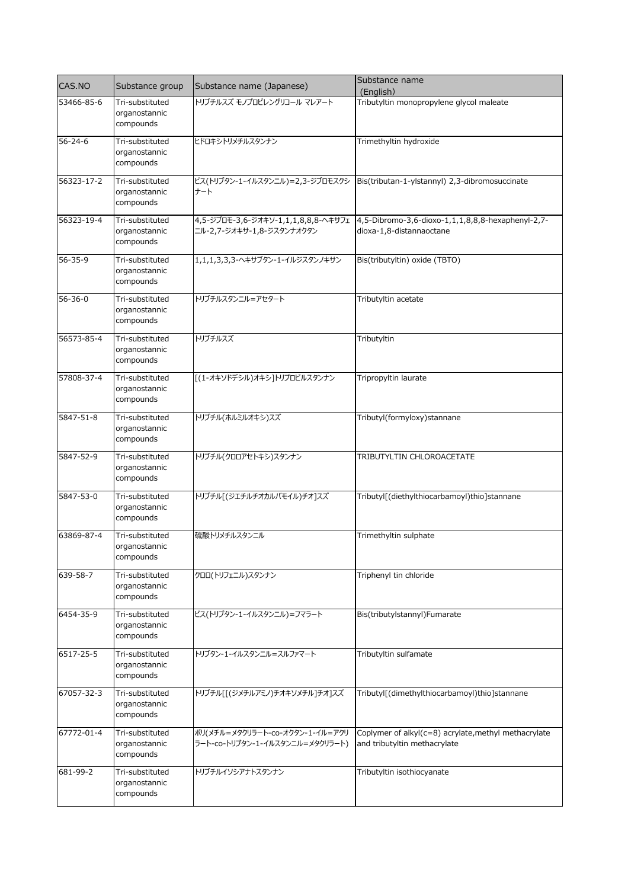| CAS.NO | Substance group | Substance name (Japanese) | Substance name (English) |
| --- | --- | --- | --- |
| 53466-85-6 | Tri-substituted organostannic compounds | トリブチルスズ モノプロピレングリコール マレアート | Tributyltin monopropylene glycol maleate |
| 56-24-6 | Tri-substituted organostannic compounds | ヒドロキシトリメチルスタンナン | Trimethyltin hydroxide |
| 56323-17-2 | Tri-substituted organostannic compounds | ビス(トリブタン-1-イルスタンニル)=2,3-ジブロモスクシナート | Bis(tributan-1-ylstannyl) 2,3-dibromosuccinate |
| 56323-19-4 | Tri-substituted organostannic compounds | 4,5-ジブロモ-3,6-ジオキソ-1,1,1,8,8,8-ヘキサフェニル-2,7-ジオキサ-1,8-ジスタンナオクタン | 4,5-Dibromo-3,6-dioxo-1,1,1,8,8,8-hexaphenyl-2,7-dioxa-1,8-distannaoctane |
| 56-35-9 | Tri-substituted organostannic compounds | 1,1,1,3,3,3-ヘキサブタン-1-イルジスタンノキサン | Bis(tributyltin) oxide (TBTO) |
| 56-36-0 | Tri-substituted organostannic compounds | トリブチルスタンニル=アセタート | Tributyltin acetate |
| 56573-85-4 | Tri-substituted organostannic compounds | トリブチルスズ | Tributyltin |
| 57808-37-4 | Tri-substituted organostannic compounds | [(1-オキソドデシル)オキシ]トリプロピルスタンナン | Tripropyltin laurate |
| 5847-51-8 | Tri-substituted organostannic compounds | トリブチル(ホルミルオキシ)スズ | Tributyl(formyloxy)stannane |
| 5847-52-9 | Tri-substituted organostannic compounds | トリブチル(クロロアセトキシ)スタンナン | TRIBUTYLTIN CHLOROACETATE |
| 5847-53-0 | Tri-substituted organostannic compounds | トリブチル[(ジエチルチオカルバモイル)チオ]スズ | Tributyl[(diethylthiocarbamoyl)thio]stannane |
| 63869-87-4 | Tri-substituted organostannic compounds | 硫酸トリメチルスタンニル | Trimethyltin sulphate |
| 639-58-7 | Tri-substituted organostannic compounds | クロロ(トリフェニル)スタンナン | Triphenyl tin chloride |
| 6454-35-9 | Tri-substituted organostannic compounds | ビス(トリブタン-1-イルスタンニル)=フマラート | Bis(tributylstannyl)Fumarate |
| 6517-25-5 | Tri-substituted organostannic compounds | トリブタン-1-イルスタンニル=スルファマート | Tributyltin sulfamate |
| 67057-32-3 | Tri-substituted organostannic compounds | トリブチル[[(ジメチルアミノ)チオキソメチル]チオ]スズ | Tributyl[(dimethylthiocarbamoyl)thio]stannane |
| 67772-01-4 | Tri-substituted organostannic compounds | ポリ(メチル=メタクリラート-co-オクタン-1-イル=アクリラート-co-トリブタン-1-イルスタンニル=メタクリラート) | Coplymer of alkyl(c=8) acrylate,methyl methacrylate and tributyltin methacrylate |
| 681-99-2 | Tri-substituted organostannic compounds | トリブチルイソシアナトスタンナン | Tributyltin isothiocyanate |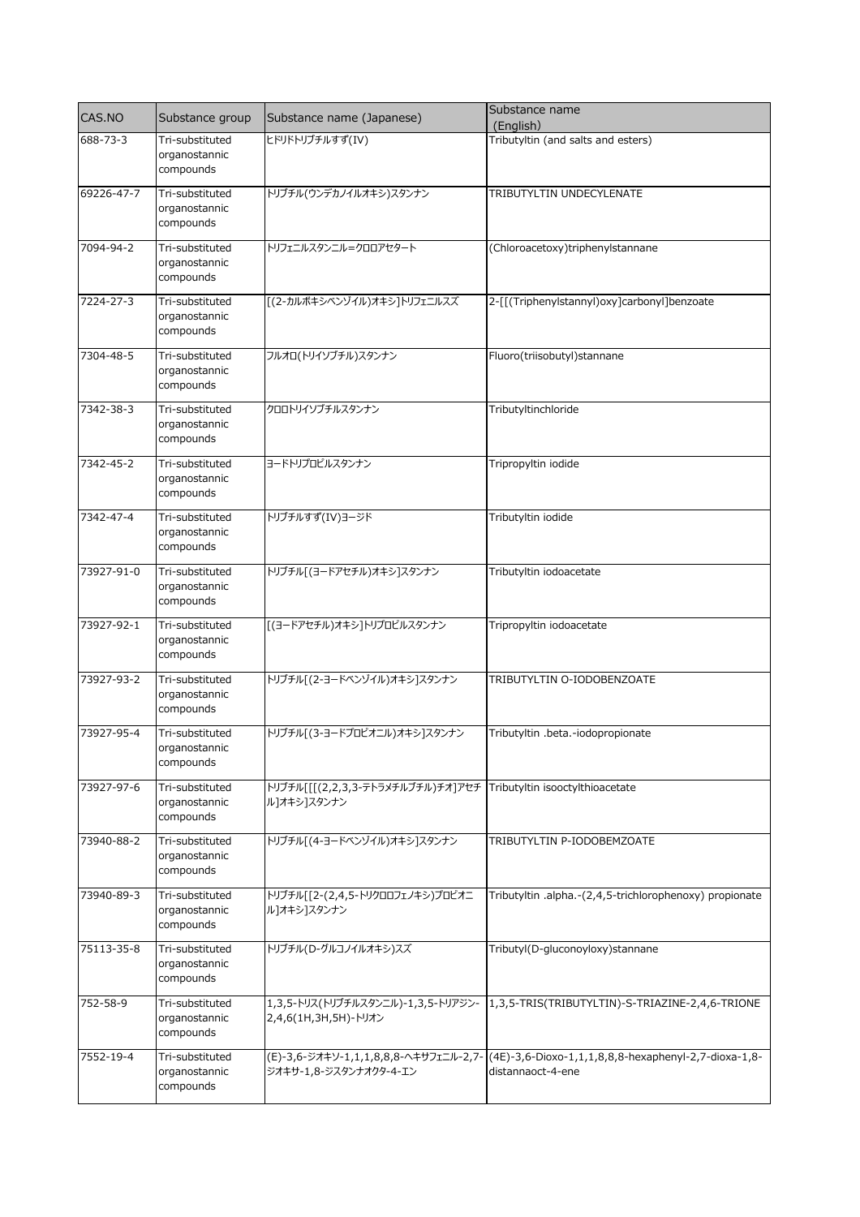| CAS.NO | Substance group | Substance name (Japanese) | Substance name (English) |
|---|---|---|---|
| 688-73-3 | Tri-substituted organostannic compounds | ヒドリドトリブチルすず(IV) | Tributyltin (and salts and esters) |
| 69226-47-7 | Tri-substituted organostannic compounds | トリブチル(ウンデカノイルオキシ)スタンナン | TRIBUTYLTIN UNDECYLENATE |
| 7094-94-2 | Tri-substituted organostannic compounds | トリフェニルスタンニル=クロロアセタート | (Chloroacetoxy)triphenylstannane |
| 7224-27-3 | Tri-substituted organostannic compounds | [(2-カルボキシベンゾイル)オキシ]トリフェニルスズ | 2-[[(Triphenylstannyl)oxy]carbonyl]benzoate |
| 7304-48-5 | Tri-substituted organostannic compounds | フルオロ(トリイソブチル)スタンナン | Fluoro(triisobutyl)stannane |
| 7342-38-3 | Tri-substituted organostannic compounds | クロロトリイソブチルスタンナン | Tributyltinchloride |
| 7342-45-2 | Tri-substituted organostannic compounds | ヨードトリプロピルスタンナン | Tripropyltin iodide |
| 7342-47-4 | Tri-substituted organostannic compounds | トリブチルすず(IV)ヨージド | Tributyltin iodide |
| 73927-91-0 | Tri-substituted organostannic compounds | トリブチル[(ヨードアセチル)オキシ]スタンナン | Tributyltin iodoacetate |
| 73927-92-1 | Tri-substituted organostannic compounds | [(ヨードアセチル)オキシ]トリプロピルスタンナン | Tripropyltin iodoacetate |
| 73927-93-2 | Tri-substituted organostannic compounds | トリブチル[(2-ヨードベンゾイル)オキシ]スタンナン | TRIBUTYLTIN O-IODOBENZOATE |
| 73927-95-4 | Tri-substituted organostannic compounds | トリブチル[(3-ヨードプロピオニル)オキシ]スタンナン | Tributyltin .beta.-iodopropionate |
| 73927-97-6 | Tri-substituted organostannic compounds | トリブチル[[[(2,2,3,3-テトラメチルブチル)チオ]アセチル]オキシ]スタンナン | Tributyltin isooctylthioacetate |
| 73940-88-2 | Tri-substituted organostannic compounds | トリブチル[(4-ヨードベンゾイル)オキシ]スタンナン | TRIBUTYLTIN P-IODOBEMZOATE |
| 73940-89-3 | Tri-substituted organostannic compounds | トリブチル[[2-(2,4,5-トリクロロフェノキシ)プロピオニル]オキシ]スタンナン | Tributyltin .alpha.-(2,4,5-trichlorophenoxy) propionate |
| 75113-35-8 | Tri-substituted organostannic compounds | トリブチル(D-グルコノイルオキシ)スズ | Tributyl(D-gluconoyloxy)stannane |
| 752-58-9 | Tri-substituted organostannic compounds | 1,3,5-トリス(トリブチルスタンニル)-1,3,5-トリアジン-2,4,6(1H,3H,5H)-トリオン | 1,3,5-TRIS(TRIBUTYLTIN)-S-TRIAZINE-2,4,6-TRIONE |
| 7552-19-4 | Tri-substituted organostannic compounds | (E)-3,6-ジオキソ-1,1,1,8,8,8-ヘキサフェニル-2,7-ジオキサ-1,8-ジスタンナオクタ-4-エン | (4E)-3,6-Dioxo-1,1,1,8,8,8-hexaphenyl-2,7-dioxa-1,8-distannaoct-4-ene |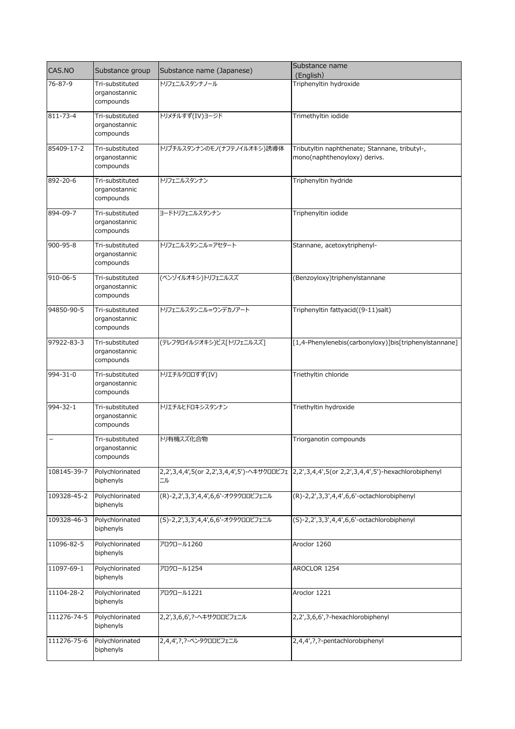| CAS.NO | Substance group | Substance name (Japanese) | Substance name (English) |
| --- | --- | --- | --- |
| 76-87-9 | Tri-substituted organostannic compounds | トリフェニルスタンナノール | Triphenyltin hydroxide |
| 811-73-4 | Tri-substituted organostannic compounds | トリメチルすず(IV)ヨージド | Trimethyltin iodide |
| 85409-17-2 | Tri-substituted organostannic compounds | トリブチルスタンナンのモノ(ナフテノイルオキシ)誘導体 | Tributyltin naphthenate; Stannane, tributyl-, mono(naphthenoyloxy) derivs. |
| 892-20-6 | Tri-substituted organostannic compounds | トリフェニルスタンナン | Triphenyltin hydride |
| 894-09-7 | Tri-substituted organostannic compounds | ヨードトリフェニルスタンナン | Triphenyltin iodide |
| 900-95-8 | Tri-substituted organostannic compounds | トリフェニルスタンニル=アセタート | Stannane, acetoxytriphenyl- |
| 910-06-5 | Tri-substituted organostannic compounds | (ベンゾイルオキシ)トリフェニルスズ | (Benzoyloxy)triphenylstannane |
| 94850-90-5 | Tri-substituted organostannic compounds | トリフェニルスタンニル=ウンデカノアート | Triphenyltin fattyacid((9-11)salt) |
| 97922-83-3 | Tri-substituted organostannic compounds | (テレフタロイルジオキシ)ビス[トリフェニルスズ] | [1,4-Phenylenebis(carbonyloxy)]bis[triphenylstannane] |
| 994-31-0 | Tri-substituted organostannic compounds | トリエチルクロロすず(IV) | Triethyltin chloride |
| 994-32-1 | Tri-substituted organostannic compounds | トリエチルヒドロキシスタンナン | Triethyltin hydroxide |
| − | Tri-substituted organostannic compounds | トリ有機スズ化合物 | Triorganotin compounds |
| 108145-39-7 | Polychlorinated biphenyls | 2,2',3,4,4',5(or 2,2',3,4,4',5')-ヘキサクロロビフェニル | 2,2',3,4,4',5(or 2,2',3,4,4',5')-hexachlorobiphenyl |
| 109328-45-2 | Polychlorinated biphenyls | (R)-2,2',3,3',4,4',6,6'-オクタクロロビフェニル | (R)-2,2',3,3',4,4',6,6'-octachlorobiphenyl |
| 109328-46-3 | Polychlorinated biphenyls | (S)-2,2',3,3',4,4',6,6'-オクタクロロビフェニル | (S)-2,2',3,3',4,4',6,6'-octachlorobiphenyl |
| 11096-82-5 | Polychlorinated biphenyls | アロクロール1260 | Aroclor 1260 |
| 11097-69-1 | Polychlorinated biphenyls | アロクロール1254 | AROCLOR 1254 |
| 11104-28-2 | Polychlorinated biphenyls | アロクロール1221 | Aroclor 1221 |
| 111276-74-5 | Polychlorinated biphenyls | 2,2',3,6,6',?-ヘキサクロロビフェニル | 2,2',3,6,6',?-hexachlorobiphenyl |
| 111276-75-6 | Polychlorinated biphenyls | 2,4,4',?,?-ペンタクロロビフェニル | 2,4,4',?,?-pentachlorobiphenyl |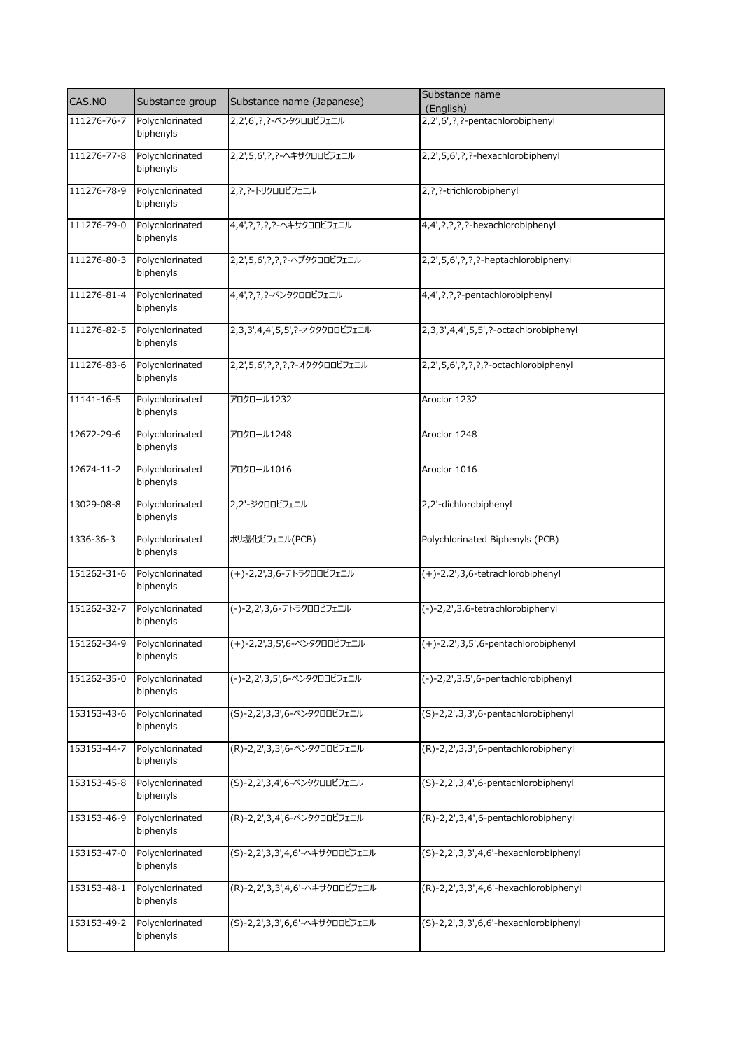| CAS.NO | Substance group | Substance name (Japanese) | Substance name (English) |
| --- | --- | --- | --- |
| 111276-76-7 | Polychlorinated biphenyls | 2,2',6',?,?-ペンタクロロビフェニル | 2,2',6',?,?-pentachlorobiphenyl |
| 111276-77-8 | Polychlorinated biphenyls | 2,2',5,6',?,?-ヘキサクロロビフェニル | 2,2',5,6',?,?-hexachlorobiphenyl |
| 111276-78-9 | Polychlorinated biphenyls | 2,?,?-トリクロロビフェニル | 2,?,?-trichlorobiphenyl |
| 111276-79-0 | Polychlorinated biphenyls | 4,4',?,?,?,?-ヘキサクロロビフェニル | 4,4',?,?,?,?-hexachlorobiphenyl |
| 111276-80-3 | Polychlorinated biphenyls | 2,2',5,6',?,?,?-ヘプタクロロビフェニル | 2,2',5,6',?,?,?-heptachlorobiphenyl |
| 111276-81-4 | Polychlorinated biphenyls | 4,4',?,?,?-ペンタクロロビフェニル | 4,4',?,?,?-pentachlorobiphenyl |
| 111276-82-5 | Polychlorinated biphenyls | 2,3,3',4,4',5,5',?-オクタクロロビフェニル | 2,3,3',4,4',5,5',?-octachlorobiphenyl |
| 111276-83-6 | Polychlorinated biphenyls | 2,2',5,6',?,?,?,?-オクタクロロビフェニル | 2,2',5,6',?,?,?,?-octachlorobiphenyl |
| 11141-16-5 | Polychlorinated biphenyls | アロクロール1232 | Aroclor 1232 |
| 12672-29-6 | Polychlorinated biphenyls | アロクロール1248 | Aroclor 1248 |
| 12674-11-2 | Polychlorinated biphenyls | アロクロール1016 | Aroclor 1016 |
| 13029-08-8 | Polychlorinated biphenyls | 2,2'-ジクロロビフェニル | 2,2'-dichlorobiphenyl |
| 1336-36-3 | Polychlorinated biphenyls | ポリ塩化ビフェニル(PCB) | Polychlorinated Biphenyls (PCB) |
| 151262-31-6 | Polychlorinated biphenyls | (+)-2,2',3,6-テトラクロロビフェニル | (+)-2,2',3,6-tetrachlorobiphenyl |
| 151262-32-7 | Polychlorinated biphenyls | (-)-2,2',3,6-テトラクロロビフェニル | (-)-2,2',3,6-tetrachlorobiphenyl |
| 151262-34-9 | Polychlorinated biphenyls | (+)-2,2',3,5',6-ペンタクロロビフェニル | (+)-2,2',3,5',6-pentachlorobiphenyl |
| 151262-35-0 | Polychlorinated biphenyls | (-)-2,2',3,5',6-ペンタクロロビフェニル | (-)-2,2',3,5',6-pentachlorobiphenyl |
| 153153-43-6 | Polychlorinated biphenyls | (S)-2,2',3,3',6-ペンタクロロビフェニル | (S)-2,2',3,3',6-pentachlorobiphenyl |
| 153153-44-7 | Polychlorinated biphenyls | (R)-2,2',3,3',6-ペンタクロロビフェニル | (R)-2,2',3,3',6-pentachlorobiphenyl |
| 153153-45-8 | Polychlorinated biphenyls | (S)-2,2',3,4',6-ペンタクロロビフェニル | (S)-2,2',3,4',6-pentachlorobiphenyl |
| 153153-46-9 | Polychlorinated biphenyls | (R)-2,2',3,4',6-ペンタクロロビフェニル | (R)-2,2',3,4',6-pentachlorobiphenyl |
| 153153-47-0 | Polychlorinated biphenyls | (S)-2,2',3,3',4,6'-ヘキサクロロビフェニル | (S)-2,2',3,3',4,6'-hexachlorobiphenyl |
| 153153-48-1 | Polychlorinated biphenyls | (R)-2,2',3,3',4,6'-ヘキサクロロビフェニル | (R)-2,2',3,3',4,6'-hexachlorobiphenyl |
| 153153-49-2 | Polychlorinated biphenyls | (S)-2,2',3,3',6,6'-ヘキサクロロビフェニル | (S)-2,2',3,3',6,6'-hexachlorobiphenyl |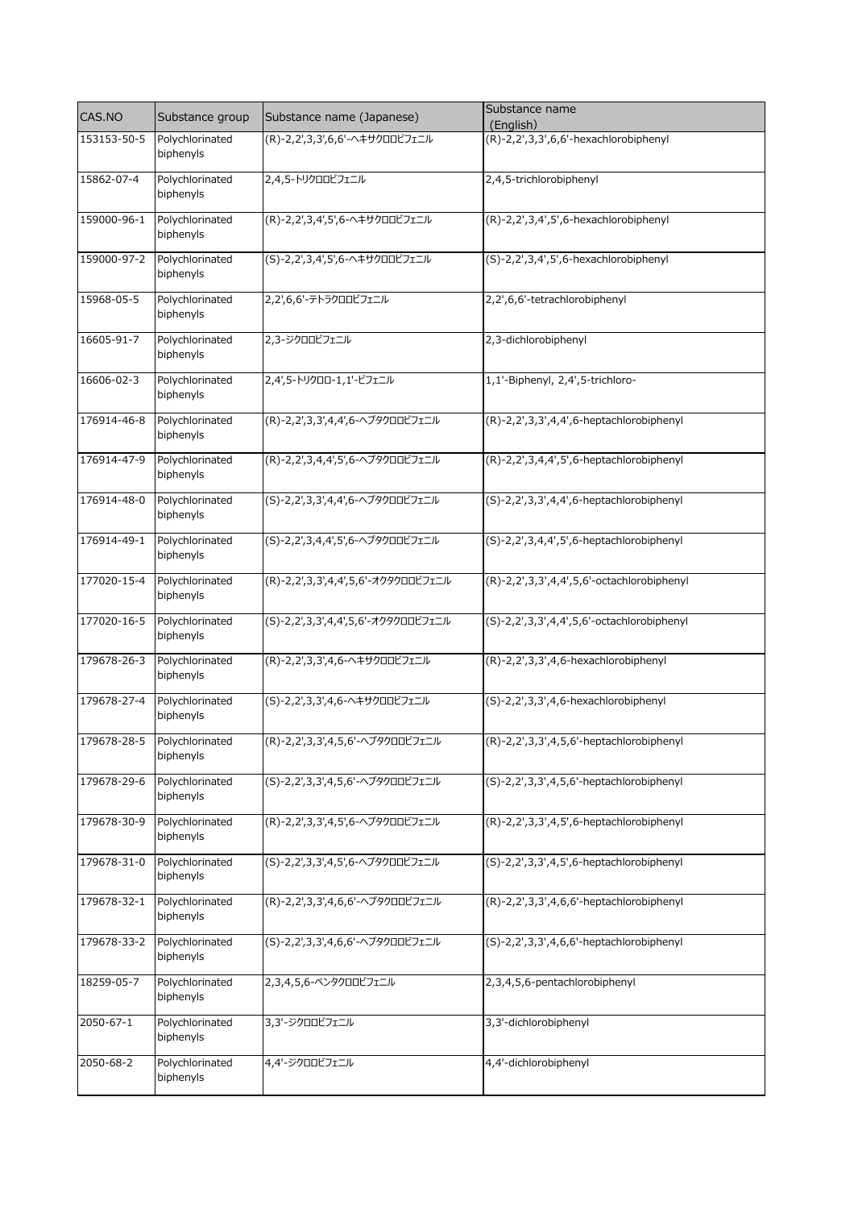| CAS.NO | Substance group | Substance name (Japanese) | Substance name (English) |
| --- | --- | --- | --- |
| 153153-50-5 | Polychlorinated biphenyls | (R)-2,2',3,3',6,6'-ヘキサクロロビフェニル | (R)-2,2',3,3',6,6'-hexachlorobiphenyl |
| 15862-07-4 | Polychlorinated biphenyls | 2,4,5-トリクロロビフェニル | 2,4,5-trichlorobiphenyl |
| 159000-96-1 | Polychlorinated biphenyls | (R)-2,2',3,4',5',6-ヘキサクロロビフェニル | (R)-2,2',3,4',5',6-hexachlorobiphenyl |
| 159000-97-2 | Polychlorinated biphenyls | (S)-2,2',3,4',5',6-ヘキサクロロビフェニル | (S)-2,2',3,4',5',6-hexachlorobiphenyl |
| 15968-05-5 | Polychlorinated biphenyls | 2,2',6,6'-テトラクロロビフェニル | 2,2',6,6'-tetrachlorobiphenyl |
| 16605-91-7 | Polychlorinated biphenyls | 2,3-ジクロロビフェニル | 2,3-dichlorobiphenyl |
| 16606-02-3 | Polychlorinated biphenyls | 2,4',5-トリクロロ-1,1'-ビフェニル | 1,1'-Biphenyl, 2,4',5-trichloro- |
| 176914-46-8 | Polychlorinated biphenyls | (R)-2,2',3,3',4,4',6-ヘプタクロロビフェニル | (R)-2,2',3,3',4,4',6-heptachlorobiphenyl |
| 176914-47-9 | Polychlorinated biphenyls | (R)-2,2',3,4,4',5',6-ヘプタクロロビフェニル | (R)-2,2',3,4,4',5',6-heptachlorobiphenyl |
| 176914-48-0 | Polychlorinated biphenyls | (S)-2,2',3,3',4,4',6-ヘプタクロロビフェニル | (S)-2,2',3,3',4,4',6-heptachlorobiphenyl |
| 176914-49-1 | Polychlorinated biphenyls | (S)-2,2',3,4,4',5',6-ヘプタクロロビフェニル | (S)-2,2',3,4,4',5',6-heptachlorobiphenyl |
| 177020-15-4 | Polychlorinated biphenyls | (R)-2,2',3,3',4,4',5,6'-オクタクロロビフェニル | (R)-2,2',3,3',4,4',5,6'-octachlorobiphenyl |
| 177020-16-5 | Polychlorinated biphenyls | (S)-2,2',3,3',4,4',5,6'-オクタクロロビフェニル | (S)-2,2',3,3',4,4',5,6'-octachlorobiphenyl |
| 179678-26-3 | Polychlorinated biphenyls | (R)-2,2',3,3',4,6-ヘキサクロロビフェニル | (R)-2,2',3,3',4,6-hexachlorobiphenyl |
| 179678-27-4 | Polychlorinated biphenyls | (S)-2,2',3,3',4,6-ヘキサクロロビフェニル | (S)-2,2',3,3',4,6-hexachlorobiphenyl |
| 179678-28-5 | Polychlorinated biphenyls | (R)-2,2',3,3',4,5,6'-ヘプタクロロビフェニル | (R)-2,2',3,3',4,5,6'-heptachlorobiphenyl |
| 179678-29-6 | Polychlorinated biphenyls | (S)-2,2',3,3',4,5,6'-ヘプタクロロビフェニル | (S)-2,2',3,3',4,5,6'-heptachlorobiphenyl |
| 179678-30-9 | Polychlorinated biphenyls | (R)-2,2',3,3',4,5',6-ヘプタクロロビフェニル | (R)-2,2',3,3',4,5',6-heptachlorobiphenyl |
| 179678-31-0 | Polychlorinated biphenyls | (S)-2,2',3,3',4,5',6-ヘプタクロロビフェニル | (S)-2,2',3,3',4,5',6-heptachlorobiphenyl |
| 179678-32-1 | Polychlorinated biphenyls | (R)-2,2',3,3',4,6,6'-ヘプタクロロビフェニル | (R)-2,2',3,3',4,6,6'-heptachlorobiphenyl |
| 179678-33-2 | Polychlorinated biphenyls | (S)-2,2',3,3',4,6,6'-ヘプタクロロビフェニル | (S)-2,2',3,3',4,6,6'-heptachlorobiphenyl |
| 18259-05-7 | Polychlorinated biphenyls | 2,3,4,5,6-ペンタクロロビフェニル | 2,3,4,5,6-pentachlorobiphenyl |
| 2050-67-1 | Polychlorinated biphenyls | 3,3'-ジクロロビフェニル | 3,3'-dichlorobiphenyl |
| 2050-68-2 | Polychlorinated biphenyls | 4,4'-ジクロロビフェニル | 4,4'-dichlorobiphenyl |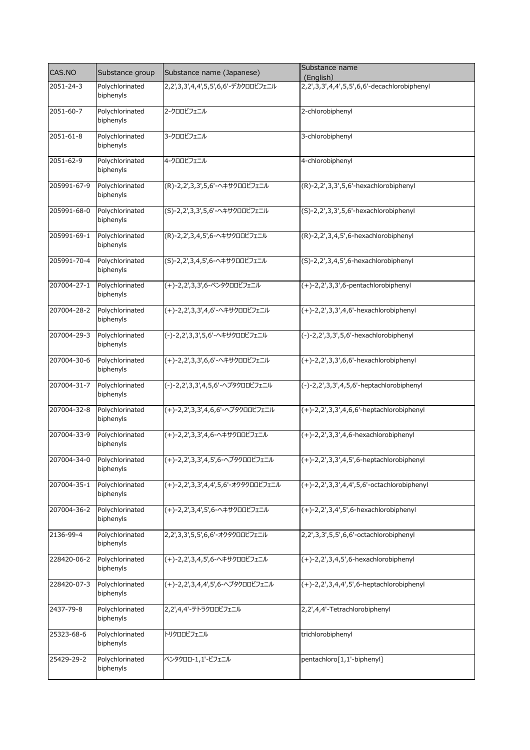| CAS.NO | Substance group | Substance name (Japanese) | Substance name (English) |
| --- | --- | --- | --- |
| 2051-24-3 | Polychlorinated biphenyls | 2,2',3,3',4,4',5,5',6,6'-デカクロロビフェニル | 2,2',3,3',4,4',5,5',6,6'-decachlorobiphenyl |
| 2051-60-7 | Polychlorinated biphenyls | 2-クロロビフェニル | 2-chlorobiphenyl |
| 2051-61-8 | Polychlorinated biphenyls | 3-クロロビフェニル | 3-chlorobiphenyl |
| 2051-62-9 | Polychlorinated biphenyls | 4-クロロビフェニル | 4-chlorobiphenyl |
| 205991-67-9 | Polychlorinated biphenyls | (R)-2,2',3,3',5,6'-ヘキサクロロビフェニル | (R)-2,2',3,3',5,6'-hexachlorobiphenyl |
| 205991-68-0 | Polychlorinated biphenyls | (S)-2,2',3,3',5,6'-ヘキサクロロビフェニル | (S)-2,2',3,3',5,6'-hexachlorobiphenyl |
| 205991-69-1 | Polychlorinated biphenyls | (R)-2,2',3,4,5',6-ヘキサクロロビフェニル | (R)-2,2',3,4,5',6-hexachlorobiphenyl |
| 205991-70-4 | Polychlorinated biphenyls | (S)-2,2',3,4,5',6-ヘキサクロロビフェニル | (S)-2,2',3,4,5',6-hexachlorobiphenyl |
| 207004-27-1 | Polychlorinated biphenyls | (+)-2,2',3,3',6-ペンタクロロビフェニル | (+)-2,2',3,3',6-pentachlorobiphenyl |
| 207004-28-2 | Polychlorinated biphenyls | (+)-2,2',3,3',4,6'-ヘキサクロロビフェニル | (+)-2,2',3,3',4,6'-hexachlorobiphenyl |
| 207004-29-3 | Polychlorinated biphenyls | (-)-2,2',3,3',5,6'-ヘキサクロロビフェニル | (-)-2,2',3,3',5,6'-hexachlorobiphenyl |
| 207004-30-6 | Polychlorinated biphenyls | (+)-2,2',3,3',6,6'-ヘキサクロロビフェニル | (+)-2,2',3,3',6,6'-hexachlorobiphenyl |
| 207004-31-7 | Polychlorinated biphenyls | (-)-2,2',3,3',4,5,6'-ヘプタクロロビフェニル | (-)-2,2',3,3',4,5,6'-heptachlorobiphenyl |
| 207004-32-8 | Polychlorinated biphenyls | (+)-2,2',3,3',4,6,6'-ヘプタクロロビフェニル | (+)-2,2',3,3',4,6,6'-heptachlorobiphenyl |
| 207004-33-9 | Polychlorinated biphenyls | (+)-2,2',3,3',4,6-ヘキサクロロビフェニル | (+)-2,2',3,3',4,6-hexachlorobiphenyl |
| 207004-34-0 | Polychlorinated biphenyls | (+)-2,2',3,3',4,5',6-ヘプタクロロビフェニル | (+)-2,2',3,3',4,5',6-heptachlorobiphenyl |
| 207004-35-1 | Polychlorinated biphenyls | (+)-2,2',3,3',4,4',5,6'-オクタクロロビフェニル | (+)-2,2',3,3',4,4',5,6'-octachlorobiphenyl |
| 207004-36-2 | Polychlorinated biphenyls | (+)-2,2',3,4',5',6-ヘキサクロロビフェニル | (+)-2,2',3,4',5',6-hexachlorobiphenyl |
| 2136-99-4 | Polychlorinated biphenyls | 2,2',3,3',5,5',6,6'-オクタクロロビフェニル | 2,2',3,3',5,5',6,6'-octachlorobiphenyl |
| 228420-06-2 | Polychlorinated biphenyls | (+)-2,2',3,4,5',6-ヘキサクロロビフェニル | (+)-2,2',3,4,5',6-hexachlorobiphenyl |
| 228420-07-3 | Polychlorinated biphenyls | (+)-2,2',3,4,4',5',6-ヘプタクロロビフェニル | (+)-2,2',3,4,4',5',6-heptachlorobiphenyl |
| 2437-79-8 | Polychlorinated biphenyls | 2,2',4,4'-テトラクロロビフェニル | 2,2',4,4'-Tetrachlorobiphenyl |
| 25323-68-6 | Polychlorinated biphenyls | トリクロロビフェニル | trichlorobiphenyl |
| 25429-29-2 | Polychlorinated biphenyls | ペンタクロロ-1,1'-ビフェニル | pentachloro[1,1'-biphenyl] |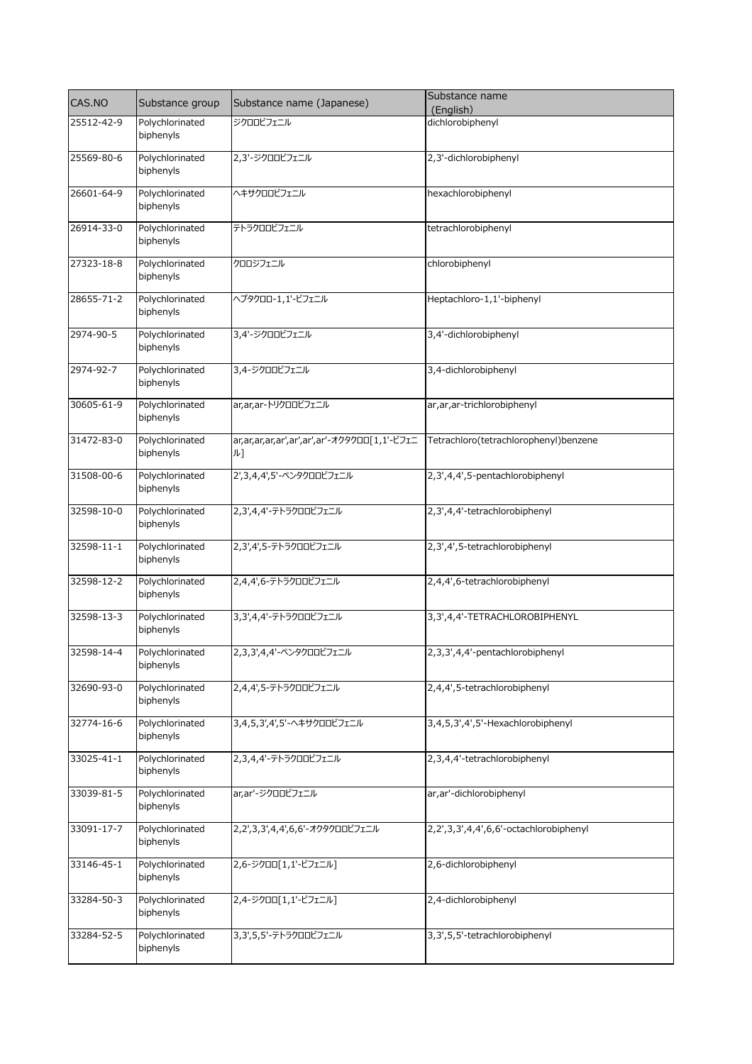| CAS.NO | Substance group | Substance name (Japanese) | Substance name (English) |
|---|---|---|---|
| 25512-42-9 | Polychlorinated biphenyls | ジクロロビフェニル | dichlorobiphenyl |
| 25569-80-6 | Polychlorinated biphenyls | 2,3'-ジクロロビフェニル | 2,3'-dichlorobiphenyl |
| 26601-64-9 | Polychlorinated biphenyls | ヘキサクロロビフェニル | hexachlorobiphenyl |
| 26914-33-0 | Polychlorinated biphenyls | テトラクロロビフェニル | tetrachlorobiphenyl |
| 27323-18-8 | Polychlorinated biphenyls | クロロジフェニル | chlorobiphenyl |
| 28655-71-2 | Polychlorinated biphenyls | ヘプタクロロ-1,1'-ビフェニル | Heptachloro-1,1'-biphenyl |
| 2974-90-5 | Polychlorinated biphenyls | 3,4'-ジクロロビフェニル | 3,4'-dichlorobiphenyl |
| 2974-92-7 | Polychlorinated biphenyls | 3,4-ジクロロビフェニル | 3,4-dichlorobiphenyl |
| 30605-61-9 | Polychlorinated biphenyls | ar,ar,ar-トリクロロビフェニル | ar,ar,ar-trichlorobiphenyl |
| 31472-83-0 | Polychlorinated biphenyls | ar,ar,ar,ar,ar',ar',ar',ar'-オクタクロロ[1,1'-ビフェニル] | Tetrachloro(tetrachlorophenyl)benzene |
| 31508-00-6 | Polychlorinated biphenyls | 2',3,4,4',5'-ペンタクロロビフェニル | 2,3',4,4',5-pentachlorobiphenyl |
| 32598-10-0 | Polychlorinated biphenyls | 2,3',4,4'-テトラクロロビフェニル | 2,3',4,4'-tetrachlorobiphenyl |
| 32598-11-1 | Polychlorinated biphenyls | 2,3',4',5-テトラクロロビフェニル | 2,3',4',5-tetrachlorobiphenyl |
| 32598-12-2 | Polychlorinated biphenyls | 2,4,4',6-テトラクロロビフェニル | 2,4,4',6-tetrachlorobiphenyl |
| 32598-13-3 | Polychlorinated biphenyls | 3,3',4,4'-テトラクロロビフェニル | 3,3',4,4'-TETRACHLOROBIPHENYL |
| 32598-14-4 | Polychlorinated biphenyls | 2,3,3',4,4'-ペンタクロロビフェニル | 2,3,3',4,4'-pentachlorobiphenyl |
| 32690-93-0 | Polychlorinated biphenyls | 2,4,4',5-テトラクロロビフェニル | 2,4,4',5-tetrachlorobiphenyl |
| 32774-16-6 | Polychlorinated biphenyls | 3,4,5,3',4',5'-ヘキサクロロビフェニル | 3,4,5,3',4',5'-Hexachlorobiphenyl |
| 33025-41-1 | Polychlorinated biphenyls | 2,3,4,4'-テトラクロロビフェニル | 2,3,4,4'-tetrachlorobiphenyl |
| 33039-81-5 | Polychlorinated biphenyls | ar,ar'-ジクロロビフェニル | ar,ar'-dichlorobiphenyl |
| 33091-17-7 | Polychlorinated biphenyls | 2,2',3,3',4,4',6,6'-オクタクロロビフェニル | 2,2',3,3',4,4',6,6'-octachlorobiphenyl |
| 33146-45-1 | Polychlorinated biphenyls | 2,6-ジクロロ[1,1'-ビフェニル] | 2,6-dichlorobiphenyl |
| 33284-50-3 | Polychlorinated biphenyls | 2,4-ジクロロ[1,1'-ビフェニル] | 2,4-dichlorobiphenyl |
| 33284-52-5 | Polychlorinated biphenyls | 3,3',5,5'-テトラクロロビフェニル | 3,3',5,5'-tetrachlorobiphenyl |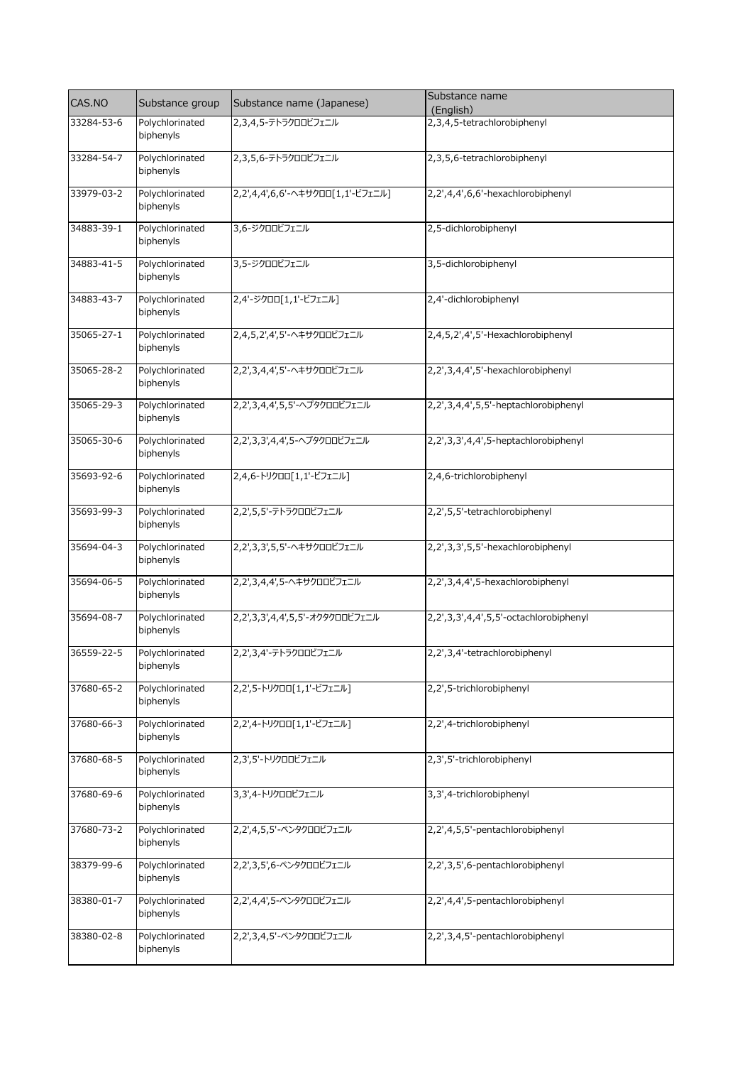| CAS.NO | Substance group | Substance name (Japanese) | Substance name (English) |
| --- | --- | --- | --- |
| 33284-53-6 | Polychlorinated biphenyls | 2,3,4,5-テトラクロロビフェニル | 2,3,4,5-tetrachlorobiphenyl |
| 33284-54-7 | Polychlorinated biphenyls | 2,3,5,6-テトラクロロビフェニル | 2,3,5,6-tetrachlorobiphenyl |
| 33979-03-2 | Polychlorinated biphenyls | 2,2',4,4',6,6'-ヘキサクロロ[1,1'-ビフェニル] | 2,2',4,4',6,6'-hexachlorobiphenyl |
| 34883-39-1 | Polychlorinated biphenyls | 3,6-ジクロロビフェニル | 2,5-dichlorobiphenyl |
| 34883-41-5 | Polychlorinated biphenyls | 3,5-ジクロロビフェニル | 3,5-dichlorobiphenyl |
| 34883-43-7 | Polychlorinated biphenyls | 2,4'-ジクロロ[1,1'-ビフェニル] | 2,4'-dichlorobiphenyl |
| 35065-27-1 | Polychlorinated biphenyls | 2,4,5,2',4',5'-ヘキサクロロビフェニル | 2,4,5,2',4',5'-Hexachlorobiphenyl |
| 35065-28-2 | Polychlorinated biphenyls | 2,2',3,4,4',5'-ヘキサクロロビフェニル | 2,2',3,4,4',5'-hexachlorobiphenyl |
| 35065-29-3 | Polychlorinated biphenyls | 2,2',3,4,4',5,5'-ヘプタクロロビフェニル | 2,2',3,4,4',5,5'-heptachlorobiphenyl |
| 35065-30-6 | Polychlorinated biphenyls | 2,2',3,3',4,4',5-ヘプタクロロビフェニル | 2,2',3,3',4,4',5-heptachlorobiphenyl |
| 35693-92-6 | Polychlorinated biphenyls | 2,4,6-トリクロロ[1,1'-ビフェニル] | 2,4,6-trichlorobiphenyl |
| 35693-99-3 | Polychlorinated biphenyls | 2,2',5,5'-テトラクロロビフェニル | 2,2',5,5'-tetrachlorobiphenyl |
| 35694-04-3 | Polychlorinated biphenyls | 2,2',3,3',5,5'-ヘキサクロロビフェニル | 2,2',3,3',5,5'-hexachlorobiphenyl |
| 35694-06-5 | Polychlorinated biphenyls | 2,2',3,4,4',5-ヘキサクロロビフェニル | 2,2',3,4,4',5-hexachlorobiphenyl |
| 35694-08-7 | Polychlorinated biphenyls | 2,2',3,3',4,4',5,5'-オクタクロロビフェニル | 2,2',3,3',4,4',5,5'-octachlorobiphenyl |
| 36559-22-5 | Polychlorinated biphenyls | 2,2',3,4'-テトラクロロビフェニル | 2,2',3,4'-tetrachlorobiphenyl |
| 37680-65-2 | Polychlorinated biphenyls | 2,2',5-トリクロロ[1,1'-ビフェニル] | 2,2',5-trichlorobiphenyl |
| 37680-66-3 | Polychlorinated biphenyls | 2,2',4-トリクロロ[1,1'-ビフェニル] | 2,2',4-trichlorobiphenyl |
| 37680-68-5 | Polychlorinated biphenyls | 2,3',5'-トリクロロビフェニル | 2,3',5'-trichlorobiphenyl |
| 37680-69-6 | Polychlorinated biphenyls | 3,3',4-トリクロロビフェニル | 3,3',4-trichlorobiphenyl |
| 37680-73-2 | Polychlorinated biphenyls | 2,2',4,5,5'-ペンタクロロビフェニル | 2,2',4,5,5'-pentachlorobiphenyl |
| 38379-99-6 | Polychlorinated biphenyls | 2,2',3,5',6-ペンタクロロビフェニル | 2,2',3,5',6-pentachlorobiphenyl |
| 38380-01-7 | Polychlorinated biphenyls | 2,2',4,4',5-ペンタクロロビフェニル | 2,2',4,4',5-pentachlorobiphenyl |
| 38380-02-8 | Polychlorinated biphenyls | 2,2',3,4,5'-ペンタクロロビフェニル | 2,2',3,4,5'-pentachlorobiphenyl |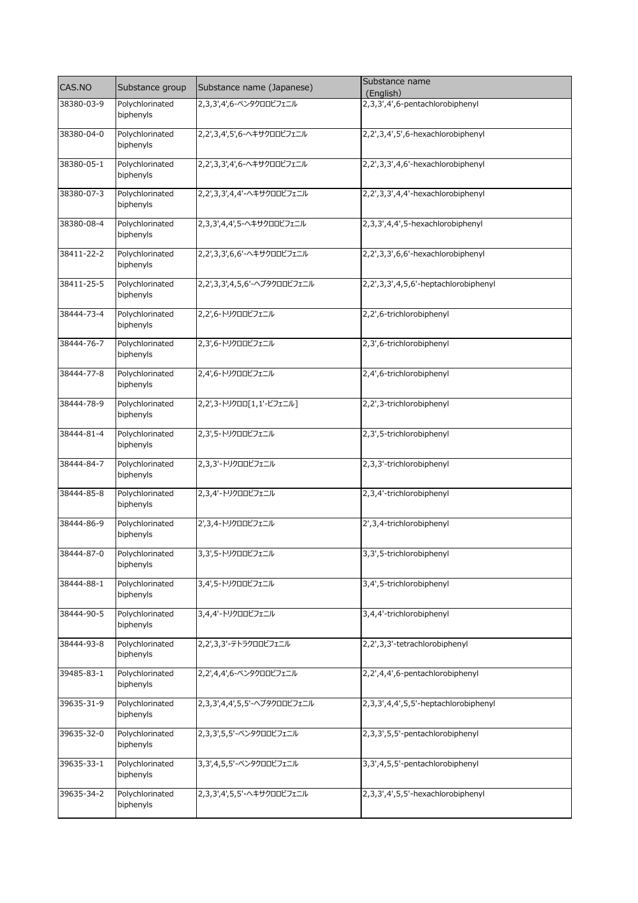| CAS.NO | Substance group | Substance name (Japanese) | Substance name (English) |
| --- | --- | --- | --- |
| 38380-03-9 | Polychlorinated biphenyls | 2,3,3',4',6-ペンタクロロビフェニル | 2,3,3',4',6-pentachlorobiphenyl |
| 38380-04-0 | Polychlorinated biphenyls | 2,2',3,4',5',6-ヘキサクロロビフェニル | 2,2',3,4',5',6-hexachlorobiphenyl |
| 38380-05-1 | Polychlorinated biphenyls | 2,2',3,3',4',6-ヘキサクロロビフェニル | 2,2',3,3',4,6'-hexachlorobiphenyl |
| 38380-07-3 | Polychlorinated biphenyls | 2,2',3,3',4,4'-ヘキサクロロビフェニル | 2,2',3,3',4,4'-hexachlorobiphenyl |
| 38380-08-4 | Polychlorinated biphenyls | 2,3,3',4,4',5-ヘキサクロロビフェニル | 2,3,3',4,4',5-hexachlorobiphenyl |
| 38411-22-2 | Polychlorinated biphenyls | 2,2',3,3',6,6'-ヘキサクロロビフェニル | 2,2',3,3',6,6'-hexachlorobiphenyl |
| 38411-25-5 | Polychlorinated biphenyls | 2,2',3,3',4,5,6'-ヘプタクロロビフェニル | 2,2',3,3',4,5,6'-heptachlorobiphenyl |
| 38444-73-4 | Polychlorinated biphenyls | 2,2',6-トリクロロビフェニル | 2,2',6-trichlorobiphenyl |
| 38444-76-7 | Polychlorinated biphenyls | 2,3',6-トリクロロビフェニル | 2,3',6-trichlorobiphenyl |
| 38444-77-8 | Polychlorinated biphenyls | 2,4',6-トリクロロビフェニル | 2,4',6-trichlorobiphenyl |
| 38444-78-9 | Polychlorinated biphenyls | 2,2',3-トリクロロ[1,1'-ビフェニル] | 2,2',3-trichlorobiphenyl |
| 38444-81-4 | Polychlorinated biphenyls | 2,3',5-トリクロロビフェニル | 2,3',5-trichlorobiphenyl |
| 38444-84-7 | Polychlorinated biphenyls | 2,3,3'-トリクロロビフェニル | 2,3,3'-trichlorobiphenyl |
| 38444-85-8 | Polychlorinated biphenyls | 2,3,4'-トリクロロビフェニル | 2,3,4'-trichlorobiphenyl |
| 38444-86-9 | Polychlorinated biphenyls | 2',3,4-トリクロロビフェニル | 2',3,4-trichlorobiphenyl |
| 38444-87-0 | Polychlorinated biphenyls | 3,3',5-トリクロロビフェニル | 3,3',5-trichlorobiphenyl |
| 38444-88-1 | Polychlorinated biphenyls | 3,4',5-トリクロロビフェニル | 3,4',5-trichlorobiphenyl |
| 38444-90-5 | Polychlorinated biphenyls | 3,4,4'-トリクロロビフェニル | 3,4,4'-trichlorobiphenyl |
| 38444-93-8 | Polychlorinated biphenyls | 2,2',3,3'-テトラクロロビフェニル | 2,2',3,3'-tetrachlorobiphenyl |
| 39485-83-1 | Polychlorinated biphenyls | 2,2',4,4',6-ペンタクロロビフェニル | 2,2',4,4',6-pentachlorobiphenyl |
| 39635-31-9 | Polychlorinated biphenyls | 2,3,3',4,4',5,5'-ヘプタクロロビフェニル | 2,3,3',4,4',5,5'-heptachlorobiphenyl |
| 39635-32-0 | Polychlorinated biphenyls | 2,3,3',5,5'-ペンタクロロビフェニル | 2,3,3',5,5'-pentachlorobiphenyl |
| 39635-33-1 | Polychlorinated biphenyls | 3,3',4,5,5'-ペンタクロロビフェニル | 3,3',4,5,5'-pentachlorobiphenyl |
| 39635-34-2 | Polychlorinated biphenyls | 2,3,3',4',5,5'-ヘキサクロロビフェニル | 2,3,3',4',5,5'-hexachlorobiphenyl |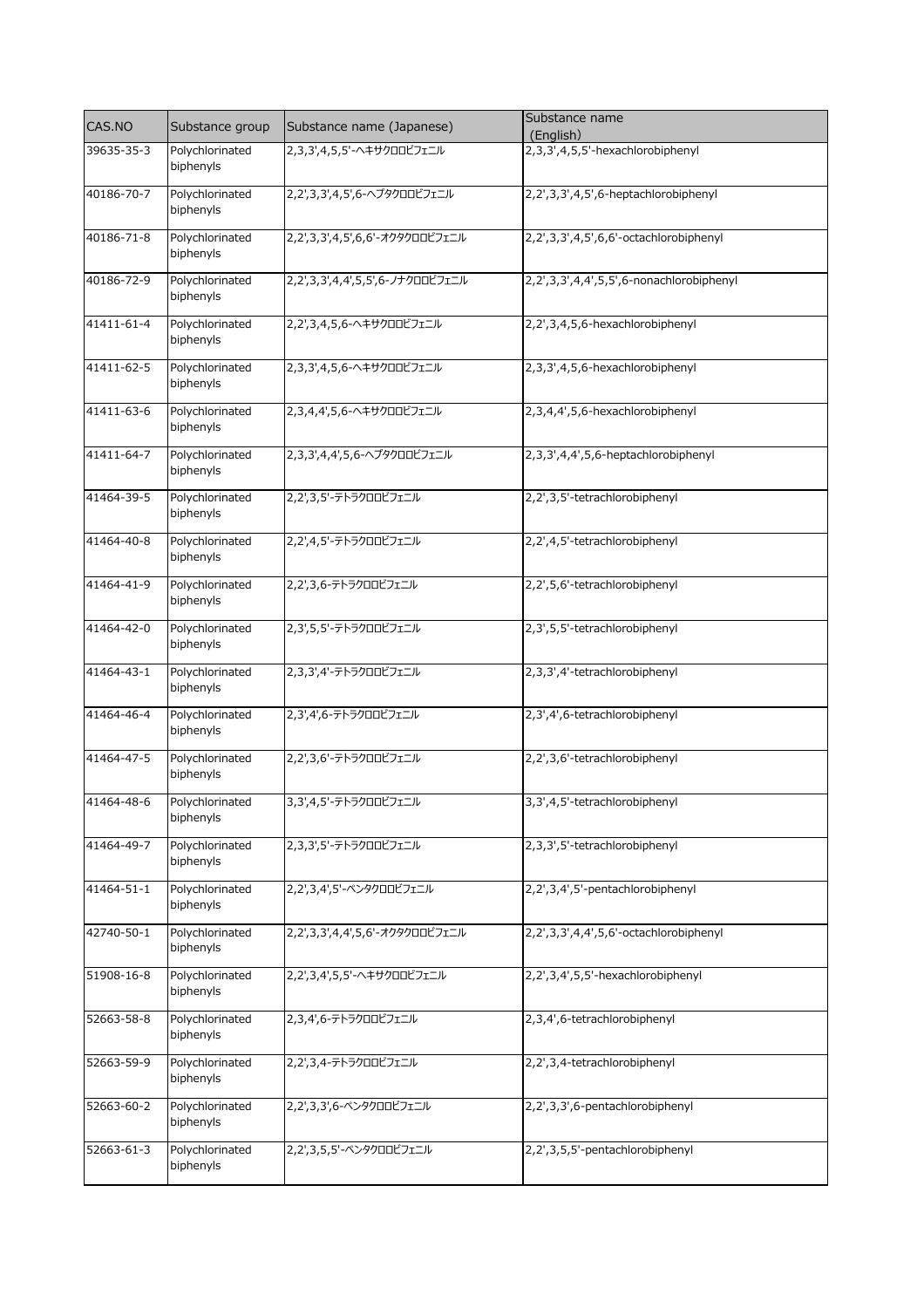| CAS.NO | Substance group | Substance name (Japanese) | Substance name (English) |
|---|---|---|---|
| 39635-35-3 | Polychlorinated biphenyls | 2,3,3',4,5,5'-ヘキサクロロビフェニル | 2,3,3',4,5,5'-hexachlorobiphenyl |
| 40186-70-7 | Polychlorinated biphenyls | 2,2',3,3',4,5',6-ヘプタクロロビフェニル | 2,2',3,3',4,5',6-heptachlorobiphenyl |
| 40186-71-8 | Polychlorinated biphenyls | 2,2',3,3',4,5',6,6'-オクタクロロビフェニル | 2,2',3,3',4,5',6,6'-octachlorobiphenyl |
| 40186-72-9 | Polychlorinated biphenyls | 2,2',3,3',4,4',5,5',6-ノナクロロビフェニル | 2,2',3,3',4,4',5,5',6-nonachlorobiphenyl |
| 41411-61-4 | Polychlorinated biphenyls | 2,2',3,4,5,6-ヘキサクロロビフェニル | 2,2',3,4,5,6-hexachlorobiphenyl |
| 41411-62-5 | Polychlorinated biphenyls | 2,3,3',4,5,6-ヘキサクロロビフェニル | 2,3,3',4,5,6-hexachlorobiphenyl |
| 41411-63-6 | Polychlorinated biphenyls | 2,3,4,4',5,6-ヘキサクロロビフェニル | 2,3,4,4',5,6-hexachlorobiphenyl |
| 41411-64-7 | Polychlorinated biphenyls | 2,3,3',4,4',5,6-ヘプタクロロビフェニル | 2,3,3',4,4',5,6-heptachlorobiphenyl |
| 41464-39-5 | Polychlorinated biphenyls | 2,2',3,5'-テトラクロロビフェニル | 2,2',3,5'-tetrachlorobiphenyl |
| 41464-40-8 | Polychlorinated biphenyls | 2,2',4,5'-テトラクロロビフェニル | 2,2',4,5'-tetrachlorobiphenyl |
| 41464-41-9 | Polychlorinated biphenyls | 2,2',3,6-テトラクロロビフェニル | 2,2',5,6'-tetrachlorobiphenyl |
| 41464-42-0 | Polychlorinated biphenyls | 2,3',5,5'-テトラクロロビフェニル | 2,3',5,5'-tetrachlorobiphenyl |
| 41464-43-1 | Polychlorinated biphenyls | 2,3,3',4'-テトラクロロビフェニル | 2,3,3',4'-tetrachlorobiphenyl |
| 41464-46-4 | Polychlorinated biphenyls | 2,3',4',6-テトラクロロビフェニル | 2,3',4',6-tetrachlorobiphenyl |
| 41464-47-5 | Polychlorinated biphenyls | 2,2',3,6'-テトラクロロビフェニル | 2,2',3,6'-tetrachlorobiphenyl |
| 41464-48-6 | Polychlorinated biphenyls | 3,3',4,5'-テトラクロロビフェニル | 3,3',4,5'-tetrachlorobiphenyl |
| 41464-49-7 | Polychlorinated biphenyls | 2,3,3',5'-テトラクロロビフェニル | 2,3,3',5'-tetrachlorobiphenyl |
| 41464-51-1 | Polychlorinated biphenyls | 2,2',3,4',5'-ペンタクロロビフェニル | 2,2',3,4',5'-pentachlorobiphenyl |
| 42740-50-1 | Polychlorinated biphenyls | 2,2',3,3',4,4',5,6'-オクタクロロビフェニル | 2,2',3,3',4,4',5,6'-octachlorobiphenyl |
| 51908-16-8 | Polychlorinated biphenyls | 2,2',3,4',5,5'-ヘキサクロロビフェニル | 2,2',3,4',5,5'-hexachlorobiphenyl |
| 52663-58-8 | Polychlorinated biphenyls | 2,3,4',6-テトラクロロビフェニル | 2,3,4',6-tetrachlorobiphenyl |
| 52663-59-9 | Polychlorinated biphenyls | 2,2',3,4-テトラクロロビフェニル | 2,2',3,4-tetrachlorobiphenyl |
| 52663-60-2 | Polychlorinated biphenyls | 2,2',3,3',6-ペンタクロロビフェニル | 2,2',3,3',6-pentachlorobiphenyl |
| 52663-61-3 | Polychlorinated biphenyls | 2,2',3,5,5'-ペンタクロロビフェニル | 2,2',3,5,5'-pentachlorobiphenyl |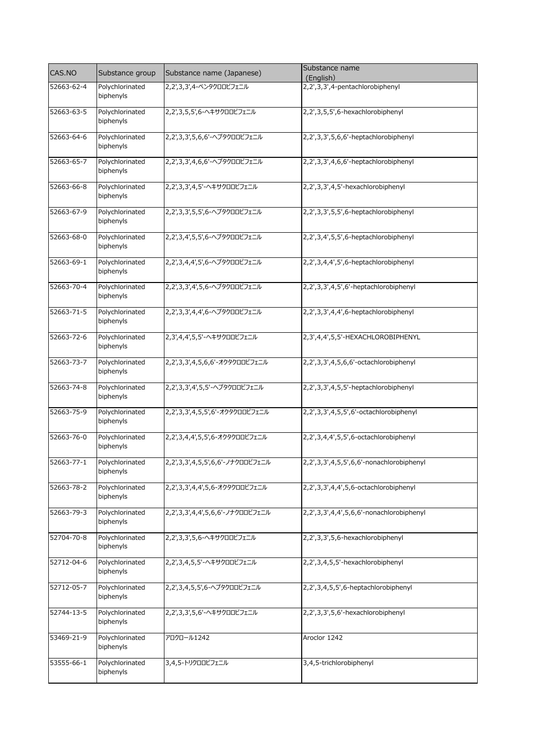| CAS.NO | Substance group | Substance name (Japanese) | Substance name (English) |
| --- | --- | --- | --- |
| 52663-62-4 | Polychlorinated biphenyls | 2,2',3,3',4-ペンタクロロビフェニル | 2,2',3,3',4-pentachlorobiphenyl |
| 52663-63-5 | Polychlorinated biphenyls | 2,2',3,5,5',6-ヘキサクロロビフェニル | 2,2',3,5,5',6-hexachlorobiphenyl |
| 52663-64-6 | Polychlorinated biphenyls | 2,2',3,3',5,6,6'-ヘプタクロロビフェニル | 2,2',3,3',5,6,6'-heptachlorobiphenyl |
| 52663-65-7 | Polychlorinated biphenyls | 2,2',3,3',4,6,6'-ヘプタクロロビフェニル | 2,2',3,3',4,6,6'-heptachlorobiphenyl |
| 52663-66-8 | Polychlorinated biphenyls | 2,2',3,3',4,5'-ヘキサクロロビフェニル | 2,2',3,3',4,5'-hexachlorobiphenyl |
| 52663-67-9 | Polychlorinated biphenyls | 2,2',3,3',5,5',6-ヘプタクロロビフェニル | 2,2',3,3',5,5',6-heptachlorobiphenyl |
| 52663-68-0 | Polychlorinated biphenyls | 2,2',3,4',5,5',6-ヘプタクロロビフェニル | 2,2',3,4',5,5',6-heptachlorobiphenyl |
| 52663-69-1 | Polychlorinated biphenyls | 2,2',3,4,4',5',6-ヘプタクロロビフェニル | 2,2',3,4,4',5',6-heptachlorobiphenyl |
| 52663-70-4 | Polychlorinated biphenyls | 2,2',3,3',4',5,6-ヘプタクロロビフェニル | 2,2',3,3',4,5',6'-heptachlorobiphenyl |
| 52663-71-5 | Polychlorinated biphenyls | 2,2',3,3',4,4',6-ヘプタクロロビフェニル | 2,2',3,3',4,4',6-heptachlorobiphenyl |
| 52663-72-6 | Polychlorinated biphenyls | 2,3',4,4',5,5'-ヘキサクロロビフェニル | 2,3',4,4',5,5'-HEXACHLOROBIPHENYL |
| 52663-73-7 | Polychlorinated biphenyls | 2,2',3,3',4,5,6,6'-オクタクロロビフェニル | 2,2',3,3',4,5,6,6'-octachlorobiphenyl |
| 52663-74-8 | Polychlorinated biphenyls | 2,2',3,3',4',5,5'-ヘプタクロロビフェニル | 2,2',3,3',4,5,5'-heptachlorobiphenyl |
| 52663-75-9 | Polychlorinated biphenyls | 2,2',3,3',4,5,5',6'-オクタクロロビフェニル | 2,2',3,3',4,5,5',6'-octachlorobiphenyl |
| 52663-76-0 | Polychlorinated biphenyls | 2,2',3,4,4',5,5',6-オクタクロロビフェニル | 2,2',3,4,4',5,5',6-octachlorobiphenyl |
| 52663-77-1 | Polychlorinated biphenyls | 2,2',3,3',4,5,5',6,6'-ノナクロロビフェニル | 2,2',3,3',4,5,5',6,6'-nonachlorobiphenyl |
| 52663-78-2 | Polychlorinated biphenyls | 2,2',3,3',4,4',5,6-オクタクロロビフェニル | 2,2',3,3',4,4',5,6-octachlorobiphenyl |
| 52663-79-3 | Polychlorinated biphenyls | 2,2',3,3',4,4',5,6,6'-ノナクロロビフェニル | 2,2',3,3',4,4',5,6,6'-nonachlorobiphenyl |
| 52704-70-8 | Polychlorinated biphenyls | 2,2',3,3',5,6-ヘキサクロロビフェニル | 2,2',3,3',5,6-hexachlorobiphenyl |
| 52712-04-6 | Polychlorinated biphenyls | 2,2',3,4,5,5'-ヘキサクロロビフェニル | 2,2',3,4,5,5'-hexachlorobiphenyl |
| 52712-05-7 | Polychlorinated biphenyls | 2,2',3,4,5,5',6-ヘプタクロロビフェニル | 2,2',3,4,5,5',6-heptachlorobiphenyl |
| 52744-13-5 | Polychlorinated biphenyls | 2,2',3,3',5,6'-ヘキサクロロビフェニル | 2,2',3,3',5,6'-hexachlorobiphenyl |
| 53469-21-9 | Polychlorinated biphenyls | アロクロール1242 | Aroclor 1242 |
| 53555-66-1 | Polychlorinated biphenyls | 3,4,5-トリクロロビフェニル | 3,4,5-trichlorobiphenyl |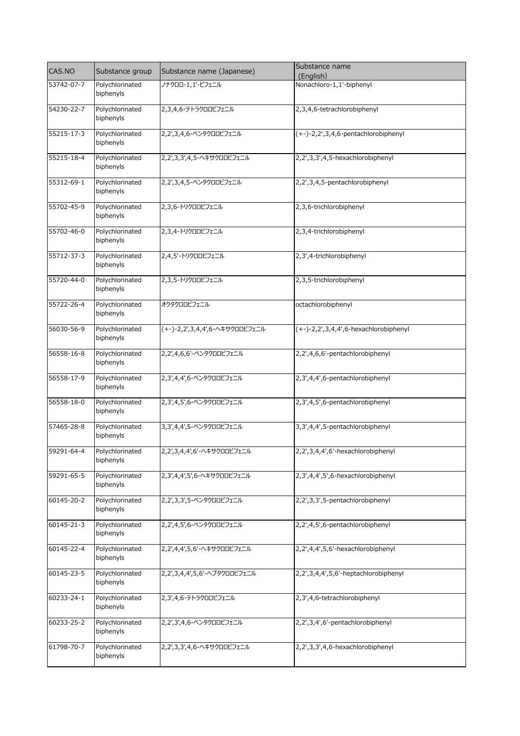| CAS.NO | Substance group | Substance name (Japanese) | Substance name (English) |
|---|---|---|---|
| 53742-07-7 | Polychlorinated biphenyls | ノナクロロ-1,1'-ビフェニル | Nonachloro-1,1'-biphenyl |
| 54230-22-7 | Polychlorinated biphenyls | 2,3,4,6-テトラクロロビフェニル | 2,3,4,6-tetrachlorobiphenyl |
| 55215-17-3 | Polychlorinated biphenyls | 2,2',3,4,6-ペンタクロロビフェニル | (+-)-2,2',3,4,6-pentachlorobiphenyl |
| 55215-18-4 | Polychlorinated biphenyls | 2,2',3,3',4,5-ヘキサクロロビフェニル | 2,2',3,3',4,5-hexachlorobiphenyl |
| 55312-69-1 | Polychlorinated biphenyls | 2,2',3,4,5-ペンタクロロビフェニル | 2,2',3,4,5-pentachlorobiphenyl |
| 55702-45-9 | Polychlorinated biphenyls | 2,3,6-トリクロロビフェニル | 2,3,6-trichlorobiphenyl |
| 55702-46-0 | Polychlorinated biphenyls | 2,3,4-トリクロロビフェニル | 2,3,4-trichlorobiphenyl |
| 55712-37-3 | Polychlorinated biphenyls | 2,4,5'-トリクロロビフェニル | 2,3',4-trichlorobiphenyl |
| 55720-44-0 | Polychlorinated biphenyls | 2,3,5-トリクロロビフェニル | 2,3,5-trichlorobiphenyl |
| 55722-26-4 | Polychlorinated biphenyls | オクタクロロビフェニル | octachlorobiphenyl |
| 56030-56-9 | Polychlorinated biphenyls | (+-)-2,2',3,4,4',6-ヘキサクロロビフェニル | (+-)-2,2',3,4,4',6-hexachlorobiphenyl |
| 56558-16-8 | Polychlorinated biphenyls | 2,2',4,6,6'-ペンタクロロビフェニル | 2,2',4,6,6'-pentachlorobiphenyl |
| 56558-17-9 | Polychlorinated biphenyls | 2,3',4,4',6-ペンタクロロビフェニル | 2,3',4,4',6-pentachlorobiphenyl |
| 56558-18-0 | Polychlorinated biphenyls | 2,3',4,5',6-ペンタクロロビフェニル | 2,3',4,5',6-pentachlorobiphenyl |
| 57465-28-8 | Polychlorinated biphenyls | 3,3',4,4',5-ペンタクロロビフェニル | 3,3',4,4',5-pentachlorobiphenyl |
| 59291-64-4 | Polychlorinated biphenyls | 2,2',3,4,4',6'-ヘキサクロロビフェニル | 2,2',3,4,4',6'-hexachlorobiphenyl |
| 59291-65-5 | Polychlorinated biphenyls | 2,3',4,4',5',6-ヘキサクロロビフェニル | 2,3',4,4',5',6-hexachlorobiphenyl |
| 60145-20-2 | Polychlorinated biphenyls | 2,2',3,3',5-ペンタクロロビフェニル | 2,2',3,3',5-pentachlorobiphenyl |
| 60145-21-3 | Polychlorinated biphenyls | 2,2',4,5',6-ペンタクロロビフェニル | 2,2',4,5',6-pentachlorobiphenyl |
| 60145-22-4 | Polychlorinated biphenyls | 2,2',4,4',5,6'-ヘキサクロロビフェニル | 2,2',4,4',5,6'-hexachlorobiphenyl |
| 60145-23-5 | Polychlorinated biphenyls | 2,2',3,4,4',5,6'-ヘプタクロロビフェニル | 2,2',3,4,4',5,6'-heptachlorobiphenyl |
| 60233-24-1 | Polychlorinated biphenyls | 2,3',4,6-テトラクロロビフェニル | 2,3',4,6-tetrachlorobiphenyl |
| 60233-25-2 | Polychlorinated biphenyls | 2,2',3',4,6-ペンタクロロビフェニル | 2,2',3,4',6'-pentachlorobiphenyl |
| 61798-70-7 | Polychlorinated biphenyls | 2,2',3,3',4,6-ヘキサクロロビフェニル | 2,2',3,3',4,6-hexachlorobiphenyl |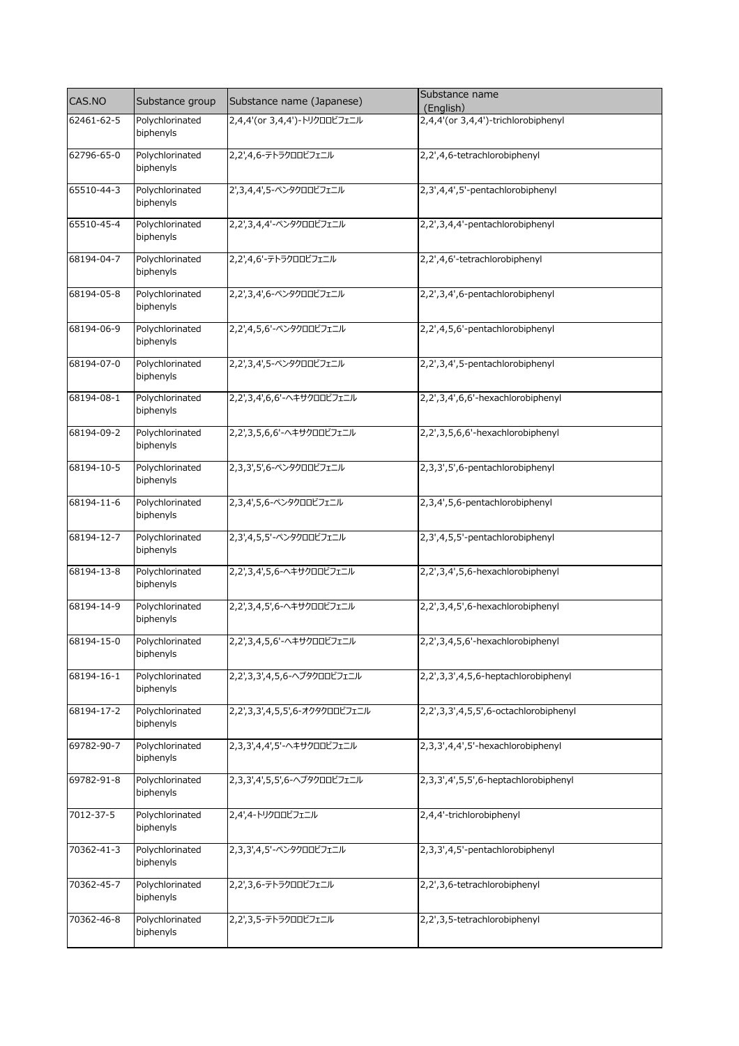| CAS.NO | Substance group | Substance name (Japanese) | Substance name (English) |
| --- | --- | --- | --- |
| 62461-62-5 | Polychlorinated biphenyls | 2,4,4'(or 3,4,4')-トリクロロビフェニル | 2,4,4'(or 3,4,4')-trichlorobiphenyl |
| 62796-65-0 | Polychlorinated biphenyls | 2,2',4,6-テトラクロロビフェニル | 2,2',4,6-tetrachlorobiphenyl |
| 65510-44-3 | Polychlorinated biphenyls | 2',3,4,4',5-ペンタクロロビフェニル | 2,3',4,4',5'-pentachlorobiphenyl |
| 65510-45-4 | Polychlorinated biphenyls | 2,2',3,4,4'-ペンタクロロビフェニル | 2,2',3,4,4'-pentachlorobiphenyl |
| 68194-04-7 | Polychlorinated biphenyls | 2,2',4,6'-テトラクロロビフェニル | 2,2',4,6'-tetrachlorobiphenyl |
| 68194-05-8 | Polychlorinated biphenyls | 2,2',3,4',6-ペンタクロロビフェニル | 2,2',3,4',6-pentachlorobiphenyl |
| 68194-06-9 | Polychlorinated biphenyls | 2,2',4,5,6'-ペンタクロロビフェニル | 2,2',4,5,6'-pentachlorobiphenyl |
| 68194-07-0 | Polychlorinated biphenyls | 2,2',3,4',5-ペンタクロロビフェニル | 2,2',3,4',5-pentachlorobiphenyl |
| 68194-08-1 | Polychlorinated biphenyls | 2,2',3,4',6,6'-ヘキサクロロビフェニル | 2,2',3,4',6,6'-hexachlorobiphenyl |
| 68194-09-2 | Polychlorinated biphenyls | 2,2',3,5,6,6'-ヘキサクロロビフェニル | 2,2',3,5,6,6'-hexachlorobiphenyl |
| 68194-10-5 | Polychlorinated biphenyls | 2,3,3',5',6-ペンタクロロビフェニル | 2,3,3',5',6-pentachlorobiphenyl |
| 68194-11-6 | Polychlorinated biphenyls | 2,3,4',5,6-ペンタクロロビフェニル | 2,3,4',5,6-pentachlorobiphenyl |
| 68194-12-7 | Polychlorinated biphenyls | 2,3',4,5,5'-ペンタクロロビフェニル | 2,3',4,5,5'-pentachlorobiphenyl |
| 68194-13-8 | Polychlorinated biphenyls | 2,2',3,4',5,6-ヘキサクロロビフェニル | 2,2',3,4',5,6-hexachlorobiphenyl |
| 68194-14-9 | Polychlorinated biphenyls | 2,2',3,4,5',6-ヘキサクロロビフェニル | 2,2',3,4,5',6-hexachlorobiphenyl |
| 68194-15-0 | Polychlorinated biphenyls | 2,2',3,4,5,6'-ヘキサクロロビフェニル | 2,2',3,4,5,6'-hexachlorobiphenyl |
| 68194-16-1 | Polychlorinated biphenyls | 2,2',3,3',4,5,6-ヘプタクロロビフェニル | 2,2',3,3',4,5,6-heptachlorobiphenyl |
| 68194-17-2 | Polychlorinated biphenyls | 2,2',3,3',4,5,5',6-オクタクロロビフェニル | 2,2',3,3',4,5,5',6-octachlorobiphenyl |
| 69782-90-7 | Polychlorinated biphenyls | 2,3,3',4,4',5'-ヘキサクロロビフェニル | 2,3,3',4,4',5'-hexachlorobiphenyl |
| 69782-91-8 | Polychlorinated biphenyls | 2,3,3',4',5,5',6-ヘプタクロロビフェニル | 2,3,3',4',5,5',6-heptachlorobiphenyl |
| 7012-37-5 | Polychlorinated biphenyls | 2,4',4-トリクロロビフェニル | 2,4,4'-trichlorobiphenyl |
| 70362-41-3 | Polychlorinated biphenyls | 2,3,3',4,5'-ペンタクロロビフェニル | 2,3,3',4,5'-pentachlorobiphenyl |
| 70362-45-7 | Polychlorinated biphenyls | 2,2',3,6-テトラクロロビフェニル | 2,2',3,6-tetrachlorobiphenyl |
| 70362-46-8 | Polychlorinated biphenyls | 2,2',3,5-テトラクロロビフェニル | 2,2',3,5-tetrachlorobiphenyl |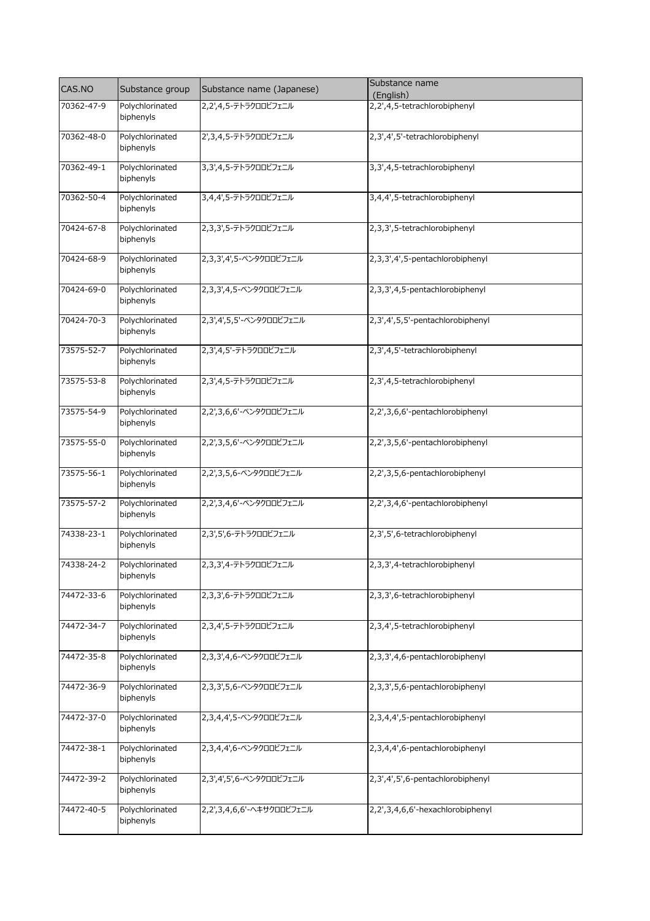| CAS.NO | Substance group | Substance name (Japanese) | Substance name (English) |
| --- | --- | --- | --- |
| 70362-47-9 | Polychlorinated biphenyls | 2,2',4,5-テトラクロロビフェニル | 2,2',4,5-tetrachlorobiphenyl |
| 70362-48-0 | Polychlorinated biphenyls | 2',3,4,5-テトラクロロビフェニル | 2,3',4',5'-tetrachlorobiphenyl |
| 70362-49-1 | Polychlorinated biphenyls | 3,3',4,5-テトラクロロビフェニル | 3,3',4,5-tetrachlorobiphenyl |
| 70362-50-4 | Polychlorinated biphenyls | 3,4,4',5-テトラクロロビフェニル | 3,4,4',5-tetrachlorobiphenyl |
| 70424-67-8 | Polychlorinated biphenyls | 2,3,3',5-テトラクロロビフェニル | 2,3,3',5-tetrachlorobiphenyl |
| 70424-68-9 | Polychlorinated biphenyls | 2,3,3',4',5-ペンタクロロビフェニル | 2,3,3',4',5-pentachlorobiphenyl |
| 70424-69-0 | Polychlorinated biphenyls | 2,3,3',4,5-ペンタクロロビフェニル | 2,3,3',4,5-pentachlorobiphenyl |
| 70424-70-3 | Polychlorinated biphenyls | 2,3',4',5,5'-ペンタクロロビフェニル | 2,3',4',5,5'-pentachlorobiphenyl |
| 73575-52-7 | Polychlorinated biphenyls | 2,3',4,5'-テトラクロロビフェニル | 2,3',4,5'-tetrachlorobiphenyl |
| 73575-53-8 | Polychlorinated biphenyls | 2,3',4,5-テトラクロロビフェニル | 2,3',4,5-tetrachlorobiphenyl |
| 73575-54-9 | Polychlorinated biphenyls | 2,2',3,6,6'-ペンタクロロビフェニル | 2,2',3,6,6'-pentachlorobiphenyl |
| 73575-55-0 | Polychlorinated biphenyls | 2,2',3,5,6'-ペンタクロロビフェニル | 2,2',3,5,6'-pentachlorobiphenyl |
| 73575-56-1 | Polychlorinated biphenyls | 2,2',3,5,6-ペンタクロロビフェニル | 2,2',3,5,6-pentachlorobiphenyl |
| 73575-57-2 | Polychlorinated biphenyls | 2,2',3,4,6'-ペンタクロロビフェニル | 2,2',3,4,6'-pentachlorobiphenyl |
| 74338-23-1 | Polychlorinated biphenyls | 2,3',5',6-テトラクロロビフェニル | 2,3',5',6-tetrachlorobiphenyl |
| 74338-24-2 | Polychlorinated biphenyls | 2,3,3',4-テトラクロロビフェニル | 2,3,3',4-tetrachlorobiphenyl |
| 74472-33-6 | Polychlorinated biphenyls | 2,3,3',6-テトラクロロビフェニル | 2,3,3',6-tetrachlorobiphenyl |
| 74472-34-7 | Polychlorinated biphenyls | 2,3,4',5-テトラクロロビフェニル | 2,3,4',5-tetrachlorobiphenyl |
| 74472-35-8 | Polychlorinated biphenyls | 2,3,3',4,6-ペンタクロロビフェニル | 2,3,3',4,6-pentachlorobiphenyl |
| 74472-36-9 | Polychlorinated biphenyls | 2,3,3',5,6-ペンタクロロビフェニル | 2,3,3',5,6-pentachlorobiphenyl |
| 74472-37-0 | Polychlorinated biphenyls | 2,3,4,4',5-ペンタクロロビフェニル | 2,3,4,4',5-pentachlorobiphenyl |
| 74472-38-1 | Polychlorinated biphenyls | 2,3,4,4',6-ペンタクロロビフェニル | 2,3,4,4',6-pentachlorobiphenyl |
| 74472-39-2 | Polychlorinated biphenyls | 2,3',4',5',6-ペンタクロロビフェニル | 2,3',4',5',6-pentachlorobiphenyl |
| 74472-40-5 | Polychlorinated biphenyls | 2,2',3,4,6,6'-ヘキサクロロビフェニル | 2,2',3,4,6,6'-hexachlorobiphenyl |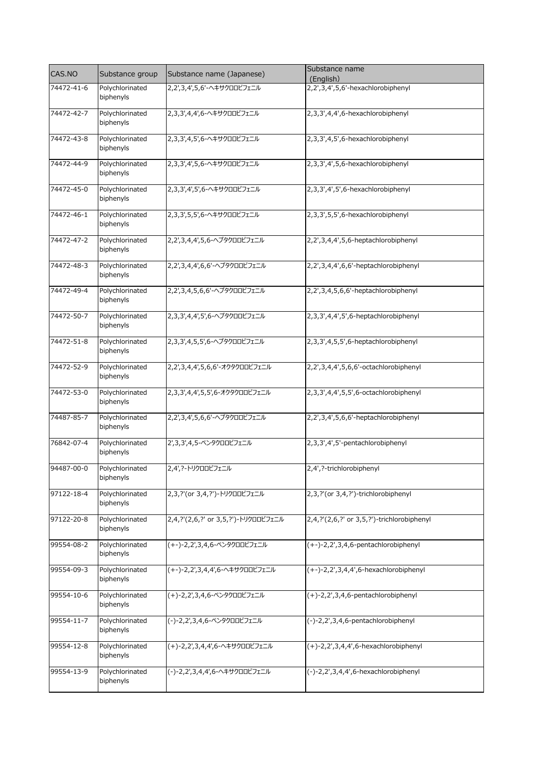| CAS.NO | Substance group | Substance name (Japanese) | Substance name (English) |
|---|---|---|---|
| 74472-41-6 | Polychlorinated biphenyls | 2,2',3,4',5,6'-ヘキサクロロビフェニル | 2,2',3,4',5,6'-hexachlorobiphenyl |
| 74472-42-7 | Polychlorinated biphenyls | 2,3,3',4,4',6-ヘキサクロロビフェニル | 2,3,3',4,4',6-hexachlorobiphenyl |
| 74472-43-8 | Polychlorinated biphenyls | 2,3,3',4,5',6-ヘキサクロロビフェニル | 2,3,3',4,5',6-hexachlorobiphenyl |
| 74472-44-9 | Polychlorinated biphenyls | 2,3,3',4',5,6-ヘキサクロロビフェニル | 2,3,3',4',5,6-hexachlorobiphenyl |
| 74472-45-0 | Polychlorinated biphenyls | 2,3,3',4',5',6-ヘキサクロロビフェニル | 2,3,3',4',5',6-hexachlorobiphenyl |
| 74472-46-1 | Polychlorinated biphenyls | 2,3,3',5,5',6-ヘキサクロロビフェニル | 2,3,3',5,5',6-hexachlorobiphenyl |
| 74472-47-2 | Polychlorinated biphenyls | 2,2',3,4,4',5,6-ヘプタクロロビフェニル | 2,2',3,4,4',5,6-heptachlorobiphenyl |
| 74472-48-3 | Polychlorinated biphenyls | 2,2',3,4,4',6,6'-ヘプタクロロビフェニル | 2,2',3,4,4',6,6'-heptachlorobiphenyl |
| 74472-49-4 | Polychlorinated biphenyls | 2,2',3,4,5,6,6'-ヘプタクロロビフェニル | 2,2',3,4,5,6,6'-heptachlorobiphenyl |
| 74472-50-7 | Polychlorinated biphenyls | 2,3,3',4,4',5',6-ヘプタクロロビフェニル | 2,3,3',4,4',5',6-heptachlorobiphenyl |
| 74472-51-8 | Polychlorinated biphenyls | 2,3,3',4,5,5',6-ヘプタクロロビフェニル | 2,3,3',4,5,5',6-heptachlorobiphenyl |
| 74472-52-9 | Polychlorinated biphenyls | 2,2',3,4,4',5,6,6'-オクタクロロビフェニル | 2,2',3,4,4',5,6,6'-octachlorobiphenyl |
| 74472-53-0 | Polychlorinated biphenyls | 2,3,3',4,4',5,5',6-オクタクロロビフェニル | 2,3,3',4,4',5,5',6-octachlorobiphenyl |
| 74487-85-7 | Polychlorinated biphenyls | 2,2',3,4',5,6,6'-ヘプタクロロビフェニル | 2,2',3,4',5,6,6'-heptachlorobiphenyl |
| 76842-07-4 | Polychlorinated biphenyls | 2',3,3',4,5-ペンタクロロビフェニル | 2,3,3',4',5'-pentachlorobiphenyl |
| 94487-00-0 | Polychlorinated biphenyls | 2,4',?-トリクロロビフェニル | 2,4',?-trichlorobiphenyl |
| 97122-18-4 | Polychlorinated biphenyls | 2,3,?'(or 3,4,?')-トリクロロビフェニル | 2,3,?'(or 3,4,?')-trichlorobiphenyl |
| 97122-20-8 | Polychlorinated biphenyls | 2,4,?'(2,6,?' or 3,5,?')-トリクロロビフェニル | 2,4,?'(2,6,?' or 3,5,?')-trichlorobiphenyl |
| 99554-08-2 | Polychlorinated biphenyls | (+-)-2,2',3,4,6-ペンタクロロビフェニル | (+-)-2,2',3,4,6-pentachlorobiphenyl |
| 99554-09-3 | Polychlorinated biphenyls | (+-)-2,2',3,4,4',6-ヘキサクロロビフェニル | (+-)-2,2',3,4,4',6-hexachlorobiphenyl |
| 99554-10-6 | Polychlorinated biphenyls | (+)-2,2',3,4,6-ペンタクロロビフェニル | (+)-2,2',3,4,6-pentachlorobiphenyl |
| 99554-11-7 | Polychlorinated biphenyls | (-)-2,2',3,4,6-ペンタクロロビフェニル | (-)-2,2',3,4,6-pentachlorobiphenyl |
| 99554-12-8 | Polychlorinated biphenyls | (+)-2,2',3,4,4',6-ヘキサクロロビフェニル | (+)-2,2',3,4,4',6-hexachlorobiphenyl |
| 99554-13-9 | Polychlorinated biphenyls | (-)-2,2',3,4,4',6-ヘキサクロロビフェニル | (-)-2,2',3,4,4',6-hexachlorobiphenyl |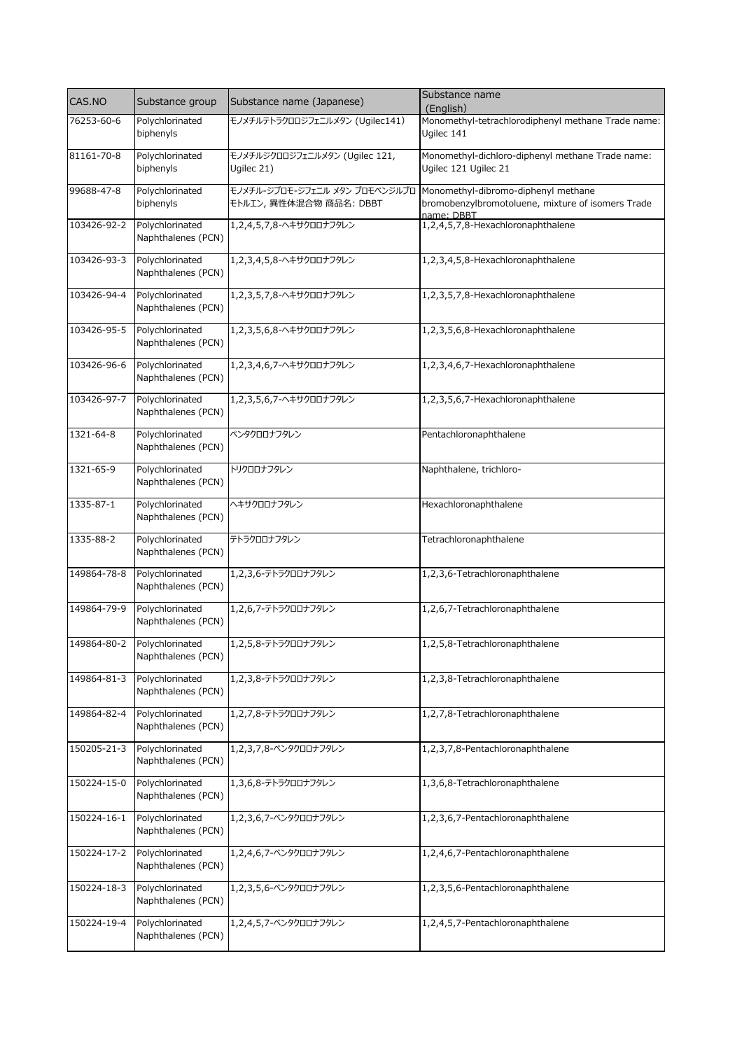| CAS.NO | Substance group | Substance name (Japanese) | Substance name (English) |
|---|---|---|---|
| 76253-60-6 | Polychlorinated biphenyls | モノメチルテトラクロロジフェニルメタン (Ugilec141) | Monomethyl-tetrachlorodiphenyl methane Trade name: Ugilec 141 |
| 81161-70-8 | Polychlorinated biphenyls | モノメチルジクロロジフェニルメタン (Ugilec 121, Ugilec 21) | Monomethyl-dichloro-diphenyl methane Trade name: Ugilec 121 Ugilec 21 |
| 99688-47-8 | Polychlorinated biphenyls | モノメチル-ジブロモ-ジフェニル メタン ブロモベンジルブロモトルエン, 異性体混合物 商品名: DBBT | Monomethyl-dibromo-diphenyl methane bromobenzylbromotoluene, mixture of isomers Trade name: DBBT |
| 103426-92-2 | Polychlorinated Naphthalenes (PCN) | 1,2,4,5,7,8-ヘキサクロロナフタレン | 1,2,4,5,7,8-Hexachloronaphthalene |
| 103426-93-3 | Polychlorinated Naphthalenes (PCN) | 1,2,3,4,5,8-ヘキサクロロナフタレン | 1,2,3,4,5,8-Hexachloronaphthalene |
| 103426-94-4 | Polychlorinated Naphthalenes (PCN) | 1,2,3,5,7,8-ヘキサクロロナフタレン | 1,2,3,5,7,8-Hexachloronaphthalene |
| 103426-95-5 | Polychlorinated Naphthalenes (PCN) | 1,2,3,5,6,8-ヘキサクロロナフタレン | 1,2,3,5,6,8-Hexachloronaphthalene |
| 103426-96-6 | Polychlorinated Naphthalenes (PCN) | 1,2,3,4,6,7-ヘキサクロロナフタレン | 1,2,3,4,6,7-Hexachloronaphthalene |
| 103426-97-7 | Polychlorinated Naphthalenes (PCN) | 1,2,3,5,6,7-ヘキサクロロナフタレン | 1,2,3,5,6,7-Hexachloronaphthalene |
| 1321-64-8 | Polychlorinated Naphthalenes (PCN) | ペンタクロロナフタレン | Pentachloronaphthalene |
| 1321-65-9 | Polychlorinated Naphthalenes (PCN) | トリクロロナフタレン | Naphthalene, trichloro- |
| 1335-87-1 | Polychlorinated Naphthalenes (PCN) | ヘキサクロロナフタレン | Hexachloronaphthalene |
| 1335-88-2 | Polychlorinated Naphthalenes (PCN) | テトラクロロナフタレン | Tetrachloronaphthalene |
| 149864-78-8 | Polychlorinated Naphthalenes (PCN) | 1,2,3,6-テトラクロロナフタレン | 1,2,3,6-Tetrachloronaphthalene |
| 149864-79-9 | Polychlorinated Naphthalenes (PCN) | 1,2,6,7-テトラクロロナフタレン | 1,2,6,7-Tetrachloronaphthalene |
| 149864-80-2 | Polychlorinated Naphthalenes (PCN) | 1,2,5,8-テトラクロロナフタレン | 1,2,5,8-Tetrachloronaphthalene |
| 149864-81-3 | Polychlorinated Naphthalenes (PCN) | 1,2,3,8-テトラクロロナフタレン | 1,2,3,8-Tetrachloronaphthalene |
| 149864-82-4 | Polychlorinated Naphthalenes (PCN) | 1,2,7,8-テトラクロロナフタレン | 1,2,7,8-Tetrachloronaphthalene |
| 150205-21-3 | Polychlorinated Naphthalenes (PCN) | 1,2,3,7,8-ペンタクロロナフタレン | 1,2,3,7,8-Pentachloronaphthalene |
| 150224-15-0 | Polychlorinated Naphthalenes (PCN) | 1,3,6,8-テトラクロロナフタレン | 1,3,6,8-Tetrachloronaphthalene |
| 150224-16-1 | Polychlorinated Naphthalenes (PCN) | 1,2,3,6,7-ペンタクロロナフタレン | 1,2,3,6,7-Pentachloronaphthalene |
| 150224-17-2 | Polychlorinated Naphthalenes (PCN) | 1,2,4,6,7-ペンタクロロナフタレン | 1,2,4,6,7-Pentachloronaphthalene |
| 150224-18-3 | Polychlorinated Naphthalenes (PCN) | 1,2,3,5,6-ペンタクロロナフタレン | 1,2,3,5,6-Pentachloronaphthalene |
| 150224-19-4 | Polychlorinated Naphthalenes (PCN) | 1,2,4,5,7-ペンタクロロナフタレン | 1,2,4,5,7-Pentachloronaphthalene |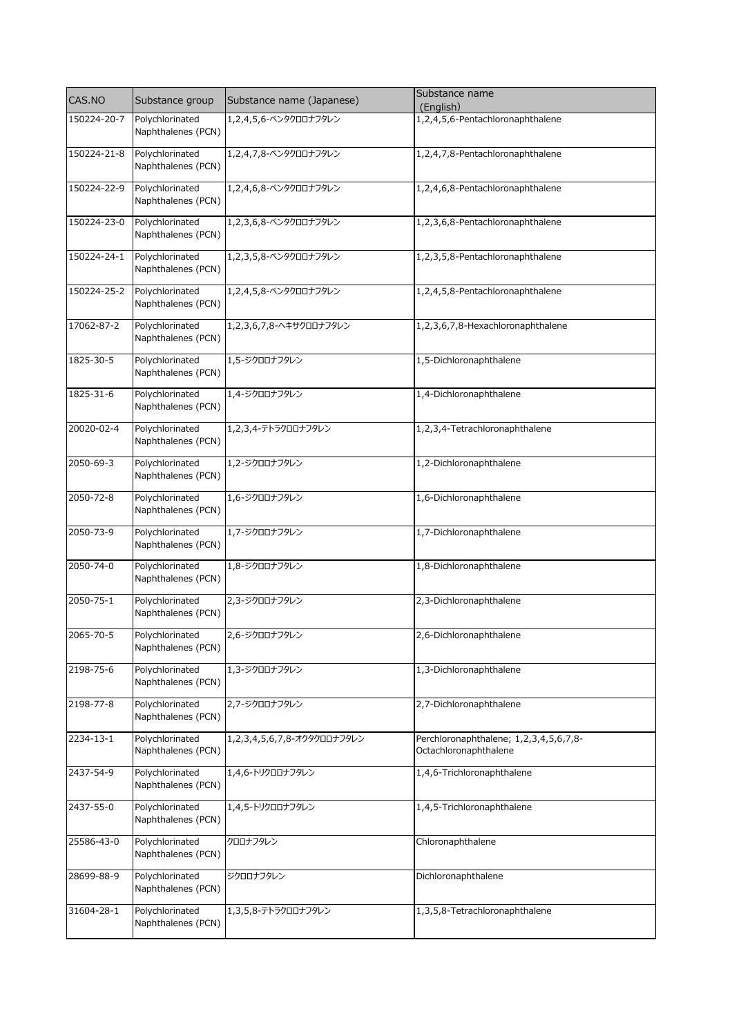| CAS.NO | Substance group | Substance name (Japanese) | Substance name (English) |
| --- | --- | --- | --- |
| 150224-20-7 | Polychlorinated Naphthalenes (PCN) | 1,2,4,5,6-ペンタクロロナフタレン | 1,2,4,5,6-Pentachloronaphthalene |
| 150224-21-8 | Polychlorinated Naphthalenes (PCN) | 1,2,4,7,8-ペンタクロロナフタレン | 1,2,4,7,8-Pentachloronaphthalene |
| 150224-22-9 | Polychlorinated Naphthalenes (PCN) | 1,2,4,6,8-ペンタクロロナフタレン | 1,2,4,6,8-Pentachloronaphthalene |
| 150224-23-0 | Polychlorinated Naphthalenes (PCN) | 1,2,3,6,8-ペンタクロロナフタレン | 1,2,3,6,8-Pentachloronaphthalene |
| 150224-24-1 | Polychlorinated Naphthalenes (PCN) | 1,2,3,5,8-ペンタクロロナフタレン | 1,2,3,5,8-Pentachloronaphthalene |
| 150224-25-2 | Polychlorinated Naphthalenes (PCN) | 1,2,4,5,8-ペンタクロロナフタレン | 1,2,4,5,8-Pentachloronaphthalene |
| 17062-87-2 | Polychlorinated Naphthalenes (PCN) | 1,2,3,6,7,8-ヘキサクロロナフタレン | 1,2,3,6,7,8-Hexachloronaphthalene |
| 1825-30-5 | Polychlorinated Naphthalenes (PCN) | 1,5-ジクロロナフタレン | 1,5-Dichloronaphthalene |
| 1825-31-6 | Polychlorinated Naphthalenes (PCN) | 1,4-ジクロロナフタレン | 1,4-Dichloronaphthalene |
| 20020-02-4 | Polychlorinated Naphthalenes (PCN) | 1,2,3,4-テトラクロロナフタレン | 1,2,3,4-Tetrachloronaphthalene |
| 2050-69-3 | Polychlorinated Naphthalenes (PCN) | 1,2-ジクロロナフタレン | 1,2-Dichloronaphthalene |
| 2050-72-8 | Polychlorinated Naphthalenes (PCN) | 1,6-ジクロロナフタレン | 1,6-Dichloronaphthalene |
| 2050-73-9 | Polychlorinated Naphthalenes (PCN) | 1,7-ジクロロナフタレン | 1,7-Dichloronaphthalene |
| 2050-74-0 | Polychlorinated Naphthalenes (PCN) | 1,8-ジクロロナフタレン | 1,8-Dichloronaphthalene |
| 2050-75-1 | Polychlorinated Naphthalenes (PCN) | 2,3-ジクロロナフタレン | 2,3-Dichloronaphthalene |
| 2065-70-5 | Polychlorinated Naphthalenes (PCN) | 2,6-ジクロロナフタレン | 2,6-Dichloronaphthalene |
| 2198-75-6 | Polychlorinated Naphthalenes (PCN) | 1,3-ジクロロナフタレン | 1,3-Dichloronaphthalene |
| 2198-77-8 | Polychlorinated Naphthalenes (PCN) | 2,7-ジクロロナフタレン | 2,7-Dichloronaphthalene |
| 2234-13-1 | Polychlorinated Naphthalenes (PCN) | 1,2,3,4,5,6,7,8-オクタクロロナフタレン | Perchloronaphthalene; 1,2,3,4,5,6,7,8-Octachloronaphthalene |
| 2437-54-9 | Polychlorinated Naphthalenes (PCN) | 1,4,6-トリクロロナフタレン | 1,4,6-Trichloronaphthalene |
| 2437-55-0 | Polychlorinated Naphthalenes (PCN) | 1,4,5-トリクロロナフタレン | 1,4,5-Trichloronaphthalene |
| 25586-43-0 | Polychlorinated Naphthalenes (PCN) | クロロナフタレン | Chloronaphthalene |
| 28699-88-9 | Polychlorinated Naphthalenes (PCN) | ジクロロナフタレン | Dichloronaphthalene |
| 31604-28-1 | Polychlorinated Naphthalenes (PCN) | 1,3,5,8-テトラクロロナフタレン | 1,3,5,8-Tetrachloronaphthalene |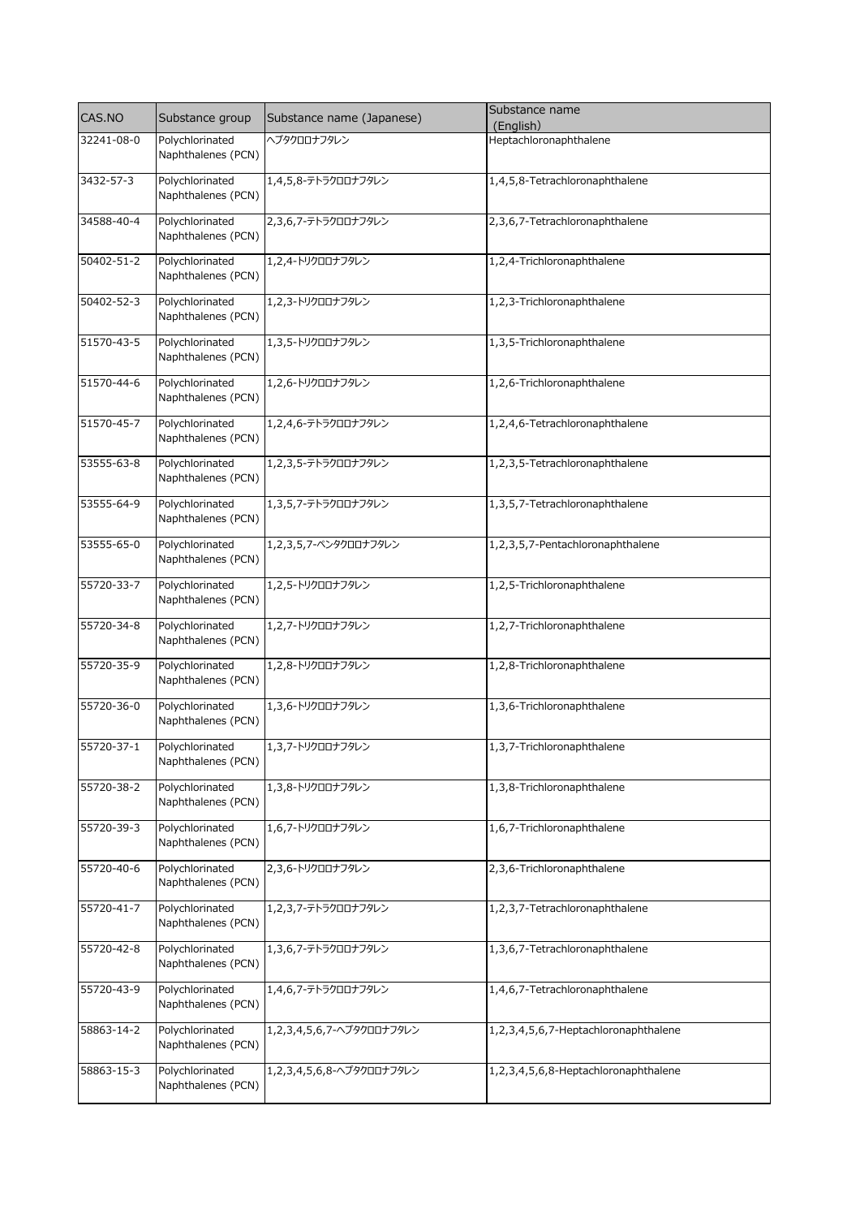| CAS.NO | Substance group | Substance name (Japanese) | Substance name (English) |
| --- | --- | --- | --- |
| 32241-08-0 | Polychlorinated Naphthalenes (PCN) | ヘプタクロロナフタレン | Heptachloronaphthalene |
| 3432-57-3 | Polychlorinated Naphthalenes (PCN) | 1,4,5,8-テトラクロロナフタレン | 1,4,5,8-Tetrachloronaphthalene |
| 34588-40-4 | Polychlorinated Naphthalenes (PCN) | 2,3,6,7-テトラクロロナフタレン | 2,3,6,7-Tetrachloronaphthalene |
| 50402-51-2 | Polychlorinated Naphthalenes (PCN) | 1,2,4-トリクロロナフタレン | 1,2,4-Trichloronaphthalene |
| 50402-52-3 | Polychlorinated Naphthalenes (PCN) | 1,2,3-トリクロロナフタレン | 1,2,3-Trichloronaphthalene |
| 51570-43-5 | Polychlorinated Naphthalenes (PCN) | 1,3,5-トリクロロナフタレン | 1,3,5-Trichloronaphthalene |
| 51570-44-6 | Polychlorinated Naphthalenes (PCN) | 1,2,6-トリクロロナフタレン | 1,2,6-Trichloronaphthalene |
| 51570-45-7 | Polychlorinated Naphthalenes (PCN) | 1,2,4,6-テトラクロロナフタレン | 1,2,4,6-Tetrachloronaphthalene |
| 53555-63-8 | Polychlorinated Naphthalenes (PCN) | 1,2,3,5-テトラクロロナフタレン | 1,2,3,5-Tetrachloronaphthalene |
| 53555-64-9 | Polychlorinated Naphthalenes (PCN) | 1,3,5,7-テトラクロロナフタレン | 1,3,5,7-Tetrachloronaphthalene |
| 53555-65-0 | Polychlorinated Naphthalenes (PCN) | 1,2,3,5,7-ペンタクロロナフタレン | 1,2,3,5,7-Pentachloronaphthalene |
| 55720-33-7 | Polychlorinated Naphthalenes (PCN) | 1,2,5-トリクロロナフタレン | 1,2,5-Trichloronaphthalene |
| 55720-34-8 | Polychlorinated Naphthalenes (PCN) | 1,2,7-トリクロロナフタレン | 1,2,7-Trichloronaphthalene |
| 55720-35-9 | Polychlorinated Naphthalenes (PCN) | 1,2,8-トリクロロナフタレン | 1,2,8-Trichloronaphthalene |
| 55720-36-0 | Polychlorinated Naphthalenes (PCN) | 1,3,6-トリクロロナフタレン | 1,3,6-Trichloronaphthalene |
| 55720-37-1 | Polychlorinated Naphthalenes (PCN) | 1,3,7-トリクロロナフタレン | 1,3,7-Trichloronaphthalene |
| 55720-38-2 | Polychlorinated Naphthalenes (PCN) | 1,3,8-トリクロロナフタレン | 1,3,8-Trichloronaphthalene |
| 55720-39-3 | Polychlorinated Naphthalenes (PCN) | 1,6,7-トリクロロナフタレン | 1,6,7-Trichloronaphthalene |
| 55720-40-6 | Polychlorinated Naphthalenes (PCN) | 2,3,6-トリクロロナフタレン | 2,3,6-Trichloronaphthalene |
| 55720-41-7 | Polychlorinated Naphthalenes (PCN) | 1,2,3,7-テトラクロロナフタレン | 1,2,3,7-Tetrachloronaphthalene |
| 55720-42-8 | Polychlorinated Naphthalenes (PCN) | 1,3,6,7-テトラクロロナフタレン | 1,3,6,7-Tetrachloronaphthalene |
| 55720-43-9 | Polychlorinated Naphthalenes (PCN) | 1,4,6,7-テトラクロロナフタレン | 1,4,6,7-Tetrachloronaphthalene |
| 58863-14-2 | Polychlorinated Naphthalenes (PCN) | 1,2,3,4,5,6,7-ヘプタクロロナフタレン | 1,2,3,4,5,6,7-Heptachloronaphthalene |
| 58863-15-3 | Polychlorinated Naphthalenes (PCN) | 1,2,3,4,5,6,8-ヘプタクロロナフタレン | 1,2,3,4,5,6,8-Heptachloronaphthalene |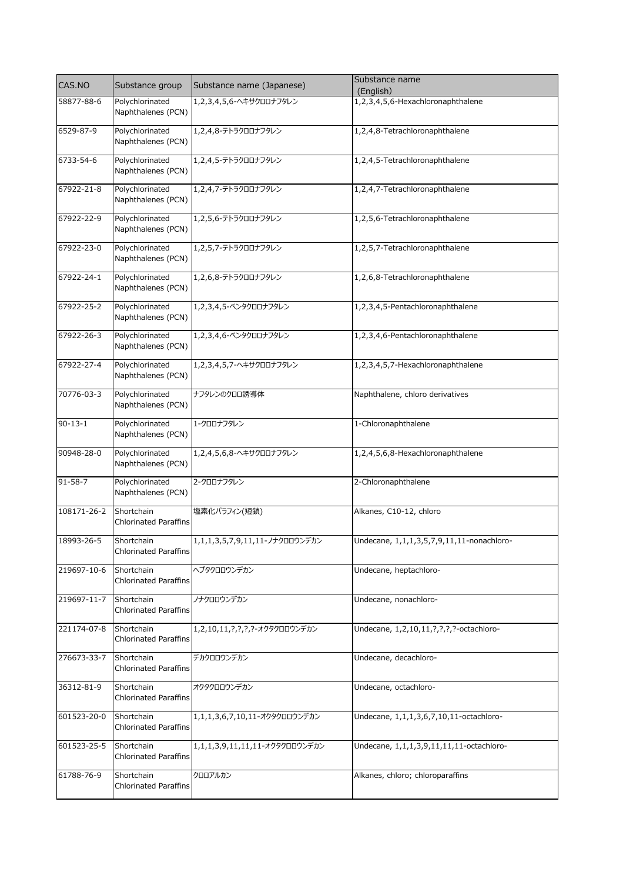| CAS.NO | Substance group | Substance name (Japanese) | Substance name (English) |
|---|---|---|---|
| 58877-88-6 | Polychlorinated Naphthalenes (PCN) | 1,2,3,4,5,6-ヘキサクロロナフタレン | 1,2,3,4,5,6-Hexachloronaphthalene |
| 6529-87-9 | Polychlorinated Naphthalenes (PCN) | 1,2,4,8-テトラクロロナフタレン | 1,2,4,8-Tetrachloronaphthalene |
| 6733-54-6 | Polychlorinated Naphthalenes (PCN) | 1,2,4,5-テトラクロロナフタレン | 1,2,4,5-Tetrachloronaphthalene |
| 67922-21-8 | Polychlorinated Naphthalenes (PCN) | 1,2,4,7-テトラクロロナフタレン | 1,2,4,7-Tetrachloronaphthalene |
| 67922-22-9 | Polychlorinated Naphthalenes (PCN) | 1,2,5,6-テトラクロロナフタレン | 1,2,5,6-Tetrachloronaphthalene |
| 67922-23-0 | Polychlorinated Naphthalenes (PCN) | 1,2,5,7-テトラクロロナフタレン | 1,2,5,7-Tetrachloronaphthalene |
| 67922-24-1 | Polychlorinated Naphthalenes (PCN) | 1,2,6,8-テトラクロロナフタレン | 1,2,6,8-Tetrachloronaphthalene |
| 67922-25-2 | Polychlorinated Naphthalenes (PCN) | 1,2,3,4,5-ペンタクロロナフタレン | 1,2,3,4,5-Pentachloronaphthalene |
| 67922-26-3 | Polychlorinated Naphthalenes (PCN) | 1,2,3,4,6-ペンタクロロナフタレン | 1,2,3,4,6-Pentachloronaphthalene |
| 67922-27-4 | Polychlorinated Naphthalenes (PCN) | 1,2,3,4,5,7-ヘキサクロロナフタレン | 1,2,3,4,5,7-Hexachloronaphthalene |
| 70776-03-3 | Polychlorinated Naphthalenes (PCN) | ナフタレンのクロロ誘導体 | Naphthalene, chloro derivatives |
| 90-13-1 | Polychlorinated Naphthalenes (PCN) | 1-クロロナフタレン | 1-Chloronaphthalene |
| 90948-28-0 | Polychlorinated Naphthalenes (PCN) | 1,2,4,5,6,8-ヘキサクロロナフタレン | 1,2,4,5,6,8-Hexachloronaphthalene |
| 91-58-7 | Polychlorinated Naphthalenes (PCN) | 2-クロロナフタレン | 2-Chloronaphthalene |
| 108171-26-2 | Shortchain Chlorinated Paraffins | 塩素化パラフィン(短鎖) | Alkanes, C10-12, chloro |
| 18993-26-5 | Shortchain Chlorinated Paraffins | 1,1,1,3,5,7,9,11,11-ノナクロロウンデカン | Undecane, 1,1,1,3,5,7,9,11,11-nonachloro- |
| 219697-10-6 | Shortchain Chlorinated Paraffins | ヘプタクロロウンデカン | Undecane, heptachloro- |
| 219697-11-7 | Shortchain Chlorinated Paraffins | ノナクロロウンデカン | Undecane, nonachloro- |
| 221174-07-8 | Shortchain Chlorinated Paraffins | 1,2,10,11,?,?,?,?-オクタクロロウンデカン | Undecane, 1,2,10,11,?,?,?,?-octachloro- |
| 276673-33-7 | Shortchain Chlorinated Paraffins | デカクロロウンデカン | Undecane, decachloro- |
| 36312-81-9 | Shortchain Chlorinated Paraffins | オクタクロロウンデカン | Undecane, octachloro- |
| 601523-20-0 | Shortchain Chlorinated Paraffins | 1,1,1,3,6,7,10,11-オクタクロロウンデカン | Undecane, 1,1,1,3,6,7,10,11-octachloro- |
| 601523-25-5 | Shortchain Chlorinated Paraffins | 1,1,1,3,9,11,11,11-オクタクロロウンデカン | Undecane, 1,1,1,3,9,11,11,11-octachloro- |
| 61788-76-9 | Shortchain Chlorinated Paraffins | クロロアルカン | Alkanes, chloro; chloroparaffins |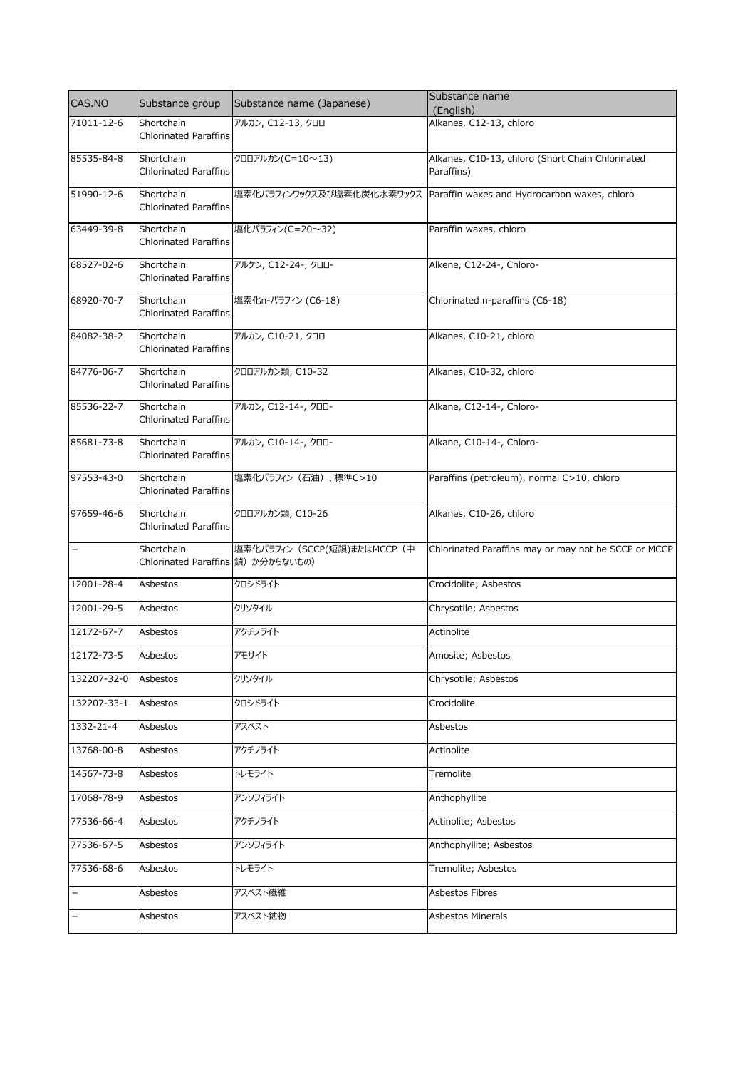| CAS.NO | Substance group | Substance name (Japanese) | Substance name (English) |
| --- | --- | --- | --- |
| 71011-12-6 | Shortchain Chlorinated Paraffins | アルカン, C12-13, クロロ | Alkanes, C12-13, chloro |
| 85535-84-8 | Shortchain Chlorinated Paraffins | クロロアルカン(C=10～13) | Alkanes, C10-13, chloro (Short Chain Chlorinated Paraffins) |
| 51990-12-6 | Shortchain Chlorinated Paraffins | 塩素化パラフィンワックス及び塩素化炭化水素ワックス | Paraffin waxes and Hydrocarbon waxes, chloro |
| 63449-39-8 | Shortchain Chlorinated Paraffins | 塩化パラフィン(C=20～32) | Paraffin waxes, chloro |
| 68527-02-6 | Shortchain Chlorinated Paraffins | アルケン, C12-24-, クロロ- | Alkene, C12-24-, Chloro- |
| 68920-70-7 | Shortchain Chlorinated Paraffins | 塩素化n-パラフィン (C6-18) | Chlorinated n-paraffins (C6-18) |
| 84082-38-2 | Shortchain Chlorinated Paraffins | アルカン, C10-21, クロロ | Alkanes, C10-21, chloro |
| 84776-06-7 | Shortchain Chlorinated Paraffins | クロロアルカン類, C10-32 | Alkanes, C10-32, chloro |
| 85536-22-7 | Shortchain Chlorinated Paraffins | アルカン, C12-14-, クロロ- | Alkane, C12-14-, Chloro- |
| 85681-73-8 | Shortchain Chlorinated Paraffins | アルカン, C10-14-, クロロ- | Alkane, C10-14-, Chloro- |
| 97553-43-0 | Shortchain Chlorinated Paraffins | 塩素化パラフィン（石油）、標準C>10 | Paraffins (petroleum), normal C>10, chloro |
| 97659-46-6 | Shortchain Chlorinated Paraffins | クロロアルカン類, C10-26 | Alkanes, C10-26, chloro |
| － | Shortchain Chlorinated Paraffins | 塩素化パラフィン（SCCP(短鎖)またはMCCP（中鎖）か分からないもの） | Chlorinated Paraffins may or may not be SCCP or MCCP |
| 12001-28-4 | Asbestos | クロシドライト | Crocidolite; Asbestos |
| 12001-29-5 | Asbestos | クリソタイル | Chrysotile; Asbestos |
| 12172-67-7 | Asbestos | アクチノライト | Actinolite |
| 12172-73-5 | Asbestos | アモサイト | Amosite; Asbestos |
| 132207-32-0 | Asbestos | クリソタイル | Chrysotile; Asbestos |
| 132207-33-1 | Asbestos | クロシドライト | Crocidolite |
| 1332-21-4 | Asbestos | アスベスト | Asbestos |
| 13768-00-8 | Asbestos | アクチノライト | Actinolite |
| 14567-73-8 | Asbestos | トレモライト | Tremolite |
| 17068-78-9 | Asbestos | アンソフィライト | Anthophyllite |
| 77536-66-4 | Asbestos | アクチノライト | Actinolite; Asbestos |
| 77536-67-5 | Asbestos | アンソフィライト | Anthophyllite; Asbestos |
| 77536-68-6 | Asbestos | トレモライト | Tremolite; Asbestos |
| － | Asbestos | アスベスト繊維 | Asbestos Fibres |
| － | Asbestos | アスベスト鉱物 | Asbestos Minerals |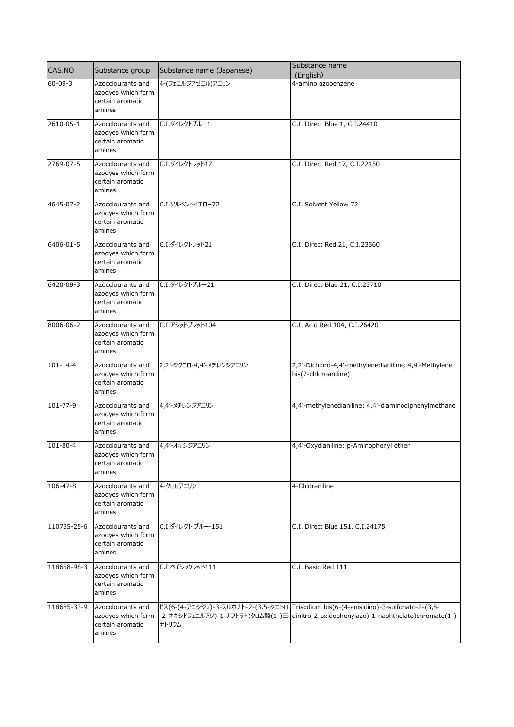| CAS.NO | Substance group | Substance name (Japanese) | Substance name (English) |
| --- | --- | --- | --- |
| 60-09-3 | Azocolourants and azodyes which form certain aromatic amines | 4-(フェニルジアゼニル)アニリン | 4-amino azobenzene |
| 2610-05-1 | Azocolourants and azodyes which form certain aromatic amines | C.I.ダイレクトブルー1 | C.I. Direct Blue 1, C.I.24410 |
| 2769-07-5 | Azocolourants and azodyes which form certain aromatic amines | C.I.ダイレクトレッド17 | C.I. Direct Red 17, C.I.22150 |
| 4645-07-2 | Azocolourants and azodyes which form certain aromatic amines | C.I.ソルベントイエロー72 | C.I. Solvent Yellow 72 |
| 6406-01-5 | Azocolourants and azodyes which form certain aromatic amines | C.I.ダイレクトレッド21 | C.I. Direct Red 21, C.I.23560 |
| 6420-09-3 | Azocolourants and azodyes which form certain aromatic amines | C.I.ダイレクトブルー21 | C.I. Direct Blue 21, C.I.23710 |
| 8006-06-2 | Azocolourants and azodyes which form certain aromatic amines | C.I.アシッドブレッド104 | C.I. Acid Red 104, C.I.26420 |
| 101-14-4 | Azocolourants and azodyes which form certain aromatic amines | 2,2'-ジクロロ-4,4'-メチレンジアニリン | 2,2'-Dichloro-4,4'-methylenedianiline; 4,4'-Methylene bis(2-chloroaniline) |
| 101-77-9 | Azocolourants and azodyes which form certain aromatic amines | 4,4'-メチレンジアニリン | 4,4'-methylenedianiline; 4,4'-diaminodiphenylmethane |
| 101-80-4 | Azocolourants and azodyes which form certain aromatic amines | 4,4'-オキシジアニリン | 4,4'-Oxydianiline; p-Aminophenyl ether |
| 106-47-8 | Azocolourants and azodyes which form certain aromatic amines | 4-クロロアニリン | 4-Chloraniline |
| 110735-25-6 | Azocolourants and azodyes which form certain aromatic amines | C.I.ダイレクト ブルー-151 | C.I. Direct Blue 151, C.I.24175 |
| 118658-98-3 | Azocolourants and azodyes which form certain aromatic amines | C.I.ベイシックレッド111 | C.I. Basic Red 111 |
| 118685-33-9 | Azocolourants and azodyes which form certain aromatic amines | ビス(6-(4-アニシジノ)-3-スルホナト-2-(3,5-ジニトロ-2-オキシドフェニルアゾ)-1-ナフトラト)クロム酸(1-)三ナトリウム | Trisodium bis(6-(4-anisidino)-3-sulfonato-2-(3,5-dinitro-2-oxidophenylazo)-1-naphtholato)chromate(1-) |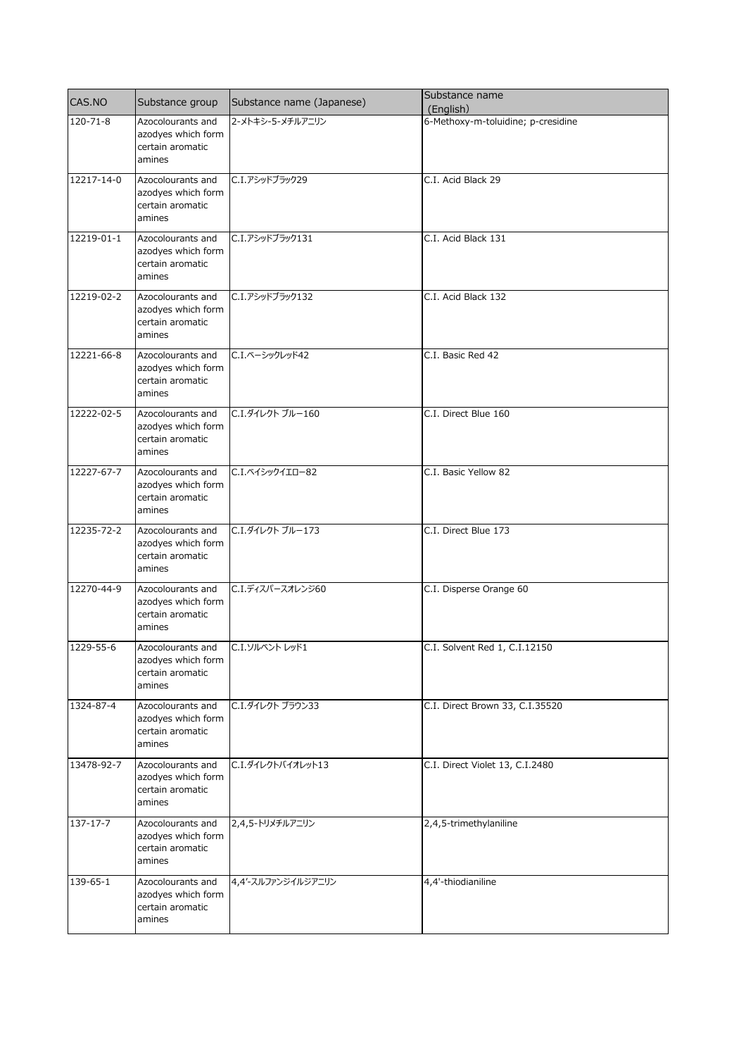| CAS.NO | Substance group | Substance name (Japanese) | Substance name (English) |
| --- | --- | --- | --- |
| 120-71-8 | Azocolourants and azodyes which form certain aromatic amines | 2-メトキシ-5-メチルアニリン | 6-Methoxy-m-toluidine; p-cresidine |
| 12217-14-0 | Azocolourants and azodyes which form certain aromatic amines | C.I.アシッドブラック29 | C.I. Acid Black 29 |
| 12219-01-1 | Azocolourants and azodyes which form certain aromatic amines | C.I.アシッドブラック131 | C.I. Acid Black 131 |
| 12219-02-2 | Azocolourants and azodyes which form certain aromatic amines | C.I.アシッドブラック132 | C.I. Acid Black 132 |
| 12221-66-8 | Azocolourants and azodyes which form certain aromatic amines | C.I.ベーシックレッド42 | C.I. Basic Red 42 |
| 12222-02-5 | Azocolourants and azodyes which form certain aromatic amines | C.I.ダイレクト ブルー160 | C.I. Direct Blue 160 |
| 12227-67-7 | Azocolourants and azodyes which form certain aromatic amines | C.I.ベイシックイエロー82 | C.I. Basic Yellow 82 |
| 12235-72-2 | Azocolourants and azodyes which form certain aromatic amines | C.I.ダイレクト ブルー173 | C.I. Direct Blue 173 |
| 12270-44-9 | Azocolourants and azodyes which form certain aromatic amines | C.I.ディスパースオレンジ60 | C.I. Disperse Orange 60 |
| 1229-55-6 | Azocolourants and azodyes which form certain aromatic amines | C.I.ソルベント レッド1 | C.I. Solvent Red 1, C.I.12150 |
| 1324-87-4 | Azocolourants and azodyes which form certain aromatic amines | C.I.ダイレクト ブラウン33 | C.I. Direct Brown 33, C.I.35520 |
| 13478-92-7 | Azocolourants and azodyes which form certain aromatic amines | C.I.ダイレクトバイオレット13 | C.I. Direct Violet 13, C.I.2480 |
| 137-17-7 | Azocolourants and azodyes which form certain aromatic amines | 2,4,5-トリメチルアニリン | 2,4,5-trimethylaniline |
| 139-65-1 | Azocolourants and azodyes which form certain aromatic amines | 4,4'-スルファンジイルジアニリン | 4,4'-thiodianiline |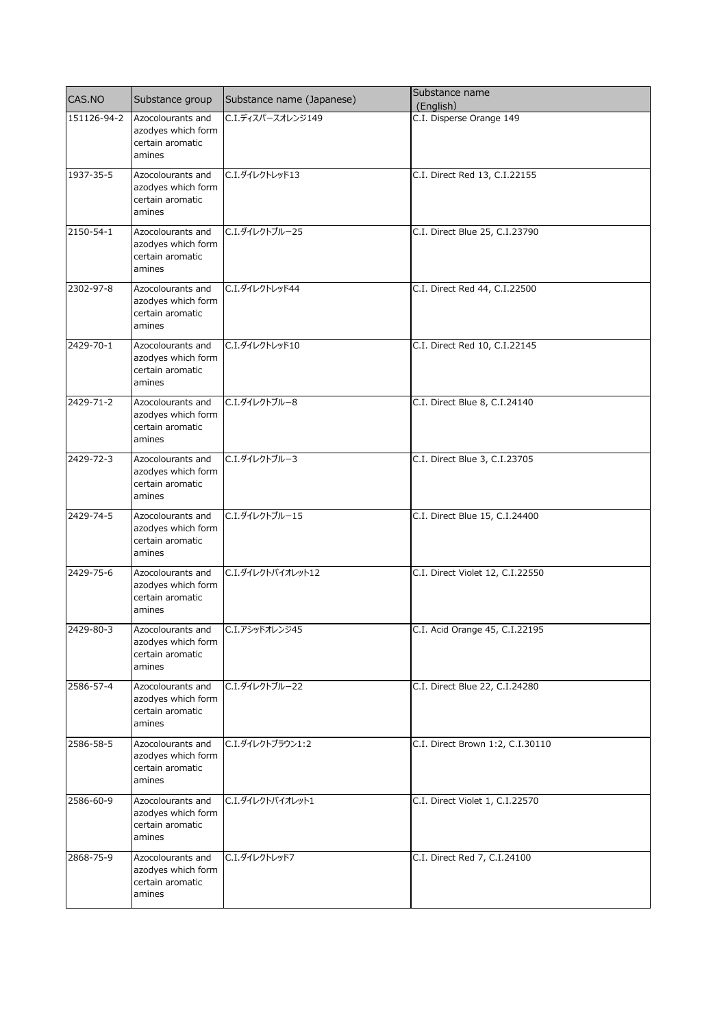| CAS.NO | Substance group | Substance name (Japanese) | Substance name (English) |
| --- | --- | --- | --- |
| 151126-94-2 | Azocolourants and azodyes which form certain aromatic amines | C.I.ディスパースオレンジ149 | C.I. Disperse Orange 149 |
| 1937-35-5 | Azocolourants and azodyes which form certain aromatic amines | C.I.ダイレクトレッド13 | C.I. Direct Red 13, C.I.22155 |
| 2150-54-1 | Azocolourants and azodyes which form certain aromatic amines | C.I.ダイレクトブルー25 | C.I. Direct Blue 25, C.I.23790 |
| 2302-97-8 | Azocolourants and azodyes which form certain aromatic amines | C.I.ダイレクトレッド44 | C.I. Direct Red 44, C.I.22500 |
| 2429-70-1 | Azocolourants and azodyes which form certain aromatic amines | C.I.ダイレクトレッド10 | C.I. Direct Red 10, C.I.22145 |
| 2429-71-2 | Azocolourants and azodyes which form certain aromatic amines | C.I.ダイレクトブルー8 | C.I. Direct Blue 8, C.I.24140 |
| 2429-72-3 | Azocolourants and azodyes which form certain aromatic amines | C.I.ダイレクトブルー3 | C.I. Direct Blue 3, C.I.23705 |
| 2429-74-5 | Azocolourants and azodyes which form certain aromatic amines | C.I.ダイレクトブルー15 | C.I. Direct Blue 15, C.I.24400 |
| 2429-75-6 | Azocolourants and azodyes which form certain aromatic amines | C.I.ダイレクトバイオレット12 | C.I. Direct Violet 12, C.I.22550 |
| 2429-80-3 | Azocolourants and azodyes which form certain aromatic amines | C.I.アシッドオレンジ45 | C.I. Acid Orange 45, C.I.22195 |
| 2586-57-4 | Azocolourants and azodyes which form certain aromatic amines | C.I.ダイレクトブルー22 | C.I. Direct Blue 22, C.I.24280 |
| 2586-58-5 | Azocolourants and azodyes which form certain aromatic amines | C.I.ダイレクトブラウン1:2 | C.I. Direct Brown 1:2, C.I.30110 |
| 2586-60-9 | Azocolourants and azodyes which form certain aromatic amines | C.I.ダイレクトバイオレット1 | C.I. Direct Violet 1, C.I.22570 |
| 2868-75-9 | Azocolourants and azodyes which form certain aromatic amines | C.I.ダイレクトレッド7 | C.I. Direct Red 7, C.I.24100 |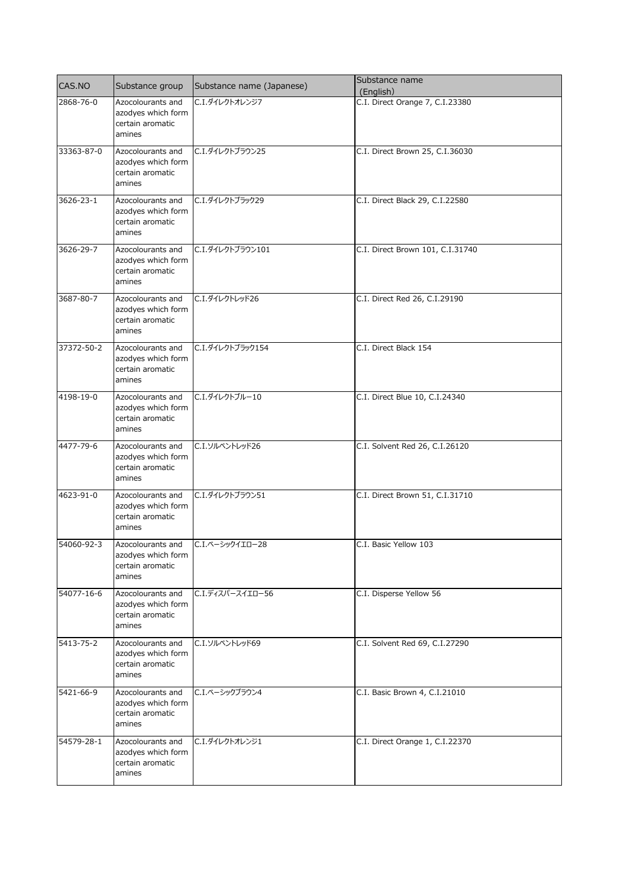| CAS.NO | Substance group | Substance name (Japanese) | Substance name (English) |
| --- | --- | --- | --- |
| 2868-76-0 | Azocolourants and azodyes which form certain aromatic amines | C.I.ダイレクトオレンジ7 | C.I. Direct Orange 7, C.I.23380 |
| 33363-87-0 | Azocolourants and azodyes which form certain aromatic amines | C.I.ダイレクトブラウン25 | C.I. Direct Brown 25, C.I.36030 |
| 3626-23-1 | Azocolourants and azodyes which form certain aromatic amines | C.I.ダイレクトブラック29 | C.I. Direct Black 29, C.I.22580 |
| 3626-29-7 | Azocolourants and azodyes which form certain aromatic amines | C.I.ダイレクトブラウン101 | C.I. Direct Brown 101, C.I.31740 |
| 3687-80-7 | Azocolourants and azodyes which form certain aromatic amines | C.I.ダイレクトレッド26 | C.I. Direct Red 26, C.I.29190 |
| 37372-50-2 | Azocolourants and azodyes which form certain aromatic amines | C.I.ダイレクトブラック154 | C.I. Direct Black 154 |
| 4198-19-0 | Azocolourants and azodyes which form certain aromatic amines | C.I.ダイレクトブルー10 | C.I. Direct Blue 10, C.I.24340 |
| 4477-79-6 | Azocolourants and azodyes which form certain aromatic amines | C.I.ソルベントレッド26 | C.I. Solvent Red 26, C.I.26120 |
| 4623-91-0 | Azocolourants and azodyes which form certain aromatic amines | C.I.ダイレクトブラウン51 | C.I. Direct Brown 51, C.I.31710 |
| 54060-92-3 | Azocolourants and azodyes which form certain aromatic amines | C.I.ベーシックイエロー28 | C.I. Basic Yellow 103 |
| 54077-16-6 | Azocolourants and azodyes which form certain aromatic amines | C.I.ディスパースイエロー56 | C.I. Disperse Yellow 56 |
| 5413-75-2 | Azocolourants and azodyes which form certain aromatic amines | C.I.ソルベントレッド69 | C.I. Solvent Red 69, C.I.27290 |
| 5421-66-9 | Azocolourants and azodyes which form certain aromatic amines | C.I.ベーシックブラウン4 | C.I. Basic Brown 4, C.I.21010 |
| 54579-28-1 | Azocolourants and azodyes which form certain aromatic amines | C.I.ダイレクトオレンジ1 | C.I. Direct Orange 1, C.I.22370 |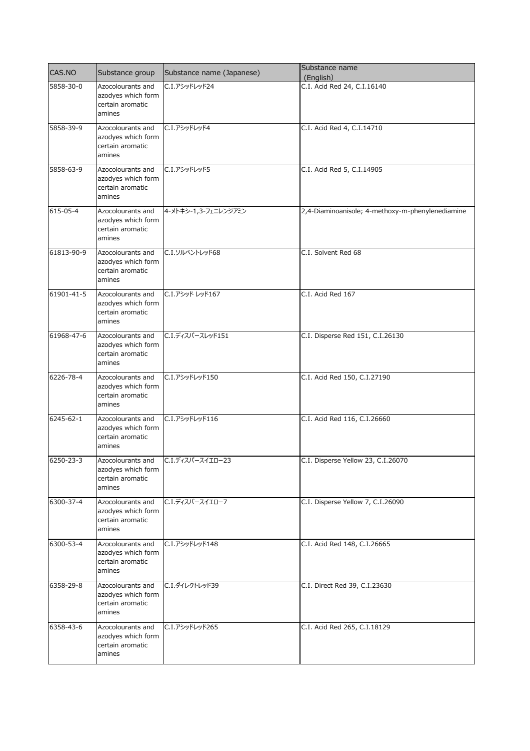| CAS.NO | Substance group | Substance name (Japanese) | Substance name (English) |
|---|---|---|---|
| 5858-30-0 | Azocolourants and azodyes which form certain aromatic amines | C.I.アシッドレッド24 | C.I. Acid Red 24, C.I.16140 |
| 5858-39-9 | Azocolourants and azodyes which form certain aromatic amines | C.I.アシッドレッド4 | C.I. Acid Red 4, C.I.14710 |
| 5858-63-9 | Azocolourants and azodyes which form certain aromatic amines | C.I.アシッドレッド5 | C.I. Acid Red 5, C.I.14905 |
| 615-05-4 | Azocolourants and azodyes which form certain aromatic amines | 4-メトキシ-1,3-フェニレンジアミン | 2,4-Diaminoanisole; 4-methoxy-m-phenylenediamine |
| 61813-90-9 | Azocolourants and azodyes which form certain aromatic amines | C.I.ソルベントレッド68 | C.I. Solvent Red 68 |
| 61901-41-5 | Azocolourants and azodyes which form certain aromatic amines | C.I.アシッド レッド167 | C.I. Acid Red 167 |
| 61968-47-6 | Azocolourants and azodyes which form certain aromatic amines | C.I.ディスパースレッド151 | C.I. Disperse Red 151, C.I.26130 |
| 6226-78-4 | Azocolourants and azodyes which form certain aromatic amines | C.I.アシッドレッド150 | C.I. Acid Red 150, C.I.27190 |
| 6245-62-1 | Azocolourants and azodyes which form certain aromatic amines | C.I.アシッドレッド116 | C.I. Acid Red 116, C.I.26660 |
| 6250-23-3 | Azocolourants and azodyes which form certain aromatic amines | C.I.ディスパースイエロー23 | C.I. Disperse Yellow 23, C.I.26070 |
| 6300-37-4 | Azocolourants and azodyes which form certain aromatic amines | C.I.ディスパースイエロー7 | C.I. Disperse Yellow 7, C.I.26090 |
| 6300-53-4 | Azocolourants and azodyes which form certain aromatic amines | C.I.アシッドレッド148 | C.I. Acid Red 148, C.I.26665 |
| 6358-29-8 | Azocolourants and azodyes which form certain aromatic amines | C.I.ダイレクトレッド39 | C.I. Direct Red 39, C.I.23630 |
| 6358-43-6 | Azocolourants and azodyes which form certain aromatic amines | C.I.アシッドレッド265 | C.I. Acid Red 265, C.I.18129 |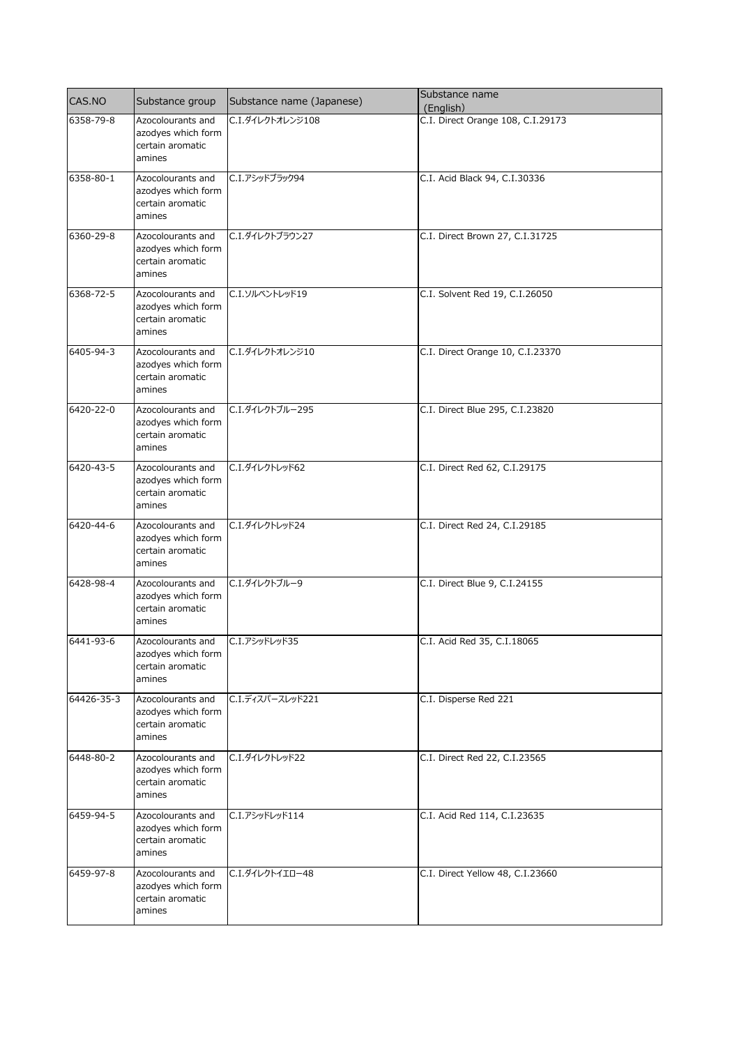| CAS.NO | Substance group | Substance name (Japanese) | Substance name (English) |
| --- | --- | --- | --- |
| 6358-79-8 | Azocolourants and azodyes which form certain aromatic amines | C.I.ダイレクトオレンジ108 | C.I. Direct Orange 108, C.I.29173 |
| 6358-80-1 | Azocolourants and azodyes which form certain aromatic amines | C.I.アシッドブラック94 | C.I. Acid Black 94, C.I.30336 |
| 6360-29-8 | Azocolourants and azodyes which form certain aromatic amines | C.I.ダイレクトブラウン27 | C.I. Direct Brown 27, C.I.31725 |
| 6368-72-5 | Azocolourants and azodyes which form certain aromatic amines | C.I.ソルベントレッド19 | C.I. Solvent Red 19, C.I.26050 |
| 6405-94-3 | Azocolourants and azodyes which form certain aromatic amines | C.I.ダイレクトオレンジ10 | C.I. Direct Orange 10, C.I.23370 |
| 6420-22-0 | Azocolourants and azodyes which form certain aromatic amines | C.I.ダイレクトブルー295 | C.I. Direct Blue 295, C.I.23820 |
| 6420-43-5 | Azocolourants and azodyes which form certain aromatic amines | C.I.ダイレクトレッド62 | C.I. Direct Red 62, C.I.29175 |
| 6420-44-6 | Azocolourants and azodyes which form certain aromatic amines | C.I.ダイレクトレッド24 | C.I. Direct Red 24, C.I.29185 |
| 6428-98-4 | Azocolourants and azodyes which form certain aromatic amines | C.I.ダイレクトブルー9 | C.I. Direct Blue 9, C.I.24155 |
| 6441-93-6 | Azocolourants and azodyes which form certain aromatic amines | C.I.アシッドレッド35 | C.I. Acid Red 35, C.I.18065 |
| 64426-35-3 | Azocolourants and azodyes which form certain aromatic amines | C.I.ディスパースレッド221 | C.I. Disperse Red 221 |
| 6448-80-2 | Azocolourants and azodyes which form certain aromatic amines | C.I.ダイレクトレッド22 | C.I. Direct Red 22, C.I.23565 |
| 6459-94-5 | Azocolourants and azodyes which form certain aromatic amines | C.I.アシッドレッド114 | C.I. Acid Red 114, C.I.23635 |
| 6459-97-8 | Azocolourants and azodyes which form certain aromatic amines | C.I.ダイレクトイエロー48 | C.I. Direct Yellow 48, C.I.23660 |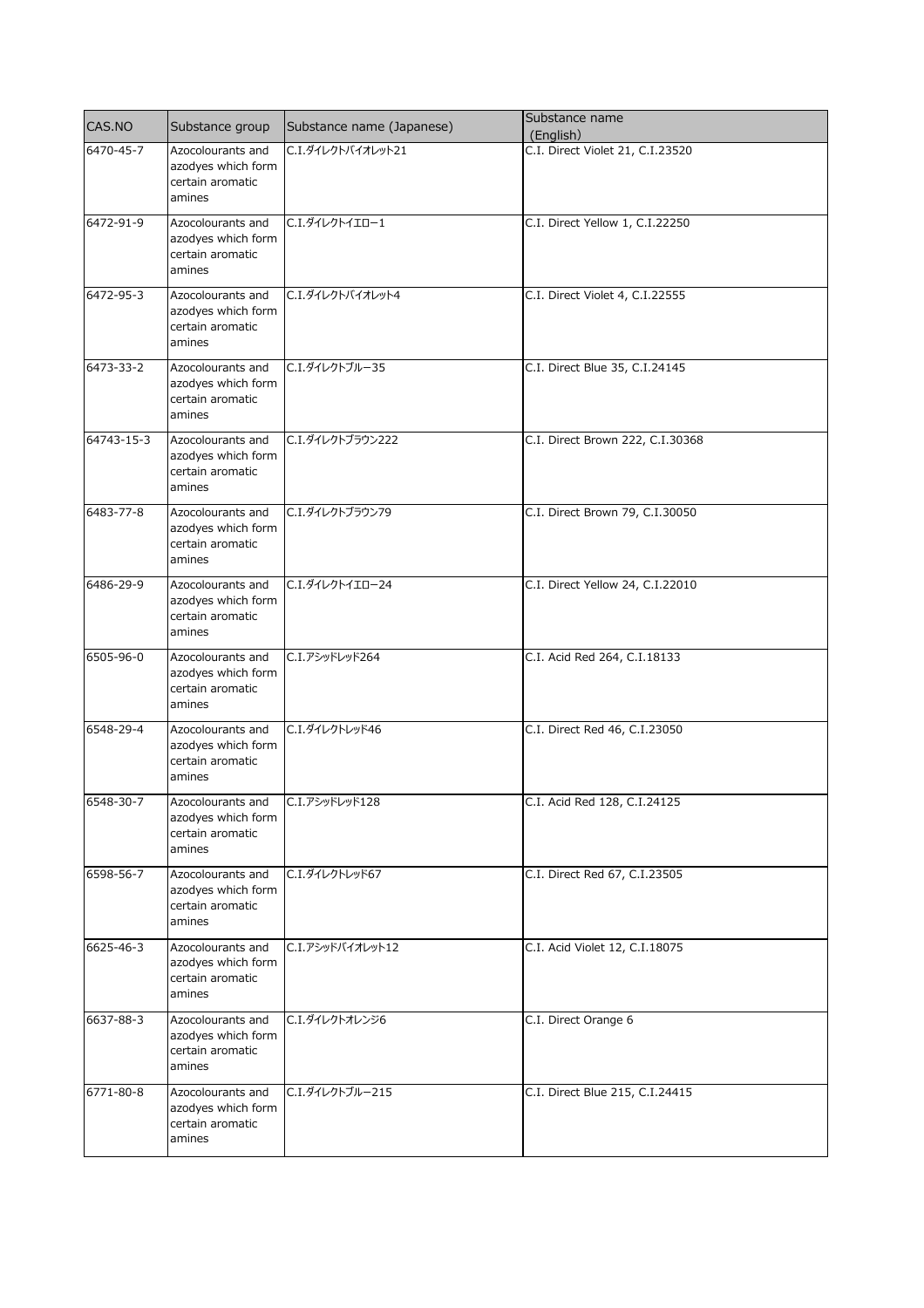| CAS.NO | Substance group | Substance name (Japanese) | Substance name (English) |
| --- | --- | --- | --- |
| 6470-45-7 | Azocolourants and azodyes which form certain aromatic amines | C.I.ダイレクトバイオレット21 | C.I. Direct Violet 21, C.I.23520 |
| 6472-91-9 | Azocolourants and azodyes which form certain aromatic amines | C.I.ダイレクトイエロー1 | C.I. Direct Yellow 1, C.I.22250 |
| 6472-95-3 | Azocolourants and azodyes which form certain aromatic amines | C.I.ダイレクトバイオレット4 | C.I. Direct Violet 4, C.I.22555 |
| 6473-33-2 | Azocolourants and azodyes which form certain aromatic amines | C.I.ダイレクトブルー35 | C.I. Direct Blue 35, C.I.24145 |
| 64743-15-3 | Azocolourants and azodyes which form certain aromatic amines | C.I.ダイレクトブラウン222 | C.I. Direct Brown 222, C.I.30368 |
| 6483-77-8 | Azocolourants and azodyes which form certain aromatic amines | C.I.ダイレクトブラウン79 | C.I. Direct Brown 79, C.I.30050 |
| 6486-29-9 | Azocolourants and azodyes which form certain aromatic amines | C.I.ダイレクトイエロー24 | C.I. Direct Yellow 24, C.I.22010 |
| 6505-96-0 | Azocolourants and azodyes which form certain aromatic amines | C.I.アシッドレッド264 | C.I. Acid Red 264, C.I.18133 |
| 6548-29-4 | Azocolourants and azodyes which form certain aromatic amines | C.I.ダイレクトレッド46 | C.I. Direct Red 46, C.I.23050 |
| 6548-30-7 | Azocolourants and azodyes which form certain aromatic amines | C.I.アシッドレッド128 | C.I. Acid Red 128, C.I.24125 |
| 6598-56-7 | Azocolourants and azodyes which form certain aromatic amines | C.I.ダイレクトレッド67 | C.I. Direct Red 67, C.I.23505 |
| 6625-46-3 | Azocolourants and azodyes which form certain aromatic amines | C.I.アシッドバイオレット12 | C.I. Acid Violet 12, C.I.18075 |
| 6637-88-3 | Azocolourants and azodyes which form certain aromatic amines | C.I.ダイレクトオレンジ6 | C.I. Direct Orange 6 |
| 6771-80-8 | Azocolourants and azodyes which form certain aromatic amines | C.I.ダイレクトブルー215 | C.I. Direct Blue 215, C.I.24415 |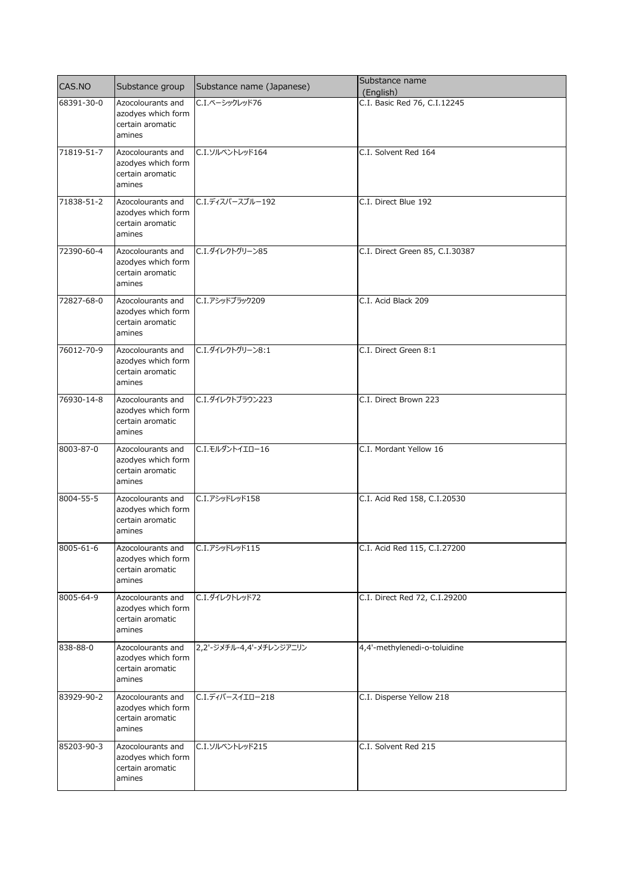| CAS.NO | Substance group | Substance name (Japanese) | Substance name (English) |
| --- | --- | --- | --- |
| 68391-30-0 | Azocolourants and azodyes which form certain aromatic amines | C.I.ベーシックレッド76 | C.I. Basic Red 76, C.I.12245 |
| 71819-51-7 | Azocolourants and azodyes which form certain aromatic amines | C.I.ソルベントレッド164 | C.I. Solvent Red 164 |
| 71838-51-2 | Azocolourants and azodyes which form certain aromatic amines | C.I.ディスパースブルー192 | C.I. Direct Blue 192 |
| 72390-60-4 | Azocolourants and azodyes which form certain aromatic amines | C.I.ダイレクトグリーン85 | C.I. Direct Green 85, C.I.30387 |
| 72827-68-0 | Azocolourants and azodyes which form certain aromatic amines | C.I.アシッドブラック209 | C.I. Acid Black 209 |
| 76012-70-9 | Azocolourants and azodyes which form certain aromatic amines | C.I.ダイレクトグリーン8:1 | C.I. Direct Green 8:1 |
| 76930-14-8 | Azocolourants and azodyes which form certain aromatic amines | C.I.ダイレクトブラウン223 | C.I. Direct Brown 223 |
| 8003-87-0 | Azocolourants and azodyes which form certain aromatic amines | C.I.モルダントイエロー16 | C.I. Mordant Yellow 16 |
| 8004-55-5 | Azocolourants and azodyes which form certain aromatic amines | C.I.アシッドレッド158 | C.I. Acid Red 158, C.I.20530 |
| 8005-61-6 | Azocolourants and azodyes which form certain aromatic amines | C.I.アシッドレッド115 | C.I. Acid Red 115, C.I.27200 |
| 8005-64-9 | Azocolourants and azodyes which form certain aromatic amines | C.I.ダイレクトレッド72 | C.I. Direct Red 72, C.I.29200 |
| 838-88-0 | Azocolourants and azodyes which form certain aromatic amines | 2,2'-ジメチル-4,4'-メチレンジアニリン | 4,4'-methylenedi-o-toluidine |
| 83929-90-2 | Azocolourants and azodyes which form certain aromatic amines | C.I.ディパースイエロー218 | C.I. Disperse Yellow 218 |
| 85203-90-3 | Azocolourants and azodyes which form certain aromatic amines | C.I.ソルベントレッド215 | C.I. Solvent Red 215 |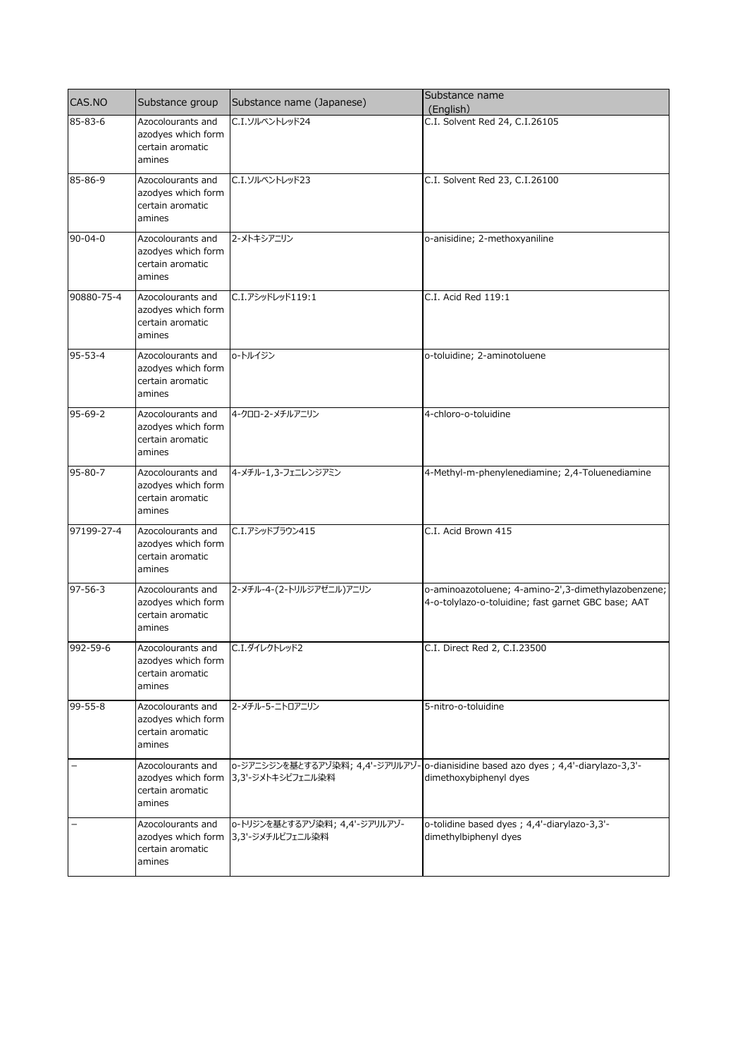| CAS.NO | Substance group | Substance name (Japanese) | Substance name (English) |
| --- | --- | --- | --- |
| 85-83-6 | Azocolourants and azodyes which form certain aromatic amines | C.I.ソルベントレッド24 | C.I. Solvent Red 24, C.I.26105 |
| 85-86-9 | Azocolourants and azodyes which form certain aromatic amines | C.I.ソルベントレッド23 | C.I. Solvent Red 23, C.I.26100 |
| 90-04-0 | Azocolourants and azodyes which form certain aromatic amines | 2-メトキシアニリン | o-anisidine; 2-methoxyaniline |
| 90880-75-4 | Azocolourants and azodyes which form certain aromatic amines | C.I.アシッドレッド119:1 | C.I. Acid Red 119:1 |
| 95-53-4 | Azocolourants and azodyes which form certain aromatic amines | o-トルイジン | o-toluidine; 2-aminotoluene |
| 95-69-2 | Azocolourants and azodyes which form certain aromatic amines | 4-クロロ-2-メチルアニリン | 4-chloro-o-toluidine |
| 95-80-7 | Azocolourants and azodyes which form certain aromatic amines | 4-メチル-1,3-フェニレンジアミン | 4-Methyl-m-phenylenediamine; 2,4-Toluenediamine |
| 97199-27-4 | Azocolourants and azodyes which form certain aromatic amines | C.I.アシッドブラウン415 | C.I. Acid Brown 415 |
| 97-56-3 | Azocolourants and azodyes which form certain aromatic amines | 2-メチル-4-(2-トリルジアゼニル)アニリン | o-aminoazotoluene; 4-amino-2',3-dimethylazobenzene; 4-o-tolylazo-o-toluidine; fast garnet GBC base; AAT |
| 992-59-6 | Azocolourants and azodyes which form certain aromatic amines | C.I.ダイレクトレッド2 | C.I. Direct Red 2, C.I.23500 |
| 99-55-8 | Azocolourants and azodyes which form certain aromatic amines | 2-メチル-5-ニトロアニリン | 5-nitro-o-toluidine |
| − | Azocolourants and azodyes which form certain aromatic amines | o-ジアニシジンを基とするアゾ染料; 4,4'-ジアリルアゾ-3,3'-ジメトキシビフェニル染料 | o-dianisidine based azo dyes ; 4,4'-diarylazo-3,3'-dimethoxybiphenyl dyes |
| − | Azocolourants and azodyes which form certain aromatic amines | o-トリジンを基とするアゾ染料; 4,4'-ジアリルアゾ-3,3'-ジメチルビフェニル染料 | o-tolidine based dyes ; 4,4'-diarylazo-3,3'-dimethylbiphenyl dyes |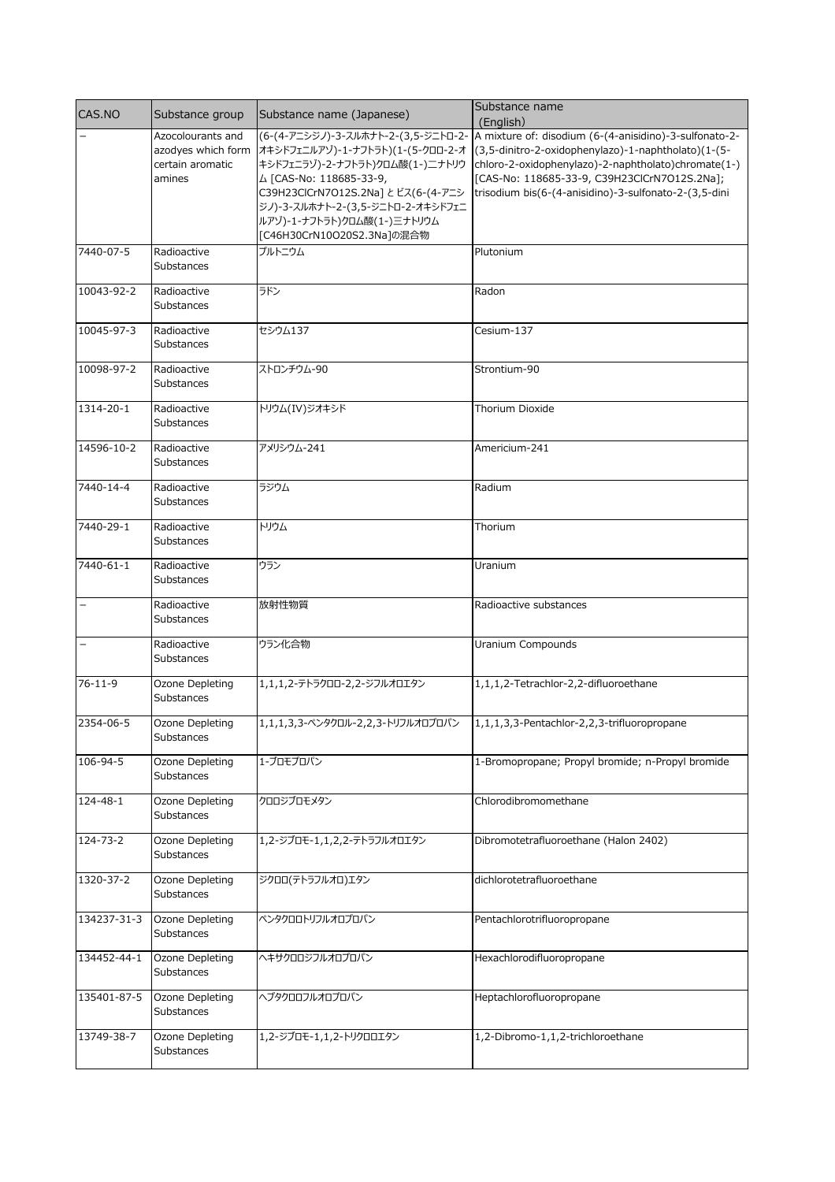| CAS.NO | Substance group | Substance name (Japanese) | Substance name (English) |
| --- | --- | --- | --- |
| – | Azocolourants and azodyes which form certain aromatic amines | (6-(4-アニシジノ)-3-スルホナト-2-(3,5-ジニトロ-2-オキシドフェニルアゾ)-1-ナフトラト)(1-(5-クロロ-2-オキシドフェニラゾ)-2-ナフトラト)クロム酸(1-)二ナトリウム [CAS-No: 118685-33-9, C39H23ClCrN7O12S.2Na] とビス(6-(4-アニシジノ)-3-スルホナト-2-(3,5-ジニトロ-2-オキシドフェニルアゾ)-1-ナフトラト)クロム酸(1-)三ナトリウム [C46H30CrN10O20S2.3Na]の混合物 | A mixture of: disodium (6-(4-anisidino)-3-sulfonato-2-(3,5-dinitro-2-oxidophenylazo)-1-naphtholato)(1-(5-chloro-2-oxidophenylazo)-2-naphtholato)chromate(1-) [CAS-No: 118685-33-9, C39H23ClCrN7O12S.2Na]; trisodium bis(6-(4-anisidino)-3-sulfonato-2-(3,5-dini |
| 7440-07-5 | Radioactive Substances | プルトニウム | Plutonium |
| 10043-92-2 | Radioactive Substances | ラドン | Radon |
| 10045-97-3 | Radioactive Substances | セシウム137 | Cesium-137 |
| 10098-97-2 | Radioactive Substances | ストロンチウム-90 | Strontium-90 |
| 1314-20-1 | Radioactive Substances | トリウム(IV)ジオキシド | Thorium Dioxide |
| 14596-10-2 | Radioactive Substances | アメリシウム-241 | Americium-241 |
| 7440-14-4 | Radioactive Substances | ラジウム | Radium |
| 7440-29-1 | Radioactive Substances | トリウム | Thorium |
| 7440-61-1 | Radioactive Substances | ウラン | Uranium |
| – | Radioactive Substances | 放射性物質 | Radioactive substances |
| – | Radioactive Substances | ウラン化合物 | Uranium Compounds |
| 76-11-9 | Ozone Depleting Substances | 1,1,1,2-テトラクロロ-2,2-ジフルオロエタン | 1,1,1,2-Tetrachlor-2,2-difluoroethane |
| 2354-06-5 | Ozone Depleting Substances | 1,1,1,3,3-ペンタクロル-2,2,3-トリフルオロプロパン | 1,1,1,3,3-Pentachlor-2,2,3-trifluoropropane |
| 106-94-5 | Ozone Depleting Substances | 1-ブロモプロパン | 1-Bromopropane; Propyl bromide; n-Propyl bromide |
| 124-48-1 | Ozone Depleting Substances | クロロジブロモメタン | Chlorodibromomethane |
| 124-73-2 | Ozone Depleting Substances | 1,2-ジブロモ-1,1,2,2-テトラフルオロエタン | Dibromotetrafluoroethane (Halon 2402) |
| 1320-37-2 | Ozone Depleting Substances | ジクロロ(テトラフルオロ)エタン | dichlorotetrafluoroethane |
| 134237-31-3 | Ozone Depleting Substances | ペンタクロロトリフルオロプロパン | Pentachlorotrifluoropropane |
| 134452-44-1 | Ozone Depleting Substances | ヘキサクロロジフルオロプロパン | Hexachlorodifluoropropane |
| 135401-87-5 | Ozone Depleting Substances | ヘプタクロロフルオロプロパン | Heptachlorofluoropropane |
| 13749-38-7 | Ozone Depleting Substances | 1,2-ジブロモ-1,1,2-トリクロロエタン | 1,2-Dibromo-1,1,2-trichloroethane |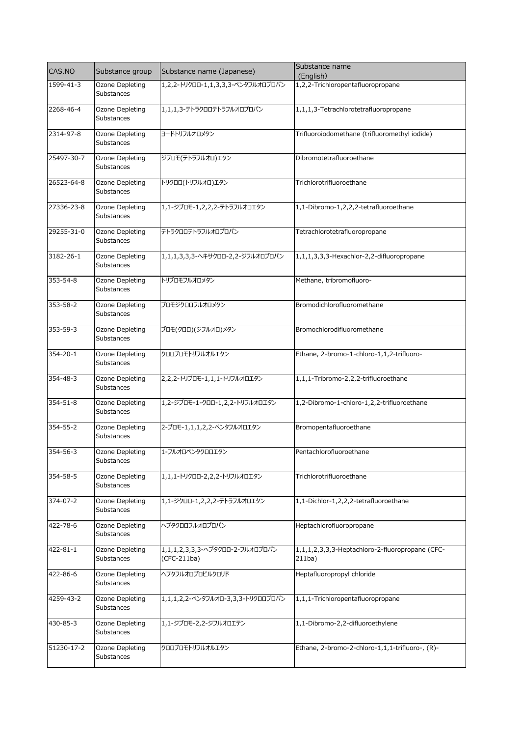| CAS.NO | Substance group | Substance name (Japanese) | Substance name (English) |
| --- | --- | --- | --- |
| 1599-41-3 | Ozone Depleting Substances | 1,2,2-トリクロロ-1,1,3,3,3-ペンタフルオロプロパン | 1,2,2-Trichloropentafluoropropane |
| 2268-46-4 | Ozone Depleting Substances | 1,1,1,3-テトラクロロテトラフルオロプロパン | 1,1,1,3-Tetrachlorotetrafluoropropane |
| 2314-97-8 | Ozone Depleting Substances | ヨードトリフルオロメタン | Trifluoroiodomethane (trifluoromethyl iodide) |
| 25497-30-7 | Ozone Depleting Substances | ジブロモ(テトラフルオロ)エタン | Dibromotetrafluoroethane |
| 26523-64-8 | Ozone Depleting Substances | トリクロロ(トリフルオロ)エタン | Trichlorotrifluoroethane |
| 27336-23-8 | Ozone Depleting Substances | 1,1-ジブロモ-1,2,2,2-テトラフルオロエタン | 1,1-Dibromo-1,2,2,2-tetrafluoroethane |
| 29255-31-0 | Ozone Depleting Substances | テトラクロロテトラフルオロプロパン | Tetrachlorotetrafluoropropane |
| 3182-26-1 | Ozone Depleting Substances | 1,1,1,3,3,3-ヘキサクロロ-2,2-ジフルオロプロパン | 1,1,1,3,3,3-Hexachlor-2,2-difluoropropane |
| 353-54-8 | Ozone Depleting Substances | トリブロモフルオロメタン | Methane, tribromofluoro- |
| 353-58-2 | Ozone Depleting Substances | ブロモジクロロフルオロメタン | Bromodichlorofluoromethane |
| 353-59-3 | Ozone Depleting Substances | ブロモ(クロロ)(ジフルオロ)メタン | Bromochlorodifluoromethane |
| 354-20-1 | Ozone Depleting Substances | クロロブロモトリフルオルエタン | Ethane, 2-bromo-1-chloro-1,1,2-trifluoro- |
| 354-48-3 | Ozone Depleting Substances | 2,2,2-トリブロモ-1,1,1-トリフルオロエタン | 1,1,1-Tribromo-2,2,2-trifluoroethane |
| 354-51-8 | Ozone Depleting Substances | 1,2-ジブロモ-1-クロロ-1,2,2-トリフルオロエタン | 1,2-Dibromo-1-chloro-1,2,2-trifluoroethane |
| 354-55-2 | Ozone Depleting Substances | 2-ブロモ-1,1,1,2,2-ペンタフルオロエタン | Bromopentafluoroethane |
| 354-56-3 | Ozone Depleting Substances | 1-フルオロペンタクロロエタン | Pentachlorofluoroethane |
| 354-58-5 | Ozone Depleting Substances | 1,1,1-トリクロロ-2,2,2-トリフルオロエタン | Trichlorotrifluoroethane |
| 374-07-2 | Ozone Depleting Substances | 1,1-ジクロロ-1,2,2,2-テトラフルオロエタン | 1,1-Dichlor-1,2,2,2-tetrafluoroethane |
| 422-78-6 | Ozone Depleting Substances | ヘプタクロロフルオロプロパン | Heptachlorofluoropropane |
| 422-81-1 | Ozone Depleting Substances | 1,1,1,2,3,3,3-ヘプタクロロ-2-フルオロプロパン (CFC-211ba) | 1,1,1,2,3,3,3-Heptachloro-2-fluoropropane (CFC-211ba) |
| 422-86-6 | Ozone Depleting Substances | ヘプタフルオロプロピルクロリド | Heptafluoropropyl chloride |
| 4259-43-2 | Ozone Depleting Substances | 1,1,1,2,2-ペンタフルオロ-3,3,3-トリクロロプロパン | 1,1,1-Trichloropentafluoropropane |
| 430-85-3 | Ozone Depleting Substances | 1,1-ジブロモ-2,2-ジフルオロエテン | 1,1-Dibromo-2,2-difluoroethylene |
| 51230-17-2 | Ozone Depleting Substances | クロロブロモトリフルオルエタン | Ethane, 2-bromo-2-chloro-1,1,1-trifluoro-, (R)- |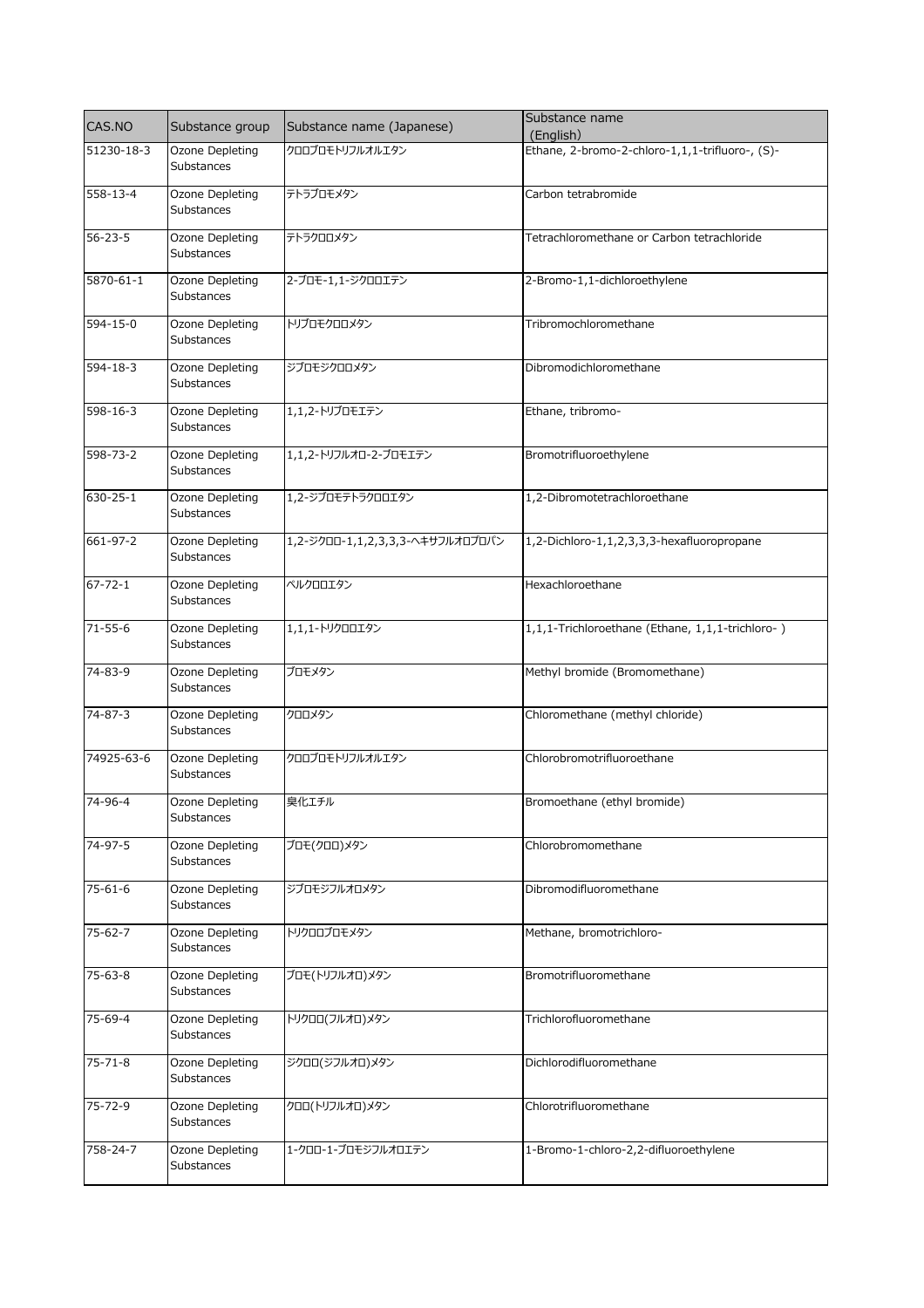| CAS.NO | Substance group | Substance name (Japanese) | Substance name (English) |
|---|---|---|---|
| 51230-18-3 | Ozone Depleting Substances | クロロブロモトリフルオルエタン | Ethane, 2-bromo-2-chloro-1,1,1-trifluoro-, (S)- |
| 558-13-4 | Ozone Depleting Substances | テトラブロモメタン | Carbon tetrabromide |
| 56-23-5 | Ozone Depleting Substances | テトラクロロメタン | Tetrachloromethane or Carbon tetrachloride |
| 5870-61-1 | Ozone Depleting Substances | 2-ブロモ-1,1-ジクロロエテン | 2-Bromo-1,1-dichloroethylene |
| 594-15-0 | Ozone Depleting Substances | トリブロモクロロメタン | Tribromochloromethane |
| 594-18-3 | Ozone Depleting Substances | ジブロモジクロロメタン | Dibromodichloromethane |
| 598-16-3 | Ozone Depleting Substances | 1,1,2-トリブロモエテン | Ethane, tribromo- |
| 598-73-2 | Ozone Depleting Substances | 1,1,2-トリフルオロ-2-ブロモエテン | Bromotrifluoroethylene |
| 630-25-1 | Ozone Depleting Substances | 1,2-ジブロモテトラクロロエタン | 1,2-Dibromotetrachloroethane |
| 661-97-2 | Ozone Depleting Substances | 1,2-ジクロロ-1,1,2,3,3,3-ヘキサフルオロプロパン | 1,2-Dichloro-1,1,2,3,3,3-hexafluoropropane |
| 67-72-1 | Ozone Depleting Substances | ペルクロロエタン | Hexachloroethane |
| 71-55-6 | Ozone Depleting Substances | 1,1,1-トリクロロエタン | 1,1,1-Trichloroethane (Ethane, 1,1,1-trichloro- ) |
| 74-83-9 | Ozone Depleting Substances | ブロモメタン | Methyl bromide (Bromomethane) |
| 74-87-3 | Ozone Depleting Substances | クロロメタン | Chloromethane (methyl chloride) |
| 74925-63-6 | Ozone Depleting Substances | クロロブロモトリフルオルエタン | Chlorobromotrifluoroethane |
| 74-96-4 | Ozone Depleting Substances | 臭化エチル | Bromoethane (ethyl bromide) |
| 74-97-5 | Ozone Depleting Substances | ブロモ(クロロ)メタン | Chlorobromomethane |
| 75-61-6 | Ozone Depleting Substances | ジブロモジフルオロメタン | Dibromodifluoromethane |
| 75-62-7 | Ozone Depleting Substances | トリクロロブロモメタン | Methane, bromotrichloro- |
| 75-63-8 | Ozone Depleting Substances | ブロモ(トリフルオロ)メタン | Bromotrifluoromethane |
| 75-69-4 | Ozone Depleting Substances | トリクロロ(フルオロ)メタン | Trichlorofluoromethane |
| 75-71-8 | Ozone Depleting Substances | ジクロロ(ジフルオロ)メタン | Dichlorodifluoromethane |
| 75-72-9 | Ozone Depleting Substances | クロロ(トリフルオロ)メタン | Chlorotrifluoromethane |
| 758-24-7 | Ozone Depleting Substances | 1-クロロ-1-ブロモジフルオロエテン | 1-Bromo-1-chloro-2,2-difluoroethylene |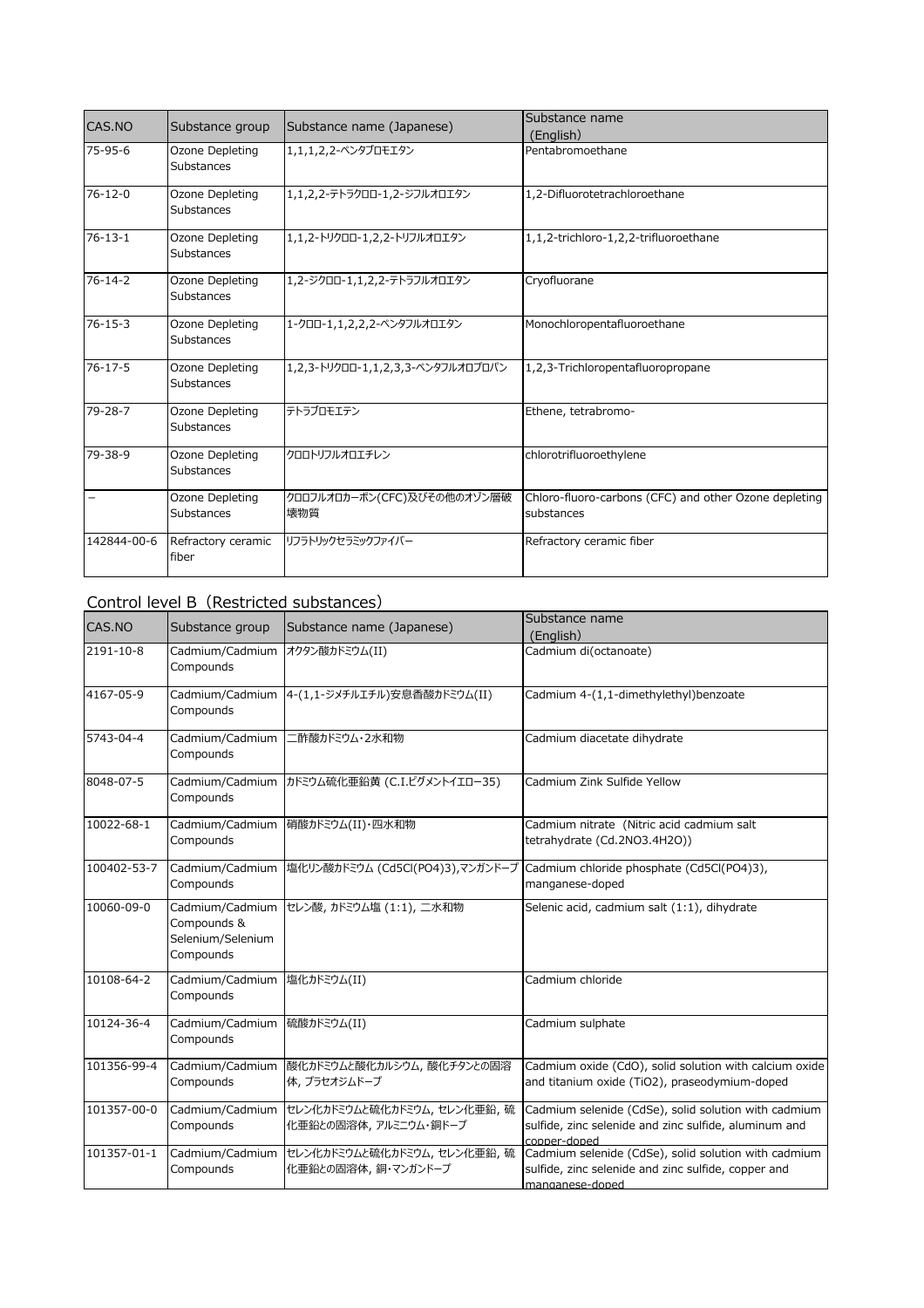| CAS.NO | Substance group | Substance name (Japanese) | Substance name (English) |
|---|---|---|---|
| 75-95-6 | Ozone Depleting Substances | 1,1,1,2,2-ペンタブロモエタン | Pentabromoethane |
| 76-12-0 | Ozone Depleting Substances | 1,1,2,2-テトラクロロ-1,2-ジフルオロエタン | 1,2-Difluorotetrachloroethane |
| 76-13-1 | Ozone Depleting Substances | 1,1,2-トリクロロ-1,2,2-トリフルオロエタン | 1,1,2-trichloro-1,2,2-trifluoroethane |
| 76-14-2 | Ozone Depleting Substances | 1,2-ジクロロ-1,1,2,2-テトラフルオロエタン | Cryofluorane |
| 76-15-3 | Ozone Depleting Substances | 1-クロロ-1,1,2,2,2-ペンタフルオロエタン | Monochloropentafluoroethane |
| 76-17-5 | Ozone Depleting Substances | 1,2,3-トリクロロ-1,1,2,3,3-ペンタフルオロプロパン | 1,2,3-Trichloropentafluoropropane |
| 79-28-7 | Ozone Depleting Substances | テトラブロモエテン | Ethene, tetrabromo- |
| 79-38-9 | Ozone Depleting Substances | クロロトリフルオロエチレン | chlorotrifluoroethylene |
| – | Ozone Depleting Substances | クロロフルオロカーボン(CFC)及びその他のオゾン層破壊物質 | Chloro-fluoro-carbons (CFC) and other Ozone depleting substances |
| 142844-00-6 | Refractory ceramic fiber | リフラトリックセラミックファイバー | Refractory ceramic fiber |

## Control level B（Restricted substances）

| CAS.NO | Substance group | Substance name (Japanese) | Substance name (English) |
|---|---|---|---|
| 2191-10-8 | Cadmium/Cadmium Compounds | オクタン酸カドミウム(II) | Cadmium di(octanoate) |
| 4167-05-9 | Cadmium/Cadmium Compounds | 4-(1,1-ジメチルエチル)安息香酸カドミウム(II) | Cadmium 4-(1,1-dimethylethyl)benzoate |
| 5743-04-4 | Cadmium/Cadmium Compounds | 二酢酸カドミウム・2水和物 | Cadmium diacetate dihydrate |
| 8048-07-5 | Cadmium/Cadmium Compounds | カドミウム硫化亜鉛黄 (C.I.ピグメントイエロー35) | Cadmium Zink Sulfide Yellow |
| 10022-68-1 | Cadmium/Cadmium Compounds | 硝酸カドミウム(II)・四水和物 | Cadmium nitrate (Nitric acid cadmium salt tetrahydrate (Cd.2NO3.4H2O)) |
| 100402-53-7 | Cadmium/Cadmium Compounds | 塩化リン酸カドミウム (Cd5Cl(PO4)3),マンガンドープ | Cadmium chloride phosphate (Cd5Cl(PO4)3), manganese-doped |
| 10060-09-0 | Cadmium/Cadmium Compounds & Selenium/Selenium Compounds | セレン酸, カドミウム塩 (1:1), 二水和物 | Selenic acid, cadmium salt (1:1), dihydrate |
| 10108-64-2 | Cadmium/Cadmium Compounds | 塩化カドミウム(II) | Cadmium chloride |
| 10124-36-4 | Cadmium/Cadmium Compounds | 硫酸カドミウム(II) | Cadmium sulphate |
| 101356-99-4 | Cadmium/Cadmium Compounds | 酸化カドミウムと酸化カルシウム, 酸化チタンとの固溶体, プラセオジムドープ | Cadmium oxide (CdO), solid solution with calcium oxide and titanium oxide (TiO2), praseodymium-doped |
| 101357-00-0 | Cadmium/Cadmium Compounds | セレン化カドミウムと硫化カドミウム, セレン化亜鉛, 硫化亜鉛との固溶体, アルミニウム・銅ドープ | Cadmium selenide (CdSe), solid solution with cadmium sulfide, zinc selenide and zinc sulfide, aluminum and copper-doped |
| 101357-01-1 | Cadmium/Cadmium Compounds | セレン化カドミウムと硫化カドミウム, セレン化亜鉛, 硫化亜鉛との固溶体, 銅・マンガンドープ | Cadmium selenide (CdSe), solid solution with cadmium sulfide, zinc selenide and zinc sulfide, copper and manganese-doped |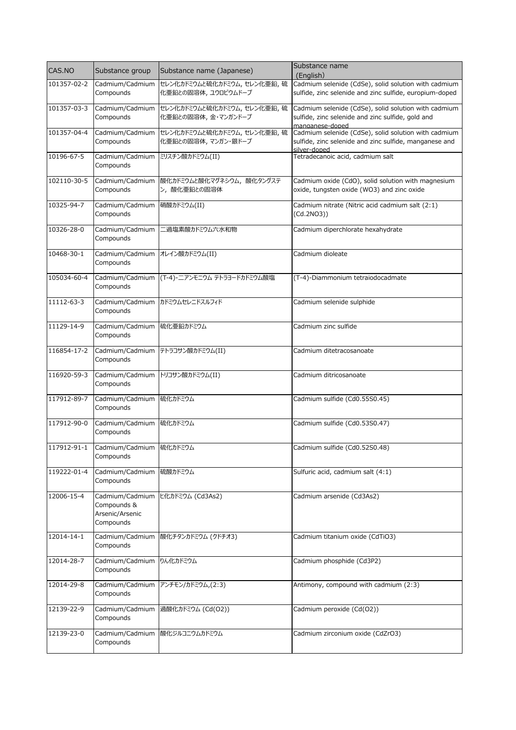| CAS.NO | Substance group | Substance name (Japanese) | Substance name (English) |
| --- | --- | --- | --- |
| 101357-02-2 | Cadmium/Cadmium Compounds | セレン化カドミウムと硫化カドミウム, セレン化亜鉛, 硫化亜鉛との固溶体, ユウロピウムドープ | Cadmium selenide (CdSe), solid solution with cadmium sulfide, zinc selenide and zinc sulfide, europium-doped |
| 101357-03-3 | Cadmium/Cadmium Compounds | セレン化カドミウムと硫化カドミウム, セレン化亜鉛, 硫化亜鉛との固溶体, 金・マンガンドープ | Cadmium selenide (CdSe), solid solution with cadmium sulfide, zinc selenide and zinc sulfide, gold and manganese-doped |
| 101357-04-4 | Cadmium/Cadmium Compounds | セレン化カドミウムと硫化カドミウム, セレン化亜鉛, 硫化亜鉛との固溶体, マンガン・銀ドープ | Cadmium selenide (CdSe), solid solution with cadmium sulfide, zinc selenide and zinc sulfide, manganese and silver-doped |
| 10196-67-5 | Cadmium/Cadmium Compounds | ミリスチン酸カドミウム(II) | Tetradecanoic acid, cadmium salt |
| 102110-30-5 | Cadmium/Cadmium Compounds | 酸化カドミウムと酸化マグネシウム, 酸化タングステン, 酸化亜鉛との固溶体 | Cadmium oxide (CdO), solid solution with magnesium oxide, tungsten oxide (WO3) and zinc oxide |
| 10325-94-7 | Cadmium/Cadmium Compounds | 硝酸カドミウム(II) | Cadmium nitrate (Nitric acid cadmium salt (2:1) (Cd.2NO3)) |
| 10326-28-0 | Cadmium/Cadmium Compounds | 二過塩素酸カドミウム六水和物 | Cadmium diperchlorate hexahydrate |
| 10468-30-1 | Cadmium/Cadmium Compounds | オレイン酸カドミウム(II) | Cadmium dioleate |
| 105034-60-4 | Cadmium/Cadmium Compounds | (T-4)-二アンモニウム テトラヨードカドミウム酸塩 | (T-4)-Diammonium tetraiodocadmate |
| 11112-63-3 | Cadmium/Cadmium Compounds | カドミウムセレニドスルフィド | Cadmium selenide sulphide |
| 11129-14-9 | Cadmium/Cadmium Compounds | 硫化亜鉛カドミウム | Cadmium zinc sulfide |
| 116854-17-2 | Cadmium/Cadmium Compounds | テトラコサン酸カドミウム(II) | Cadmium ditetracosanoate |
| 116920-59-3 | Cadmium/Cadmium Compounds | トリコサン酸カドミウム(II) | Cadmium ditricosanoate |
| 117912-89-7 | Cadmium/Cadmium Compounds | 硫化カドミウム | Cadmium sulfide (Cd0.55S0.45) |
| 117912-90-0 | Cadmium/Cadmium Compounds | 硫化カドミウム | Cadmium sulfide (Cd0.53S0.47) |
| 117912-91-1 | Cadmium/Cadmium Compounds | 硫化カドミウム | Cadmium sulfide (Cd0.52S0.48) |
| 119222-01-4 | Cadmium/Cadmium Compounds | 硫酸カドミウム | Sulfuric acid, cadmium salt (4:1) |
| 12006-15-4 | Cadmium/Cadmium Compounds & Arsenic/Arsenic Compounds | ヒ化カドミウム (Cd3As2) | Cadmium arsenide (Cd3As2) |
| 12014-14-1 | Cadmium/Cadmium Compounds | 酸化チタンカドミウム (クドチオ3) | Cadmium titanium oxide (CdTiO3) |
| 12014-28-7 | Cadmium/Cadmium Compounds | りん化カドミウム | Cadmium phosphide (Cd3P2) |
| 12014-29-8 | Cadmium/Cadmium Compounds | アンチモン/カドミウム,(2:3) | Antimony, compound with cadmium (2:3) |
| 12139-22-9 | Cadmium/Cadmium Compounds | 過酸化カドミウム (Cd(O2)) | Cadmium peroxide (Cd(O2)) |
| 12139-23-0 | Cadmium/Cadmium Compounds | 酸化ジルコニウムカドミウム | Cadmium zirconium oxide (CdZrO3) |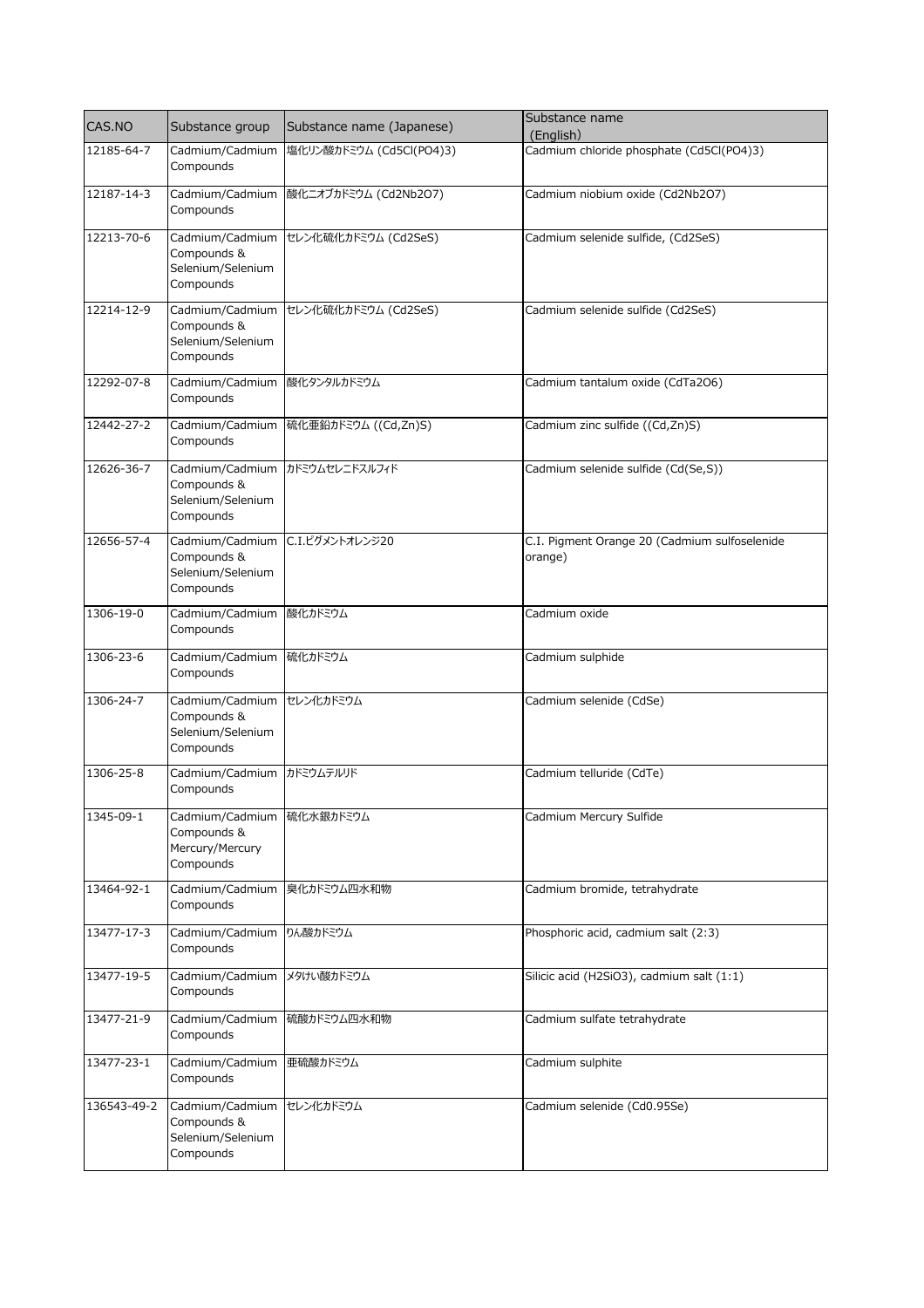| CAS.NO | Substance group | Substance name (Japanese) | Substance name (English) |
| --- | --- | --- | --- |
| 12185-64-7 | Cadmium/Cadmium Compounds | 塩化リン酸カドミウム (Cd5Cl(PO4)3) | Cadmium chloride phosphate (Cd5Cl(PO4)3) |
| 12187-14-3 | Cadmium/Cadmium Compounds | 酸化ニオブカドミウム (Cd2Nb2O7) | Cadmium niobium oxide (Cd2Nb2O7) |
| 12213-70-6 | Cadmium/Cadmium Compounds & Selenium/Selenium Compounds | セレン化硫化カドミウム (Cd2SeS) | Cadmium selenide sulfide, (Cd2SeS) |
| 12214-12-9 | Cadmium/Cadmium Compounds & Selenium/Selenium Compounds | セレン化硫化カドミウム (Cd2SeS) | Cadmium selenide sulfide (Cd2SeS) |
| 12292-07-8 | Cadmium/Cadmium Compounds | 酸化タンタルカドミウム | Cadmium tantalum oxide (CdTa2O6) |
| 12442-27-2 | Cadmium/Cadmium Compounds | 硫化亜鉛カドミウム ((Cd,Zn)S) | Cadmium zinc sulfide ((Cd,Zn)S) |
| 12626-36-7 | Cadmium/Cadmium Compounds & Selenium/Selenium Compounds | カドミウムセレニドスルフィド | Cadmium selenide sulfide (Cd(Se,S)) |
| 12656-57-4 | Cadmium/Cadmium Compounds & Selenium/Selenium Compounds | C.I.ピグメントオレンジ20 | C.I. Pigment Orange 20 (Cadmium sulfoselenide orange) |
| 1306-19-0 | Cadmium/Cadmium Compounds | 酸化カドミウム | Cadmium oxide |
| 1306-23-6 | Cadmium/Cadmium Compounds | 硫化カドミウム | Cadmium sulphide |
| 1306-24-7 | Cadmium/Cadmium Compounds & Selenium/Selenium Compounds | セレン化カドミウム | Cadmium selenide (CdSe) |
| 1306-25-8 | Cadmium/Cadmium Compounds | カドミウムテルリド | Cadmium telluride (CdTe) |
| 1345-09-1 | Cadmium/Cadmium Compounds & Mercury/Mercury Compounds | 硫化水銀カドミウム | Cadmium Mercury Sulfide |
| 13464-92-1 | Cadmium/Cadmium Compounds | 臭化カドミウム四水和物 | Cadmium bromide, tetrahydrate |
| 13477-17-3 | Cadmium/Cadmium Compounds | りん酸カドミウム | Phosphoric acid, cadmium salt (2:3) |
| 13477-19-5 | Cadmium/Cadmium Compounds | メタけい酸カドミウム | Silicic acid (H2SiO3), cadmium salt (1:1) |
| 13477-21-9 | Cadmium/Cadmium Compounds | 硫酸カドミウム四水和物 | Cadmium sulfate tetrahydrate |
| 13477-23-1 | Cadmium/Cadmium Compounds | 亜硫酸カドミウム | Cadmium sulphite |
| 136543-49-2 | Cadmium/Cadmium Compounds & Selenium/Selenium Compounds | セレン化カドミウム | Cadmium selenide (Cd0.95Se) |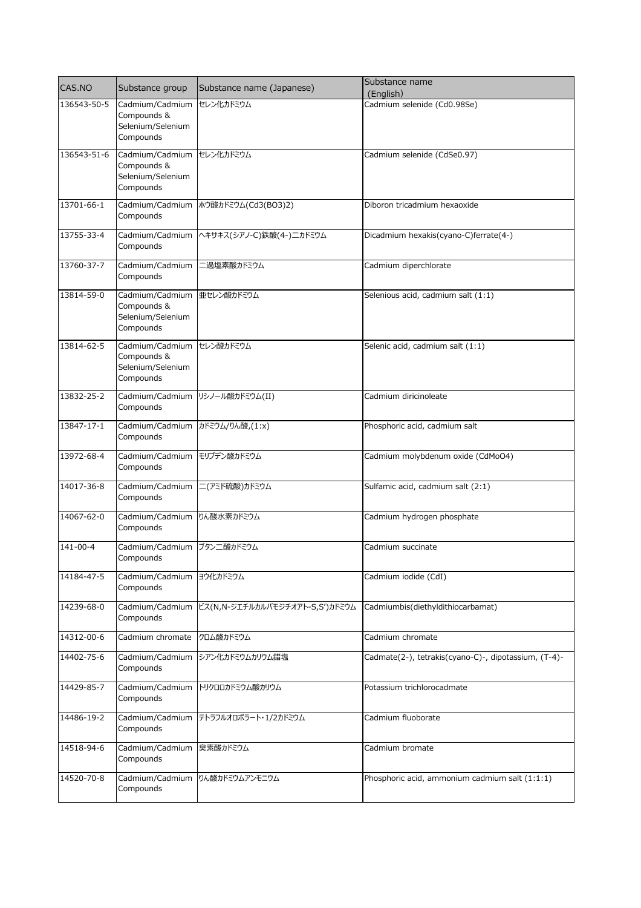| CAS.NO | Substance group | Substance name (Japanese) | Substance name (English) |
|---|---|---|---|
| 136543-50-5 | Cadmium/Cadmium Compounds & Selenium/Selenium Compounds | セレン化カドミウム | Cadmium selenide (Cd0.98Se) |
| 136543-51-6 | Cadmium/Cadmium Compounds & Selenium/Selenium Compounds | セレン化カドミウム | Cadmium selenide (CdSe0.97) |
| 13701-66-1 | Cadmium/Cadmium Compounds | ホウ酸カドミウム(Cd3(BO3)2) | Diboron tricadmium hexaoxide |
| 13755-33-4 | Cadmium/Cadmium Compounds | ヘキサキス(シアノ-C)鉄酸(4-)二カドミウム | Dicadmium hexakis(cyano-C)ferrate(4-) |
| 13760-37-7 | Cadmium/Cadmium Compounds | 二過塩素酸カドミウム | Cadmium diperchlorate |
| 13814-59-0 | Cadmium/Cadmium Compounds & Selenium/Selenium Compounds | 亜セレン酸カドミウム | Selenious acid, cadmium salt (1:1) |
| 13814-62-5 | Cadmium/Cadmium Compounds & Selenium/Selenium Compounds | セレン酸カドミウム | Selenic acid, cadmium salt (1:1) |
| 13832-25-2 | Cadmium/Cadmium Compounds | リシノール酸カドミウム(II) | Cadmium diricinoleate |
| 13847-17-1 | Cadmium/Cadmium Compounds | カドミウム/りん酸,(1:x) | Phosphoric acid, cadmium salt |
| 13972-68-4 | Cadmium/Cadmium Compounds | モリブデン酸カドミウム | Cadmium molybdenum oxide (CdMoO4) |
| 14017-36-8 | Cadmium/Cadmium Compounds | 二(アミド硫酸)カドミウム | Sulfamic acid, cadmium salt (2:1) |
| 14067-62-0 | Cadmium/Cadmium Compounds | りん酸水素カドミウム | Cadmium hydrogen phosphate |
| 141-00-4 | Cadmium/Cadmium Compounds | ブタン二酸カドミウム | Cadmium succinate |
| 14184-47-5 | Cadmium/Cadmium Compounds | ヨウ化カドミウム | Cadmium iodide (CdI) |
| 14239-68-0 | Cadmium/Cadmium Compounds | ビス(N,N-ジエチルカルバモジチオアト-S,S')カドミウム | Cadmiumbis(diethyldithiocarbamat) |
| 14312-00-6 | Cadmium chromate | クロム酸カドミウム | Cadmium chromate |
| 14402-75-6 | Cadmium/Cadmium Compounds | シアン化カドミウムカリウム錯塩 | Cadmate(2-), tetrakis(cyano-C)-, dipotassium, (T-4)- |
| 14429-85-7 | Cadmium/Cadmium Compounds | トリクロロカドミウム酸カリウム | Potassium trichlorocadmate |
| 14486-19-2 | Cadmium/Cadmium Compounds | テトラフルオロボラート・1/2カドミウム | Cadmium fluoborate |
| 14518-94-6 | Cadmium/Cadmium Compounds | 臭素酸カドミウム | Cadmium bromate |
| 14520-70-8 | Cadmium/Cadmium Compounds | りん酸カドミウムアンモニウム | Phosphoric acid, ammonium cadmium salt (1:1:1) |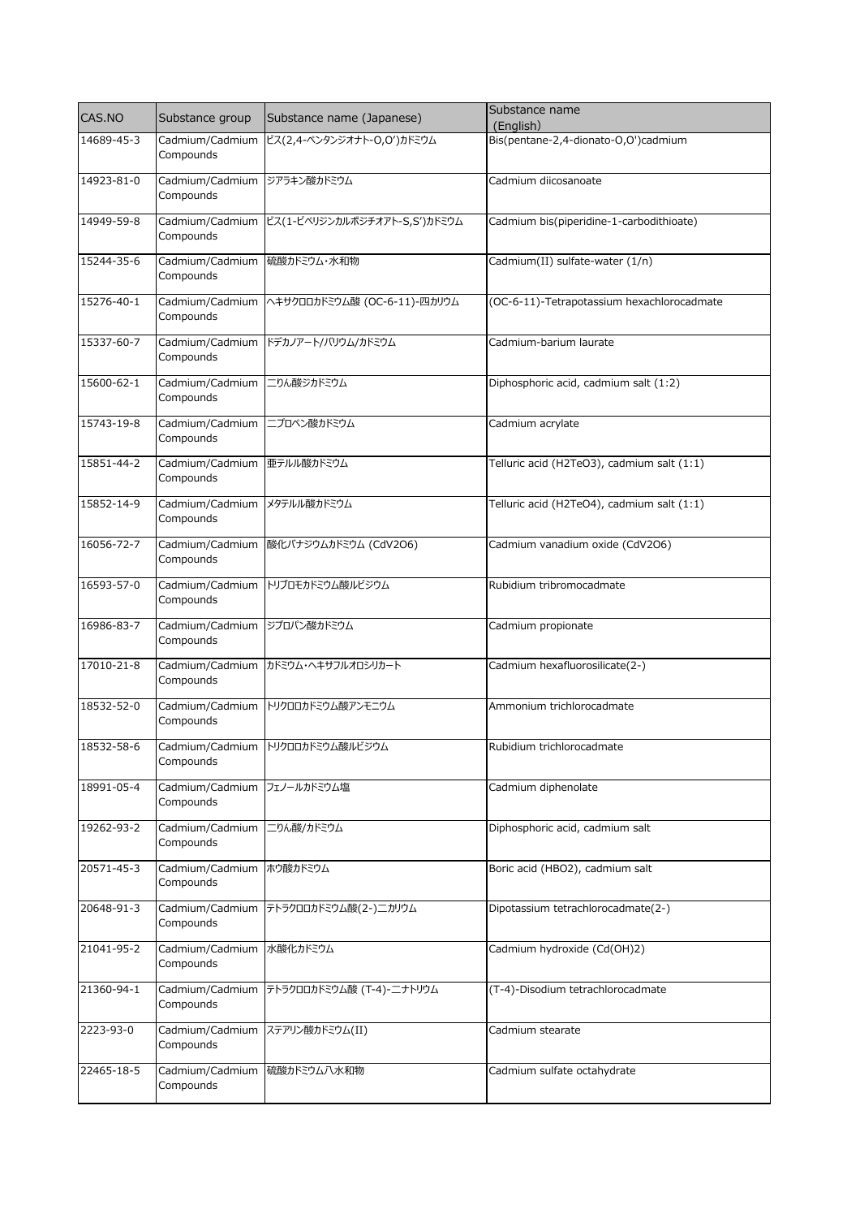| CAS.NO | Substance group | Substance name (Japanese) | Substance name (English) |
|---|---|---|---|
| 14689-45-3 | Cadmium/Cadmium Compounds | ビス(2,4-ペンタンジオナト-O,O')カドミウム | Bis(pentane-2,4-dionato-O,O')cadmium |
| 14923-81-0 | Cadmium/Cadmium Compounds | ジアラキン酸カドミウム | Cadmium diicosanoate |
| 14949-59-8 | Cadmium/Cadmium Compounds | ビス(1-ピペリジンカルボジチオアト-S,S')カドミウム | Cadmium bis(piperidine-1-carbodithioate) |
| 15244-35-6 | Cadmium/Cadmium Compounds | 硫酸カドミウム・水和物 | Cadmium(II) sulfate-water (1/n) |
| 15276-40-1 | Cadmium/Cadmium Compounds | ヘキサクロロカドミウム酸 (OC-6-11)-四カリウム | (OC-6-11)-Tetrapotassium hexachlorocadmate |
| 15337-60-7 | Cadmium/Cadmium Compounds | ドデカノアート/バリウム/カドミウム | Cadmium-barium laurate |
| 15600-62-1 | Cadmium/Cadmium Compounds | 二りん酸ジカドミウム | Diphosphoric acid, cadmium salt (1:2) |
| 15743-19-8 | Cadmium/Cadmium Compounds | 二プロペン酸カドミウム | Cadmium acrylate |
| 15851-44-2 | Cadmium/Cadmium Compounds | 亜テルル酸カドミウム | Telluric acid (H2TeO3), cadmium salt (1:1) |
| 15852-14-9 | Cadmium/Cadmium Compounds | メタテルル酸カドミウム | Telluric acid (H2TeO4), cadmium salt (1:1) |
| 16056-72-7 | Cadmium/Cadmium Compounds | 酸化バナジウムカドミウム (CdV2O6) | Cadmium vanadium oxide (CdV2O6) |
| 16593-57-0 | Cadmium/Cadmium Compounds | トリブロモカドミウム酸ルビジウム | Rubidium tribromocadmate |
| 16986-83-7 | Cadmium/Cadmium Compounds | ジプロパン酸カドミウム | Cadmium propionate |
| 17010-21-8 | Cadmium/Cadmium Compounds | カドミウム・ヘキサフルオロシリカート | Cadmium hexafluorosilicate(2-) |
| 18532-52-0 | Cadmium/Cadmium Compounds | トリクロロカドミウム酸アンモニウム | Ammonium trichlorocadmate |
| 18532-58-6 | Cadmium/Cadmium Compounds | トリクロロカドミウム酸ルビジウム | Rubidium trichlorocadmate |
| 18991-05-4 | Cadmium/Cadmium Compounds | フェノールカドミウム塩 | Cadmium diphenolate |
| 19262-93-2 | Cadmium/Cadmium Compounds | 二りん酸/カドミウム | Diphosphoric acid, cadmium salt |
| 20571-45-3 | Cadmium/Cadmium Compounds | ホウ酸カドミウム | Boric acid (HBO2), cadmium salt |
| 20648-91-3 | Cadmium/Cadmium Compounds | テトラクロロカドミウム酸(2-)二カリウム | Dipotassium tetrachlorocadmate(2-) |
| 21041-95-2 | Cadmium/Cadmium Compounds | 水酸化カドミウム | Cadmium hydroxide (Cd(OH)2) |
| 21360-94-1 | Cadmium/Cadmium Compounds | テトラクロロカドミウム酸 (T-4)-二ナトリウム | (T-4)-Disodium tetrachlorocadmate |
| 2223-93-0 | Cadmium/Cadmium Compounds | ステアリン酸カドミウム(II) | Cadmium stearate |
| 22465-18-5 | Cadmium/Cadmium Compounds | 硫酸カドミウム八水和物 | Cadmium sulfate octahydrate |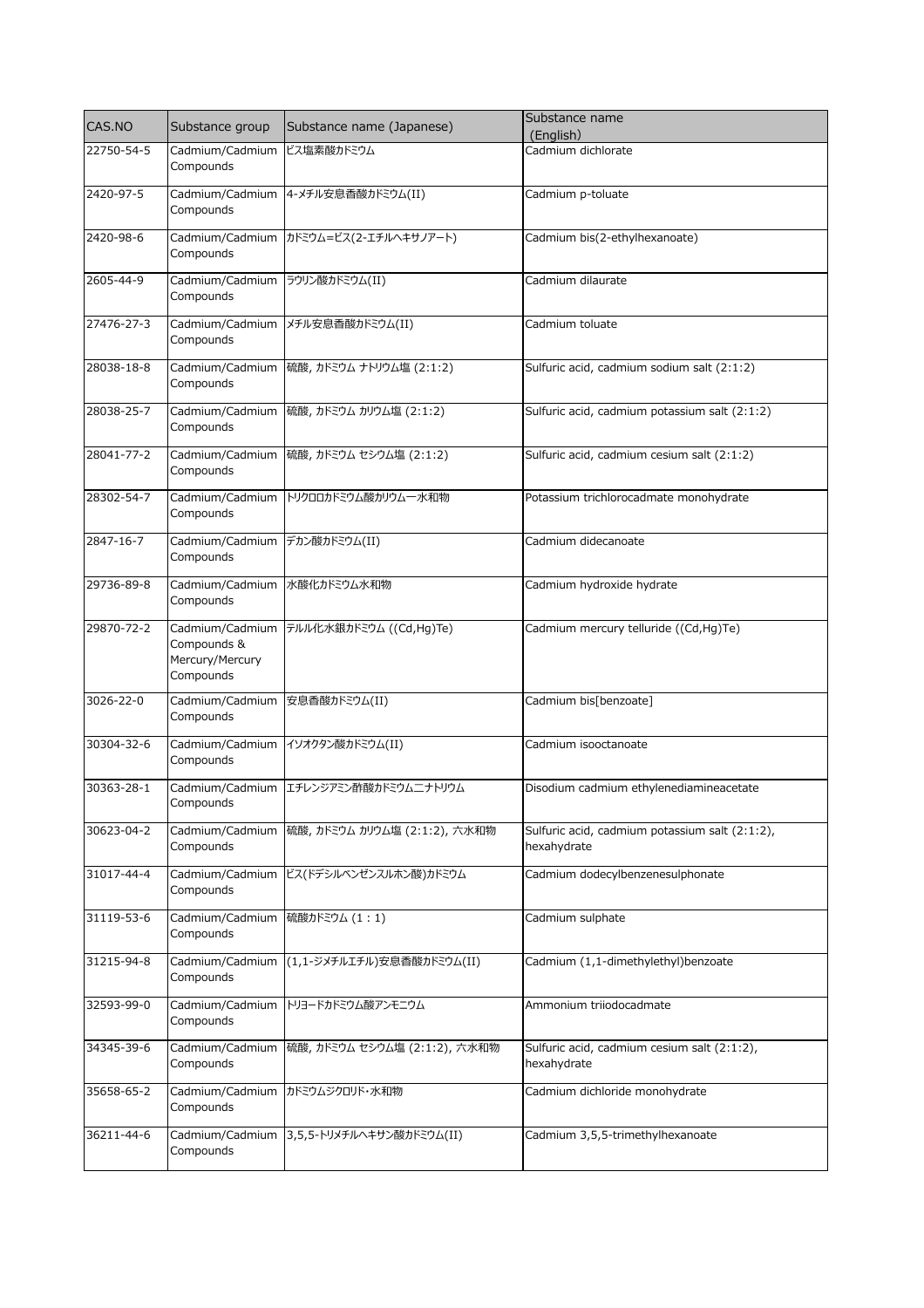| CAS.NO | Substance group | Substance name (Japanese) | Substance name (English) |
| --- | --- | --- | --- |
| 22750-54-5 | Cadmium/Cadmium Compounds | ビス塩素酸カドミウム | Cadmium dichlorate |
| 2420-97-5 | Cadmium/Cadmium Compounds | 4-メチル安息香酸カドミウム(II) | Cadmium p-toluate |
| 2420-98-6 | Cadmium/Cadmium Compounds | カドミウム=ビス(2-エチルヘキサノアート) | Cadmium bis(2-ethylhexanoate) |
| 2605-44-9 | Cadmium/Cadmium Compounds | ラウリン酸カドミウム(II) | Cadmium dilaurate |
| 27476-27-3 | Cadmium/Cadmium Compounds | メチル安息香酸カドミウム(II) | Cadmium toluate |
| 28038-18-8 | Cadmium/Cadmium Compounds | 硫酸, カドミウム ナトリウム塩 (2:1:2) | Sulfuric acid, cadmium sodium salt (2:1:2) |
| 28038-25-7 | Cadmium/Cadmium Compounds | 硫酸, カドミウム カリウム塩 (2:1:2) | Sulfuric acid, cadmium potassium salt (2:1:2) |
| 28041-77-2 | Cadmium/Cadmium Compounds | 硫酸, カドミウム セシウム塩 (2:1:2) | Sulfuric acid, cadmium cesium salt (2:1:2) |
| 28302-54-7 | Cadmium/Cadmium Compounds | トリクロロカドミウム酸カリウム一水和物 | Potassium trichlorocadmate monohydrate |
| 2847-16-7 | Cadmium/Cadmium Compounds | デカン酸カドミウム(II) | Cadmium didecanoate |
| 29736-89-8 | Cadmium/Cadmium Compounds | 水酸化カドミウム水和物 | Cadmium hydroxide hydrate |
| 29870-72-2 | Cadmium/Cadmium Compounds & Mercury/Mercury Compounds | テルル化水銀カドミウム ((Cd,Hg)Te) | Cadmium mercury telluride ((Cd,Hg)Te) |
| 3026-22-0 | Cadmium/Cadmium Compounds | 安息香酸カドミウム(II) | Cadmium bis[benzoate] |
| 30304-32-6 | Cadmium/Cadmium Compounds | イソオクタン酸カドミウム(II) | Cadmium isooctanoate |
| 30363-28-1 | Cadmium/Cadmium Compounds | エチレンジアミン酢酸カドミウム二ナトリウム | Disodium cadmium ethylenediamineacetate |
| 30623-04-2 | Cadmium/Cadmium Compounds | 硫酸, カドミウム カリウム塩 (2:1:2), 六水和物 | Sulfuric acid, cadmium potassium salt (2:1:2), hexahydrate |
| 31017-44-4 | Cadmium/Cadmium Compounds | ビス(ドデシルベンゼンスルホン酸)カドミウム | Cadmium dodecylbenzenesulphonate |
| 31119-53-6 | Cadmium/Cadmium Compounds | 硫酸カドミウム (1：1) | Cadmium sulphate |
| 31215-94-8 | Cadmium/Cadmium Compounds | (1,1-ジメチルエチル)安息香酸カドミウム(II) | Cadmium (1,1-dimethylethyl)benzoate |
| 32593-99-0 | Cadmium/Cadmium Compounds | トリヨードカドミウム酸アンモニウム | Ammonium triiodocadmate |
| 34345-39-6 | Cadmium/Cadmium Compounds | 硫酸, カドミウム セシウム塩 (2:1:2), 六水和物 | Sulfuric acid, cadmium cesium salt (2:1:2), hexahydrate |
| 35658-65-2 | Cadmium/Cadmium Compounds | カドミウムジクロリド・水和物 | Cadmium dichloride monohydrate |
| 36211-44-6 | Cadmium/Cadmium Compounds | 3,5,5-トリメチルヘキサン酸カドミウム(II) | Cadmium 3,5,5-trimethylhexanoate |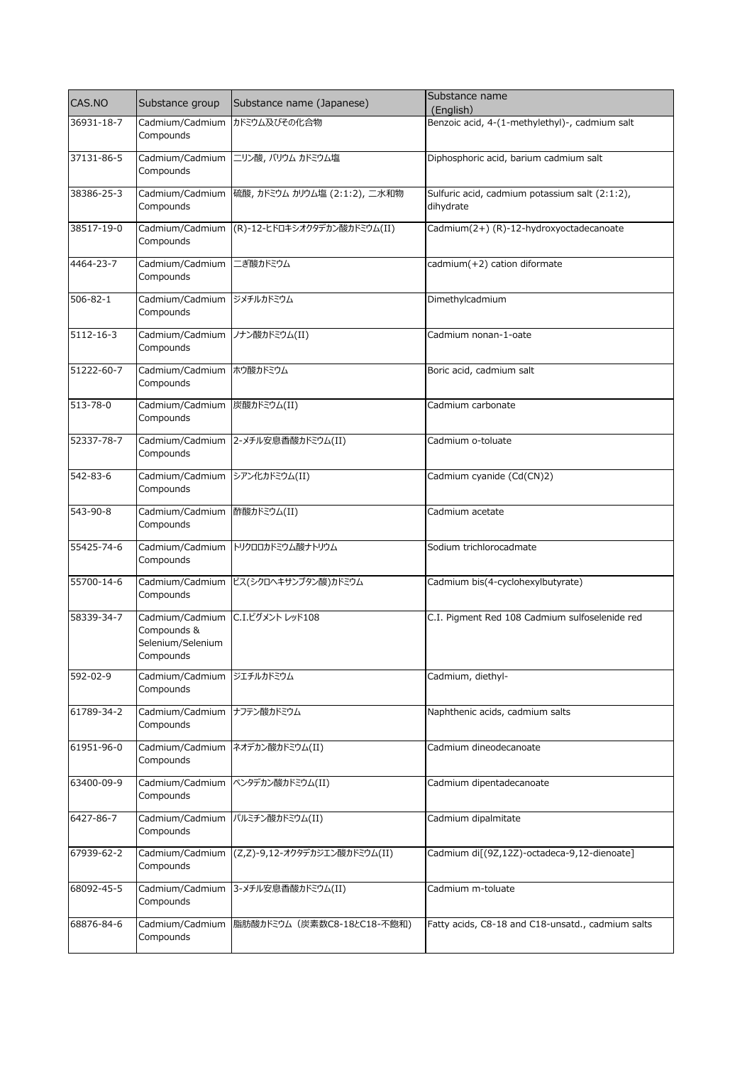| CAS.NO | Substance group | Substance name (Japanese) | Substance name (English) |
|---|---|---|---|
| 36931-18-7 | Cadmium/Cadmium Compounds | カドミウム及びその化合物 | Benzoic acid, 4-(1-methylethyl)-, cadmium salt |
| 37131-86-5 | Cadmium/Cadmium Compounds | 二リン酸, バリウム カドミウム塩 | Diphosphoric acid, barium cadmium salt |
| 38386-25-3 | Cadmium/Cadmium Compounds | 硫酸, カドミウム カリウム塩 (2:1:2), 二水和物 | Sulfuric acid, cadmium potassium salt (2:1:2), dihydrate |
| 38517-19-0 | Cadmium/Cadmium Compounds | (R)-12-ヒドロキシオクタデカン酸カドミウム(II) | Cadmium(2+) (R)-12-hydroxyoctadecanoate |
| 4464-23-7 | Cadmium/Cadmium Compounds | 二ぎ酸カドミウム | cadmium(+2) cation diformate |
| 506-82-1 | Cadmium/Cadmium Compounds | ジメチルカドミウム | Dimethylcadmium |
| 5112-16-3 | Cadmium/Cadmium Compounds | ノナン酸カドミウム(II) | Cadmium nonan-1-oate |
| 51222-60-7 | Cadmium/Cadmium Compounds | ホウ酸カドミウム | Boric acid, cadmium salt |
| 513-78-0 | Cadmium/Cadmium Compounds | 炭酸カドミウム(II) | Cadmium carbonate |
| 52337-78-7 | Cadmium/Cadmium Compounds | 2-メチル安息香酸カドミウム(II) | Cadmium o-toluate |
| 542-83-6 | Cadmium/Cadmium Compounds | シアン化カドミウム(II) | Cadmium cyanide (Cd(CN)2) |
| 543-90-8 | Cadmium/Cadmium Compounds | 酢酸カドミウム(II) | Cadmium acetate |
| 55425-74-6 | Cadmium/Cadmium Compounds | トリクロロカドミウム酸ナトリウム | Sodium trichlorocadmate |
| 55700-14-6 | Cadmium/Cadmium Compounds | ビス(シクロヘキサンブタン酸)カドミウム | Cadmium bis(4-cyclohexylbutyrate) |
| 58339-34-7 | Cadmium/Cadmium Compounds & Selenium/Selenium Compounds | C.I.ピグメント レッド108 | C.I. Pigment Red 108 Cadmium sulfoselenide red |
| 592-02-9 | Cadmium/Cadmium Compounds | ジエチルカドミウム | Cadmium, diethyl- |
| 61789-34-2 | Cadmium/Cadmium Compounds | ナフテン酸カドミウム | Naphthenic acids, cadmium salts |
| 61951-96-0 | Cadmium/Cadmium Compounds | ネオデカン酸カドミウム(II) | Cadmium dineodecanoate |
| 63400-09-9 | Cadmium/Cadmium Compounds | ペンタデカン酸カドミウム(II) | Cadmium dipentadecanoate |
| 6427-86-7 | Cadmium/Cadmium Compounds | パルミチン酸カドミウム(II) | Cadmium dipalmitate |
| 67939-62-2 | Cadmium/Cadmium Compounds | (Z,Z)-9,12-オクタデカジエン酸カドミウム(II) | Cadmium di[(9Z,12Z)-octadeca-9,12-dienoate] |
| 68092-45-5 | Cadmium/Cadmium Compounds | 3-メチル安息香酸カドミウム(II) | Cadmium m-toluate |
| 68876-84-6 | Cadmium/Cadmium Compounds | 脂肪酸カドミウム（炭素数C8-18とC18-不飽和） | Fatty acids, C8-18 and C18-unsatd., cadmium salts |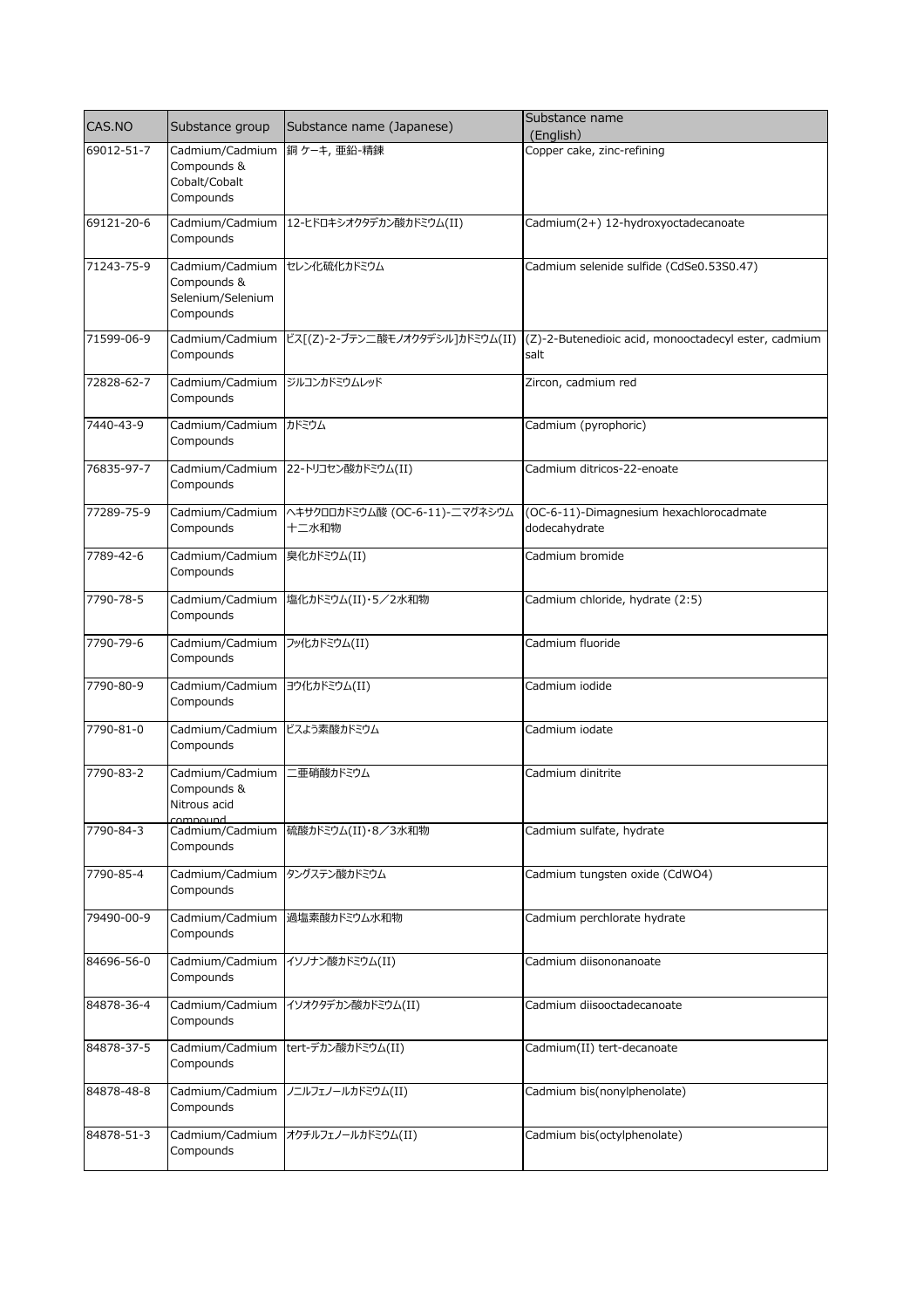| CAS.NO | Substance group | Substance name (Japanese) | Substance name (English) |
| --- | --- | --- | --- |
| 69012-51-7 | Cadmium/Cadmium Compounds & Cobalt/Cobalt Compounds | 銅 ケーキ, 亜鉛-精錬 | Copper cake, zinc-refining |
| 69121-20-6 | Cadmium/Cadmium Compounds | 12-ヒドロキシオクタデカン酸カドミウム(II) | Cadmium(2+) 12-hydroxyoctadecanoate |
| 71243-75-9 | Cadmium/Cadmium Compounds & Selenium/Selenium Compounds | セレン化硫化カドミウム | Cadmium selenide sulfide (CdSe0.53S0.47) |
| 71599-06-9 | Cadmium/Cadmium Compounds | ビス[(Z)-2-ブテン二酸モノオクタデシル]カドミウム(II) | (Z)-2-Butenedioic acid, monooctadecyl ester, cadmium salt |
| 72828-62-7 | Cadmium/Cadmium Compounds | ジルコンカドミウムレッド | Zircon, cadmium red |
| 7440-43-9 | Cadmium/Cadmium Compounds | カドミウム | Cadmium (pyrophoric) |
| 76835-97-7 | Cadmium/Cadmium Compounds | 22-トリコセン酸カドミウム(II) | Cadmium ditricos-22-enoate |
| 77289-75-9 | Cadmium/Cadmium Compounds | ヘキサクロロカドミウム酸 (OC-6-11)-二マグネシウム 十二水和物 | (OC-6-11)-Dimagnesium hexachlorocadmate dodecahydrate |
| 7789-42-6 | Cadmium/Cadmium Compounds | 臭化カドミウム(II) | Cadmium bromide |
| 7790-78-5 | Cadmium/Cadmium Compounds | 塩化カドミウム(II)・5／2水和物 | Cadmium chloride, hydrate (2:5) |
| 7790-79-6 | Cadmium/Cadmium Compounds | フッ化カドミウム(II) | Cadmium fluoride |
| 7790-80-9 | Cadmium/Cadmium Compounds | ヨウ化カドミウム(II) | Cadmium iodide |
| 7790-81-0 | Cadmium/Cadmium Compounds | ビスよう素酸カドミウム | Cadmium iodate |
| 7790-83-2 | Cadmium/Cadmium Compounds & Nitrous acid compound | 二亜硝酸カドミウム | Cadmium dinitrite |
| 7790-84-3 | Cadmium/Cadmium Compounds | 硫酸カドミウム(II)・8／3水和物 | Cadmium sulfate, hydrate |
| 7790-85-4 | Cadmium/Cadmium Compounds | タングステン酸カドミウム | Cadmium tungsten oxide (CdWO4) |
| 79490-00-9 | Cadmium/Cadmium Compounds | 過塩素酸カドミウム水和物 | Cadmium perchlorate hydrate |
| 84696-56-0 | Cadmium/Cadmium Compounds | イソノナン酸カドミウム(II) | Cadmium diisononanoate |
| 84878-36-4 | Cadmium/Cadmium Compounds | イソオクタデカン酸カドミウム(II) | Cadmium diisooctadecanoate |
| 84878-37-5 | Cadmium/Cadmium Compounds | tert-デカン酸カドミウム(II) | Cadmium(II) tert-decanoate |
| 84878-48-8 | Cadmium/Cadmium Compounds | ノニルフェノールカドミウム(II) | Cadmium bis(nonylphenolate) |
| 84878-51-3 | Cadmium/Cadmium Compounds | オクチルフェノールカドミウム(II) | Cadmium bis(octylphenolate) |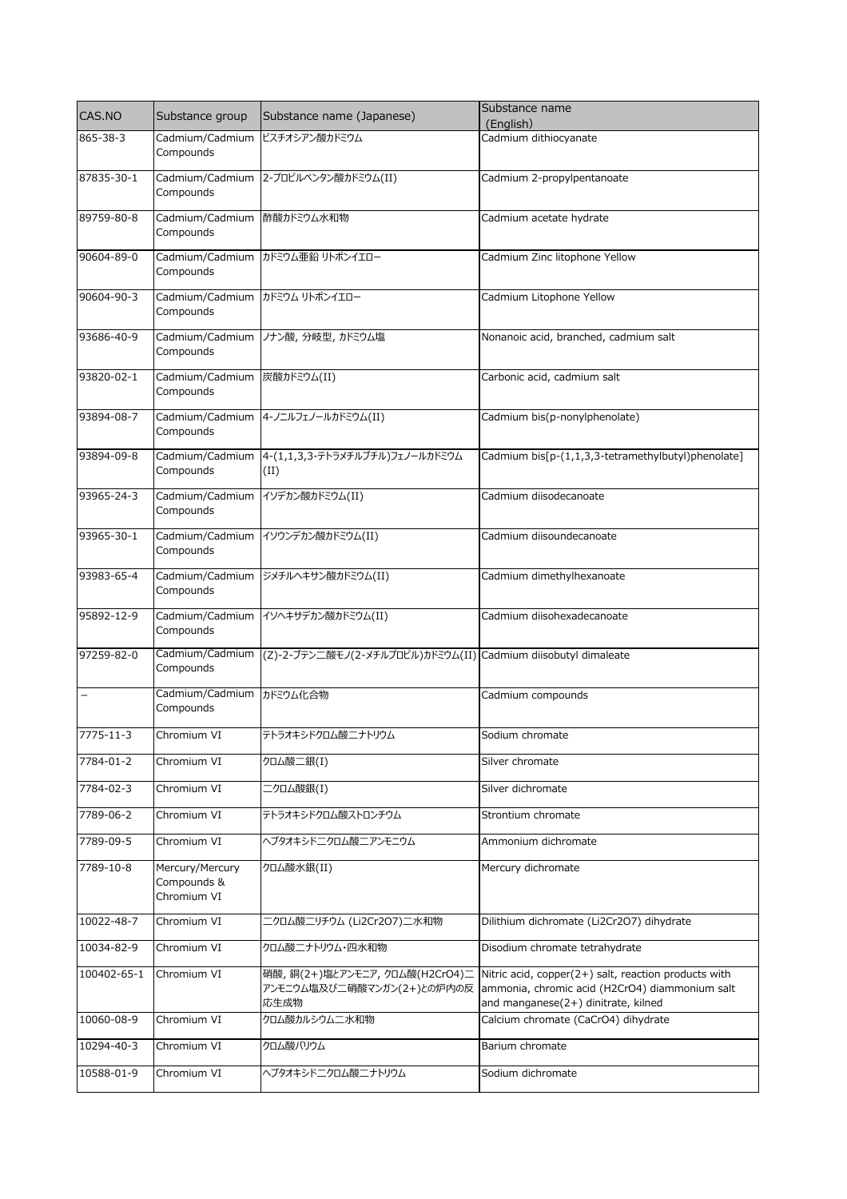| CAS.NO | Substance group | Substance name (Japanese) | Substance name (English) |
|---|---|---|---|
| 865-38-3 | Cadmium/Cadmium Compounds | ビスチオシアン酸カドミウム | Cadmium dithiocyanate |
| 87835-30-1 | Cadmium/Cadmium Compounds | 2-プロピルペンタン酸カドミウム(II) | Cadmium 2-propylpentanoate |
| 89759-80-8 | Cadmium/Cadmium Compounds | 酢酸カドミウム水和物 | Cadmium acetate hydrate |
| 90604-89-0 | Cadmium/Cadmium Compounds | カドミウム亜鉛 リトポンイエロー | Cadmium Zinc litophone Yellow |
| 90604-90-3 | Cadmium/Cadmium Compounds | カドミウム リトポンイエロー | Cadmium Litophone Yellow |
| 93686-40-9 | Cadmium/Cadmium Compounds | ノナン酸, 分岐型, カドミウム塩 | Nonanoic acid, branched, cadmium salt |
| 93820-02-1 | Cadmium/Cadmium Compounds | 炭酸カドミウム(II) | Carbonic acid, cadmium salt |
| 93894-08-7 | Cadmium/Cadmium Compounds | 4-ノニルフェノールカドミウム(II) | Cadmium bis(p-nonylphenolate) |
| 93894-09-8 | Cadmium/Cadmium Compounds | 4-(1,1,3,3-テトラメチルブチル)フェノールカドミウム(II) | Cadmium bis[p-(1,1,3,3-tetramethylbutyl)phenolate] |
| 93965-24-3 | Cadmium/Cadmium Compounds | イソデカン酸カドミウム(II) | Cadmium diisodecanoate |
| 93965-30-1 | Cadmium/Cadmium Compounds | イソウンデカン酸カドミウム(II) | Cadmium diisoundecanoate |
| 93983-65-4 | Cadmium/Cadmium Compounds | ジメチルヘキサン酸カドミウム(II) | Cadmium dimethylhexanoate |
| 95892-12-9 | Cadmium/Cadmium Compounds | イソヘキサデカン酸カドミウム(II) | Cadmium diisohexadecanoate |
| 97259-82-0 | Cadmium/Cadmium Compounds | (Z)-2-ブテン二酸モノ(2-メチルプロピル)カドミウム(II) | Cadmium diisobutyl dimaleate |
| – | Cadmium/Cadmium Compounds | カドミウム化合物 | Cadmium compounds |
| 7775-11-3 | Chromium VI | テトラオキシドクロム酸二ナトリウム | Sodium chromate |
| 7784-01-2 | Chromium VI | クロム酸二銀(I) | Silver chromate |
| 7784-02-3 | Chromium VI | 二クロム酸銀(I) | Silver dichromate |
| 7789-06-2 | Chromium VI | テトラオキシドクロム酸ストロンチウム | Strontium chromate |
| 7789-09-5 | Chromium VI | ヘプタオキシド二クロム酸二アンモニウム | Ammonium dichromate |
| 7789-10-8 | Mercury/Mercury Compounds & Chromium VI | クロム酸水銀(II) | Mercury dichromate |
| 10022-48-7 | Chromium VI | 二クロム酸二リチウム (Li2Cr2O7)二水和物 | Dilithium dichromate (Li2Cr2O7) dihydrate |
| 10034-82-9 | Chromium VI | クロム酸二ナトリウム・四水和物 | Disodium chromate tetrahydrate |
| 100402-65-1 | Chromium VI | 硝酸, 銅(2+)塩とアンモニア, クロム酸(H2CrO4)二アンモニウム塩及び二硝酸マンガン(2+)との炉内の反応生成物 | Nitric acid, copper(2+) salt, reaction products with ammonia, chromic acid (H2CrO4) diammonium salt and manganese(2+) dinitrate, kilned |
| 10060-08-9 | Chromium VI | クロム酸カルシウム二水和物 | Calcium chromate (CaCrO4) dihydrate |
| 10294-40-3 | Chromium VI | クロム酸バリウム | Barium chromate |
| 10588-01-9 | Chromium VI | ヘプタオキシド二クロム酸二ナトリウム | Sodium dichromate |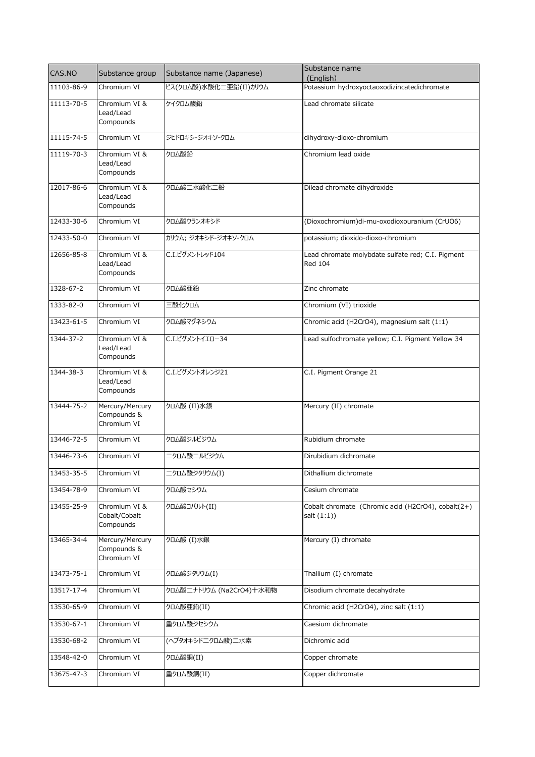| CAS.NO | Substance group | Substance name (Japanese) | Substance name (English) |
|---|---|---|---|
| 11103-86-9 | Chromium VI | ビス(クロム酸)水酸化二亜鉛(II)カリウム | Potassium hydroxyoctaoxodizincatedichromate |
| 11113-70-5 | Chromium VI & Lead/Lead Compounds | ケイクロム酸鉛 | Lead chromate silicate |
| 11115-74-5 | Chromium VI | ジヒドロキシ-ジオキソ-クロム | dihydroxy-dioxo-chromium |
| 11119-70-3 | Chromium VI & Lead/Lead Compounds | クロム酸鉛 | Chromium lead oxide |
| 12017-86-6 | Chromium VI & Lead/Lead Compounds | クロム酸二水酸化二鉛 | Dilead chromate dihydroxide |
| 12433-30-6 | Chromium VI | クロム酸ウランオキシド | (Dioxochromium)di-mu-oxodioxouranium (CrUO6) |
| 12433-50-0 | Chromium VI | カリウム; ジオキシド-ジオキソ-クロム | potassium; dioxido-dioxo-chromium |
| 12656-85-8 | Chromium VI & Lead/Lead Compounds | C.I.ピグメントレッド104 | Lead chromate molybdate sulfate red; C.I. Pigment Red 104 |
| 1328-67-2 | Chromium VI | クロム酸亜鉛 | Zinc chromate |
| 1333-82-0 | Chromium VI | 三酸化クロム | Chromium (VI) trioxide |
| 13423-61-5 | Chromium VI | クロム酸マグネシウム | Chromic acid (H2CrO4), magnesium salt (1:1) |
| 1344-37-2 | Chromium VI & Lead/Lead Compounds | C.I.ピグメントイエロー34 | Lead sulfochromate yellow; C.I. Pigment Yellow 34 |
| 1344-38-3 | Chromium VI & Lead/Lead Compounds | C.I.ピグメントオレンジ21 | C.I. Pigment Orange 21 |
| 13444-75-2 | Mercury/Mercury Compounds & Chromium VI | クロム酸 (II)水銀 | Mercury (II) chromate |
| 13446-72-5 | Chromium VI | クロム酸ジルビジウム | Rubidium chromate |
| 13446-73-6 | Chromium VI | 二クロム酸二ルビジウム | Dirubidium dichromate |
| 13453-35-5 | Chromium VI | 二クロム酸ジタリウム(I) | Dithallium dichromate |
| 13454-78-9 | Chromium VI | クロム酸セシウム | Cesium chromate |
| 13455-25-9 | Chromium VI & Cobalt/Cobalt Compounds | クロム酸コバルト(II) | Cobalt chromate (Chromic acid (H2CrO4), cobalt(2+) salt (1:1)) |
| 13465-34-4 | Mercury/Mercury Compounds & Chromium VI | クロム酸 (I)水銀 | Mercury (I) chromate |
| 13473-75-1 | Chromium VI | クロム酸ジタリウム(I) | Thallium (I) chromate |
| 13517-17-4 | Chromium VI | クロム酸二ナトリウム (Na2CrO4)十水和物 | Disodium chromate decahydrate |
| 13530-65-9 | Chromium VI | クロム酸亜鉛(II) | Chromic acid (H2CrO4), zinc salt (1:1) |
| 13530-67-1 | Chromium VI | 重クロム酸ジセシウム | Caesium dichromate |
| 13530-68-2 | Chromium VI | (ヘプタオキシド二クロム酸)二水素 | Dichromic acid |
| 13548-42-0 | Chromium VI | クロム酸銅(II) | Copper chromate |
| 13675-47-3 | Chromium VI | 重クロム酸銅(II) | Copper dichromate |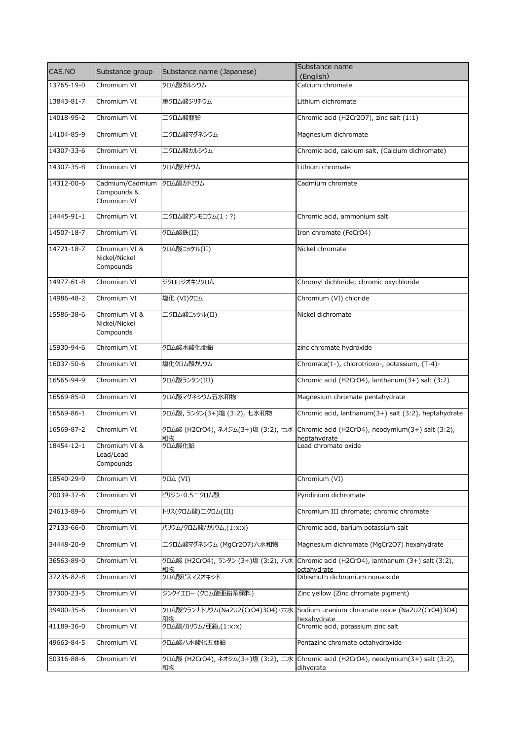| CAS.NO | Substance group | Substance name (Japanese) | Substance name (English) |
|---|---|---|---|
| 13765-19-0 | Chromium VI | クロム酸カルシウム | Calcium chromate |
| 13843-81-7 | Chromium VI | 重クロム酸ジリチウム | Lithium dichromate |
| 14018-95-2 | Chromium VI | 二クロム酸亜鉛 | Chromic acid (H2Cr2O7), zinc salt (1:1) |
| 14104-85-9 | Chromium VI | 二クロム酸マグネシウム | Magnesium dichromate |
| 14307-33-6 | Chromium VI | 二クロム酸カルシウム | Chromic acid, calcium salt, (Calcium dichromate) |
| 14307-35-8 | Chromium VI | クロム酸リチウム | Lithium chromate |
| 14312-00-6 | Cadmium/Cadmium Compounds & Chromium VI | クロム酸カドミウム | Cadmium chromate |
| 14445-91-1 | Chromium VI | 二クロム酸アンモニウム(1：?) | Chromic acid, ammonium salt |
| 14507-18-7 | Chromium VI | クロム酸鉄(II) | Iron chromate (FeCrO4) |
| 14721-18-7 | Chromium VI & Nickel/Nickel Compounds | クロム酸ニッケル(II) | Nickel chromate |
| 14977-61-8 | Chromium VI | ジクロロジオキソクロム | Chromyl dichloride; chromic oxychloride |
| 14986-48-2 | Chromium VI | 塩化 (VI)クロム | Chromium (VI) chloride |
| 15586-38-6 | Chromium VI & Nickel/Nickel Compounds | 二クロム酸ニッケル(II) | Nickel dichromate |
| 15930-94-6 | Chromium VI | クロム酸水酸化亜鉛 | zinc chromate hydroxide |
| 16037-50-6 | Chromium VI | 塩化クロム酸カリウム | Chromate(1-), chlorotrioxo-, potassium, (T-4)- |
| 16565-94-9 | Chromium VI | クロム酸ランタン(III) | Chromic acid (H2CrO4), lanthanum(3+) salt (3:2) |
| 16569-85-0 | Chromium VI | クロム酸マグネシウム五水和物 | Magnesium chromate pentahydrate |
| 16569-86-1 | Chromium VI | クロム酸, ランタン(3+)塩 (3:2), 七水和物 | Chromic acid, lanthanum(3+) salt (3:2), heptahydrate |
| 16569-87-2 | Chromium VI | クロム酸 (H2CrO4), ネオジム(3+)塩 (3:2), 七水和物 | Chromic acid (H2CrO4), neodymium(3+) salt (3:2), heptahydrate |
| 18454-12-1 | Chromium VI & Lead/Lead Compounds | クロム酸化鉛 | Lead chromate oxide |
| 18540-29-9 | Chromium VI | クロム (VI) | Chromium (VI) |
| 20039-37-6 | Chromium VI | ピリジン・0.5二クロム酸 | Pyridinium dichromate |
| 24613-89-6 | Chromium VI | トリス(クロム酸)二クロム(III) | Chromium III chromate; chromic chromate |
| 27133-66-0 | Chromium VI | バリウム/クロム酸/カリウム,(1:x:x) | Chromic acid, barium potassium salt |
| 34448-20-9 | Chromium VI | 二クロム酸マグネシウム (MgCr2O7)六水和物 | Magnesium dichromate (MgCr2O7) hexahydrate |
| 36563-89-0 | Chromium VI | クロム酸 (H2CrO4), ランタン (3+)塩 (3:2), 八水和物 | Chromic acid (H2CrO4), lanthanum (3+) salt (3:2), octahydrate |
| 37235-82-8 | Chromium VI | クロム酸ビスマスオキシド | Dibismuth dichromium nonaoxide |
| 37300-23-5 | Chromium VI | ジンクイエロー (クロム酸亜鉛系顔料) | Zinc yellow (Zinc chromate pigment) |
| 39400-35-6 | Chromium VI | クロム酸ウランナトリウム(Na2U2(CrO4)3O4)・六水和物 | Sodium uranium chromate oxide (Na2U2(CrO4)3O4) hexahydrate |
| 41189-36-0 | Chromium VI | クロム酸/カリウム/亜鉛,(1:x:x) | Chromic acid, potassium zinc salt |
| 49663-84-5 | Chromium VI | クロム酸八水酸化五亜鉛 | Pentazinc chromate octahydroxide |
| 50316-88-6 | Chromium VI | クロム酸 (H2CrO4), ネオジム(3+)塩 (3:2), 二水和物 | Chromic acid (H2CrO4), neodymium(3+) salt (3:2), dihydrate |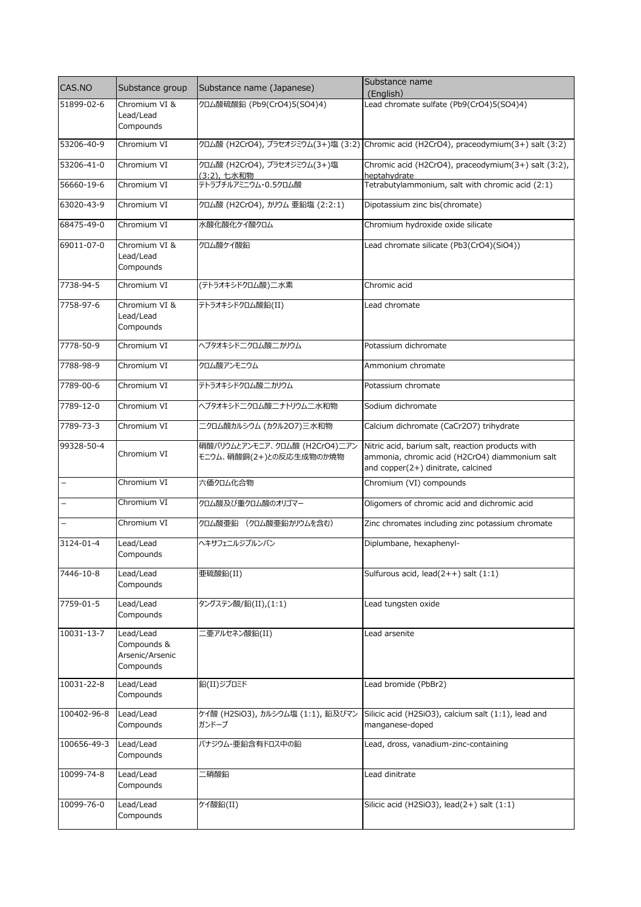| CAS.NO | Substance group | Substance name (Japanese) | Substance name (English) |
|---|---|---|---|
| 51899-02-6 | Chromium VI & Lead/Lead Compounds | クロム酸硫酸鉛 (Pb9(CrO4)5(SO4)4) | Lead chromate sulfate (Pb9(CrO4)5(SO4)4) |
| 53206-40-9 | Chromium VI | クロム酸 (H2CrO4), プラセオジミウム(3+)塩 (3:2) | Chromic acid (H2CrO4), praceodymium(3+) salt (3:2) |
| 53206-41-0 | Chromium VI | クロム酸 (H2CrO4), プラセオジミウム(3+)塩 (3:2), 七水和物 | Chromic acid (H2CrO4), praceodymium(3+) salt (3:2), heptahydrate |
| 56660-19-6 | Chromium VI | テトラブチルアミニウム・0.5クロム酸 | Tetrabutylammonium, salt with chromic acid (2:1) |
| 63020-43-9 | Chromium VI | クロム酸 (H2CrO4), カリウム 亜鉛塩 (2:2:1) | Dipotassium zinc bis(chromate) |
| 68475-49-0 | Chromium VI | 水酸化酸化ケイ酸クロム | Chromium hydroxide oxide silicate |
| 69011-07-0 | Chromium VI & Lead/Lead Compounds | クロム酸ケイ酸鉛 | Lead chromate silicate (Pb3(CrO4)(SiO4)) |
| 7738-94-5 | Chromium VI | (テトラオキシドクロム酸)二水素 | Chromic acid |
| 7758-97-6 | Chromium VI & Lead/Lead Compounds | テトラオキシドクロム酸鉛(II) | Lead chromate |
| 7778-50-9 | Chromium VI | ヘプタオキシド二クロム酸二カリウム | Potassium dichromate |
| 7788-98-9 | Chromium VI | クロム酸アンモニウム | Ammonium chromate |
| 7789-00-6 | Chromium VI | テトラオキシドクロム酸二カリウム | Potassium chromate |
| 7789-12-0 | Chromium VI | ヘプタオキシド二クロム酸二ナトリウム二水和物 | Sodium dichromate |
| 7789-73-3 | Chromium VI | 二クロム酸カルシウム (カクル2O7)三水和物 | Calcium dichromate (CaCr2O7) trihydrate |
| 99328-50-4 | Chromium VI | 硝酸バリウムとアンモニア、クロム酸 (H2CrO4)二アンモニウム、硝酸銅(2+)との反応生成物のか焼物 | Nitric acid, barium salt, reaction products with ammonia, chromic acid (H2CrO4) diammonium salt and copper(2+) dinitrate, calcined |
| – | Chromium VI | 六価クロム化合物 | Chromium (VI) compounds |
| – | Chromium VI | クロム酸及び重クロム酸のオリゴマー | Oligomers of chromic acid and dichromic acid |
| – | Chromium VI | クロム酸亜鉛 (クロム酸亜鉛カリウムを含む) | Zinc chromates including zinc potassium chromate |
| 3124-01-4 | Lead/Lead Compounds | ヘキサフェニルジプルンバン | Diplumbane, hexaphenyl- |
| 7446-10-8 | Lead/Lead Compounds | 亜硫酸鉛(II) | Sulfurous acid, lead(2++) salt (1:1) |
| 7759-01-5 | Lead/Lead Compounds | タングステン酸/鉛(II),(1:1) | Lead tungsten oxide |
| 10031-13-7 | Lead/Lead Compounds & Arsenic/Arsenic Compounds | 二亜アルセネン酸鉛(II) | Lead arsenite |
| 10031-22-8 | Lead/Lead Compounds | 鉛(II)ジブロミド | Lead bromide (PbBr2) |
| 100402-96-8 | Lead/Lead Compounds | ケイ酸 (H2SiO3), カルシウム塩 (1:1), 鉛及びマンガンドープ | Silicic acid (H2SiO3), calcium salt (1:1), lead and manganese-doped |
| 100656-49-3 | Lead/Lead Compounds | バナジウム-亜鉛含有ドロス中の鉛 | Lead, dross, vanadium-zinc-containing |
| 10099-74-8 | Lead/Lead Compounds | 二硝酸鉛 | Lead dinitrate |
| 10099-76-0 | Lead/Lead Compounds | ケイ酸鉛(II) | Silicic acid (H2SiO3), lead(2+) salt (1:1) |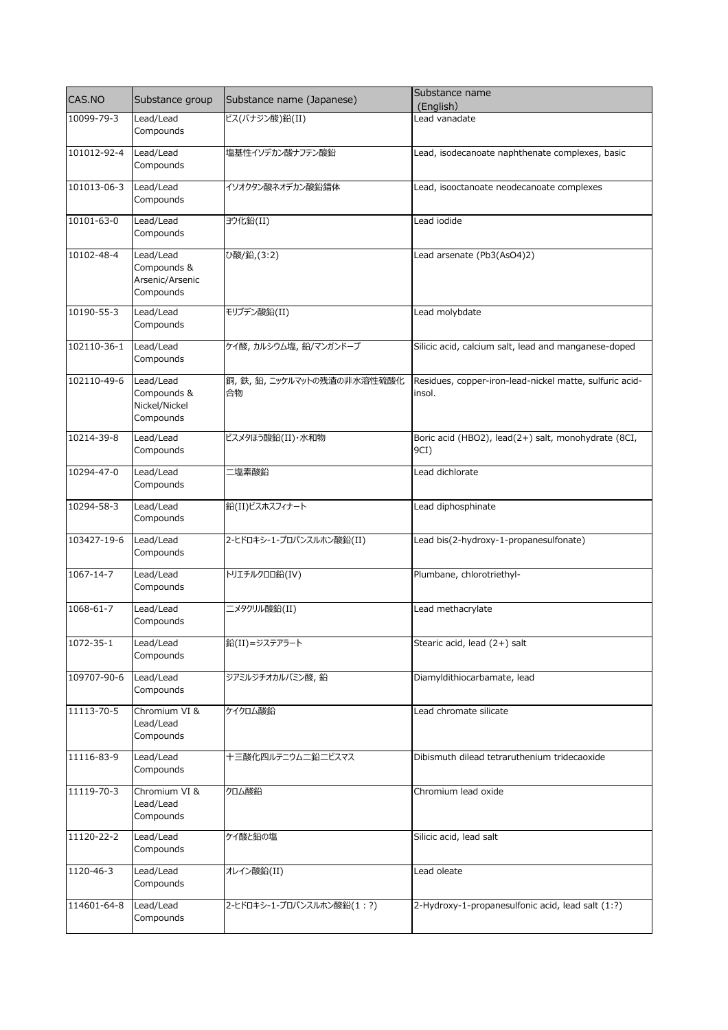| CAS.NO | Substance group | Substance name (Japanese) | Substance name (English) |
|---|---|---|---|
| 10099-79-3 | Lead/Lead Compounds | ビス(バナジン酸)鉛(II) | Lead vanadate |
| 101012-92-4 | Lead/Lead Compounds | 塩基性イソデカン酸ナフテン酸鉛 | Lead, isodecanoate naphthenate complexes, basic |
| 101013-06-3 | Lead/Lead Compounds | イソオクタン酸ネオデカン酸鉛錯体 | Lead, isooctanoate neodecanoate complexes |
| 10101-63-0 | Lead/Lead Compounds | ヨウ化鉛(II) | Lead iodide |
| 10102-48-4 | Lead/Lead Compounds & Arsenic/Arsenic Compounds | ひ酸/鉛,(3:2) | Lead arsenate (Pb3(AsO4)2) |
| 10190-55-3 | Lead/Lead Compounds | モリブデン酸鉛(II) | Lead molybdate |
| 102110-36-1 | Lead/Lead Compounds | ケイ酸, カルシウム塩, 鉛/マンガンドープ | Silicic acid, calcium salt, lead and manganese-doped |
| 102110-49-6 | Lead/Lead Compounds & Nickel/Nickel Compounds | 銅, 鉄, 鉛, ニッケルマットの残渣の非水溶性硫酸化合物 | Residues, copper-iron-lead-nickel matte, sulfuric acid-insol. |
| 10214-39-8 | Lead/Lead Compounds | ビスメタほう酸鉛(II)・水和物 | Boric acid (HBO2), lead(2+) salt, monohydrate (8CI, 9CI) |
| 10294-47-0 | Lead/Lead Compounds | 二塩素酸鉛 | Lead dichlorate |
| 10294-58-3 | Lead/Lead Compounds | 鉛(II)ビスホスフィナート | Lead diphosphinate |
| 103427-19-6 | Lead/Lead Compounds | 2-ヒドロキシ-1-プロパンスルホン酸鉛(II) | Lead bis(2-hydroxy-1-propanesulfonate) |
| 1067-14-7 | Lead/Lead Compounds | トリエチルクロロ鉛(IV) | Plumbane, chlorotriethyl- |
| 1068-61-7 | Lead/Lead Compounds | 二メタクリル酸鉛(II) | Lead methacrylate |
| 1072-35-1 | Lead/Lead Compounds | 鉛(II)=ジステアラート | Stearic acid, lead (2+) salt |
| 109707-90-6 | Lead/Lead Compounds | ジアミルジチオカルバミン酸, 鉛 | Diamyldithiocarbamate, lead |
| 11113-70-5 | Chromium VI & Lead/Lead Compounds | ケイクロム酸鉛 | Lead chromate silicate |
| 11116-83-9 | Lead/Lead Compounds | 十三酸化四ルテニウム二鉛二ビスマス | Dibismuth dilead tetraruthenium tridecaoxide |
| 11119-70-3 | Chromium VI & Lead/Lead Compounds | クロム酸鉛 | Chromium lead oxide |
| 11120-22-2 | Lead/Lead Compounds | ケイ酸と鉛の塩 | Silicic acid, lead salt |
| 1120-46-3 | Lead/Lead Compounds | オレイン酸鉛(II) | Lead oleate |
| 114601-64-8 | Lead/Lead Compounds | 2-ヒドロキシ-1-プロパンスルホン酸鉛(1：?) | 2-Hydroxy-1-propanesulfonic acid, lead salt (1:?) |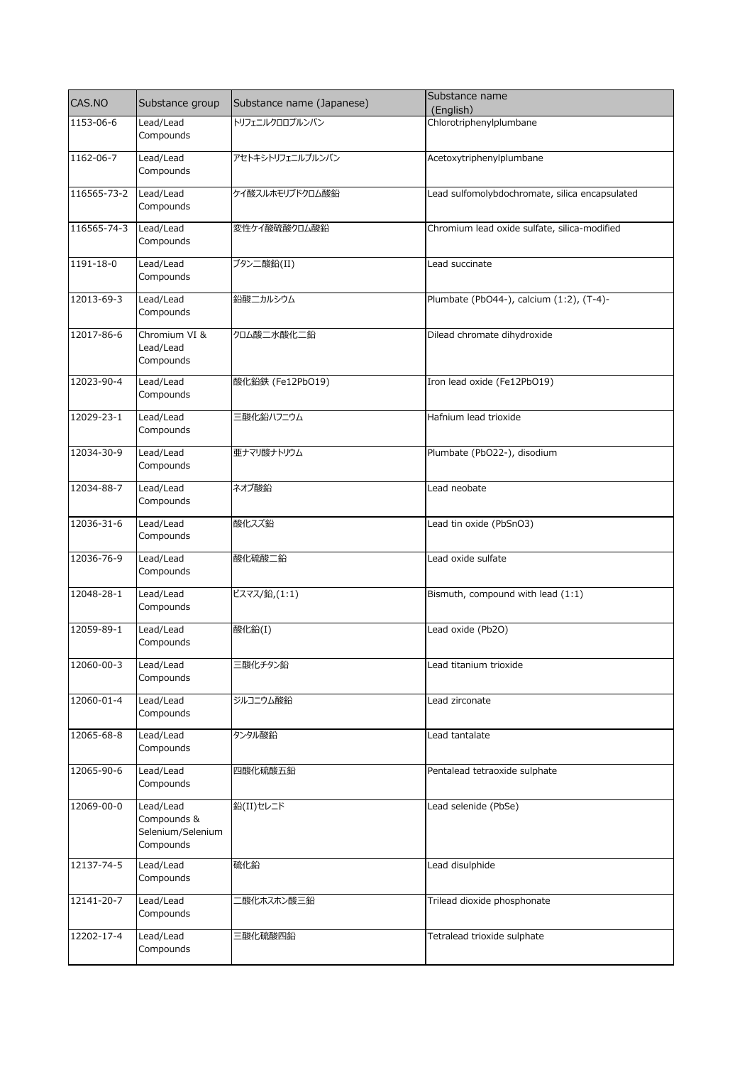| CAS.NO | Substance group | Substance name (Japanese) | Substance name (English) |
| --- | --- | --- | --- |
| 1153-06-6 | Lead/Lead Compounds | トリフェニルクロロプルンバン | Chlorotriphenylplumbane |
| 1162-06-7 | Lead/Lead Compounds | アセトキシトリフェニルプルンバン | Acetoxytriphenylplumbane |
| 116565-73-2 | Lead/Lead Compounds | ケイ酸スルホモリブドクロム酸鉛 | Lead sulfomolybdochromate, silica encapsulated |
| 116565-74-3 | Lead/Lead Compounds | 変性ケイ酸硫酸クロム酸鉛 | Chromium lead oxide sulfate, silica-modified |
| 1191-18-0 | Lead/Lead Compounds | ブタン二酸鉛(II) | Lead succinate |
| 12013-69-3 | Lead/Lead Compounds | 鉛酸二カルシウム | Plumbate (PbO44-), calcium (1:2), (T-4)- |
| 12017-86-6 | Chromium VI & Lead/Lead Compounds | クロム酸二水酸化二鉛 | Dilead chromate dihydroxide |
| 12023-90-4 | Lead/Lead Compounds | 酸化鉛鉄 (Fe12PbO19) | Iron lead oxide (Fe12PbO19) |
| 12029-23-1 | Lead/Lead Compounds | 三酸化鉛ハフニウム | Hafnium lead trioxide |
| 12034-30-9 | Lead/Lead Compounds | 亜ナマリ酸ナトリウム | Plumbate (PbO22-), disodium |
| 12034-88-7 | Lead/Lead Compounds | ネオブ酸鉛 | Lead neobate |
| 12036-31-6 | Lead/Lead Compounds | 酸化スズ鉛 | Lead tin oxide (PbSnO3) |
| 12036-76-9 | Lead/Lead Compounds | 酸化硫酸二鉛 | Lead oxide sulfate |
| 12048-28-1 | Lead/Lead Compounds | ビスマス/鉛,(1:1) | Bismuth, compound with lead (1:1) |
| 12059-89-1 | Lead/Lead Compounds | 酸化鉛(I) | Lead oxide (Pb2O) |
| 12060-00-3 | Lead/Lead Compounds | 三酸化チタン鉛 | Lead titanium trioxide |
| 12060-01-4 | Lead/Lead Compounds | ジルコニウム酸鉛 | Lead zirconate |
| 12065-68-8 | Lead/Lead Compounds | タンタル酸鉛 | Lead tantalate |
| 12065-90-6 | Lead/Lead Compounds | 四酸化硫酸五鉛 | Pentalead tetraoxide sulphate |
| 12069-00-0 | Lead/Lead Compounds & Selenium/Selenium Compounds | 鉛(II)セレニド | Lead selenide (PbSe) |
| 12137-74-5 | Lead/Lead Compounds | 硫化鉛 | Lead disulphide |
| 12141-20-7 | Lead/Lead Compounds | 二酸化ホスホン酸三鉛 | Trilead dioxide phosphonate |
| 12202-17-4 | Lead/Lead Compounds | 三酸化硫酸四鉛 | Tetralead trioxide sulphate |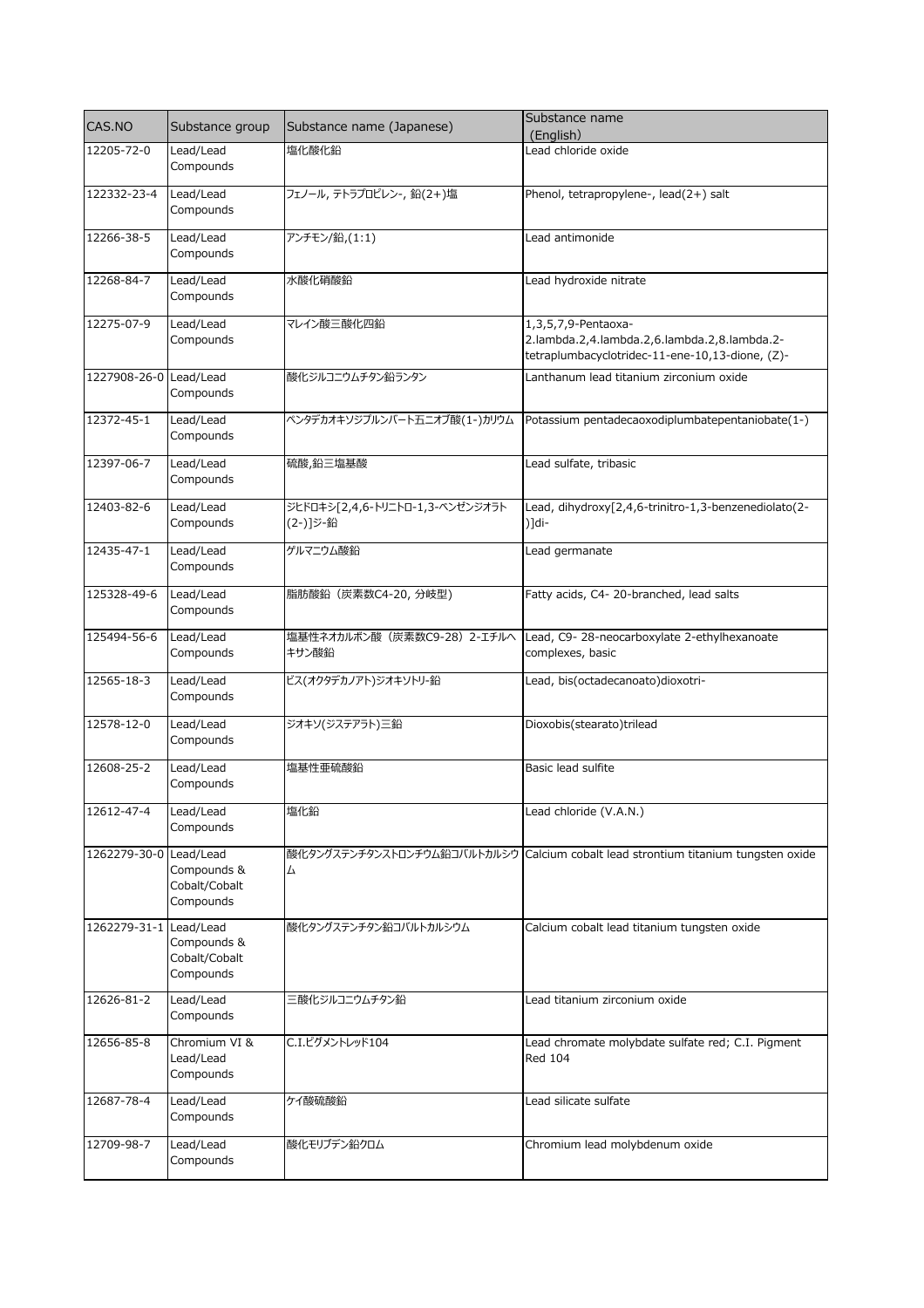| CAS.NO | Substance group | Substance name (Japanese) | Substance name (English) |
| --- | --- | --- | --- |
| 12205-72-0 | Lead/Lead Compounds | 塩化酸化鉛 | Lead chloride oxide |
| 122332-23-4 | Lead/Lead Compounds | フェノール, テトラプロピレン-, 鉛(2+)塩 | Phenol, tetrapropylene-, lead(2+) salt |
| 12266-38-5 | Lead/Lead Compounds | アンチモン/鉛,(1:1) | Lead antimonide |
| 12268-84-7 | Lead/Lead Compounds | 水酸化硝酸鉛 | Lead hydroxide nitrate |
| 12275-07-9 | Lead/Lead Compounds | マレイン酸三酸化四鉛 | 1,3,5,7,9-Pentaoxa-2.lambda.2,4.lambda.2,6.lambda.2,8.lambda.2-tetraplumbacyclotridec-11-ene-10,13-dione, (Z)- |
| 1227908-26-0 | Lead/Lead Compounds | 酸化ジルコニウムチタン鉛ランタン | Lanthanum lead titanium zirconium oxide |
| 12372-45-1 | Lead/Lead Compounds | ペンタデカオキソジプルンバート五ニオブ酸(1-)カリウム | Potassium pentadecaoxodiplumbatepentaniobate(1-) |
| 12397-06-7 | Lead/Lead Compounds | 硫酸,鉛三塩基酸 | Lead sulfate, tribasic |
| 12403-82-6 | Lead/Lead Compounds | ジヒドロキシ[2,4,6-トリニトロ-1,3-ベンゼンジオラト(2-)]ジ-鉛 | Lead, dihydroxy[2,4,6-trinitro-1,3-benzenediolato(2-)]di- |
| 12435-47-1 | Lead/Lead Compounds | ゲルマニウム酸鉛 | Lead germanate |
| 125328-49-6 | Lead/Lead Compounds | 脂肪酸鉛（炭素数C4-20, 分岐型) | Fatty acids, C4- 20-branched, lead salts |
| 125494-56-6 | Lead/Lead Compounds | 塩基性ネオカルボン酸（炭素数C9-28）2-エチルヘキサン酸鉛 | Lead, C9- 28-neocarboxylate 2-ethylhexanoate complexes, basic |
| 12565-18-3 | Lead/Lead Compounds | ビス(オクタデカノアト)ジオキソトリ-鉛 | Lead, bis(octadecanoato)dioxotri- |
| 12578-12-0 | Lead/Lead Compounds | ジオキソ(ジステアラト)三鉛 | Dioxobis(stearato)trilead |
| 12608-25-2 | Lead/Lead Compounds | 塩基性亜硫酸鉛 | Basic lead sulfite |
| 12612-47-4 | Lead/Lead Compounds | 塩化鉛 | Lead chloride (V.A.N.) |
| 1262279-30-0 | Lead/Lead Compounds & Cobalt/Cobalt Compounds | 酸化タングステンチタンストロンチウム鉛コバルトカルシウム | Calcium cobalt lead strontium titanium tungsten oxide |
| 1262279-31-1 | Lead/Lead Compounds & Cobalt/Cobalt Compounds | 酸化タングステンチタン鉛コバルトカルシウム | Calcium cobalt lead titanium tungsten oxide |
| 12626-81-2 | Lead/Lead Compounds | 三酸化ジルコニウムチタン鉛 | Lead titanium zirconium oxide |
| 12656-85-8 | Chromium VI & Lead/Lead Compounds | C.I.ピグメントレッド104 | Lead chromate molybdate sulfate red; C.I. Pigment Red 104 |
| 12687-78-4 | Lead/Lead Compounds | ケイ酸硫酸鉛 | Lead silicate sulfate |
| 12709-98-7 | Lead/Lead Compounds | 酸化モリブデン鉛クロム | Chromium lead molybdenum oxide |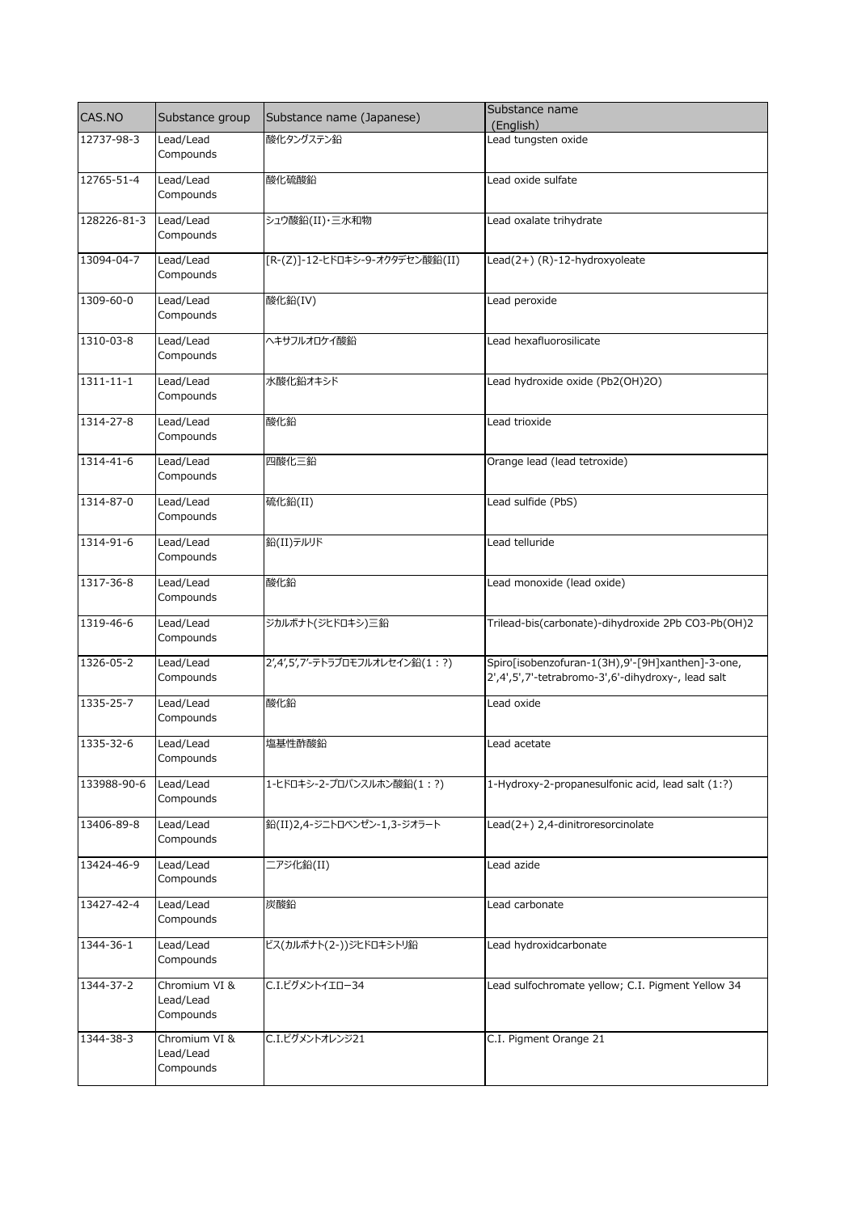| CAS.NO | Substance group | Substance name (Japanese) | Substance name (English) |
|---|---|---|---|
| 12737-98-3 | Lead/Lead Compounds | 酸化タングステン鉛 | Lead tungsten oxide |
| 12765-51-4 | Lead/Lead Compounds | 酸化硫酸鉛 | Lead oxide sulfate |
| 128226-81-3 | Lead/Lead Compounds | シュウ酸鉛(II)・三水和物 | Lead oxalate trihydrate |
| 13094-04-7 | Lead/Lead Compounds | [R-(Z)]-12-ヒドロキシ-9-オクタデセン酸鉛(II) | Lead(2+) (R)-12-hydroxyoleate |
| 1309-60-0 | Lead/Lead Compounds | 酸化鉛(IV) | Lead peroxide |
| 1310-03-8 | Lead/Lead Compounds | ヘキサフルオロケイ酸鉛 | Lead hexafluorosilicate |
| 1311-11-1 | Lead/Lead Compounds | 水酸化鉛オキシド | Lead hydroxide oxide (Pb2(OH)2O) |
| 1314-27-8 | Lead/Lead Compounds | 酸化鉛 | Lead trioxide |
| 1314-41-6 | Lead/Lead Compounds | 四酸化三鉛 | Orange lead (lead tetroxide) |
| 1314-87-0 | Lead/Lead Compounds | 硫化鉛(II) | Lead sulfide (PbS) |
| 1314-91-6 | Lead/Lead Compounds | 鉛(II)テルリド | Lead telluride |
| 1317-36-8 | Lead/Lead Compounds | 酸化鉛 | Lead monoxide (lead oxide) |
| 1319-46-6 | Lead/Lead Compounds | ジカルボナト(ジヒドロキシ)三鉛 | Trilead-bis(carbonate)-dihydroxide 2Pb CO3-Pb(OH)2 |
| 1326-05-2 | Lead/Lead Compounds | 2',4',5',7'-テトラブロモフルオレセイン鉛(1：?) | Spiro[isobenzofuran-1(3H),9'-[9H]xanthen]-3-one, 2',4',5',7'-tetrabromo-3',6'-dihydroxy-, lead salt |
| 1335-25-7 | Lead/Lead Compounds | 酸化鉛 | Lead oxide |
| 1335-32-6 | Lead/Lead Compounds | 塩基性酢酸鉛 | Lead acetate |
| 133988-90-6 | Lead/Lead Compounds | 1-ヒドロキシ-2-プロパンスルホン酸鉛(1：?) | 1-Hydroxy-2-propanesulfonic acid, lead salt (1:?) |
| 13406-89-8 | Lead/Lead Compounds | 鉛(II)2,4-ジニトロベンゼン-1,3-ジオラート | Lead(2+) 2,4-dinitroresorcinolate |
| 13424-46-9 | Lead/Lead Compounds | 二アジ化鉛(II) | Lead azide |
| 13427-42-4 | Lead/Lead Compounds | 炭酸鉛 | Lead carbonate |
| 1344-36-1 | Lead/Lead Compounds | ビス(カルボナト(2-))ジヒドロキシトリ鉛 | Lead hydroxidcarbonate |
| 1344-37-2 | Chromium VI & Lead/Lead Compounds | C.I.ピグメントイエロー34 | Lead sulfochromate yellow; C.I. Pigment Yellow 34 |
| 1344-38-3 | Chromium VI & Lead/Lead Compounds | C.I.ピグメントオレンジ21 | C.I. Pigment Orange 21 |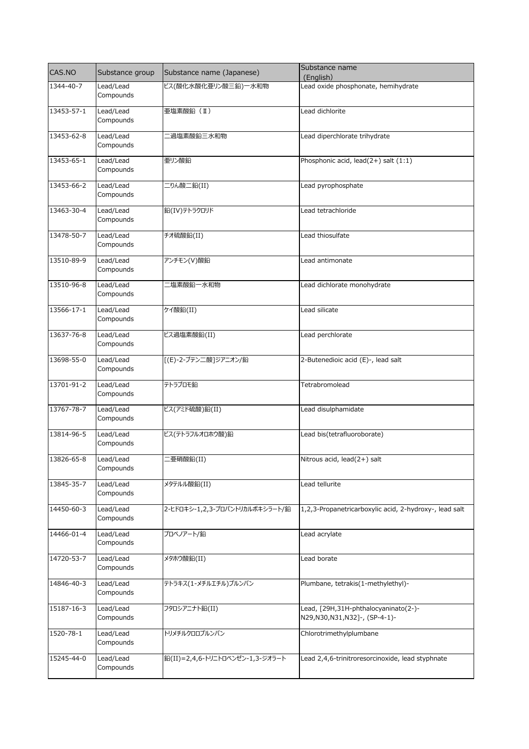| CAS.NO | Substance group | Substance name (Japanese) | Substance name (English) |
|---|---|---|---|
| 1344-40-7 | Lead/Lead Compounds | ビス(酸化水酸化亜リン酸三鉛)一水和物 | Lead oxide phosphonate, hemihydrate |
| 13453-57-1 | Lead/Lead Compounds | 亜塩素酸鉛（Ⅱ） | Lead dichlorite |
| 13453-62-8 | Lead/Lead Compounds | 二過塩素酸鉛三水和物 | Lead diperchlorate trihydrate |
| 13453-65-1 | Lead/Lead Compounds | 亜リン酸鉛 | Phosphonic acid, lead(2+) salt (1:1) |
| 13453-66-2 | Lead/Lead Compounds | 二りん酸二鉛(II) | Lead pyrophosphate |
| 13463-30-4 | Lead/Lead Compounds | 鉛(IV)テトラクロリド | Lead tetrachloride |
| 13478-50-7 | Lead/Lead Compounds | チオ硫酸鉛(II) | Lead thiosulfate |
| 13510-89-9 | Lead/Lead Compounds | アンチモン(V)酸鉛 | Lead antimonate |
| 13510-96-8 | Lead/Lead Compounds | 二塩素酸鉛一水和物 | Lead dichlorate monohydrate |
| 13566-17-1 | Lead/Lead Compounds | ケイ酸鉛(II) | Lead silicate |
| 13637-76-8 | Lead/Lead Compounds | ビス過塩素酸鉛(II) | Lead perchlorate |
| 13698-55-0 | Lead/Lead Compounds | [(E)-2-ブテン二酸]ジアニオン/鉛 | 2-Butenedioic acid (E)-, lead salt |
| 13701-91-2 | Lead/Lead Compounds | テトラブロモ鉛 | Tetrabromolead |
| 13767-78-7 | Lead/Lead Compounds | ビス(アミド硫酸)鉛(II) | Lead disulphamidate |
| 13814-96-5 | Lead/Lead Compounds | ビス(テトラフルオロホウ酸)鉛 | Lead bis(tetrafluoroborate) |
| 13826-65-8 | Lead/Lead Compounds | 二亜硝酸鉛(II) | Nitrous acid, lead(2+) salt |
| 13845-35-7 | Lead/Lead Compounds | メタテルル酸鉛(II) | Lead tellurite |
| 14450-60-3 | Lead/Lead Compounds | 2-ヒドロキシ-1,2,3-プロパントリカルボキシラート/鉛 | 1,2,3-Propanetricarboxylic acid, 2-hydroxy-, lead salt |
| 14466-01-4 | Lead/Lead Compounds | プロペノアート/鉛 | Lead acrylate |
| 14720-53-7 | Lead/Lead Compounds | メタホウ酸鉛(II) | Lead borate |
| 14846-40-3 | Lead/Lead Compounds | テトラキス(1-メチルエチル)プルンバン | Plumbane, tetrakis(1-methylethyl)- |
| 15187-16-3 | Lead/Lead Compounds | フタロシアニナト鉛(II) | Lead, [29H,31H-phthalocyaninato(2-)-N29,N30,N31,N32]-, (SP-4-1)- |
| 1520-78-1 | Lead/Lead Compounds | トリメチルクロロプルンバン | Chlorotrimethylplumbane |
| 15245-44-0 | Lead/Lead Compounds | 鉛(II)=2,4,6-トリニトロベンゼン-1,3-ジオラート | Lead 2,4,6-trinitroresorcinoxide, lead styphnate |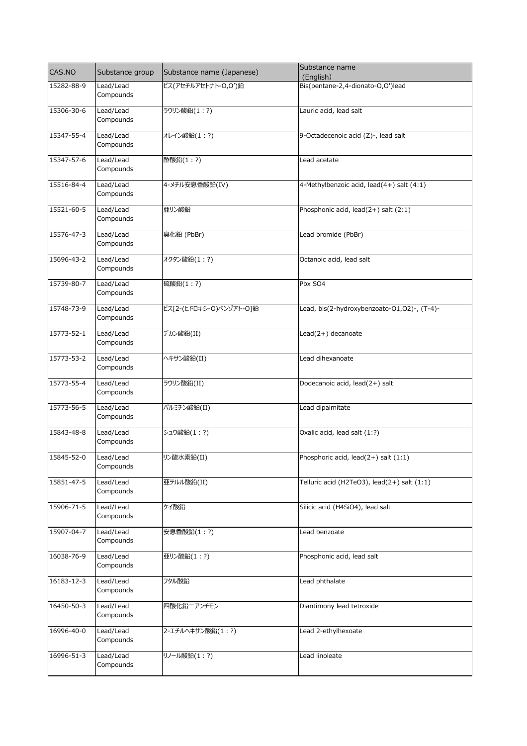| CAS.NO | Substance group | Substance name (Japanese) | Substance name (English) |
| --- | --- | --- | --- |
| 15282-88-9 | Lead/Lead Compounds | ビス(アセチルアセトナト-O,O')鉛 | Bis(pentane-2,4-dionato-O,O')lead |
| 15306-30-6 | Lead/Lead Compounds | ラウリン酸鉛(1：?) | Lauric acid, lead salt |
| 15347-55-4 | Lead/Lead Compounds | オレイン酸鉛(1：?) | 9-Octadecenoic acid (Z)-, lead salt |
| 15347-57-6 | Lead/Lead Compounds | 酢酸鉛(1：?) | Lead acetate |
| 15516-84-4 | Lead/Lead Compounds | 4-メチル安息香酸鉛(IV) | 4-Methylbenzoic acid, lead(4+) salt (4:1) |
| 15521-60-5 | Lead/Lead Compounds | 亜リン酸鉛 | Phosphonic acid, lead(2+) salt (2:1) |
| 15576-47-3 | Lead/Lead Compounds | 臭化鉛 (PbBr) | Lead bromide (PbBr) |
| 15696-43-2 | Lead/Lead Compounds | オクタン酸鉛(1：?) | Octanoic acid, lead salt |
| 15739-80-7 | Lead/Lead Compounds | 硫酸鉛(1：?) | Pbx SO4 |
| 15748-73-9 | Lead/Lead Compounds | ビス[2-(ヒドロキシ-O)ベンゾアト-O]鉛 | Lead, bis(2-hydroxybenzoato-O1,O2)-, (T-4)- |
| 15773-52-1 | Lead/Lead Compounds | デカン酸鉛(II) | Lead(2+) decanoate |
| 15773-53-2 | Lead/Lead Compounds | ヘキサン酸鉛(II) | Lead dihexanoate |
| 15773-55-4 | Lead/Lead Compounds | ラウリン酸鉛(II) | Dodecanoic acid, lead(2+) salt |
| 15773-56-5 | Lead/Lead Compounds | パルミチン酸鉛(II) | Lead dipalmitate |
| 15843-48-8 | Lead/Lead Compounds | シュウ酸鉛(1：?) | Oxalic acid, lead salt (1:?) |
| 15845-52-0 | Lead/Lead Compounds | リン酸水素鉛(II) | Phosphoric acid, lead(2+) salt (1:1) |
| 15851-47-5 | Lead/Lead Compounds | 亜テルル酸鉛(II) | Telluric acid (H2TeO3), lead(2+) salt (1:1) |
| 15906-71-5 | Lead/Lead Compounds | ケイ酸鉛 | Silicic acid (H4SiO4), lead salt |
| 15907-04-7 | Lead/Lead Compounds | 安息香酸鉛(1：?) | Lead benzoate |
| 16038-76-9 | Lead/Lead Compounds | 亜リン酸鉛(1：?) | Phosphonic acid, lead salt |
| 16183-12-3 | Lead/Lead Compounds | フタル酸鉛 | Lead phthalate |
| 16450-50-3 | Lead/Lead Compounds | 四酸化鉛二アンチモン | Diantimony lead tetroxide |
| 16996-40-0 | Lead/Lead Compounds | 2-エチルヘキサン酸鉛(1：?) | Lead 2-ethylhexoate |
| 16996-51-3 | Lead/Lead Compounds | リノール酸鉛(1：?) | Lead linoleate |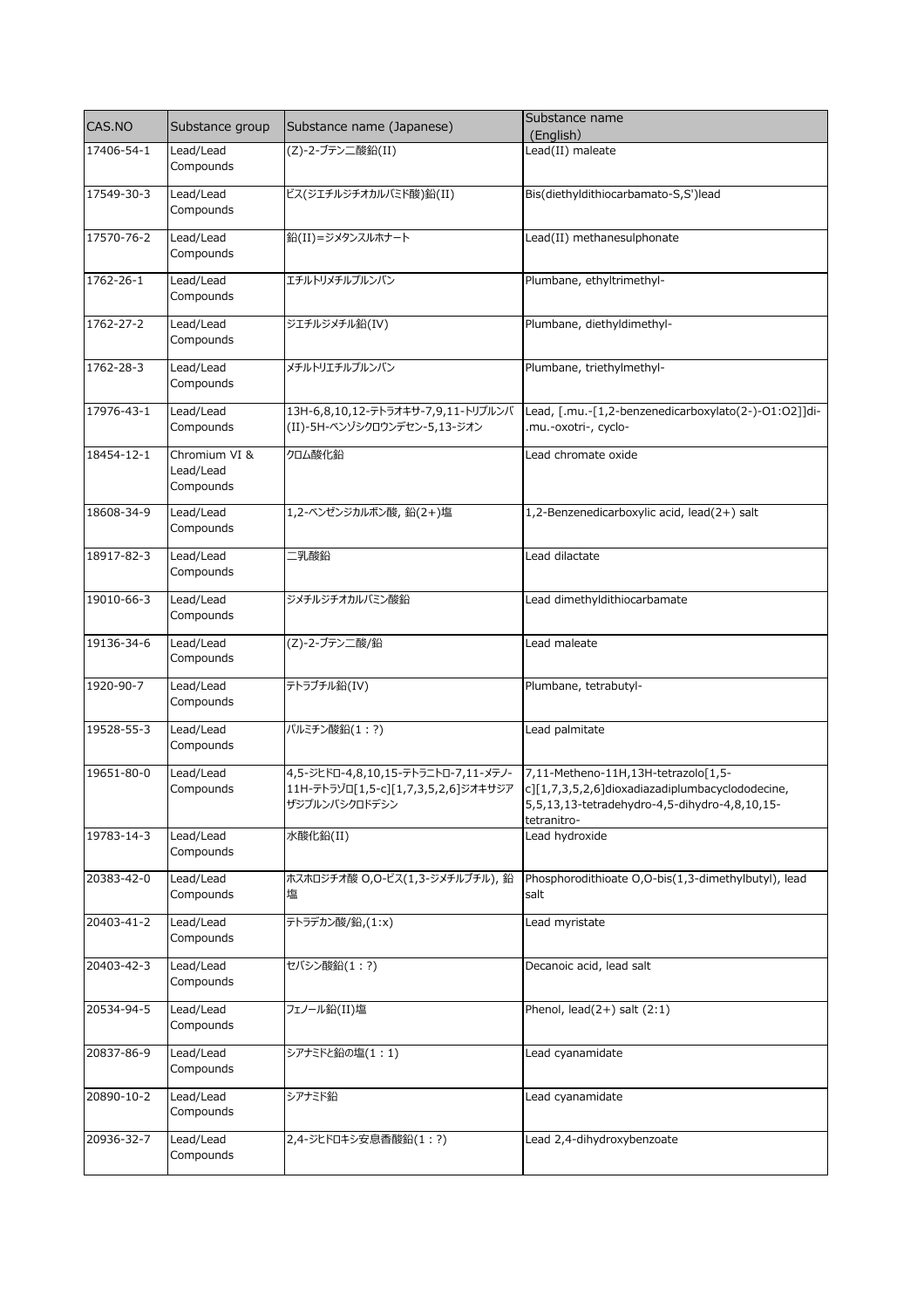| CAS.NO | Substance group | Substance name (Japanese) | Substance name (English) |
|---|---|---|---|
| 17406-54-1 | Lead/Lead Compounds | (Z)-2-ブテン二酸鉛(II) | Lead(II) maleate |
| 17549-30-3 | Lead/Lead Compounds | ビス(ジエチルジチオカルバミド酸)鉛(II) | Bis(diethyldithiocarbamato-S,S')lead |
| 17570-76-2 | Lead/Lead Compounds | 鉛(II)=ジメタンスルホナート | Lead(II) methanesulphonate |
| 1762-26-1 | Lead/Lead Compounds | エチルトリメチルプルンバン | Plumbane, ethyltrimethyl- |
| 1762-27-2 | Lead/Lead Compounds | ジエチルジメチル鉛(IV) | Plumbane, diethyldimethyl- |
| 1762-28-3 | Lead/Lead Compounds | メチルトリエチルプルンバン | Plumbane, triethylmethyl- |
| 17976-43-1 | Lead/Lead Compounds | 13H-6,8,10,12-テトラオキサ-7,9,11-トリプルンバ(II)-5H-ベンゾシクロウンデセン-5,13-ジオン | Lead, [.mu.-[1,2-benzenedicarboxylato(2-)-O1:O2]]di-.mu.-oxotri-, cyclo- |
| 18454-12-1 | Chromium VI & Lead/Lead Compounds | クロム酸化鉛 | Lead chromate oxide |
| 18608-34-9 | Lead/Lead Compounds | 1,2-ベンゼンジカルボン酸, 鉛(2+)塩 | 1,2-Benzenedicarboxylic acid, lead(2+) salt |
| 18917-82-3 | Lead/Lead Compounds | 二乳酸鉛 | Lead dilactate |
| 19010-66-3 | Lead/Lead Compounds | ジメチルジチオカルバミン酸鉛 | Lead dimethyldithiocarbamate |
| 19136-34-6 | Lead/Lead Compounds | (Z)-2-ブテン二酸/鉛 | Lead maleate |
| 1920-90-7 | Lead/Lead Compounds | テトラブチル鉛(IV) | Plumbane, tetrabutyl- |
| 19528-55-3 | Lead/Lead Compounds | パルミチン酸鉛(1：?) | Lead palmitate |
| 19651-80-0 | Lead/Lead Compounds | 4,5-ジヒドロ-4,8,10,15-テトラニトロ-7,11-メテノ-11H-テトラゾロ[1,5-c][1,7,3,5,2,6]ジオキサジアザジプルンバシクロドデシン | 7,11-Metheno-11H,13H-tetrazolo[1,5-c][1,7,3,5,2,6]dioxadiazadiplumbacyclododecine, 5,5,13,13-tetradehydro-4,5-dihydro-4,8,10,15-tetranitro- |
| 19783-14-3 | Lead/Lead Compounds | 水酸化鉛(II) | Lead hydroxide |
| 20383-42-0 | Lead/Lead Compounds | ホスホロジチオ酸 O,O-ビス(1,3-ジメチルブチル), 鉛塩 | Phosphorodithioate O,O-bis(1,3-dimethylbutyl), lead salt |
| 20403-41-2 | Lead/Lead Compounds | テトラデカン酸/鉛,(1:x) | Lead myristate |
| 20403-42-3 | Lead/Lead Compounds | セバシン酸鉛(1：?) | Decanoic acid, lead salt |
| 20534-94-5 | Lead/Lead Compounds | フェノール鉛(II)塩 | Phenol, lead(2+) salt (2:1) |
| 20837-86-9 | Lead/Lead Compounds | シアナミドと鉛の塩(1：1) | Lead cyanamidate |
| 20890-10-2 | Lead/Lead Compounds | シアナミド鉛 | Lead cyanamidate |
| 20936-32-7 | Lead/Lead Compounds | 2,4-ジヒドロキシ安息香酸鉛(1：?) | Lead 2,4-dihydroxybenzoate |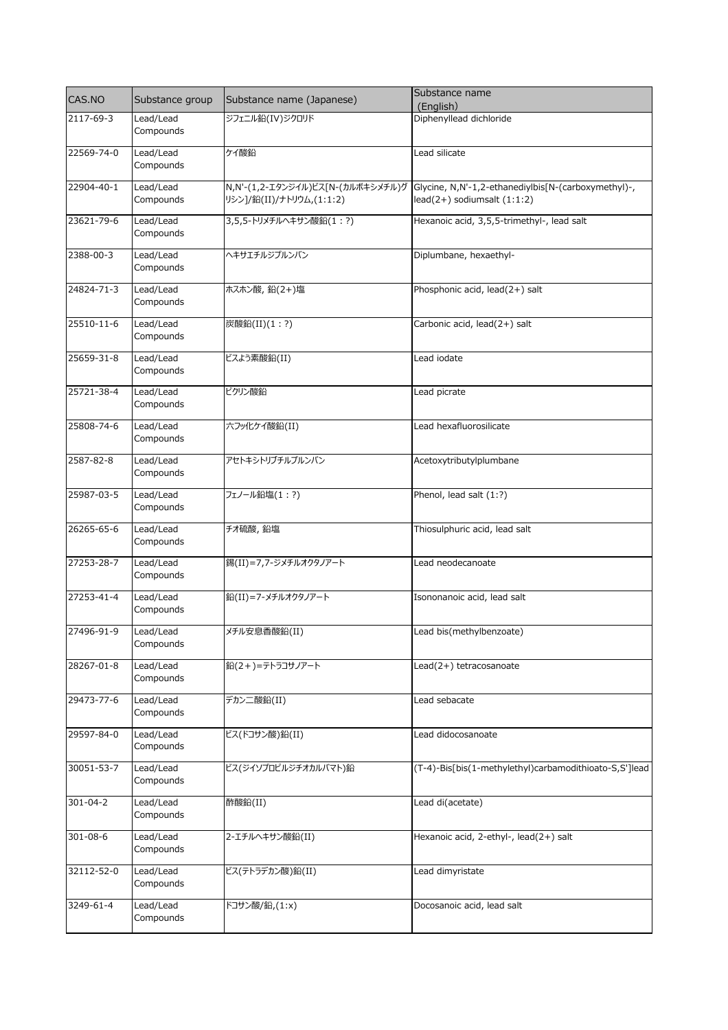| CAS.NO | Substance group | Substance name (Japanese) | Substance name (English) |
| --- | --- | --- | --- |
| 2117-69-3 | Lead/Lead Compounds | ジフェニル鉛(IV)ジクロリド | Diphenyllead dichloride |
| 22569-74-0 | Lead/Lead Compounds | ケイ酸鉛 | Lead silicate |
| 22904-40-1 | Lead/Lead Compounds | N,N'-(1,2-エタンジイル)ビス[N-(カルボキシメチル)グリシン]/鉛(II)/ナトリウム,(1:1:2) | Glycine, N,N'-1,2-ethanediylbis[N-(carboxymethyl)-, lead(2+) sodiumsalt (1:1:2) |
| 23621-79-6 | Lead/Lead Compounds | 3,5,5-トリメチルヘキサン酸鉛(1：?) | Hexanoic acid, 3,5,5-trimethyl-, lead salt |
| 2388-00-3 | Lead/Lead Compounds | ヘキサエチルジプルンバン | Diplumbane, hexaethyl- |
| 24824-71-3 | Lead/Lead Compounds | ホスホン酸, 鉛(2+)塩 | Phosphonic acid, lead(2+) salt |
| 25510-11-6 | Lead/Lead Compounds | 炭酸鉛(II)(1：?) | Carbonic acid, lead(2+) salt |
| 25659-31-8 | Lead/Lead Compounds | ビスよう素酸鉛(II) | Lead iodate |
| 25721-38-4 | Lead/Lead Compounds | ピクリン酸鉛 | Lead picrate |
| 25808-74-6 | Lead/Lead Compounds | 六フッ化ケイ酸鉛(II) | Lead hexafluorosilicate |
| 2587-82-8 | Lead/Lead Compounds | アセトキシトリブチルプルンバン | Acetoxytributylplumbane |
| 25987-03-5 | Lead/Lead Compounds | フェノール鉛塩(1：?) | Phenol, lead salt (1:?) |
| 26265-65-6 | Lead/Lead Compounds | チオ硫酸, 鉛塩 | Thiosulphuric acid, lead salt |
| 27253-28-7 | Lead/Lead Compounds | 錫(II)=7,7-ジメチルオクタノアート | Lead neodecanoate |
| 27253-41-4 | Lead/Lead Compounds | 鉛(II)=7-メチルオクタノアート | Isononanoic acid, lead salt |
| 27496-91-9 | Lead/Lead Compounds | メチル安息香酸鉛(II) | Lead bis(methylbenzoate) |
| 28267-01-8 | Lead/Lead Compounds | 鉛(2+)=テトラコサノアート | Lead(2+) tetracosanoate |
| 29473-77-6 | Lead/Lead Compounds | デカン二酸鉛(II) | Lead sebacate |
| 29597-84-0 | Lead/Lead Compounds | ビス(ドコサン酸)鉛(II) | Lead didocosanoate |
| 30051-53-7 | Lead/Lead Compounds | ビス(ジイソプロピルジチオカルバマト)鉛 | (T-4)-Bis[bis(1-methylethyl)carbamodithioato-S,S']lead |
| 301-04-2 | Lead/Lead Compounds | 酢酸鉛(II) | Lead di(acetate) |
| 301-08-6 | Lead/Lead Compounds | 2-エチルヘキサン酸鉛(II) | Hexanoic acid, 2-ethyl-, lead(2+) salt |
| 32112-52-0 | Lead/Lead Compounds | ビス(テトラデカン酸)鉛(II) | Lead dimyristate |
| 3249-61-4 | Lead/Lead Compounds | ドコサン酸/鉛,(1:x) | Docosanoic acid, lead salt |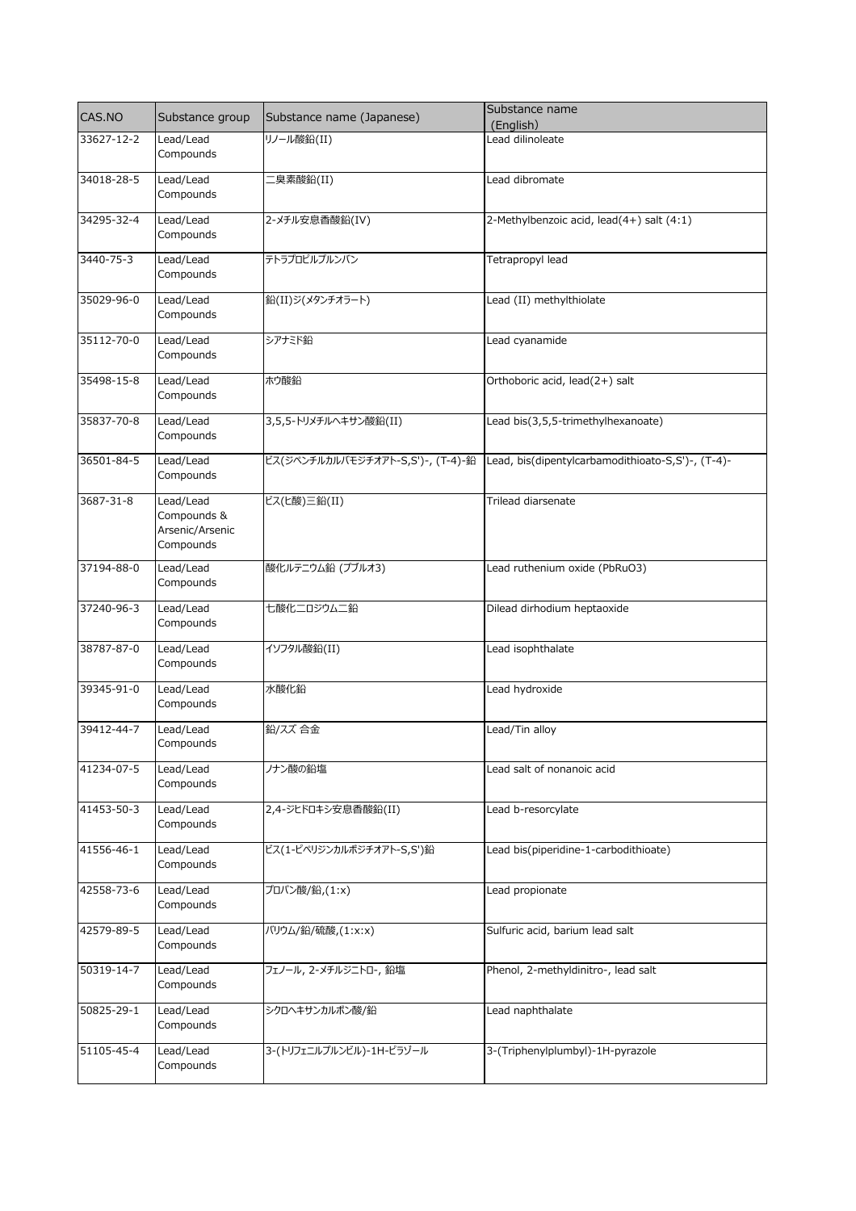| CAS.NO | Substance group | Substance name (Japanese) | Substance name (English) |
|---|---|---|---|
| 33627-12-2 | Lead/Lead Compounds | リノール酸鉛(II) | Lead dilinoleate |
| 34018-28-5 | Lead/Lead Compounds | 二臭素酸鉛(II) | Lead dibromate |
| 34295-32-4 | Lead/Lead Compounds | 2-メチル安息香酸鉛(IV) | 2-Methylbenzoic acid, lead(4+) salt (4:1) |
| 3440-75-3 | Lead/Lead Compounds | テトラプロピルプルンバン | Tetrapropyl lead |
| 35029-96-0 | Lead/Lead Compounds | 鉛(II)ジ(メタンチオラート) | Lead (II) methylthiolate |
| 35112-70-0 | Lead/Lead Compounds | シアナミド鉛 | Lead cyanamide |
| 35498-15-8 | Lead/Lead Compounds | ホウ酸鉛 | Orthoboric acid, lead(2+) salt |
| 35837-70-8 | Lead/Lead Compounds | 3,5,5-トリメチルヘキサン酸鉛(II) | Lead bis(3,5,5-trimethylhexanoate) |
| 36501-84-5 | Lead/Lead Compounds | ビス(ジペンチルカルバモジチオアト-S,S')-, (T-4)-鉛 | Lead, bis(dipentylcarbamodithioato-S,S')-, (T-4)- |
| 3687-31-8 | Lead/Lead Compounds & Arsenic/Arsenic Compounds | ビス(ヒ酸)三鉛(II) | Trilead diarsenate |
| 37194-88-0 | Lead/Lead Compounds | 酸化ルテニウム鉛 (プブルオ3) | Lead ruthenium oxide (PbRuO3) |
| 37240-96-3 | Lead/Lead Compounds | 七酸化二ロジウム二鉛 | Dilead dirhodium heptaoxide |
| 38787-87-0 | Lead/Lead Compounds | イソフタル酸鉛(II) | Lead isophthalate |
| 39345-91-0 | Lead/Lead Compounds | 水酸化鉛 | Lead hydroxide |
| 39412-44-7 | Lead/Lead Compounds | 鉛/スズ 合金 | Lead/Tin alloy |
| 41234-07-5 | Lead/Lead Compounds | ノナン酸の鉛塩 | Lead salt of nonanoic acid |
| 41453-50-3 | Lead/Lead Compounds | 2,4-ジヒドロキシ安息香酸鉛(II) | Lead b-resorcylate |
| 41556-46-1 | Lead/Lead Compounds | ビス(1-ピペリジンカルボジチオアト-S,S')鉛 | Lead bis(piperidine-1-carbodithioate) |
| 42558-73-6 | Lead/Lead Compounds | プロパン酸/鉛,(1:x) | Lead propionate |
| 42579-89-5 | Lead/Lead Compounds | バリウム/鉛/硫酸,(1:x:x) | Sulfuric acid, barium lead salt |
| 50319-14-7 | Lead/Lead Compounds | フェノール, 2-メチルジニトロ-, 鉛塩 | Phenol, 2-methyldinitro-, lead salt |
| 50825-29-1 | Lead/Lead Compounds | シクロヘキサンカルボン酸/鉛 | Lead naphthalate |
| 51105-45-4 | Lead/Lead Compounds | 3-(トリフェニルプルンビル)-1H-ピラゾール | 3-(Triphenylplumbyl)-1H-pyrazole |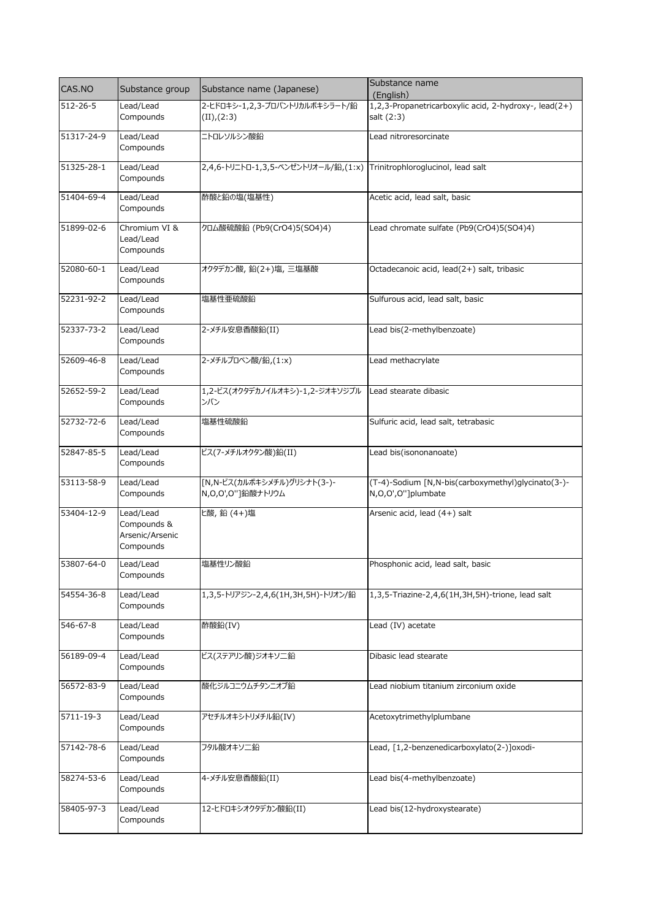| CAS.NO | Substance group | Substance name (Japanese) | Substance name (English) |
|---|---|---|---|
| 512-26-5 | Lead/Lead Compounds | 2-ヒドロキシ-1,2,3-プロパントリカルボキシラート/鉛(II),(2:3) | 1,2,3-Propanetricarboxylic acid, 2-hydroxy-, lead(2+) salt (2:3) |
| 51317-24-9 | Lead/Lead Compounds | ニトロレソルシン酸鉛 | Lead nitroresorcinate |
| 51325-28-1 | Lead/Lead Compounds | 2,4,6-トリニトロ-1,3,5-ベンゼントリオール/鉛,(1:x) | Trinitrophloroglucinol, lead salt |
| 51404-69-4 | Lead/Lead Compounds | 酢酸と鉛の塩(塩基性) | Acetic acid, lead salt, basic |
| 51899-02-6 | Chromium VI & Lead/Lead Compounds | クロム酸硫酸鉛 (Pb9(CrO4)5(SO4)4) | Lead chromate sulfate (Pb9(CrO4)5(SO4)4) |
| 52080-60-1 | Lead/Lead Compounds | オクタデカン酸, 鉛(2+)塩, 三塩基酸 | Octadecanoic acid, lead(2+) salt, tribasic |
| 52231-92-2 | Lead/Lead Compounds | 塩基性亜硫酸鉛 | Sulfurous acid, lead salt, basic |
| 52337-73-2 | Lead/Lead Compounds | 2-メチル安息香酸鉛(II) | Lead bis(2-methylbenzoate) |
| 52609-46-8 | Lead/Lead Compounds | 2-メチルプロペン酸/鉛,(1:x) | Lead methacrylate |
| 52652-59-2 | Lead/Lead Compounds | 1,2-ビス(オクタデカノイルオキシ)-1,2-ジオキシジプルンバン | Lead stearate dibasic |
| 52732-72-6 | Lead/Lead Compounds | 塩基性硫酸鉛 | Sulfuric acid, lead salt, tetrabasic |
| 52847-85-5 | Lead/Lead Compounds | ビス(7-メチルオクタン酸)鉛(II) | Lead bis(isononanoate) |
| 53113-58-9 | Lead/Lead Compounds | [N,N-ビス(カルボキシメチル)グリシナト(3-)-N,O,O',O'']鉛酸ナトリウム | (T-4)-Sodium [N,N-bis(carboxymethyl)glycinato(3-)-N,O,O',O'']plumbate |
| 53404-12-9 | Lead/Lead Compounds & Arsenic/Arsenic Compounds | ヒ酸, 鉛 (4+)塩 | Arsenic acid, lead (4+) salt |
| 53807-64-0 | Lead/Lead Compounds | 塩基性リン酸鉛 | Phosphonic acid, lead salt, basic |
| 54554-36-8 | Lead/Lead Compounds | 1,3,5-トリアジン-2,4,6(1H,3H,5H)-トリオン/鉛 | 1,3,5-Triazine-2,4,6(1H,3H,5H)-trione, lead salt |
| 546-67-8 | Lead/Lead Compounds | 酢酸鉛(IV) | Lead (IV) acetate |
| 56189-09-4 | Lead/Lead Compounds | ビス(ステアリン酸)ジオキソ二鉛 | Dibasic lead stearate |
| 56572-83-9 | Lead/Lead Compounds | 酸化ジルコニウムチタンニオブ鉛 | Lead niobium titanium zirconium oxide |
| 5711-19-3 | Lead/Lead Compounds | アセチルオキシトリメチル鉛(IV) | Acetoxytrimethylplumbane |
| 57142-78-6 | Lead/Lead Compounds | フタル酸オキソ二鉛 | Lead, [1,2-benzenedicarboxylato(2-)]oxodi- |
| 58274-53-6 | Lead/Lead Compounds | 4-メチル安息香酸鉛(II) | Lead bis(4-methylbenzoate) |
| 58405-97-3 | Lead/Lead Compounds | 12-ヒドロキシオクタデカン酸鉛(II) | Lead bis(12-hydroxystearate) |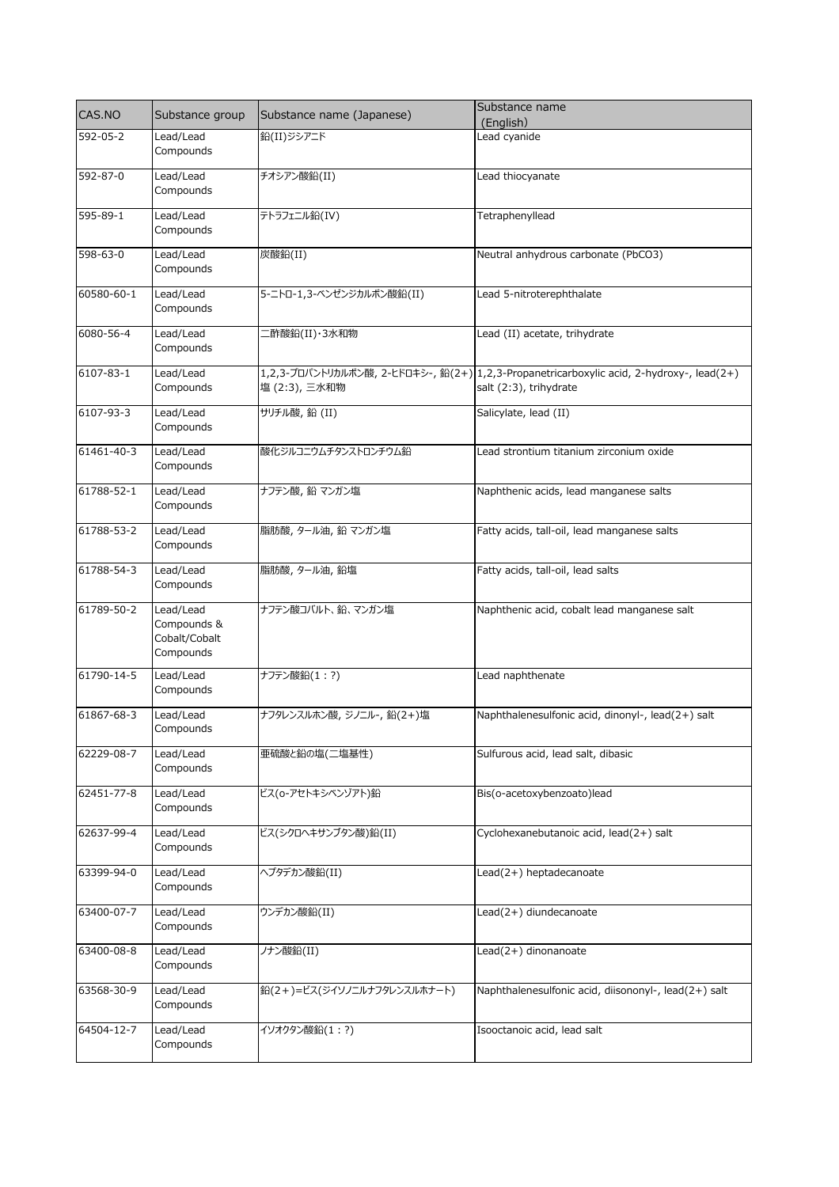| CAS.NO | Substance group | Substance name (Japanese) | Substance name (English) |
| --- | --- | --- | --- |
| 592-05-2 | Lead/Lead Compounds | 鉛(II)ジシアニド | Lead cyanide |
| 592-87-0 | Lead/Lead Compounds | チオシアン酸鉛(II) | Lead thiocyanate |
| 595-89-1 | Lead/Lead Compounds | テトラフェニル鉛(IV) | Tetraphenyllead |
| 598-63-0 | Lead/Lead Compounds | 炭酸鉛(II) | Neutral anhydrous carbonate (PbCO3) |
| 60580-60-1 | Lead/Lead Compounds | 5-ニトロ-1,3-ベンゼンジカルボン酸鉛(II) | Lead 5-nitroterephthalate |
| 6080-56-4 | Lead/Lead Compounds | 二酢酸鉛(II)・3水和物 | Lead (II) acetate, trihydrate |
| 6107-83-1 | Lead/Lead Compounds | 1,2,3-プロパントリカルボン酸, 2-ヒドロキシ-, 鉛(2+)塩 (2:3), 三水和物 | 1,2,3-Propanetricarboxylic acid, 2-hydroxy-, lead(2+) salt (2:3), trihydrate |
| 6107-93-3 | Lead/Lead Compounds | サリチル酸, 鉛 (II) | Salicylate, lead (II) |
| 61461-40-3 | Lead/Lead Compounds | 酸化ジルコニウムチタンストロンチウム鉛 | Lead strontium titanium zirconium oxide |
| 61788-52-1 | Lead/Lead Compounds | ナフテン酸, 鉛 マンガン塩 | Naphthenic acids, lead manganese salts |
| 61788-53-2 | Lead/Lead Compounds | 脂肪酸, タール油, 鉛 マンガン塩 | Fatty acids, tall-oil, lead manganese salts |
| 61788-54-3 | Lead/Lead Compounds | 脂肪酸, タール油, 鉛塩 | Fatty acids, tall-oil, lead salts |
| 61789-50-2 | Lead/Lead Compounds & Cobalt/Cobalt Compounds | ナフテン酸コバルト、鉛、マンガン塩 | Naphthenic acid, cobalt lead manganese salt |
| 61790-14-5 | Lead/Lead Compounds | ナフテン酸鉛(1：?) | Lead naphthenate |
| 61867-68-3 | Lead/Lead Compounds | ナフタレンスルホン酸, ジノニル-, 鉛(2+)塩 | Naphthalenesulfonic acid, dinonyl-, lead(2+) salt |
| 62229-08-7 | Lead/Lead Compounds | 亜硫酸と鉛の塩(二塩基性) | Sulfurous acid, lead salt, dibasic |
| 62451-77-8 | Lead/Lead Compounds | ビス(o-アセトキシベンゾアト)鉛 | Bis(o-acetoxybenzoato)lead |
| 62637-99-4 | Lead/Lead Compounds | ビス(シクロヘキサンブタン酸)鉛(II) | Cyclohexanebutanoic acid, lead(2+) salt |
| 63399-94-0 | Lead/Lead Compounds | ヘプタデカン酸鉛(II) | Lead(2+) heptadecanoate |
| 63400-07-7 | Lead/Lead Compounds | ウンデカン酸鉛(II) | Lead(2+) diundecanoate |
| 63400-08-8 | Lead/Lead Compounds | ノナン酸鉛(II) | Lead(2+) dinonanoate |
| 63568-30-9 | Lead/Lead Compounds | 鉛(2＋)=ビス(ジイソノニルナフタレンスルホナート) | Naphthalenesulfonic acid, diisononyl-, lead(2+) salt |
| 64504-12-7 | Lead/Lead Compounds | イソオクタン酸鉛(1：?) | Isooctanoic acid, lead salt |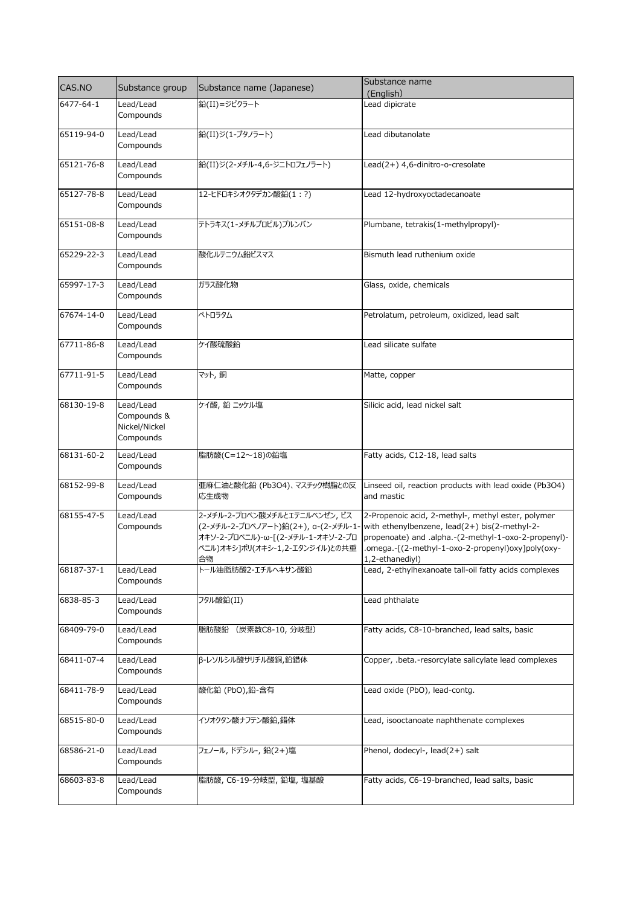| CAS.NO | Substance group | Substance name (Japanese) | Substance name (English) |
| --- | --- | --- | --- |
| 6477-64-1 | Lead/Lead Compounds | 鉛(II)=ジピクラート | Lead dipicrate |
| 65119-94-0 | Lead/Lead Compounds | 鉛(II)ジ(1-ブタノラート) | Lead dibutanolate |
| 65121-76-8 | Lead/Lead Compounds | 鉛(II)ジ(2-メチル-4,6-ジニトロフェノラート) | Lead(2+) 4,6-dinitro-o-cresolate |
| 65127-78-8 | Lead/Lead Compounds | 12-ヒドロキシオクタデカン酸鉛(1：?) | Lead 12-hydroxyoctadecanoate |
| 65151-08-8 | Lead/Lead Compounds | テトラキス(1-メチルプロピル)プルンバン | Plumbane, tetrakis(1-methylpropyl)- |
| 65229-22-3 | Lead/Lead Compounds | 酸化ルテニウム鉛ビスマス | Bismuth lead ruthenium oxide |
| 65997-17-3 | Lead/Lead Compounds | ガラス酸化物 | Glass, oxide, chemicals |
| 67674-14-0 | Lead/Lead Compounds | ペトロラタム | Petrolatum, petroleum, oxidized, lead salt |
| 67711-86-8 | Lead/Lead Compounds | ケイ酸硫酸鉛 | Lead silicate sulfate |
| 67711-91-5 | Lead/Lead Compounds | マット, 銅 | Matte, copper |
| 68130-19-8 | Lead/Lead Compounds & Nickel/Nickel Compounds | ケイ酸, 鉛 ニッケル塩 | Silicic acid, lead nickel salt |
| 68131-60-2 | Lead/Lead Compounds | 脂肪酸(C=12～18)の鉛塩 | Fatty acids, C12-18, lead salts |
| 68152-99-8 | Lead/Lead Compounds | 亜麻仁油と酸化鉛 (Pb3O4)、マスチック樹脂との反応生成物 | Linseed oil, reaction products with lead oxide (Pb3O4) and mastic |
| 68155-47-5 | Lead/Lead Compounds | 2-メチル-2-プロペン酸メチルとエテニルベンゼン, ビス(2-メチル-2-プロペノアート)鉛(2+), α-(2-メチル-1-オキソ-2-プロペニル)-ω-[(2-メチル-1-オキソ-2-プロペニル)オキシ]ポリ(オキシ-1,2-エタンジイル)との共重合物 | 2-Propenoic acid, 2-methyl-, methyl ester, polymer with ethenylbenzene, lead(2+) bis(2-methyl-2-propenoate) and .alpha.-(2-methyl-1-oxo-2-propenyl)-.omega.-[(2-methyl-1-oxo-2-propenyl)oxy]poly(oxy-1,2-ethanediyl) |
| 68187-37-1 | Lead/Lead Compounds | トール油脂肪酸2-エチルヘキサン酸鉛 | Lead, 2-ethylhexanoate tall-oil fatty acids complexes |
| 6838-85-3 | Lead/Lead Compounds | フタル酸鉛(II) | Lead phthalate |
| 68409-79-0 | Lead/Lead Compounds | 脂肪酸鉛 （炭素数C8-10, 分岐型） | Fatty acids, C8-10-branched, lead salts, basic |
| 68411-07-4 | Lead/Lead Compounds | β-レソルシル酸サリチル酸銅,鉛錯体 | Copper, .beta.-resorcylate salicylate lead complexes |
| 68411-78-9 | Lead/Lead Compounds | 酸化鉛 (PbO),鉛-含有 | Lead oxide (PbO), lead-contg. |
| 68515-80-0 | Lead/Lead Compounds | イソオクタン酸ナフテン酸鉛,錯体 | Lead, isooctanoate naphthenate complexes |
| 68586-21-0 | Lead/Lead Compounds | フェノール, ドデシル-, 鉛(2+)塩 | Phenol, dodecyl-, lead(2+) salt |
| 68603-83-8 | Lead/Lead Compounds | 脂肪酸, C6-19-分岐型, 鉛塩, 塩基酸 | Fatty acids, C6-19-branched, lead salts, basic |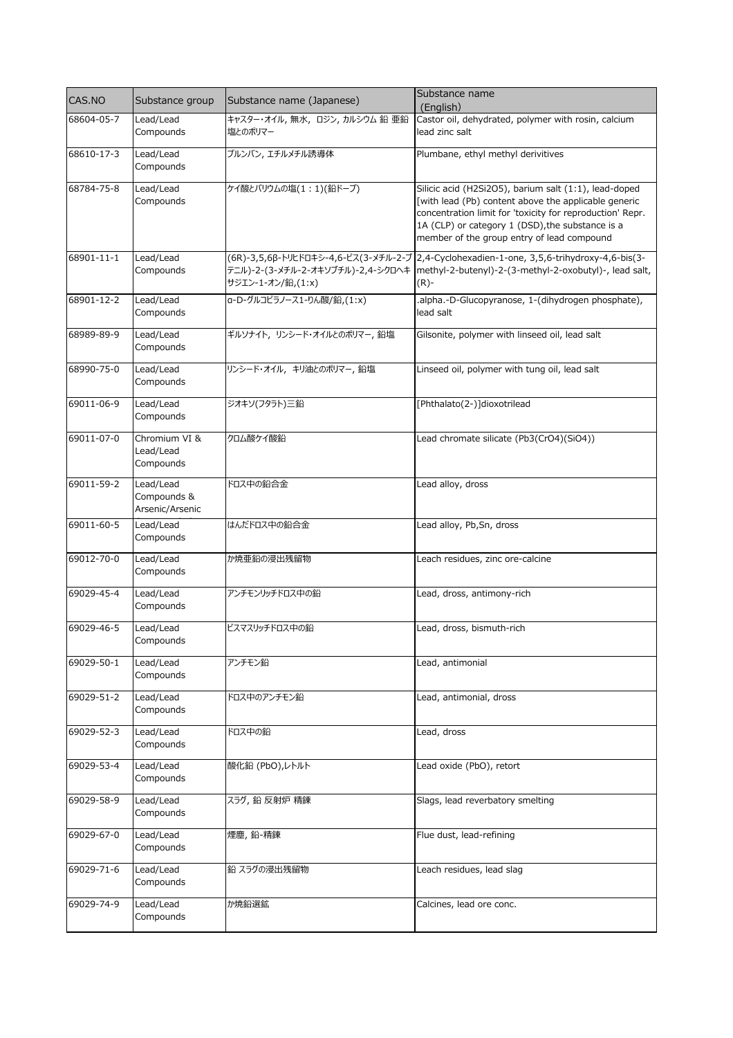| CAS.NO | Substance group | Substance name (Japanese) | Substance name (English) |
| --- | --- | --- | --- |
| 68604-05-7 | Lead/Lead Compounds | キャスター・オイル, 無水, ロジン, カルシウム 鉛 亜鉛 塩とのポリマー | Castor oil, dehydrated, polymer with rosin, calcium lead zinc salt |
| 68610-17-3 | Lead/Lead Compounds | プルンバン, エチルメチル誘導体 | Plumbane, ethyl methyl derivitives |
| 68784-75-8 | Lead/Lead Compounds | ケイ酸とバリウムの塩(1：1)(鉛ドープ) | Silicic acid (H2Si2O5), barium salt (1:1), lead-doped [with lead (Pb) content above the applicable generic concentration limit for 'toxicity for reproduction' Repr. 1A (CLP) or category 1 (DSD),the substance is a member of the group entry of lead compound |
| 68901-11-1 | Lead/Lead Compounds | (6R)-3,5,6β-トリヒドロキシ-4,6-ビス(3-メチル-2-ブテニル)-2-(3-メチル-2-オキソブチル)-2,4-シクロヘキサジエン-1-オン/鉛,(1:x) | 2,4-Cyclohexadien-1-one, 3,5,6-trihydroxy-4,6-bis(3-methyl-2-butenyl)-2-(3-methyl-2-oxobutyl)-, lead salt, (R)- |
| 68901-12-2 | Lead/Lead Compounds | α-D-グルコピラノース1-りん酸/鉛,(1:x) | .alpha.-D-Glucopyranose, 1-(dihydrogen phosphate), lead salt |
| 68989-89-9 | Lead/Lead Compounds | ギルソナイト, リンシード・オイルとのポリマー, 鉛塩 | Gilsonite, polymer with linseed oil, lead salt |
| 68990-75-0 | Lead/Lead Compounds | リンシード・オイル, キリ油とのポリマー, 鉛塩 | Linseed oil, polymer with tung oil, lead salt |
| 69011-06-9 | Lead/Lead Compounds | ジオキソ(フタラト)三鉛 | [Phthalato(2-)]dioxotrilead |
| 69011-07-0 | Chromium VI & Lead/Lead Compounds | クロム酸ケイ酸鉛 | Lead chromate silicate (Pb3(CrO4)(SiO4)) |
| 69011-59-2 | Lead/Lead Compounds & Arsenic/Arsenic | ドロス中の鉛合金 | Lead alloy, dross |
| 69011-60-5 | Lead/Lead Compounds | はんだドロス中の鉛合金 | Lead alloy, Pb,Sn, dross |
| 69012-70-0 | Lead/Lead Compounds | か焼亜鉛の浸出残留物 | Leach residues, zinc ore-calcine |
| 69029-45-4 | Lead/Lead Compounds | アンチモンリッチドロス中の鉛 | Lead, dross, antimony-rich |
| 69029-46-5 | Lead/Lead Compounds | ビスマスリッチドロス中の鉛 | Lead, dross, bismuth-rich |
| 69029-50-1 | Lead/Lead Compounds | アンチモン鉛 | Lead, antimonial |
| 69029-51-2 | Lead/Lead Compounds | ドロス中のアンチモン鉛 | Lead, antimonial, dross |
| 69029-52-3 | Lead/Lead Compounds | ドロス中の鉛 | Lead, dross |
| 69029-53-4 | Lead/Lead Compounds | 酸化鉛 (PbO),レトルト | Lead oxide (PbO), retort |
| 69029-58-9 | Lead/Lead Compounds | スラグ, 鉛 反射炉 精錬 | Slags, lead reverbatory smelting |
| 69029-67-0 | Lead/Lead Compounds | 煙塵, 鉛-精錬 | Flue dust, lead-refining |
| 69029-71-6 | Lead/Lead Compounds | 鉛 スラグの浸出残留物 | Leach residues, lead slag |
| 69029-74-9 | Lead/Lead Compounds | か焼鉛選鉱 | Calcines, lead ore conc. |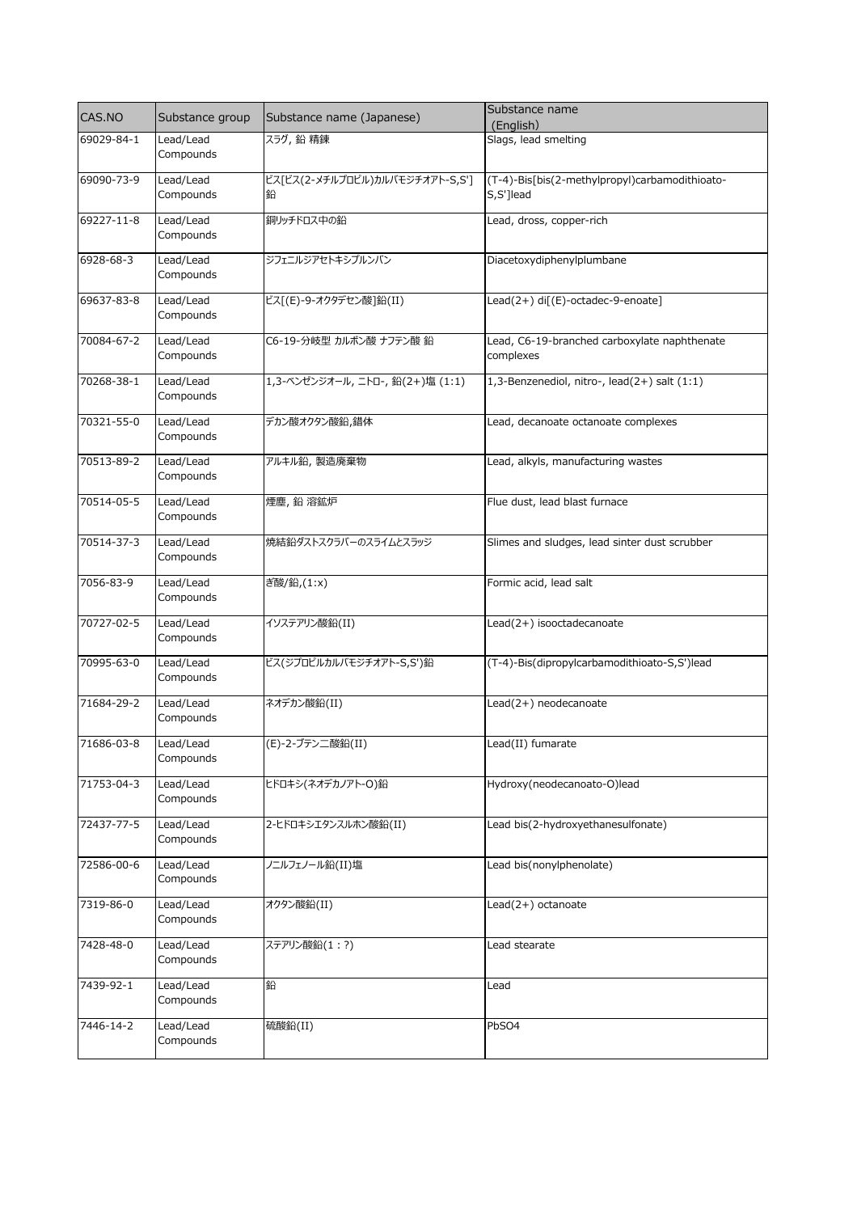| CAS.NO | Substance group | Substance name (Japanese) | Substance name (English) |
|---|---|---|---|
| 69029-84-1 | Lead/Lead Compounds | スラグ, 鉛 精錬 | Slags, lead smelting |
| 69090-73-9 | Lead/Lead Compounds | ビス[ビス(2-メチルプロピル)カルバモジチオアト-S,S']鉛 | (T-4)-Bis[bis(2-methylpropyl)carbamodithioato-S,S']lead |
| 69227-11-8 | Lead/Lead Compounds | 銅リッチドロス中の鉛 | Lead, dross, copper-rich |
| 6928-68-3 | Lead/Lead Compounds | ジフェニルジアセトキシプルンバン | Diacetoxydiphenylplumbane |
| 69637-83-8 | Lead/Lead Compounds | ビス[(E)-9-オクタデセン酸]鉛(II) | Lead(2+) di[(E)-octadec-9-enoate] |
| 70084-67-2 | Lead/Lead Compounds | C6-19-分岐型 カルボン酸 ナフテン酸 鉛 | Lead, C6-19-branched carboxylate naphthenate complexes |
| 70268-38-1 | Lead/Lead Compounds | 1,3-ベンゼンジオール, ニトロ-, 鉛(2+)塩 (1:1) | 1,3-Benzenediol, nitro-, lead(2+) salt (1:1) |
| 70321-55-0 | Lead/Lead Compounds | デカン酸オクタン酸鉛,錯体 | Lead, decanoate octanoate complexes |
| 70513-89-2 | Lead/Lead Compounds | アルキル鉛, 製造廃棄物 | Lead, alkyls, manufacturing wastes |
| 70514-05-5 | Lead/Lead Compounds | 煙塵, 鉛 溶鉱炉 | Flue dust, lead blast furnace |
| 70514-37-3 | Lead/Lead Compounds | 焼結鉛ダストスクラバーのスライムとスラッジ | Slimes and sludges, lead sinter dust scrubber |
| 7056-83-9 | Lead/Lead Compounds | ぎ酸/鉛,(1:x) | Formic acid, lead salt |
| 70727-02-5 | Lead/Lead Compounds | イソステアリン酸鉛(II) | Lead(2+) isooctadecanoate |
| 70995-63-0 | Lead/Lead Compounds | ビス(ジプロピルカルバモジチオアト-S,S')鉛 | (T-4)-Bis(dipropylcarbamodithioato-S,S')lead |
| 71684-29-2 | Lead/Lead Compounds | ネオデカン酸鉛(II) | Lead(2+) neodecanoate |
| 71686-03-8 | Lead/Lead Compounds | (E)-2-ブテン二酸鉛(II) | Lead(II) fumarate |
| 71753-04-3 | Lead/Lead Compounds | ヒドロキシ(ネオデカノアト-O)鉛 | Hydroxy(neodecanoato-O)lead |
| 72437-77-5 | Lead/Lead Compounds | 2-ヒドロキシエタンスルホン酸鉛(II) | Lead bis(2-hydroxyethanesulfonate) |
| 72586-00-6 | Lead/Lead Compounds | ノニルフェノール鉛(II)塩 | Lead bis(nonylphenolate) |
| 7319-86-0 | Lead/Lead Compounds | オクタン酸鉛(II) | Lead(2+) octanoate |
| 7428-48-0 | Lead/Lead Compounds | ステアリン酸鉛(1：?) | Lead stearate |
| 7439-92-1 | Lead/Lead Compounds | 鉛 | Lead |
| 7446-14-2 | Lead/Lead Compounds | 硫酸鉛(II) | PbSO4 |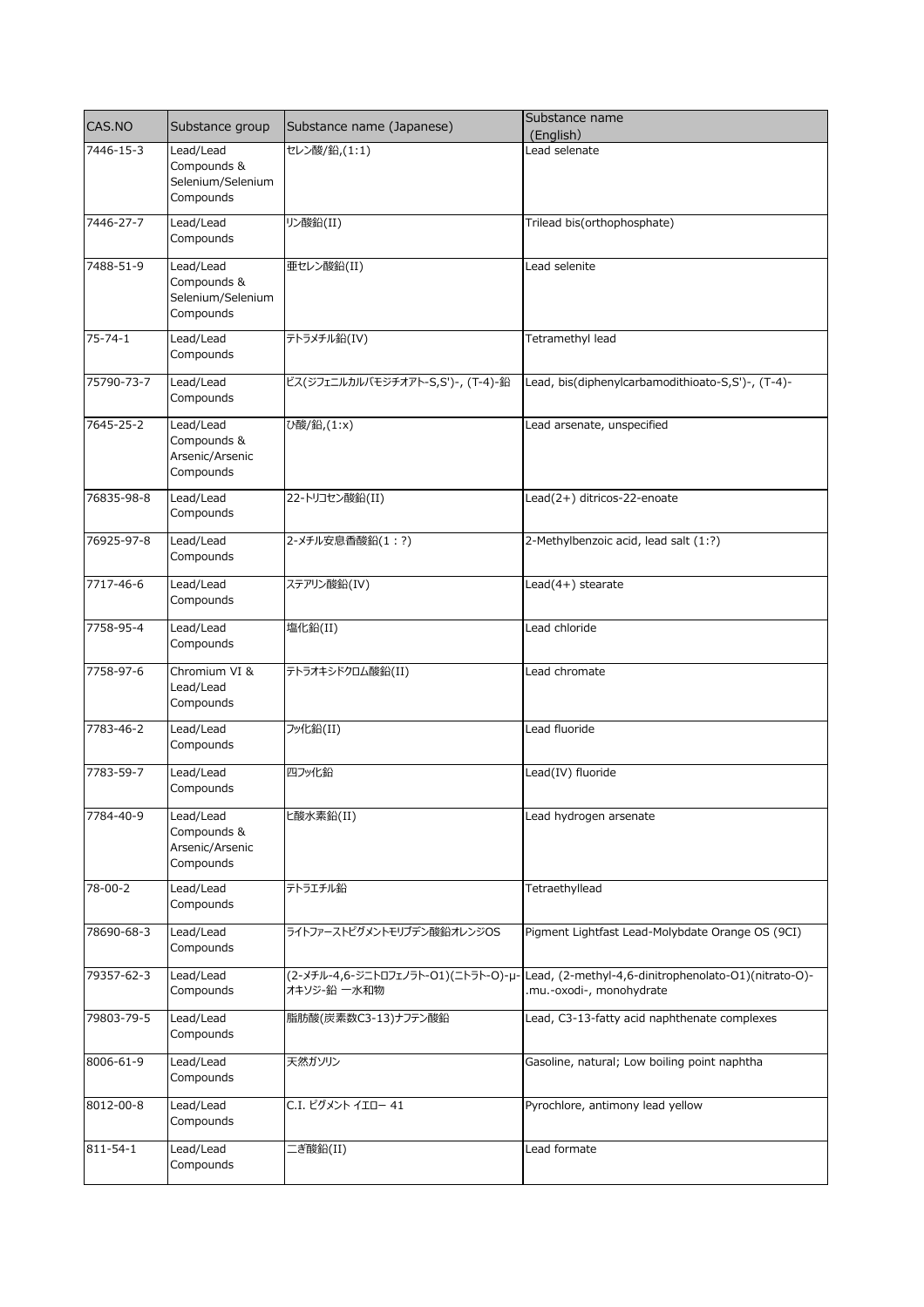| CAS.NO | Substance group | Substance name (Japanese) | Substance name (English) |
| --- | --- | --- | --- |
| 7446-15-3 | Lead/Lead Compounds & Selenium/Selenium Compounds | セレン酸/鉛,(1:1) | Lead selenate |
| 7446-27-7 | Lead/Lead Compounds | リン酸鉛(II) | Trilead bis(orthophosphate) |
| 7488-51-9 | Lead/Lead Compounds & Selenium/Selenium Compounds | 亜セレン酸鉛(II) | Lead selenite |
| 75-74-1 | Lead/Lead Compounds | テトラメチル鉛(IV) | Tetramethyl lead |
| 75790-73-7 | Lead/Lead Compounds | ビス(ジフェニルカルバモジチオアト-S,S')-, (T-4)-鉛 | Lead, bis(diphenylcarbamodithioato-S,S')-, (T-4)- |
| 7645-25-2 | Lead/Lead Compounds & Arsenic/Arsenic Compounds | ひ酸/鉛,(1:x) | Lead arsenate, unspecified |
| 76835-98-8 | Lead/Lead Compounds | 22-トリコセン酸鉛(II) | Lead(2+) ditricos-22-enoate |
| 76925-97-8 | Lead/Lead Compounds | 2-メチル安息香酸鉛(1：?) | 2-Methylbenzoic acid, lead salt (1:?) |
| 7717-46-6 | Lead/Lead Compounds | ステアリン酸鉛(IV) | Lead(4+) stearate |
| 7758-95-4 | Lead/Lead Compounds | 塩化鉛(II) | Lead chloride |
| 7758-97-6 | Chromium VI & Lead/Lead Compounds | テトラオキシドクロム酸鉛(II) | Lead chromate |
| 7783-46-2 | Lead/Lead Compounds | フッ化鉛(II) | Lead fluoride |
| 7783-59-7 | Lead/Lead Compounds | 四フッ化鉛 | Lead(IV) fluoride |
| 7784-40-9 | Lead/Lead Compounds & Arsenic/Arsenic Compounds | ヒ酸水素鉛(II) | Lead hydrogen arsenate |
| 78-00-2 | Lead/Lead Compounds | テトラエチル鉛 | Tetraethyllead |
| 78690-68-3 | Lead/Lead Compounds | ライトファーストピグメントモリブデン酸鉛オレンジOS | Pigment Lightfast Lead-Molybdate Orange OS (9CI) |
| 79357-62-3 | Lead/Lead Compounds | (2-メチル-4,6-ジニトロフェノラト-O1)(ニトラト-O)-μ-オキソジ-鉛 一水和物 | Lead, (2-methyl-4,6-dinitrophenolato-O1)(nitrato-O)-.mu.-oxodi-, monohydrate |
| 79803-79-5 | Lead/Lead Compounds | 脂肪酸(炭素数C3-13)ナフテン酸鉛 | Lead, C3-13-fatty acid naphthenate complexes |
| 8006-61-9 | Lead/Lead Compounds | 天然ガソリン | Gasoline, natural; Low boiling point naphtha |
| 8012-00-8 | Lead/Lead Compounds | C.I. ピグメント イエロー 41 | Pyrochlore, antimony lead yellow |
| 811-54-1 | Lead/Lead Compounds | 二ぎ酸鉛(II) | Lead formate |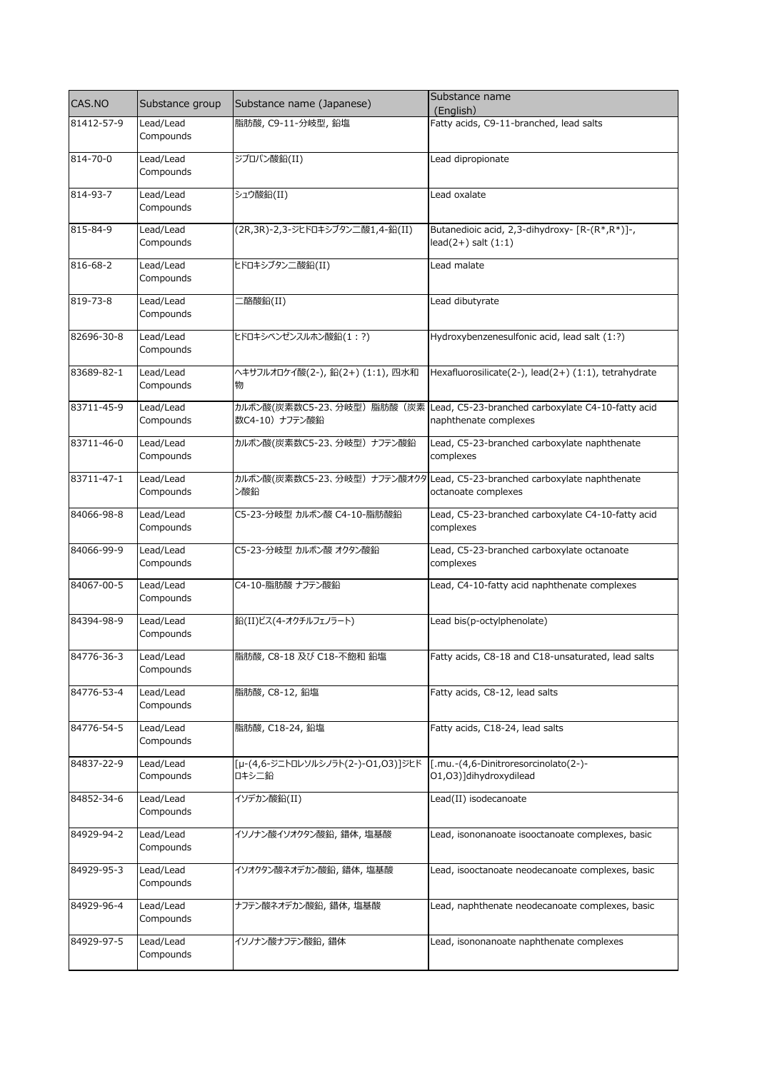| CAS.NO | Substance group | Substance name (Japanese) | Substance name (English) |
|---|---|---|---|
| 81412-57-9 | Lead/Lead Compounds | 脂肪酸, C9-11-分岐型, 鉛塩 | Fatty acids, C9-11-branched, lead salts |
| 814-70-0 | Lead/Lead Compounds | ジプロパン酸鉛(II) | Lead dipropionate |
| 814-93-7 | Lead/Lead Compounds | シュウ酸鉛(II) | Lead oxalate |
| 815-84-9 | Lead/Lead Compounds | (2R,3R)-2,3-ジヒドロキシブタン二酸1,4-鉛(II) | Butanedioic acid, 2,3-dihydroxy- [R-(R*,R*)]-, lead(2+) salt (1:1) |
| 816-68-2 | Lead/Lead Compounds | ヒドロキシブタン二酸鉛(II) | Lead malate |
| 819-73-8 | Lead/Lead Compounds | 二酪酸鉛(II) | Lead dibutyrate |
| 82696-30-8 | Lead/Lead Compounds | ヒドロキシベンゼンスルホン酸鉛(1：?) | Hydroxybenzenesulfonic acid, lead salt (1:?) |
| 83689-82-1 | Lead/Lead Compounds | ヘキサフルオロケイ酸(2-), 鉛(2+) (1:1), 四水和物 | Hexafluorosilicate(2-), lead(2+) (1:1), tetrahydrate |
| 83711-45-9 | Lead/Lead Compounds | カルボン酸(炭素数C5-23、分岐型) 脂肪酸 (炭素数C4-10) ナフテン酸鉛 | Lead, C5-23-branched carboxylate C4-10-fatty acid naphthenate complexes |
| 83711-46-0 | Lead/Lead Compounds | カルボン酸(炭素数C5-23、分岐型) ナフテン酸鉛 | Lead, C5-23-branched carboxylate naphthenate complexes |
| 83711-47-1 | Lead/Lead Compounds | カルボン酸(炭素数C5-23、分岐型) ナフテン酸オクタン酸鉛 | Lead, C5-23-branched carboxylate naphthenate octanoate complexes |
| 84066-98-8 | Lead/Lead Compounds | C5-23-分岐型 カルボン酸 C4-10-脂肪酸鉛 | Lead, C5-23-branched carboxylate C4-10-fatty acid complexes |
| 84066-99-9 | Lead/Lead Compounds | C5-23-分岐型 カルボン酸 オクタン酸鉛 | Lead, C5-23-branched carboxylate octanoate complexes |
| 84067-00-5 | Lead/Lead Compounds | C4-10-脂肪酸 ナフテン酸鉛 | Lead, C4-10-fatty acid naphthenate complexes |
| 84394-98-9 | Lead/Lead Compounds | 鉛(II)ビス(4-オクチルフェノラート) | Lead bis(p-octylphenolate) |
| 84776-36-3 | Lead/Lead Compounds | 脂肪酸, C8-18 及び C18-不飽和 鉛塩 | Fatty acids, C8-18 and C18-unsaturated, lead salts |
| 84776-53-4 | Lead/Lead Compounds | 脂肪酸, C8-12, 鉛塩 | Fatty acids, C8-12, lead salts |
| 84776-54-5 | Lead/Lead Compounds | 脂肪酸, C18-24, 鉛塩 | Fatty acids, C18-24, lead salts |
| 84837-22-9 | Lead/Lead Compounds | [μ-(4,6-ジニトロレソルシノラト(2-)-O1,O3)]ジヒドロキシ二鉛 | [.mu.-(4,6-Dinitroresorcinolato(2-)-O1,O3)]dihydroxydilead |
| 84852-34-6 | Lead/Lead Compounds | イソデカン酸鉛(II) | Lead(II) isodecanoate |
| 84929-94-2 | Lead/Lead Compounds | イソノナン酸イソオクタン酸鉛, 錯体, 塩基酸 | Lead, isononanoate isooctanoate complexes, basic |
| 84929-95-3 | Lead/Lead Compounds | イソオクタン酸ネオデカン酸鉛, 錯体, 塩基酸 | Lead, isooctanoate neodecanoate complexes, basic |
| 84929-96-4 | Lead/Lead Compounds | ナフテン酸ネオデカン酸鉛, 錯体, 塩基酸 | Lead, naphthenate neodecanoate complexes, basic |
| 84929-97-5 | Lead/Lead Compounds | イソノナン酸ナフテン酸鉛, 錯体 | Lead, isononanoate naphthenate complexes |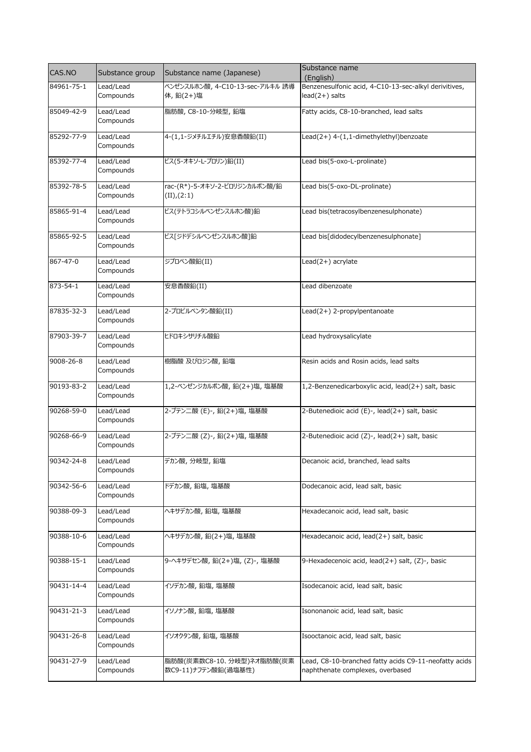| CAS.NO | Substance group | Substance name (Japanese) | Substance name (English) |
| --- | --- | --- | --- |
| 84961-75-1 | Lead/Lead Compounds | ベンゼンスルホン酸, 4-C10-13-sec-アルキル 誘導体, 鉛(2+)塩 | Benzenesulfonic acid, 4-C10-13-sec-alkyl derivitives, lead(2+) salts |
| 85049-42-9 | Lead/Lead Compounds | 脂肪酸, C8-10-分岐型, 鉛塩 | Fatty acids, C8-10-branched, lead salts |
| 85292-77-9 | Lead/Lead Compounds | 4-(1,1-ジメチルエチル)安息香酸鉛(II) | Lead(2+) 4-(1,1-dimethylethyl)benzoate |
| 85392-77-4 | Lead/Lead Compounds | ビス(5-オキソ-L-プロリン)鉛(II) | Lead bis(5-oxo-L-prolinate) |
| 85392-78-5 | Lead/Lead Compounds | rac-(R*)-5-オキソ-2-ピロリジンカルボン酸/鉛(II),(2:1) | Lead bis(5-oxo-DL-prolinate) |
| 85865-91-4 | Lead/Lead Compounds | ビス(テトラコシルベンゼンスルホン酸)鉛 | Lead bis(tetracosylbenzenesulphonate) |
| 85865-92-5 | Lead/Lead Compounds | ビス[ジドデシルベンゼンスルホン酸]鉛 | Lead bis[didodecylbenzenesulphonate] |
| 867-47-0 | Lead/Lead Compounds | ジプロペン酸鉛(II) | Lead(2+) acrylate |
| 873-54-1 | Lead/Lead Compounds | 安息香酸鉛(II) | Lead dibenzoate |
| 87835-32-3 | Lead/Lead Compounds | 2-プロピルペンタン酸鉛(II) | Lead(2+) 2-propylpentanoate |
| 87903-39-7 | Lead/Lead Compounds | ヒドロキシサリチル酸鉛 | Lead hydroxysalicylate |
| 9008-26-8 | Lead/Lead Compounds | 樹脂酸 及びロジン酸, 鉛塩 | Resin acids and Rosin acids, lead salts |
| 90193-83-2 | Lead/Lead Compounds | 1,2-ベンゼンジカルボン酸, 鉛(2+)塩, 塩基酸 | 1,2-Benzenedicarboxylic acid, lead(2+) salt, basic |
| 90268-59-0 | Lead/Lead Compounds | 2-ブテン二酸 (E)-, 鉛(2+)塩, 塩基酸 | 2-Butenedioic acid (E)-, lead(2+) salt, basic |
| 90268-66-9 | Lead/Lead Compounds | 2-ブテン二酸 (Z)-, 鉛(2+)塩, 塩基酸 | 2-Butenedioic acid (Z)-, lead(2+) salt, basic |
| 90342-24-8 | Lead/Lead Compounds | デカン酸, 分岐型, 鉛塩 | Decanoic acid, branched, lead salts |
| 90342-56-6 | Lead/Lead Compounds | ドデカン酸, 鉛塩, 塩基酸 | Dodecanoic acid, lead salt, basic |
| 90388-09-3 | Lead/Lead Compounds | ヘキサデカン酸, 鉛塩, 塩基酸 | Hexadecanoic acid, lead salt, basic |
| 90388-10-6 | Lead/Lead Compounds | ヘキサデカン酸, 鉛(2+)塩, 塩基酸 | Hexadecanoic acid, lead(2+) salt, basic |
| 90388-15-1 | Lead/Lead Compounds | 9-ヘキサデセン酸, 鉛(2+)塩, (Z)-, 塩基酸 | 9-Hexadecenoic acid, lead(2+) salt, (Z)-, basic |
| 90431-14-4 | Lead/Lead Compounds | イソデカン酸, 鉛塩, 塩基酸 | Isodecanoic acid, lead salt, basic |
| 90431-21-3 | Lead/Lead Compounds | イソノナン酸, 鉛塩, 塩基酸 | Isononanoic acid, lead salt, basic |
| 90431-26-8 | Lead/Lead Compounds | イソオクタン酸, 鉛塩, 塩基酸 | Isooctanoic acid, lead salt, basic |
| 90431-27-9 | Lead/Lead Compounds | 脂肪酸(炭素数C8-10、分岐型)ネオ脂肪酸(炭素数C9-11)ナフテン酸鉛(過塩基性) | Lead, C8-10-branched fatty acids C9-11-neofatty acids naphthenate complexes, overbased |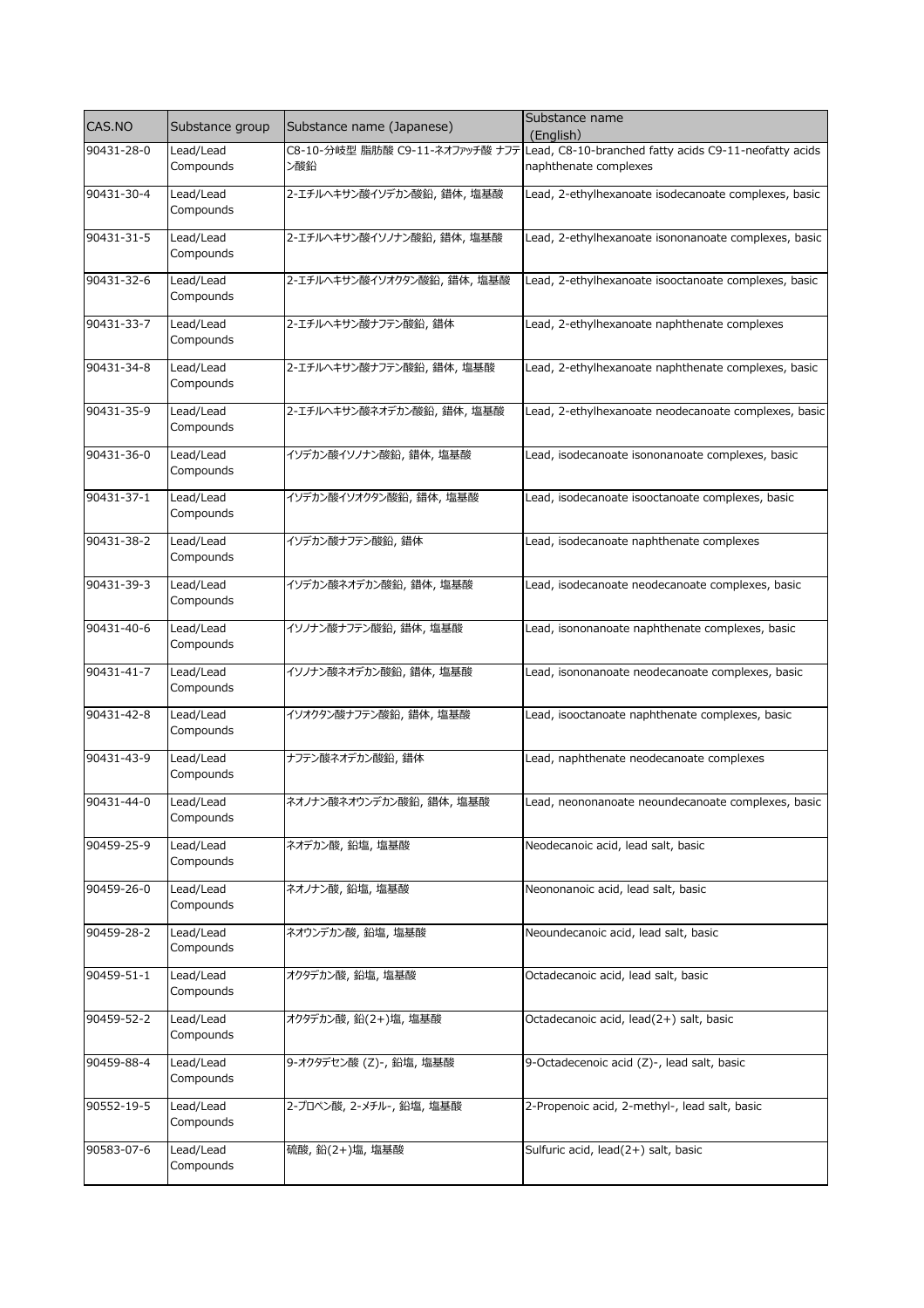| CAS.NO | Substance group | Substance name (Japanese) | Substance name (English) |
|---|---|---|---|
| 90431-28-0 | Lead/Lead Compounds | C8-10-分岐型 脂肪酸 C9-11-ネオファッチ酸 ナフテン酸鉛 | Lead, C8-10-branched fatty acids C9-11-neofatty acids naphthenate complexes |
| 90431-30-4 | Lead/Lead Compounds | 2-エチルヘキサン酸イソデカン酸鉛, 錯体, 塩基酸 | Lead, 2-ethylhexanoate isodecanoate complexes, basic |
| 90431-31-5 | Lead/Lead Compounds | 2-エチルヘキサン酸イソノナン酸鉛, 錯体, 塩基酸 | Lead, 2-ethylhexanoate isononanoate complexes, basic |
| 90431-32-6 | Lead/Lead Compounds | 2-エチルヘキサン酸イソオクタン酸鉛, 錯体, 塩基酸 | Lead, 2-ethylhexanoate isooctanoate complexes, basic |
| 90431-33-7 | Lead/Lead Compounds | 2-エチルヘキサン酸ナフテン酸鉛, 錯体 | Lead, 2-ethylhexanoate naphthenate complexes |
| 90431-34-8 | Lead/Lead Compounds | 2-エチルヘキサン酸ナフテン酸鉛, 錯体, 塩基酸 | Lead, 2-ethylhexanoate naphthenate complexes, basic |
| 90431-35-9 | Lead/Lead Compounds | 2-エチルヘキサン酸ネオデカン酸鉛, 錯体, 塩基酸 | Lead, 2-ethylhexanoate neodecanoate complexes, basic |
| 90431-36-0 | Lead/Lead Compounds | イソデカン酸イソノナン酸鉛, 錯体, 塩基酸 | Lead, isodecanoate isononanoate complexes, basic |
| 90431-37-1 | Lead/Lead Compounds | イソデカン酸イソオクタン酸鉛, 錯体, 塩基酸 | Lead, isodecanoate isooctanoate complexes, basic |
| 90431-38-2 | Lead/Lead Compounds | イソデカン酸ナフテン酸鉛, 錯体 | Lead, isodecanoate naphthenate complexes |
| 90431-39-3 | Lead/Lead Compounds | イソデカン酸ネオデカン酸鉛, 錯体, 塩基酸 | Lead, isodecanoate neodecanoate complexes, basic |
| 90431-40-6 | Lead/Lead Compounds | イソノナン酸ナフテン酸鉛, 錯体, 塩基酸 | Lead, isononanoate naphthenate complexes, basic |
| 90431-41-7 | Lead/Lead Compounds | イソノナン酸ネオデカン酸鉛, 錯体, 塩基酸 | Lead, isononanoate neodecanoate complexes, basic |
| 90431-42-8 | Lead/Lead Compounds | イソオクタン酸ナフテン酸鉛, 錯体, 塩基酸 | Lead, isooctanoate naphthenate complexes, basic |
| 90431-43-9 | Lead/Lead Compounds | ナフテン酸ネオデカン酸鉛, 錯体 | Lead, naphthenate neodecanoate complexes |
| 90431-44-0 | Lead/Lead Compounds | ネオノナン酸ネオウンデカン酸鉛, 錯体, 塩基酸 | Lead, neononanoate neoundecanoate complexes, basic |
| 90459-25-9 | Lead/Lead Compounds | ネオデカン酸, 鉛塩, 塩基酸 | Neodecanoic acid, lead salt, basic |
| 90459-26-0 | Lead/Lead Compounds | ネオノナン酸, 鉛塩, 塩基酸 | Neononanoic acid, lead salt, basic |
| 90459-28-2 | Lead/Lead Compounds | ネオウンデカン酸, 鉛塩, 塩基酸 | Neoundecanoic acid, lead salt, basic |
| 90459-51-1 | Lead/Lead Compounds | オクタデカン酸, 鉛塩, 塩基酸 | Octadecanoic acid, lead salt, basic |
| 90459-52-2 | Lead/Lead Compounds | オクタデカン酸, 鉛(2+)塩, 塩基酸 | Octadecanoic acid, lead(2+) salt, basic |
| 90459-88-4 | Lead/Lead Compounds | 9-オクタデセン酸 (Z)-, 鉛塩, 塩基酸 | 9-Octadecenoic acid (Z)-, lead salt, basic |
| 90552-19-5 | Lead/Lead Compounds | 2-プロペン酸, 2-メチル-, 鉛塩, 塩基酸 | 2-Propenoic acid, 2-methyl-, lead salt, basic |
| 90583-07-6 | Lead/Lead Compounds | 硫酸, 鉛(2+)塩, 塩基酸 | Sulfuric acid, lead(2+) salt, basic |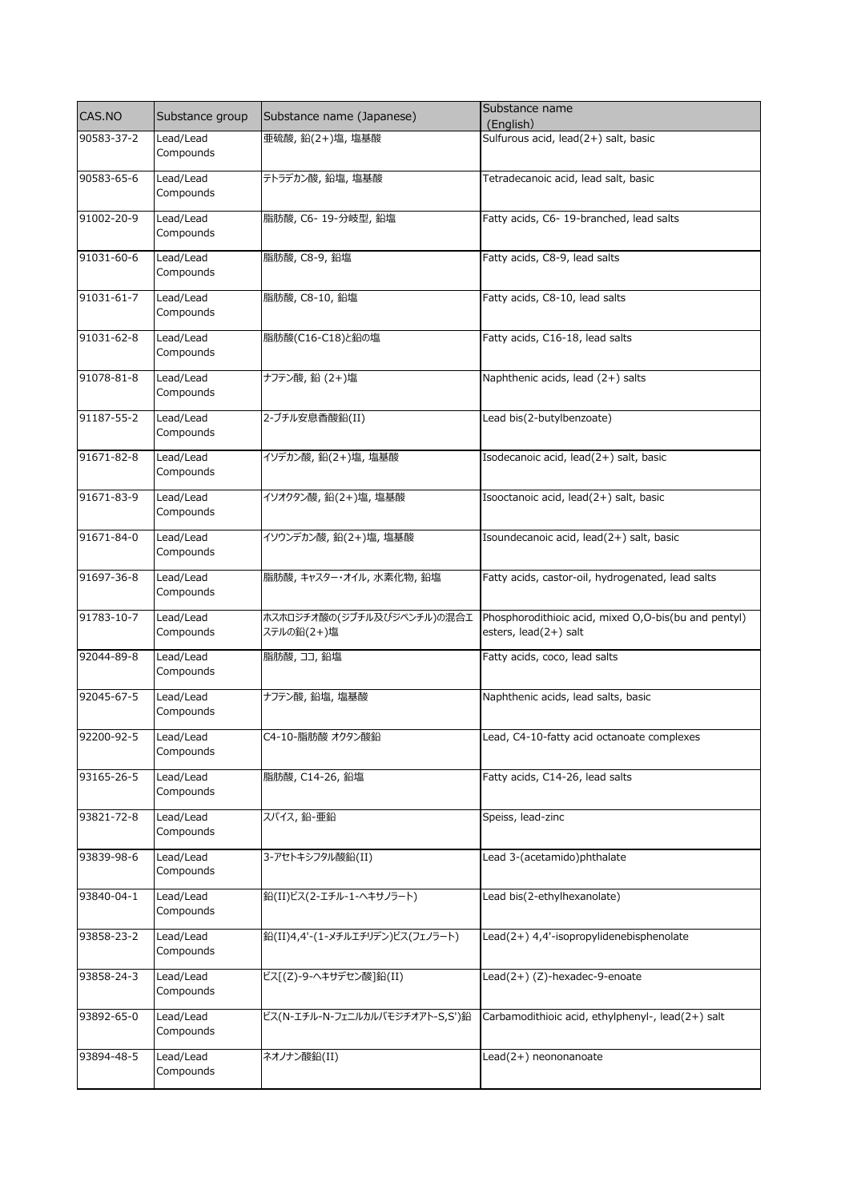| CAS.NO | Substance group | Substance name (Japanese) | Substance name (English) |
| --- | --- | --- | --- |
| 90583-37-2 | Lead/Lead Compounds | 亜硫酸, 鉛(2+)塩, 塩基酸 | Sulfurous acid, lead(2+) salt, basic |
| 90583-65-6 | Lead/Lead Compounds | テトラデカン酸, 鉛塩, 塩基酸 | Tetradecanoic acid, lead salt, basic |
| 91002-20-9 | Lead/Lead Compounds | 脂肪酸, C6- 19-分岐型, 鉛塩 | Fatty acids, C6- 19-branched, lead salts |
| 91031-60-6 | Lead/Lead Compounds | 脂肪酸, C8-9, 鉛塩 | Fatty acids, C8-9, lead salts |
| 91031-61-7 | Lead/Lead Compounds | 脂肪酸, C8-10, 鉛塩 | Fatty acids, C8-10, lead salts |
| 91031-62-8 | Lead/Lead Compounds | 脂肪酸(C16-C18)と鉛の塩 | Fatty acids, C16-18, lead salts |
| 91078-81-8 | Lead/Lead Compounds | ナフテン酸, 鉛 (2+)塩 | Naphthenic acids, lead (2+) salts |
| 91187-55-2 | Lead/Lead Compounds | 2-ブチル安息香酸鉛(II) | Lead bis(2-butylbenzoate) |
| 91671-82-8 | Lead/Lead Compounds | イソデカン酸, 鉛(2+)塩, 塩基酸 | Isodecanoic acid, lead(2+) salt, basic |
| 91671-83-9 | Lead/Lead Compounds | イソオクタン酸, 鉛(2+)塩, 塩基酸 | Isooctanoic acid, lead(2+) salt, basic |
| 91671-84-0 | Lead/Lead Compounds | イソウンデカン酸, 鉛(2+)塩, 塩基酸 | Isoundecanoic acid, lead(2+) salt, basic |
| 91697-36-8 | Lead/Lead Compounds | 脂肪酸, キャスター・オイル, 水素化物, 鉛塩 | Fatty acids, castor-oil, hydrogenated, lead salts |
| 91783-10-7 | Lead/Lead Compounds | ホスホロジチオ酸の(ジブチル及びジペンチル)の混合エステルの鉛(2+)塩 | Phosphorodithioic acid, mixed O,O-bis(bu and pentyl) esters, lead(2+) salt |
| 92044-89-8 | Lead/Lead Compounds | 脂肪酸, ココ, 鉛塩 | Fatty acids, coco, lead salts |
| 92045-67-5 | Lead/Lead Compounds | ナフテン酸, 鉛塩, 塩基酸 | Naphthenic acids, lead salts, basic |
| 92200-92-5 | Lead/Lead Compounds | C4-10-脂肪酸 オクタン酸鉛 | Lead, C4-10-fatty acid octanoate complexes |
| 93165-26-5 | Lead/Lead Compounds | 脂肪酸, C14-26, 鉛塩 | Fatty acids, C14-26, lead salts |
| 93821-72-8 | Lead/Lead Compounds | スパイス, 鉛-亜鉛 | Speiss, lead-zinc |
| 93839-98-6 | Lead/Lead Compounds | 3-アセトキシフタル酸鉛(II) | Lead 3-(acetamido)phthalate |
| 93840-04-1 | Lead/Lead Compounds | 鉛(II)ビス(2-エチル-1-ヘキサノラート) | Lead bis(2-ethylhexanolate) |
| 93858-23-2 | Lead/Lead Compounds | 鉛(II)4,4'-(1-メチルエチリデン)ビス(フェノラート) | Lead(2+) 4,4'-isopropylidenebisphenolate |
| 93858-24-3 | Lead/Lead Compounds | ビス[(Z)-9-ヘキサデセン酸]鉛(II) | Lead(2+) (Z)-hexadec-9-enoate |
| 93892-65-0 | Lead/Lead Compounds | ビス(N-エチル-N-フェニルカルバモジチオアト-S,S')鉛 | Carbamodithioic acid, ethylphenyl-, lead(2+) salt |
| 93894-48-5 | Lead/Lead Compounds | ネオノナン酸鉛(II) | Lead(2+) neononanoate |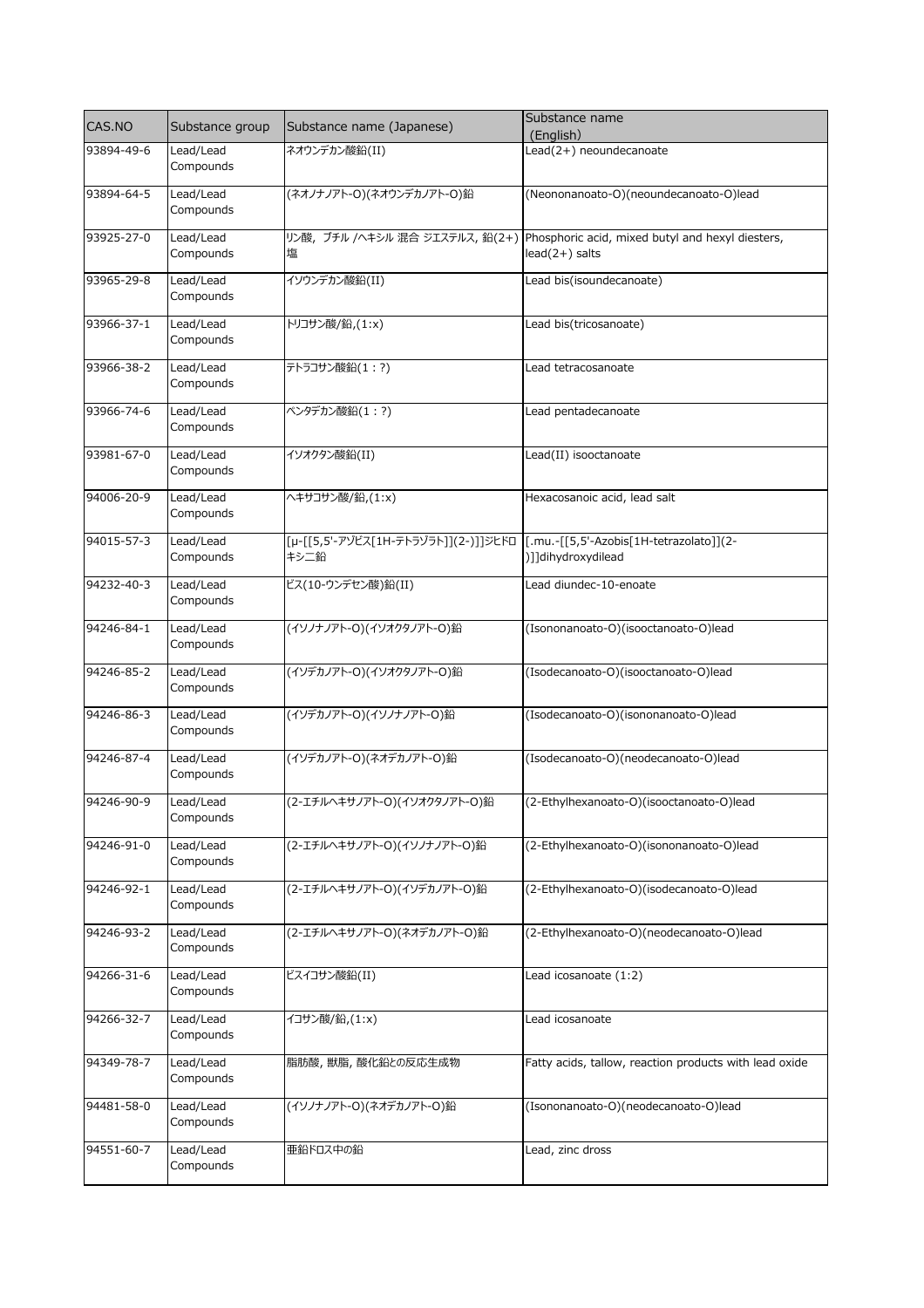| CAS.NO | Substance group | Substance name (Japanese) | Substance name (English) |
| --- | --- | --- | --- |
| 93894-49-6 | Lead/Lead Compounds | ネオウンデカン酸鉛(II) | Lead(2+) neoundecanoate |
| 93894-64-5 | Lead/Lead Compounds | (ネオノナノアト-O)(ネオウンデカノアト-O)鉛 | (Neononanoato-O)(neoundecanoato-O)lead |
| 93925-27-0 | Lead/Lead Compounds | リン酸, ブチル /ヘキシル 混合 ジエステルス, 鉛(2+)塩 | Phosphoric acid, mixed butyl and hexyl diesters, lead(2+) salts |
| 93965-29-8 | Lead/Lead Compounds | イソウンデカン酸鉛(II) | Lead bis(isoundecanoate) |
| 93966-37-1 | Lead/Lead Compounds | トリコサン酸/鉛,(1:x) | Lead bis(tricosanoate) |
| 93966-38-2 | Lead/Lead Compounds | テトラコサン酸鉛(1：?) | Lead tetracosanoate |
| 93966-74-6 | Lead/Lead Compounds | ペンタデカン酸鉛(1：?) | Lead pentadecanoate |
| 93981-67-0 | Lead/Lead Compounds | イソオクタン酸鉛(II) | Lead(II) isooctanoate |
| 94006-20-9 | Lead/Lead Compounds | ヘキサコサン酸/鉛,(1:x) | Hexacosanoic acid, lead salt |
| 94015-57-3 | Lead/Lead Compounds | [μ-[[5,5'-アゾビス[1H-テトラゾラト]](2-)]]ジヒドロキシ二鉛 | [.mu.-[[5,5'-Azobis[1H-tetrazolato]](2-)]]dihydroxydilead |
| 94232-40-3 | Lead/Lead Compounds | ビス(10-ウンデセン酸)鉛(II) | Lead diundec-10-enoate |
| 94246-84-1 | Lead/Lead Compounds | (イソノナノアト-O)(イソオクタノアト-O)鉛 | (Isononanoato-O)(isooctanoato-O)lead |
| 94246-85-2 | Lead/Lead Compounds | (イソデカノアト-O)(イソオクタノアト-O)鉛 | (Isodecanoato-O)(isooctanoato-O)lead |
| 94246-86-3 | Lead/Lead Compounds | (イソデカノアト-O)(イソノナノアト-O)鉛 | (Isodecanoato-O)(isononanoato-O)lead |
| 94246-87-4 | Lead/Lead Compounds | (イソデカノアト-O)(ネオデカノアト-O)鉛 | (Isodecanoato-O)(neodecanoato-O)lead |
| 94246-90-9 | Lead/Lead Compounds | (2-エチルヘキサノアト-O)(イソオクタノアト-O)鉛 | (2-Ethylhexanoato-O)(isooctanoato-O)lead |
| 94246-91-0 | Lead/Lead Compounds | (2-エチルヘキサノアト-O)(イソノナノアト-O)鉛 | (2-Ethylhexanoato-O)(isononanoato-O)lead |
| 94246-92-1 | Lead/Lead Compounds | (2-エチルヘキサノアト-O)(イソデカノアト-O)鉛 | (2-Ethylhexanoato-O)(isodecanoato-O)lead |
| 94246-93-2 | Lead/Lead Compounds | (2-エチルヘキサノアト-O)(ネオデカノアト-O)鉛 | (2-Ethylhexanoato-O)(neodecanoato-O)lead |
| 94266-31-6 | Lead/Lead Compounds | ビスイコサン酸鉛(II) | Lead icosanoate (1:2) |
| 94266-32-7 | Lead/Lead Compounds | イコサン酸/鉛,(1:x) | Lead icosanoate |
| 94349-78-7 | Lead/Lead Compounds | 脂肪酸, 獣脂, 酸化鉛との反応生成物 | Fatty acids, tallow, reaction products with lead oxide |
| 94481-58-0 | Lead/Lead Compounds | (イソノナノアト-O)(ネオデカノアト-O)鉛 | (Isononanoato-O)(neodecanoato-O)lead |
| 94551-60-7 | Lead/Lead Compounds | 亜鉛ドロス中の鉛 | Lead, zinc dross |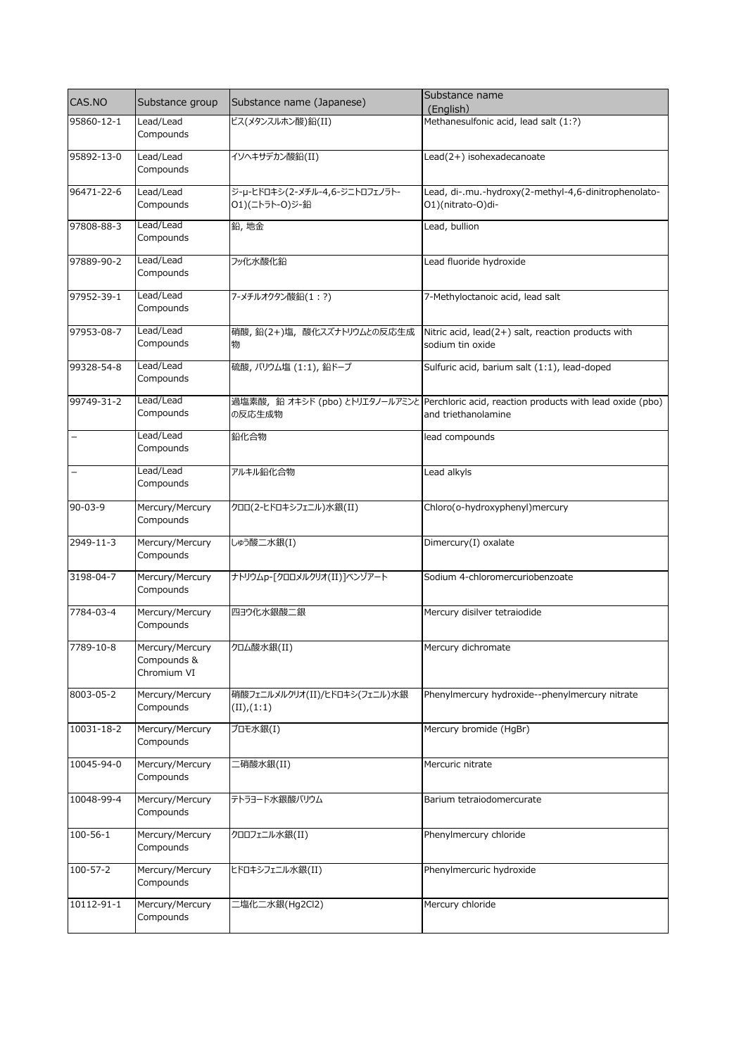| CAS.NO | Substance group | Substance name (Japanese) | Substance name (English) |
| --- | --- | --- | --- |
| 95860-12-1 | Lead/Lead Compounds | ビス(メタンスルホン酸)鉛(II) | Methanesulfonic acid, lead salt (1:?) |
| 95892-13-0 | Lead/Lead Compounds | イソヘキサデカン酸鉛(II) | Lead(2+) isohexadecanoate |
| 96471-22-6 | Lead/Lead Compounds | ジ-μ-ヒドロキシ(2-メチル-4,6-ジニトロフェノラト-O1)(ニトラト-O)ジ-鉛 | Lead, di-.mu.-hydroxy(2-methyl-4,6-dinitrophenolato-O1)(nitrato-O)di- |
| 97808-88-3 | Lead/Lead Compounds | 鉛, 地金 | Lead, bullion |
| 97889-90-2 | Lead/Lead Compounds | フッ化水酸化鉛 | Lead fluoride hydroxide |
| 97952-39-1 | Lead/Lead Compounds | 7-メチルオクタン酸鉛(1：?) | 7-Methyloctanoic acid, lead salt |
| 97953-08-7 | Lead/Lead Compounds | 硝酸, 鉛(2+)塩, 酸化スズナトリウムとの反応生成物 | Nitric acid, lead(2+) salt, reaction products with sodium tin oxide |
| 99328-54-8 | Lead/Lead Compounds | 硫酸, バリウム塩 (1:1), 鉛ドープ | Sulfuric acid, barium salt (1:1), lead-doped |
| 99749-31-2 | Lead/Lead Compounds | 過塩素酸, 鉛 オキシド (pbo) とトリエタノールアミンとの反応生成物 | Perchloric acid, reaction products with lead oxide (pbo) and triethanolamine |
| – | Lead/Lead Compounds | 鉛化合物 | lead compounds |
| – | Lead/Lead Compounds | アルキル鉛化合物 | Lead alkyls |
| 90-03-9 | Mercury/Mercury Compounds | クロロ(2-ヒドロキシフェニル)水銀(II) | Chloro(o-hydroxyphenyl)mercury |
| 2949-11-3 | Mercury/Mercury Compounds | しゅう酸二水銀(I) | Dimercury(I) oxalate |
| 3198-04-7 | Mercury/Mercury Compounds | ナトリウムp-[クロロメルクリオ(II)]ベンゾアート | Sodium 4-chloromercuriobenzoate |
| 7784-03-4 | Mercury/Mercury Compounds | 四ヨウ化水銀酸二銀 | Mercury disilver tetraiodide |
| 7789-10-8 | Mercury/Mercury Compounds & Chromium VI | クロム酸水銀(II) | Mercury dichromate |
| 8003-05-2 | Mercury/Mercury Compounds | 硝酸フェニルメルクリオ(II)/ヒドロキシ(フェニル)水銀(II),(1:1) | Phenylmercury hydroxide--phenylmercury nitrate |
| 10031-18-2 | Mercury/Mercury Compounds | ブロモ水銀(I) | Mercury bromide (HgBr) |
| 10045-94-0 | Mercury/Mercury Compounds | 二硝酸水銀(II) | Mercuric nitrate |
| 10048-99-4 | Mercury/Mercury Compounds | テトラヨード水銀酸バリウム | Barium tetraiodomercurate |
| 100-56-1 | Mercury/Mercury Compounds | クロロフェニル水銀(II) | Phenylmercury chloride |
| 100-57-2 | Mercury/Mercury Compounds | ヒドロキシフェニル水銀(II) | Phenylmercuric hydroxide |
| 10112-91-1 | Mercury/Mercury Compounds | 二塩化二水銀(Hg2Cl2) | Mercury chloride |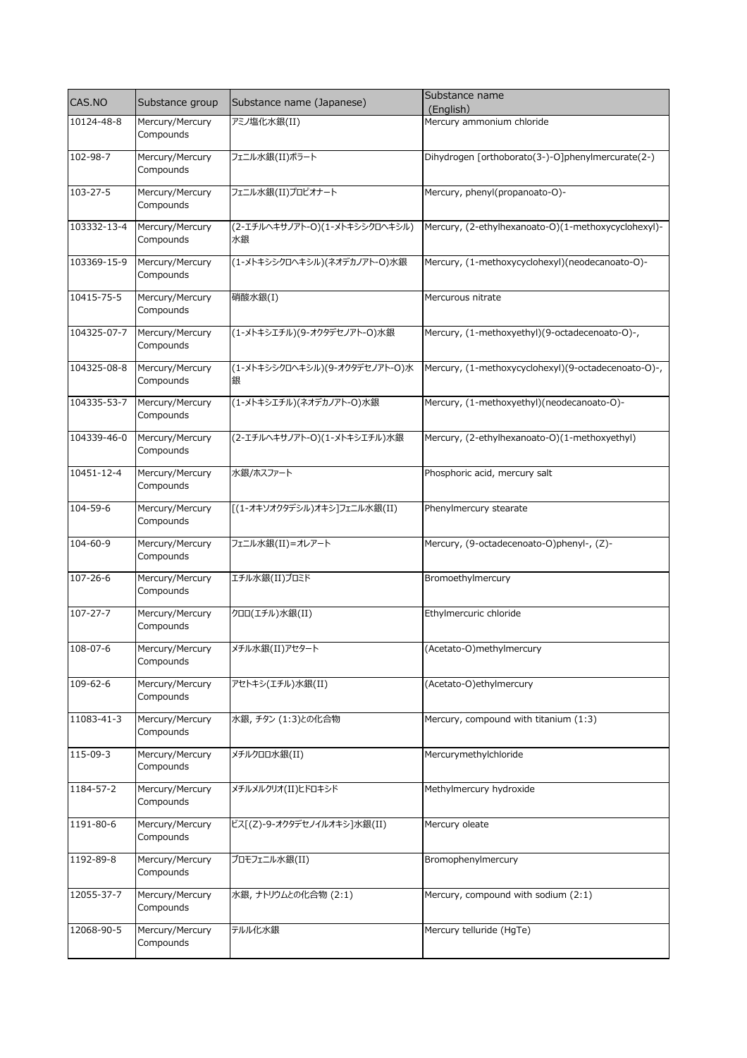| CAS.NO | Substance group | Substance name (Japanese) | Substance name (English) |
|---|---|---|---|
| 10124-48-8 | Mercury/Mercury Compounds | アミノ塩化水銀(II) | Mercury ammonium chloride |
| 102-98-7 | Mercury/Mercury Compounds | フェニル水銀(II)ボラート | Dihydrogen [orthoborato(3-)-O]phenylmercurate(2-) |
| 103-27-5 | Mercury/Mercury Compounds | フェニル水銀(II)プロピオナート | Mercury, phenyl(propanoato-O)- |
| 103332-13-4 | Mercury/Mercury Compounds | (2-エチルヘキサノアト-O)(1-メトキシシクロヘキシル)水銀 | Mercury, (2-ethylhexanoato-O)(1-methoxycyclohexyl)- |
| 103369-15-9 | Mercury/Mercury Compounds | (1-メトキシシクロヘキシル)(ネオデカノアト-O)水銀 | Mercury, (1-methoxycyclohexyl)(neodecanoato-O)- |
| 10415-75-5 | Mercury/Mercury Compounds | 硝酸水銀(I) | Mercurous nitrate |
| 104325-07-7 | Mercury/Mercury Compounds | (1-メトキシエチル)(9-オクタデセノアト-O)水銀 | Mercury, (1-methoxyethyl)(9-octadecenoato-O)-, |
| 104325-08-8 | Mercury/Mercury Compounds | (1-メトキシシクロヘキシル)(9-オクタデセノアト-O)水銀 | Mercury, (1-methoxycyclohexyl)(9-octadecenoato-O)-, |
| 104335-53-7 | Mercury/Mercury Compounds | (1-メトキシエチル)(ネオデカノアト-O)水銀 | Mercury, (1-methoxyethyl)(neodecanoato-O)- |
| 104339-46-0 | Mercury/Mercury Compounds | (2-エチルヘキサノアト-O)(1-メトキシエチル)水銀 | Mercury, (2-ethylhexanoato-O)(1-methoxyethyl) |
| 10451-12-4 | Mercury/Mercury Compounds | 水銀/ホスファート | Phosphoric acid, mercury salt |
| 104-59-6 | Mercury/Mercury Compounds | [(1-オキソオクタデシル)オキシ]フェニル水銀(II) | Phenylmercury stearate |
| 104-60-9 | Mercury/Mercury Compounds | フェニル水銀(II)=オレアート | Mercury, (9-octadecenoato-O)phenyl-, (Z)- |
| 107-26-6 | Mercury/Mercury Compounds | エチル水銀(II)ブロミド | Bromoethylmercury |
| 107-27-7 | Mercury/Mercury Compounds | クロロ(エチル)水銀(II) | Ethylmercuric chloride |
| 108-07-6 | Mercury/Mercury Compounds | メチル水銀(II)アセタート | (Acetato-O)methylmercury |
| 109-62-6 | Mercury/Mercury Compounds | アセトキシ(エチル)水銀(II) | (Acetato-O)ethylmercury |
| 11083-41-3 | Mercury/Mercury Compounds | 水銀, チタン (1:3)との化合物 | Mercury, compound with titanium (1:3) |
| 115-09-3 | Mercury/Mercury Compounds | メチルクロロ水銀(II) | Mercurymethylchloride |
| 1184-57-2 | Mercury/Mercury Compounds | メチルメルクリオ(II)ヒドロキシド | Methylmercury hydroxide |
| 1191-80-6 | Mercury/Mercury Compounds | ビス[(Z)-9-オクタデセノイルオキシ]水銀(II) | Mercury oleate |
| 1192-89-8 | Mercury/Mercury Compounds | ブロモフェニル水銀(II) | Bromophenylmercury |
| 12055-37-7 | Mercury/Mercury Compounds | 水銀, ナトリウムとの化合物 (2:1) | Mercury, compound with sodium (2:1) |
| 12068-90-5 | Mercury/Mercury Compounds | テルル化水銀 | Mercury telluride (HgTe) |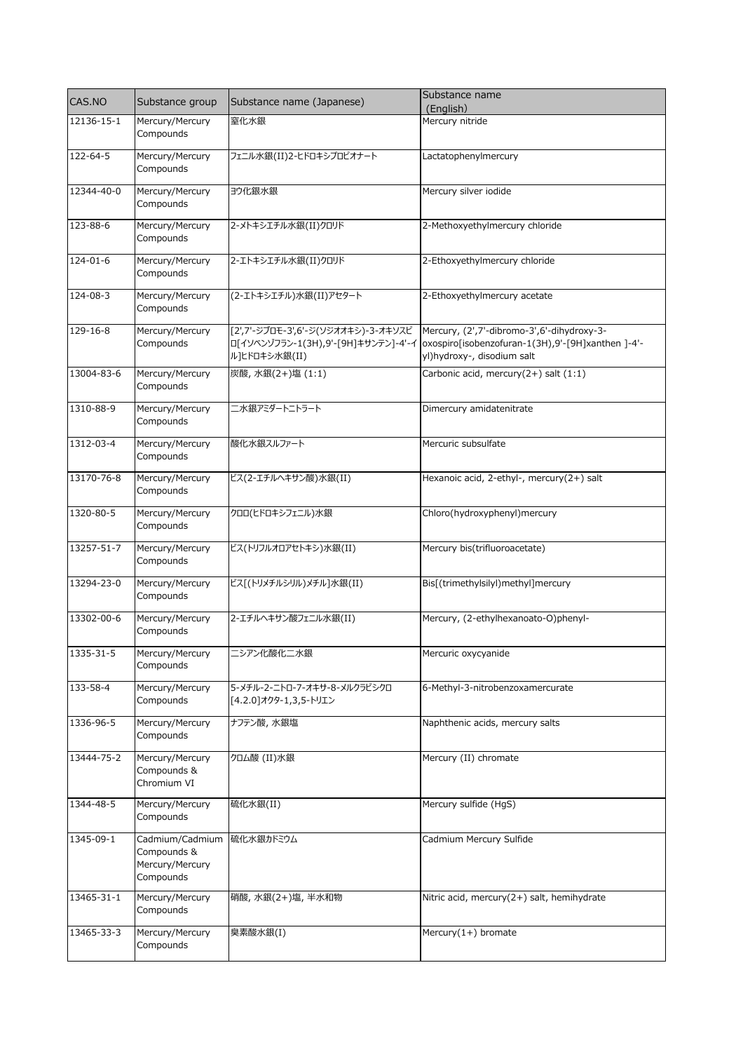| CAS.NO | Substance group | Substance name (Japanese) | Substance name (English) |
| --- | --- | --- | --- |
| 12136-15-1 | Mercury/Mercury Compounds | 窒化水銀 | Mercury nitride |
| 122-64-5 | Mercury/Mercury Compounds | フェニル水銀(II)2-ヒドロキシプロピオナート | Lactatophenylmercury |
| 12344-40-0 | Mercury/Mercury Compounds | ヨウ化銀水銀 | Mercury silver iodide |
| 123-88-6 | Mercury/Mercury Compounds | 2-メトキシエチル水銀(II)クロリド | 2-Methoxyethylmercury chloride |
| 124-01-6 | Mercury/Mercury Compounds | 2-エトキシエチル水銀(II)クロリド | 2-Ethoxyethylmercury chloride |
| 124-08-3 | Mercury/Mercury Compounds | (2-エトキシエチル)水銀(II)アセタート | 2-Ethoxyethylmercury acetate |
| 129-16-8 | Mercury/Mercury Compounds | [2',7'-ジブロモ-3',6'-ジ(ソジオオキシ)-3-オキソスピロ[イソベンゾフラン-1(3H),9'-[9H]キサンテン]-4'-イル]ヒドロキシ水銀(II) | Mercury, (2',7'-dibromo-3',6'-dihydroxy-3-oxospiro[isobenzofuran-1(3H),9'-[9H]xanthen ]-4'-yl)hydroxy-, disodium salt |
| 13004-83-6 | Mercury/Mercury Compounds | 炭酸, 水銀(2+)塩 (1:1) | Carbonic acid, mercury(2+) salt (1:1) |
| 1310-88-9 | Mercury/Mercury Compounds | 二水銀アミダートニトラート | Dimercury amidatenitrate |
| 1312-03-4 | Mercury/Mercury Compounds | 酸化水銀スルファート | Mercuric subsulfate |
| 13170-76-8 | Mercury/Mercury Compounds | ビス(2-エチルヘキサン酸)水銀(II) | Hexanoic acid, 2-ethyl-, mercury(2+) salt |
| 1320-80-5 | Mercury/Mercury Compounds | クロロ(ヒドロキシフェニル)水銀 | Chloro(hydroxyphenyl)mercury |
| 13257-51-7 | Mercury/Mercury Compounds | ビス(トリフルオロアセトキシ)水銀(II) | Mercury bis(trifluoroacetate) |
| 13294-23-0 | Mercury/Mercury Compounds | ビス[(トリメチルシリル)メチル]水銀(II) | Bis[(trimethylsilyl)methyl]mercury |
| 13302-00-6 | Mercury/Mercury Compounds | 2-エチルヘキサン酸フェニル水銀(II) | Mercury, (2-ethylhexanoato-O)phenyl- |
| 1335-31-5 | Mercury/Mercury Compounds | 二シアン化酸化二水銀 | Mercuric oxycyanide |
| 133-58-4 | Mercury/Mercury Compounds | 5-メチル-2-ニトロ-7-オキサ-8-メルクラビシクロ[4.2.0]オクタ-1,3,5-トリエン | 6-Methyl-3-nitrobenzoxamercurate |
| 1336-96-5 | Mercury/Mercury Compounds | ナフテン酸, 水銀塩 | Naphthenic acids, mercury salts |
| 13444-75-2 | Mercury/Mercury Compounds & Chromium VI | クロム酸 (II)水銀 | Mercury (II) chromate |
| 1344-48-5 | Mercury/Mercury Compounds | 硫化水銀(II) | Mercury sulfide (HgS) |
| 1345-09-1 | Cadmium/Cadmium Compounds & Mercury/Mercury Compounds | 硫化水銀カドミウム | Cadmium Mercury Sulfide |
| 13465-31-1 | Mercury/Mercury Compounds | 硝酸, 水銀(2+)塩, 半水和物 | Nitric acid, mercury(2+) salt, hemihydrate |
| 13465-33-3 | Mercury/Mercury Compounds | 臭素酸水銀(I) | Mercury(1+) bromate |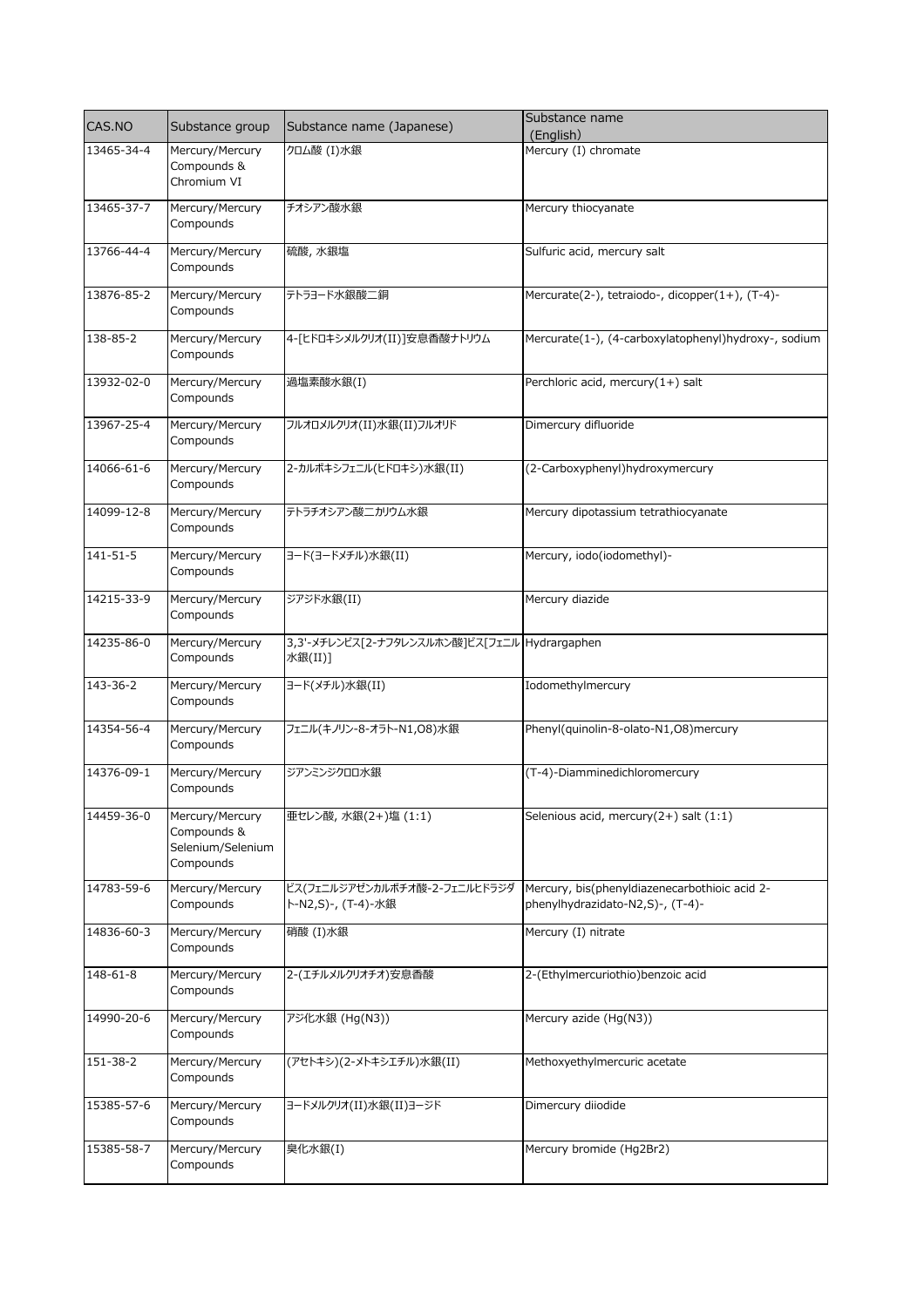| CAS.NO | Substance group | Substance name (Japanese) | Substance name (English) |
| --- | --- | --- | --- |
| 13465-34-4 | Mercury/Mercury Compounds & Chromium VI | クロム酸 (I)水銀 | Mercury (I) chromate |
| 13465-37-7 | Mercury/Mercury Compounds | チオシアン酸水銀 | Mercury thiocyanate |
| 13766-44-4 | Mercury/Mercury Compounds | 硫酸, 水銀塩 | Sulfuric acid, mercury salt |
| 13876-85-2 | Mercury/Mercury Compounds | テトラヨード水銀酸二銅 | Mercurate(2-), tetraiodo-, dicopper(1+), (T-4)- |
| 138-85-2 | Mercury/Mercury Compounds | 4-[ヒドロキシメルクリオ(II)]安息香酸ナトリウム | Mercurate(1-), (4-carboxylatophenyl)hydroxy-, sodium |
| 13932-02-0 | Mercury/Mercury Compounds | 過塩素酸水銀(I) | Perchloric acid, mercury(1+) salt |
| 13967-25-4 | Mercury/Mercury Compounds | フルオロメルクリオ(II)水銀(II)フルオリド | Dimercury difluoride |
| 14066-61-6 | Mercury/Mercury Compounds | 2-カルボキシフェニル(ヒドロキシ)水銀(II) | (2-Carboxyphenyl)hydroxymercury |
| 14099-12-8 | Mercury/Mercury Compounds | テトラチオシアン酸二カリウム水銀 | Mercury dipotassium tetrathiocyanate |
| 141-51-5 | Mercury/Mercury Compounds | ヨード(ヨードメチル)水銀(II) | Mercury, iodo(iodomethyl)- |
| 14215-33-9 | Mercury/Mercury Compounds | ジアジド水銀(II) | Mercury diazide |
| 14235-86-0 | Mercury/Mercury Compounds | 3,3'-メチレンビス[2-ナフタレンスルホン酸]ビス[フェニル水銀(II)] | Hydrargaphen |
| 143-36-2 | Mercury/Mercury Compounds | ヨード(メチル)水銀(II) | Iodomethylmercury |
| 14354-56-4 | Mercury/Mercury Compounds | フェニル(キノリン-8-オラト-N1,O8)水銀 | Phenyl(quinolin-8-olato-N1,O8)mercury |
| 14376-09-1 | Mercury/Mercury Compounds | ジアンミンジクロロ水銀 | (T-4)-Diamminedichloromercury |
| 14459-36-0 | Mercury/Mercury Compounds & Selenium/Selenium Compounds | 亜セレン酸, 水銀(2+)塩 (1:1) | Selenious acid, mercury(2+) salt (1:1) |
| 14783-59-6 | Mercury/Mercury Compounds | ビス(フェニルジアゼンカルボチオ酸-2-フェニルヒドラジダト-N2,S)-, (T-4)-水銀 | Mercury, bis(phenyldiazenecarbothioic acid 2-phenylhydrazidato-N2,S)-, (T-4)- |
| 14836-60-3 | Mercury/Mercury Compounds | 硝酸 (I)水銀 | Mercury (I) nitrate |
| 148-61-8 | Mercury/Mercury Compounds | 2-(エチルメルクリオチオ)安息香酸 | 2-(Ethylmercuriothio)benzoic acid |
| 14990-20-6 | Mercury/Mercury Compounds | アジ化水銀 (Hg(N3)) | Mercury azide (Hg(N3)) |
| 151-38-2 | Mercury/Mercury Compounds | (アセトキシ)(2-メトキシエチル)水銀(II) | Methoxyethylmercuric acetate |
| 15385-57-6 | Mercury/Mercury Compounds | ヨードメルクリオ(II)水銀(II)ヨージド | Dimercury diiodide |
| 15385-58-7 | Mercury/Mercury Compounds | 臭化水銀(I) | Mercury bromide (Hg2Br2) |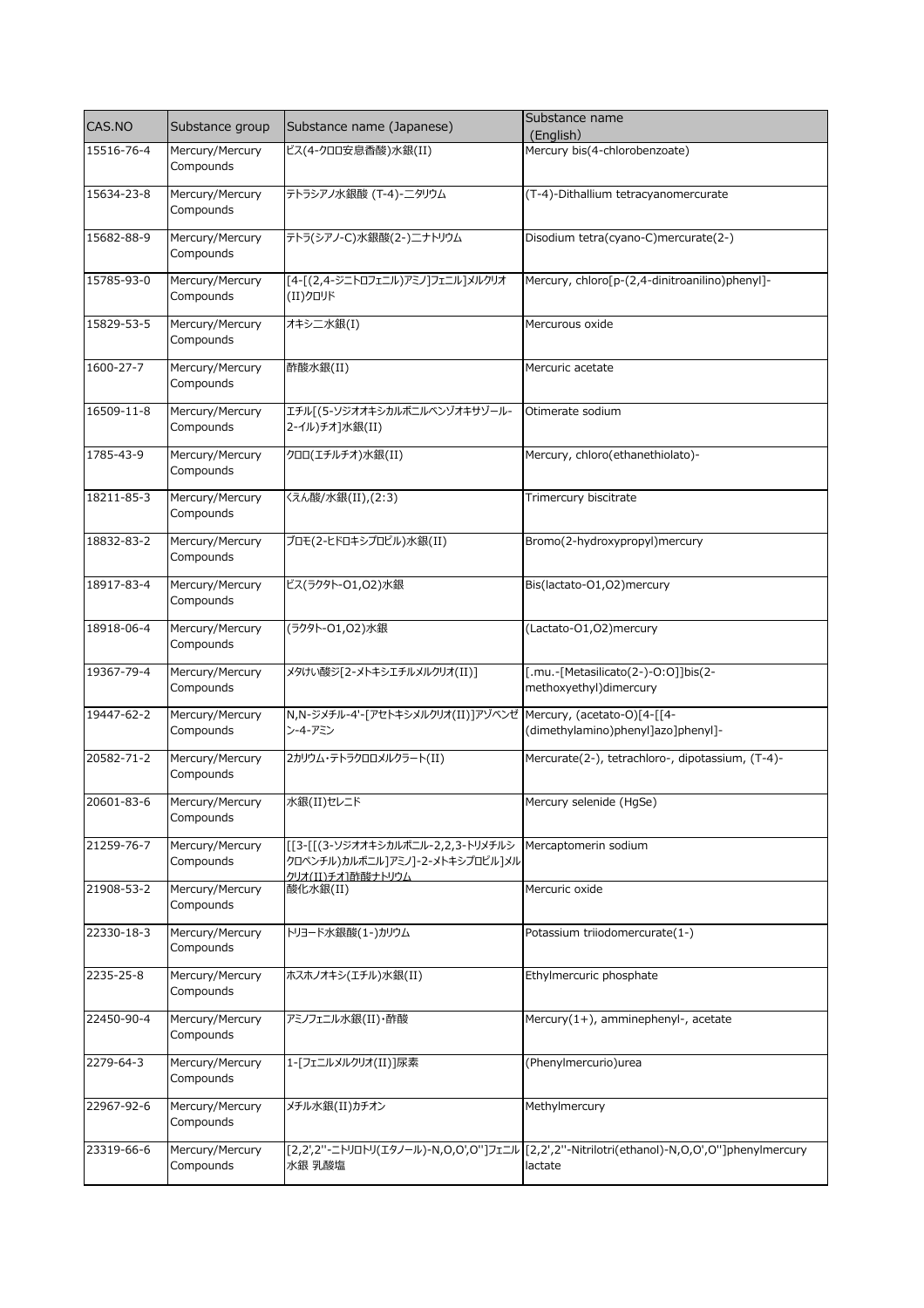| CAS.NO | Substance group | Substance name (Japanese) | Substance name (English) |
|---|---|---|---|
| 15516-76-4 | Mercury/Mercury Compounds | ビス(4-クロロ安息香酸)水銀(II) | Mercury bis(4-chlorobenzoate) |
| 15634-23-8 | Mercury/Mercury Compounds | テトラシアノ水銀酸 (T-4)-二タリウム | (T-4)-Dithallium tetracyanomercurate |
| 15682-88-9 | Mercury/Mercury Compounds | テトラ(シアノ-C)水銀酸(2-)二ナトリウム | Disodium tetra(cyano-C)mercurate(2-) |
| 15785-93-0 | Mercury/Mercury Compounds | [4-[(2,4-ジニトロフェニル)アミノ]フェニル]メルクリオ(II)クロリド | Mercury, chloro[p-(2,4-dinitroanilino)phenyl]- |
| 15829-53-5 | Mercury/Mercury Compounds | オキシ二水銀(I) | Mercurous oxide |
| 1600-27-7 | Mercury/Mercury Compounds | 酢酸水銀(II) | Mercuric acetate |
| 16509-11-8 | Mercury/Mercury Compounds | エチル[(5-ソジオオキシカルボニルベンゾオキサゾール-2-イル)チオ]水銀(II) | Otimerate sodium |
| 1785-43-9 | Mercury/Mercury Compounds | クロロ(エチルチオ)水銀(II) | Mercury, chloro(ethanethiolato)- |
| 18211-85-3 | Mercury/Mercury Compounds | くえん酸/水銀(II),(2:3) | Trimercury biscitrate |
| 18832-83-2 | Mercury/Mercury Compounds | ブロモ(2-ヒドロキシプロピル)水銀(II) | Bromo(2-hydroxypropyl)mercury |
| 18917-83-4 | Mercury/Mercury Compounds | ビス(ラクタト-O1,O2)水銀 | Bis(lactato-O1,O2)mercury |
| 18918-06-4 | Mercury/Mercury Compounds | (ラクタト-O1,O2)水銀 | (Lactato-O1,O2)mercury |
| 19367-79-4 | Mercury/Mercury Compounds | メタけい酸ジ[2-メトキシエチルメルクリオ(II)] | [.mu.-[Metasilicato(2-)-O:O]]bis(2-methoxyethyl)dimercury |
| 19447-62-2 | Mercury/Mercury Compounds | N,N-ジメチル-4'-[アセトキシメルクリオ(II)]アゾベンゼン-4-アミン | Mercury, (acetato-O)[4-[[4-(dimethylamino)phenyl]azo]phenyl]- |
| 20582-71-2 | Mercury/Mercury Compounds | 2カリウム・テトラクロロメルクラート(II) | Mercurate(2-), tetrachloro-, dipotassium, (T-4)- |
| 20601-83-6 | Mercury/Mercury Compounds | 水銀(II)セレニド | Mercury selenide (HgSe) |
| 21259-76-7 | Mercury/Mercury Compounds | [[3-[[(3-ソジオオキシカルボニル-2,2,3-トリメチルシクロペンチル)カルボニル]アミノ]-2-メトキシプロピル]メルクリオ(II)チオ]酢酸ナトリウム | Mercaptomerin sodium |
| 21908-53-2 | Mercury/Mercury Compounds | 酸化水銀(II) | Mercuric oxide |
| 22330-18-3 | Mercury/Mercury Compounds | トリヨード水銀酸(1-)カリウム | Potassium triiodomercurate(1-) |
| 2235-25-8 | Mercury/Mercury Compounds | ホスホノオキシ(エチル)水銀(II) | Ethylmercuric phosphate |
| 22450-90-4 | Mercury/Mercury Compounds | アミノフェニル水銀(II)・酢酸 | Mercury(1+), amminephenyl-, acetate |
| 2279-64-3 | Mercury/Mercury Compounds | 1-[フェニルメルクリオ(II)]尿素 | (Phenylmercurio)urea |
| 22967-92-6 | Mercury/Mercury Compounds | メチル水銀(II)カチオン | Methylmercury |
| 23319-66-6 | Mercury/Mercury Compounds | [2,2',2''-ニトリロトリ(エタノール)-N,O,O',O'']フェニル水銀 乳酸塩 | [2,2',2''-Nitrilotri(ethanol)-N,O,O',O'']phenylmercury lactate |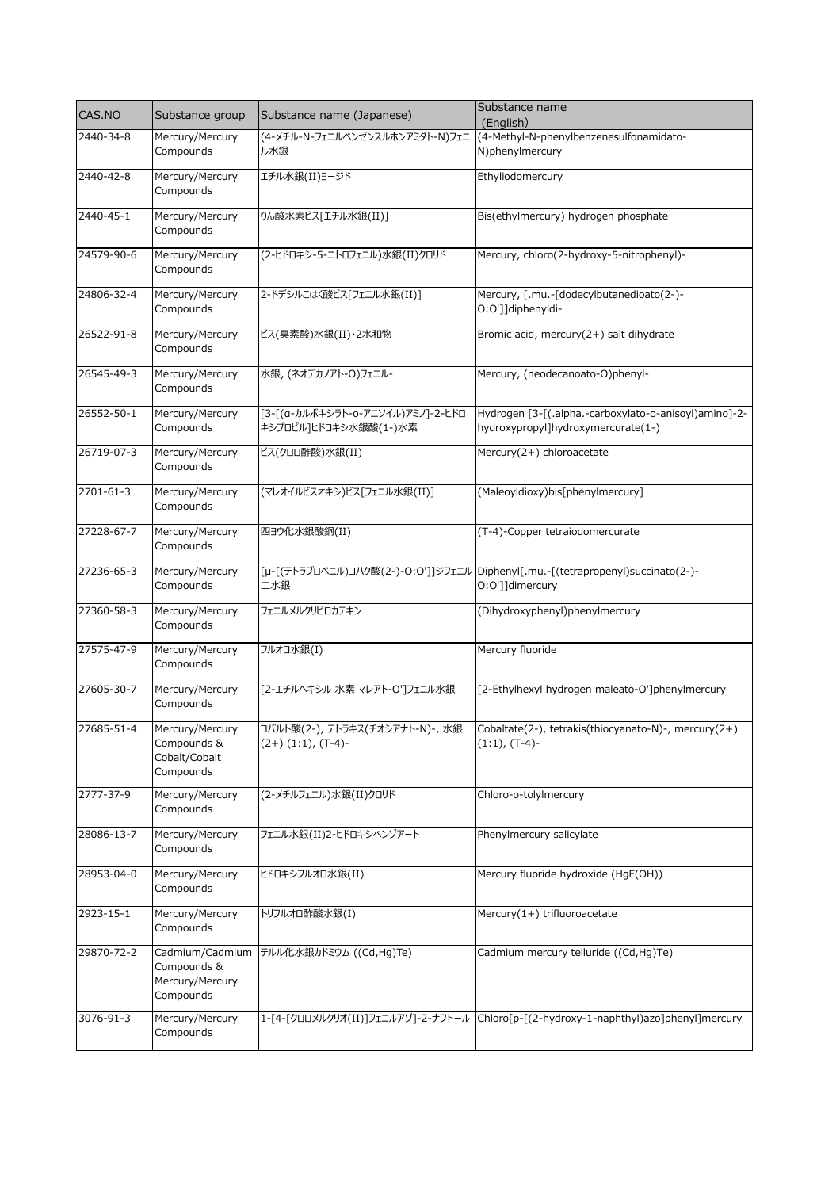| CAS.NO | Substance group | Substance name (Japanese) | Substance name (English) |
| --- | --- | --- | --- |
| 2440-34-8 | Mercury/Mercury Compounds | (4-メチル-N-フェニルベンゼンスルホンアミダト-N)フェニル水銀 | (4-Methyl-N-phenylbenzenesulfonamidato-N)phenylmercury |
| 2440-42-8 | Mercury/Mercury Compounds | エチル水銀(II)ヨージド | Ethyliodomercury |
| 2440-45-1 | Mercury/Mercury Compounds | りん酸水素ビス[エチル水銀(II)] | Bis(ethylmercury) hydrogen phosphate |
| 24579-90-6 | Mercury/Mercury Compounds | (2-ヒドロキシ-5-ニトロフェニル)水銀(II)クロリド | Mercury, chloro(2-hydroxy-5-nitrophenyl)- |
| 24806-32-4 | Mercury/Mercury Compounds | 2-ドデシルこはく酸ビス[フェニル水銀(II)] | Mercury, [.mu.-[dodecylbutanedioato(2-)-O:O']]diphenyldi- |
| 26522-91-8 | Mercury/Mercury Compounds | ビス(臭素酸)水銀(II)・2水和物 | Bromic acid, mercury(2+) salt dihydrate |
| 26545-49-3 | Mercury/Mercury Compounds | 水銀, (ネオデカノアト-O)フェニル- | Mercury, (neodecanoato-O)phenyl- |
| 26552-50-1 | Mercury/Mercury Compounds | [3-[(α-カルボキシラト-o-アニソイル)アミノ]-2-ヒドロキシプロピル]ヒドロキシ水銀酸(1-)水素 | Hydrogen [3-[(.alpha.-carboxylato-o-anisoyl)amino]-2-hydroxypropyl]hydroxymercurate(1-) |
| 26719-07-3 | Mercury/Mercury Compounds | ビス(クロロ酢酸)水銀(II) | Mercury(2+) chloroacetate |
| 2701-61-3 | Mercury/Mercury Compounds | (マレオイルビスオキシ)ビス[フェニル水銀(II)] | (Maleoyldioxy)bis[phenylmercury] |
| 27228-67-7 | Mercury/Mercury Compounds | 四ヨウ化水銀酸銅(II) | (T-4)-Copper tetraiodomercurate |
| 27236-65-3 | Mercury/Mercury Compounds | [μ-[(テトラプロペニル)コハク酸(2-)-O:O']]ジフェニル二水銀 | Diphenyl[.mu.-[(tetrapropenyl)succinato(2-)-O:O']]dimercury |
| 27360-58-3 | Mercury/Mercury Compounds | フェニルメルクリピロカテキン | (Dihydroxyphenyl)phenylmercury |
| 27575-47-9 | Mercury/Mercury Compounds | フルオロ水銀(I) | Mercury fluoride |
| 27605-30-7 | Mercury/Mercury Compounds | [2-エチルヘキシル 水素 マレアト-O']フェニル水銀 | [2-Ethylhexyl hydrogen maleato-O']phenylmercury |
| 27685-51-4 | Mercury/Mercury Compounds & Cobalt/Cobalt Compounds | コバルト酸(2-), テトラキス(チオシアナト-N)-, 水銀(2+) (1:1), (T-4)- | Cobaltate(2-), tetrakis(thiocyanato-N)-, mercury(2+) (1:1), (T-4)- |
| 2777-37-9 | Mercury/Mercury Compounds | (2-メチルフェニル)水銀(II)クロリド | Chloro-o-tolylmercury |
| 28086-13-7 | Mercury/Mercury Compounds | フェニル水銀(II)2-ヒドロキシベンゾアート | Phenylmercury salicylate |
| 28953-04-0 | Mercury/Mercury Compounds | ヒドロキシフルオロ水銀(II) | Mercury fluoride hydroxide (HgF(OH)) |
| 2923-15-1 | Mercury/Mercury Compounds | トリフルオロ酢酸水銀(I) | Mercury(1+) trifluoroacetate |
| 29870-72-2 | Cadmium/Cadmium Compounds & Mercury/Mercury Compounds | テルル化水銀カドミウム ((Cd,Hg)Te) | Cadmium mercury telluride ((Cd,Hg)Te) |
| 3076-91-3 | Mercury/Mercury Compounds | 1-[4-[クロロメルクリオ(II)]フェニルアゾ]-2-ナフトール | Chloro[p-[(2-hydroxy-1-naphthyl)azo]phenyl]mercury |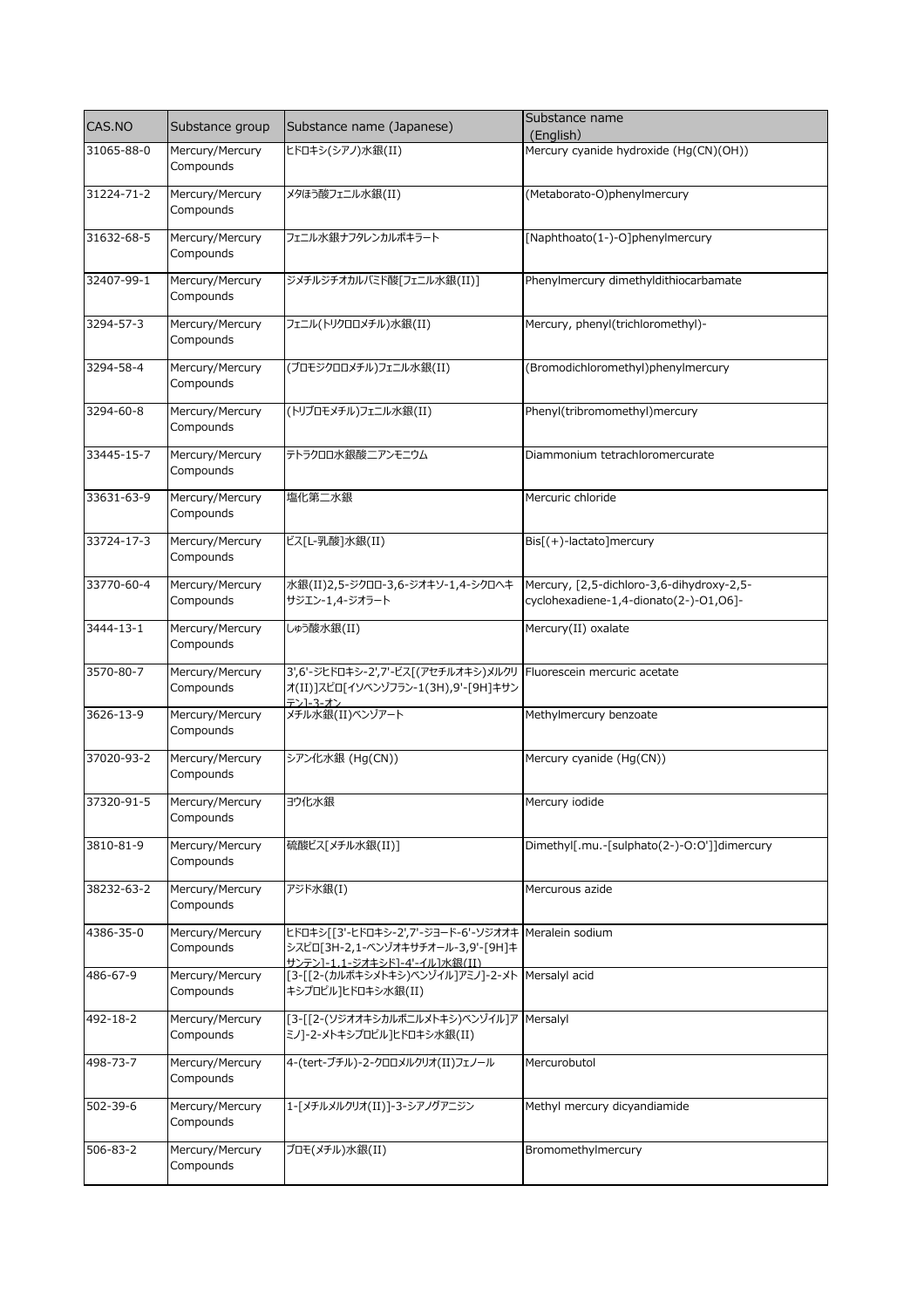| CAS.NO | Substance group | Substance name (Japanese) | Substance name (English) |
|---|---|---|---|
| 31065-88-0 | Mercury/Mercury Compounds | ヒドロキシ(シアノ)水銀(II) | Mercury cyanide hydroxide (Hg(CN)(OH)) |
| 31224-71-2 | Mercury/Mercury Compounds | メタほう酸フェニル水銀(II) | (Metaborato-O)phenylmercury |
| 31632-68-5 | Mercury/Mercury Compounds | フェニル水銀ナフタレンカルボキラート | [Naphthoato(1-)-O]phenylmercury |
| 32407-99-1 | Mercury/Mercury Compounds | ジメチルジチオカルバミド酸[フェニル水銀(II)] | Phenylmercury dimethyldithiocarbamate |
| 3294-57-3 | Mercury/Mercury Compounds | フェニル(トリクロロメチル)水銀(II) | Mercury, phenyl(trichloromethyl)- |
| 3294-58-4 | Mercury/Mercury Compounds | (ブロモジクロロメチル)フェニル水銀(II) | (Bromodichloromethyl)phenylmercury |
| 3294-60-8 | Mercury/Mercury Compounds | (トリブロモメチル)フェニル水銀(II) | Phenyl(tribromomethyl)mercury |
| 33445-15-7 | Mercury/Mercury Compounds | テトラクロロ水銀酸二アンモニウム | Diammonium tetrachloromercurate |
| 33631-63-9 | Mercury/Mercury Compounds | 塩化第二水銀 | Mercuric chloride |
| 33724-17-3 | Mercury/Mercury Compounds | ビス[L-乳酸]水銀(II) | Bis[(+)-lactato]mercury |
| 33770-60-4 | Mercury/Mercury Compounds | 水銀(II)2,5-ジクロロ-3,6-ジオキソ-1,4-シクロヘキサジエン-1,4-ジオラート | Mercury, [2,5-dichloro-3,6-dihydroxy-2,5-cyclohexadiene-1,4-dionato(2-)-O1,O6]- |
| 3444-13-1 | Mercury/Mercury Compounds | しゅう酸水銀(II) | Mercury(II) oxalate |
| 3570-80-7 | Mercury/Mercury Compounds | 3',6'-ジヒドロキシ-2',7'-ビス[(アセチルオキシ)メルクリオ(II)]スピロ[イソベンゾフラン-1(3H),9'-[9H]キサンテン]-3-オン | Fluorescein mercuric acetate |
| 3626-13-9 | Mercury/Mercury Compounds | メチル水銀(II)ベンゾアート | Methylmercury benzoate |
| 37020-93-2 | Mercury/Mercury Compounds | シアン化水銀 (Hg(CN)) | Mercury cyanide (Hg(CN)) |
| 37320-91-5 | Mercury/Mercury Compounds | ヨウ化水銀 | Mercury iodide |
| 3810-81-9 | Mercury/Mercury Compounds | 硫酸ビス[メチル水銀(II)] | Dimethyl[.mu.-[sulphato(2-)-O:O']]dimercury |
| 38232-63-2 | Mercury/Mercury Compounds | アジド水銀(I) | Mercurous azide |
| 4386-35-0 | Mercury/Mercury Compounds | ヒドロキシ[[3'-ヒドロキシ-2',7'-ジヨード-6'-ソジオオキシスピロ[3H-2,1-ベンゾオキサチオール-3,9'-[9H]キサンテン]-1,1-ジオキシド]-4'-イル]水銀(II) | Meralein sodium |
| 486-67-9 | Mercury/Mercury Compounds | [3-[[2-(カルボキシメトキシ)ベンゾイル]アミノ]-2-メトキシプロピル]ヒドロキシ水銀(II) | Mersalyl acid |
| 492-18-2 | Mercury/Mercury Compounds | [3-[[2-(ソジオオキシカルボニルメトキシ)ベンゾイル]アミノ]-2-メトキシプロピル]ヒドロキシ水銀(II) | Mersalyl |
| 498-73-7 | Mercury/Mercury Compounds | 4-(tert-ブチル)-2-クロロメルクリオ(II)フェノール | Mercurobutol |
| 502-39-6 | Mercury/Mercury Compounds | 1-[メチルメルクリオ(II)]-3-シアノグアニジン | Methyl mercury dicyandiamide |
| 506-83-2 | Mercury/Mercury Compounds | ブロモ(メチル)水銀(II) | Bromomethylmercury |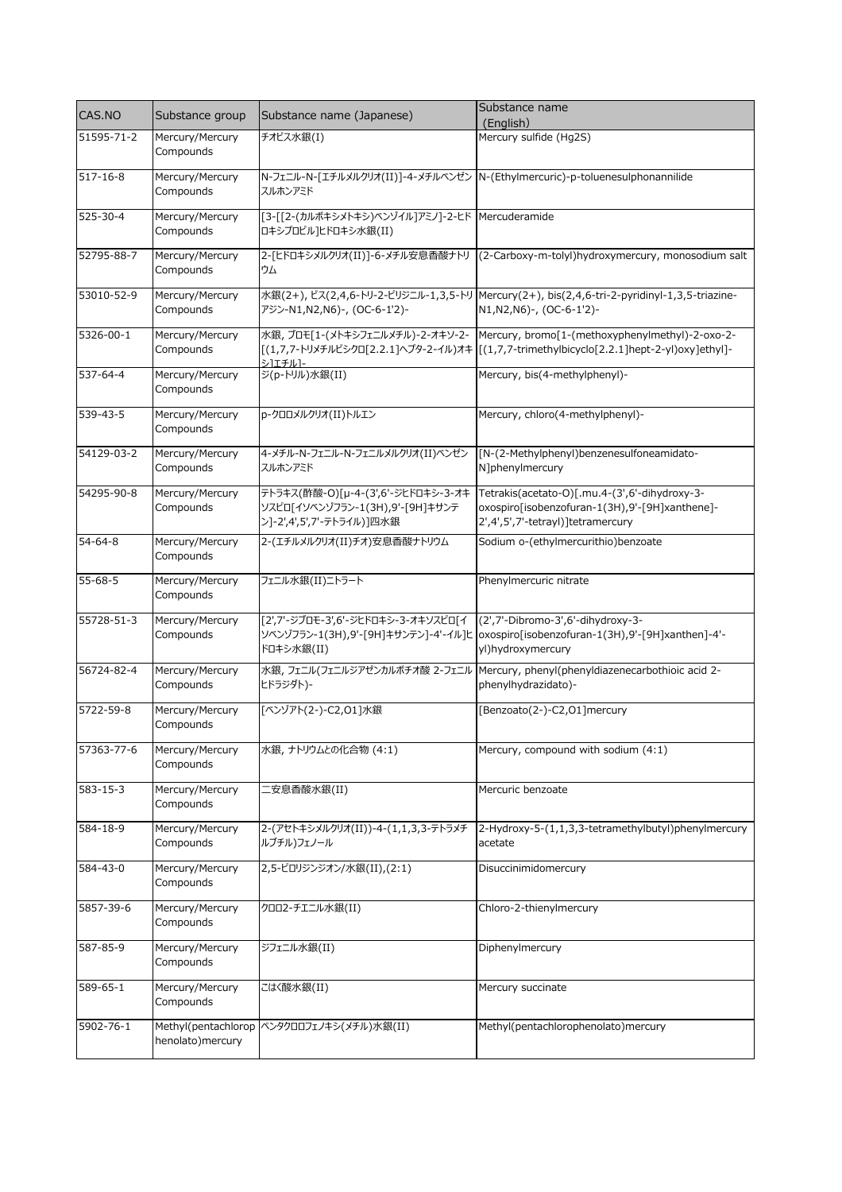| CAS.NO | Substance group | Substance name (Japanese) | Substance name (English) |
| --- | --- | --- | --- |
| 51595-71-2 | Mercury/Mercury Compounds | チオビス水銀(I) | Mercury sulfide (Hg2S) |
| 517-16-8 | Mercury/Mercury Compounds | N-フェニル-N-[エチルメルクリオ(II)]-4-メチルベンゼンスルホンアミド | N-(Ethylmercuric)-p-toluenesulphonannilide |
| 525-30-4 | Mercury/Mercury Compounds | [3-[[2-(カルボキシメトキシ)ベンゾイル]アミノ]-2-ヒドロキシプロピル]ヒドロキシ水銀(II) | Mercuderamide |
| 52795-88-7 | Mercury/Mercury Compounds | 2-[ヒドロキシメルクリオ(II)]-6-メチル安息香酸ナトリウム | (2-Carboxy-m-tolyl)hydroxymercury, monosodium salt |
| 53010-52-9 | Mercury/Mercury Compounds | 水銀(2+), ビス(2,4,6-トリ-2-ピリジニル-1,3,5-トリアジン-N1,N2,N6)-, (OC-6-1'2)- | Mercury(2+), bis(2,4,6-tri-2-pyridinyl-1,3,5-triazine-N1,N2,N6)-, (OC-6-1'2)- |
| 5326-00-1 | Mercury/Mercury Compounds | 水銀, ブロモ[1-(メトキシフェニルメチル)-2-オキソ-2-[(1,7,7-トリメチルビシクロ[2.2.1]ヘプタ-2-イル)オキシ]エチル]- | Mercury, bromo[1-(methoxyphenylmethyl)-2-oxo-2-[(1,7,7-trimethylbicyclo[2.2.1]hept-2-yl)oxy]ethyl]- |
| 537-64-4 | Mercury/Mercury Compounds | ジ(p-トリル)水銀(II) | Mercury, bis(4-methylphenyl)- |
| 539-43-5 | Mercury/Mercury Compounds | p-クロロメルクリオ(II)トルエン | Mercury, chloro(4-methylphenyl)- |
| 54129-03-2 | Mercury/Mercury Compounds | 4-メチル-N-フェニル-N-フェニルメルクリオ(II)ベンゼンスルホンアミド | [N-(2-Methylphenyl)benzenesulfoneamidato-N]phenylmercury |
| 54295-90-8 | Mercury/Mercury Compounds | テトラキス(酢酸-O)[μ-4-(3',6'-ジヒドロキシ-3-オキソスピロ[イソベンゾフラン-1(3H),9'-[9H]キサンテン]-2',4',5',7'-テトライル)]四水銀 | Tetrakis(acetato-O)[.mu.4-(3',6'-dihydroxy-3-oxospiro[isobenzofuran-1(3H),9'-[9H]xanthene]-2',4',5',7'-tetrayl)]tetramercury |
| 54-64-8 | Mercury/Mercury Compounds | 2-(エチルメルクリオ(II)チオ)安息香酸ナトリウム | Sodium o-(ethylmercurithio)benzoate |
| 55-68-5 | Mercury/Mercury Compounds | フェニル水銀(II)ニトラート | Phenylmercuric nitrate |
| 55728-51-3 | Mercury/Mercury Compounds | [2',7'-ジブロモ-3',6'-ジヒドロキシ-3-オキソスピロ[イソベンゾフラン-1(3H),9'-[9H]キサンテン]-4'-イル]ヒドロキシ水銀(II) | (2',7'-Dibromo-3',6'-dihydroxy-3-oxospiro[isobenzofuran-1(3H),9'-[9H]xanthen]-4'-yl)hydroxymercury |
| 56724-82-4 | Mercury/Mercury Compounds | 水銀, フェニル(フェニルジアゼンカルボチオ酸 2-フェニルヒドラジダト)- | Mercury, phenyl(phenyldiazenecarbothioic acid 2-phenylhydrazidato)- |
| 5722-59-8 | Mercury/Mercury Compounds | [ベンゾアト(2-)-C2,O1]水銀 | [Benzoato(2-)-C2,O1]mercury |
| 57363-77-6 | Mercury/Mercury Compounds | 水銀, ナトリウムとの化合物 (4:1) | Mercury, compound with sodium (4:1) |
| 583-15-3 | Mercury/Mercury Compounds | 二安息香酸水銀(II) | Mercuric benzoate |
| 584-18-9 | Mercury/Mercury Compounds | 2-(アセトキシメルクリオ(II))-4-(1,1,3,3-テトラメチルブチル)フェノール | 2-Hydroxy-5-(1,1,3,3-tetramethylbutyl)phenylmercury acetate |
| 584-43-0 | Mercury/Mercury Compounds | 2,5-ピロリジンジオン/水銀(II),(2:1) | Disuccinimidomercury |
| 5857-39-6 | Mercury/Mercury Compounds | クロロ2-チエニル水銀(II) | Chloro-2-thienylmercury |
| 587-85-9 | Mercury/Mercury Compounds | ジフェニル水銀(II) | Diphenylmercury |
| 589-65-1 | Mercury/Mercury Compounds | こはく酸水銀(II) | Mercury succinate |
| 5902-76-1 | Methyl(pentachlorophenolato)mercury | ペンタクロロフェノキシ(メチル)水銀(II) | Methyl(pentachlorophenolato)mercury |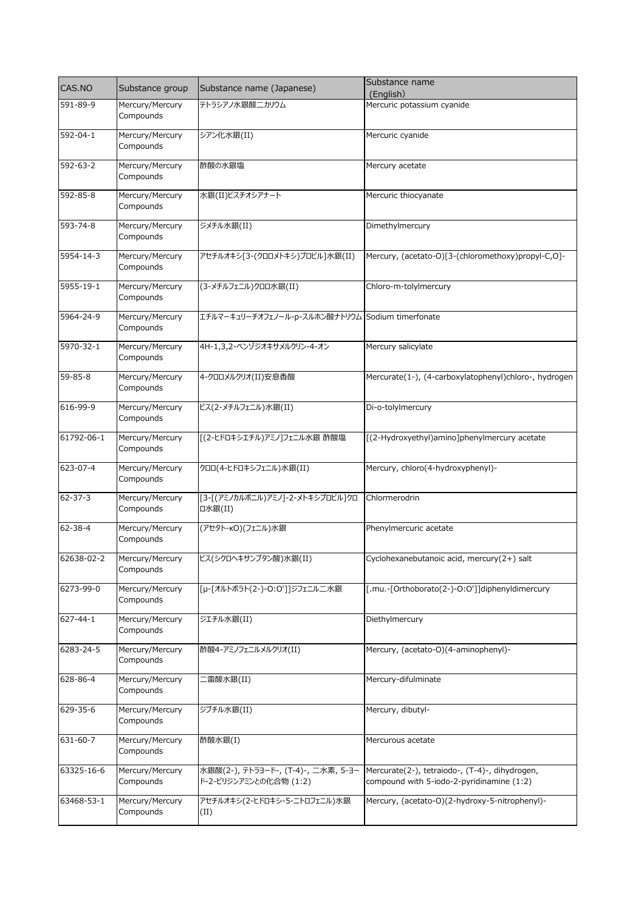| CAS.NO | Substance group | Substance name (Japanese) | Substance name (English) |
| --- | --- | --- | --- |
| 591-89-9 | Mercury/Mercury Compounds | テトラシアノ水銀酸二カリウム | Mercuric potassium cyanide |
| 592-04-1 | Mercury/Mercury Compounds | シアン化水銀(II) | Mercuric cyanide |
| 592-63-2 | Mercury/Mercury Compounds | 酢酸の水銀塩 | Mercury acetate |
| 592-85-8 | Mercury/Mercury Compounds | 水銀(II)ビスチオシアナート | Mercuric thiocyanate |
| 593-74-8 | Mercury/Mercury Compounds | ジメチル水銀(II) | Dimethylmercury |
| 5954-14-3 | Mercury/Mercury Compounds | アセチルオキシ[3-(クロロメトキシ)プロピル]水銀(II) | Mercury, (acetato-O)[3-(chloromethoxy)propyl-C,O]- |
| 5955-19-1 | Mercury/Mercury Compounds | (3-メチルフェニル)クロロ水銀(II) | Chloro-m-tolylmercury |
| 5964-24-9 | Mercury/Mercury Compounds | エチルマーキュリーチオフェノール-p-スルホン酸ナトリウム | Sodium timerfonate |
| 5970-32-1 | Mercury/Mercury Compounds | 4H-1,3,2-ベンゾジオキサメルクリン-4-オン | Mercury salicylate |
| 59-85-8 | Mercury/Mercury Compounds | 4-クロロメルクリオ(II)安息香酸 | Mercurate(1-), (4-carboxylatophenyl)chloro-, hydrogen |
| 616-99-9 | Mercury/Mercury Compounds | ビス(2-メチルフェニル)水銀(II) | Di-o-tolylmercury |
| 61792-06-1 | Mercury/Mercury Compounds | [(2-ヒドロキシエチル)アミノ]フェニル水銀 酢酸塩 | [(2-Hydroxyethyl)amino]phenylmercury acetate |
| 623-07-4 | Mercury/Mercury Compounds | クロロ(4-ヒドロキシフェニル)水銀(II) | Mercury, chloro(4-hydroxyphenyl)- |
| 62-37-3 | Mercury/Mercury Compounds | [3-[(アミノカルボニル)アミノ]-2-メトキシプロピル]クロロ水銀(II) | Chlormerodrin |
| 62-38-4 | Mercury/Mercury Compounds | (アセタト-κO)(フェニル)水銀 | Phenylmercuric acetate |
| 62638-02-2 | Mercury/Mercury Compounds | ビス(シクロヘキサンブタン酸)水銀(II) | Cyclohexanebutanoic acid, mercury(2+) salt |
| 6273-99-0 | Mercury/Mercury Compounds | [μ-[オルトボラト(2-)-O:O']]ジフェニル二水銀 | [.mu.-[Orthoborato(2-)-O:O']]diphenyldimercury |
| 627-44-1 | Mercury/Mercury Compounds | ジエチル水銀(II) | Diethylmercury |
| 6283-24-5 | Mercury/Mercury Compounds | 酢酸4-アミノフェニルメルクリオ(II) | Mercury, (acetato-O)(4-aminophenyl)- |
| 628-86-4 | Mercury/Mercury Compounds | 二雷酸水銀(II) | Mercury-difulminate |
| 629-35-6 | Mercury/Mercury Compounds | ジブチル水銀(II) | Mercury, dibutyl- |
| 631-60-7 | Mercury/Mercury Compounds | 酢酸水銀(I) | Mercurous acetate |
| 63325-16-6 | Mercury/Mercury Compounds | 水銀酸(2-), テトラヨード-, (T-4)-, 二水素, 5-ヨード-2-ピリジンアミンとの化合物 (1:2) | Mercurate(2-), tetraiodo-, (T-4)-, dihydrogen, compound with 5-iodo-2-pyridinamine (1:2) |
| 63468-53-1 | Mercury/Mercury Compounds | アセチルオキシ(2-ヒドロキシ-5-ニトロフェニル)水銀(II) | Mercury, (acetato-O)(2-hydroxy-5-nitrophenyl)- |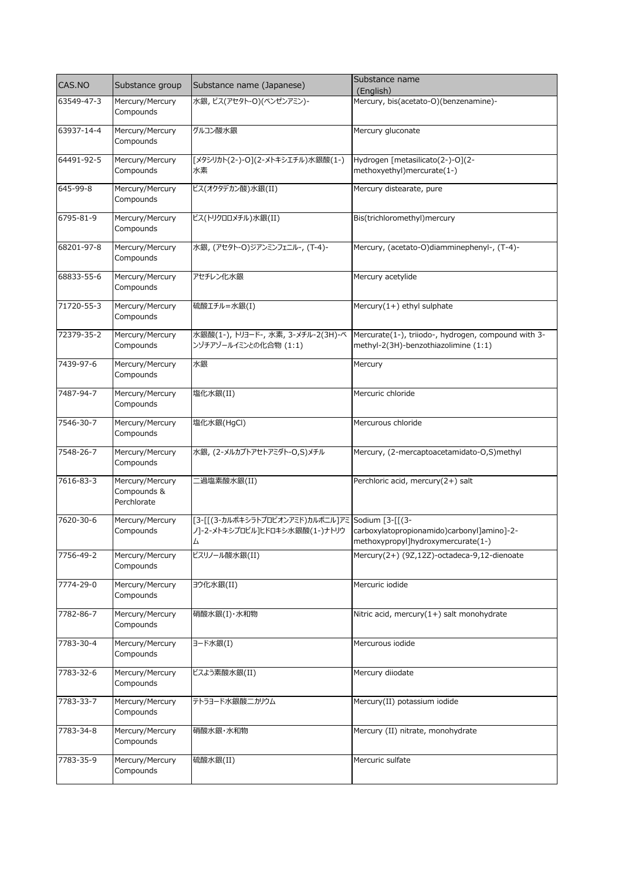| CAS.NO | Substance group | Substance name (Japanese) | Substance name (English) |
|---|---|---|---|
| 63549-47-3 | Mercury/Mercury Compounds | 水銀, ビス(アセタト-O)(ベンゼンアミン)- | Mercury, bis(acetato-O)(benzenamine)- |
| 63937-14-4 | Mercury/Mercury Compounds | グルコン酸水銀 | Mercury gluconate |
| 64491-92-5 | Mercury/Mercury Compounds | [メタシリカト(2-)-O](2-メトキシエチル)水銀酸(1-)水素 | Hydrogen [metasilicato(2-)-O](2-methoxyethyl)mercurate(1-) |
| 645-99-8 | Mercury/Mercury Compounds | ビス(オクタデカン酸)水銀(II) | Mercury distearate, pure |
| 6795-81-9 | Mercury/Mercury Compounds | ビス(トリクロロメチル)水銀(II) | Bis(trichloromethyl)mercury |
| 68201-97-8 | Mercury/Mercury Compounds | 水銀, (アセタト-O)ジアンミンフェニル-, (T-4)- | Mercury, (acetato-O)diamminephenyl-, (T-4)- |
| 68833-55-6 | Mercury/Mercury Compounds | アセチレン化水銀 | Mercury acetylide |
| 71720-55-3 | Mercury/Mercury Compounds | 硫酸エチル=水銀(I) | Mercury(1+) ethyl sulphate |
| 72379-35-2 | Mercury/Mercury Compounds | 水銀酸(1-), トリヨード-, 水素, 3-メチル-2(3H)-ベンゾチアゾールイミンとの化合物 (1:1) | Mercurate(1-), triiodo-, hydrogen, compound with 3-methyl-2(3H)-benzothiazolimine (1:1) |
| 7439-97-6 | Mercury/Mercury Compounds | 水銀 | Mercury |
| 7487-94-7 | Mercury/Mercury Compounds | 塩化水銀(II) | Mercuric chloride |
| 7546-30-7 | Mercury/Mercury Compounds | 塩化水銀(HgCl) | Mercurous chloride |
| 7548-26-7 | Mercury/Mercury Compounds | 水銀, (2-メルカプトアセトアミダト-O,S)メチル | Mercury, (2-mercaptoacetamidato-O,S)methyl |
| 7616-83-3 | Mercury/Mercury Compounds & Perchlorate | 二過塩素酸水銀(II) | Perchloric acid, mercury(2+) salt |
| 7620-30-6 | Mercury/Mercury Compounds | [3-[[(3-カルボキシラトプロピオンアミド)カルボニル]アミノ]-2-メトキシプロピル]ヒドロキシ水銀酸(1-)ナトリウム | Sodium [3-[[(3-carboxylatopropionamido)carbonyl]amino]-2-methoxypropyl]hydroxymercurate(1-) |
| 7756-49-2 | Mercury/Mercury Compounds | ビスリノール酸水銀(II) | Mercury(2+) (9Z,12Z)-octadeca-9,12-dienoate |
| 7774-29-0 | Mercury/Mercury Compounds | ヨウ化水銀(II) | Mercuric iodide |
| 7782-86-7 | Mercury/Mercury Compounds | 硝酸水銀(I)・水和物 | Nitric acid, mercury(1+) salt monohydrate |
| 7783-30-4 | Mercury/Mercury Compounds | ヨード水銀(I) | Mercurous iodide |
| 7783-32-6 | Mercury/Mercury Compounds | ビスよう素酸水銀(II) | Mercury diiodate |
| 7783-33-7 | Mercury/Mercury Compounds | テトラヨード水銀酸二カリウム | Mercury(II) potassium iodide |
| 7783-34-8 | Mercury/Mercury Compounds | 硝酸水銀・水和物 | Mercury (II) nitrate, monohydrate |
| 7783-35-9 | Mercury/Mercury Compounds | 硫酸水銀(II) | Mercuric sulfate |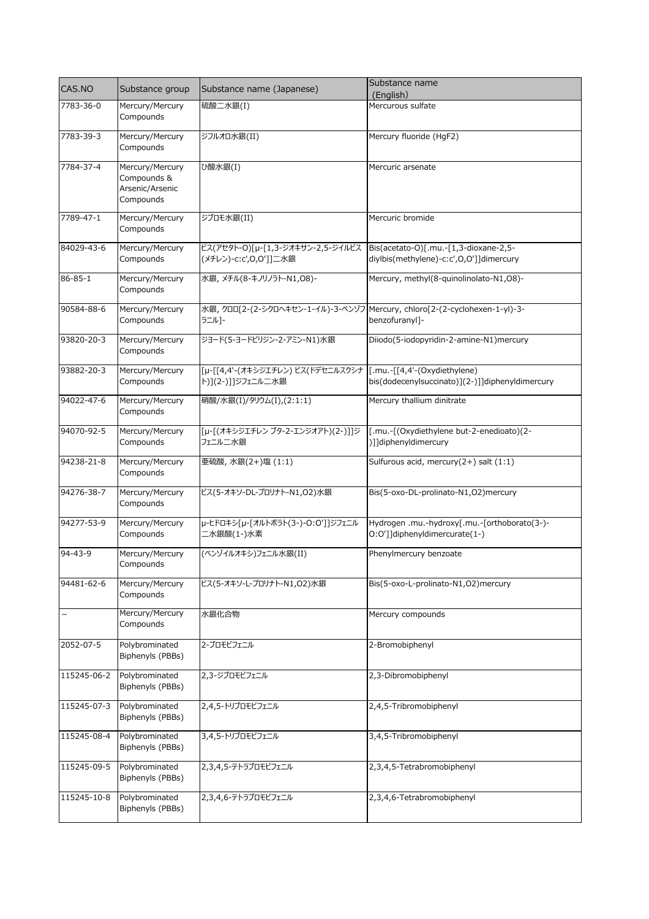| CAS.NO | Substance group | Substance name (Japanese) | Substance name (English) |
| --- | --- | --- | --- |
| 7783-36-0 | Mercury/Mercury Compounds | 硫酸二水銀(I) | Mercurous sulfate |
| 7783-39-3 | Mercury/Mercury Compounds | ジフルオロ水銀(II) | Mercury fluoride (HgF2) |
| 7784-37-4 | Mercury/Mercury Compounds & Arsenic/Arsenic Compounds | ひ酸水銀(I) | Mercuric arsenate |
| 7789-47-1 | Mercury/Mercury Compounds | ジブロモ水銀(II) | Mercuric bromide |
| 84029-43-6 | Mercury/Mercury Compounds | ビス(アセタト-O)[μ-[1,3-ジオキサン-2,5-ジイルビス(メチレン)-c:c',O,O']]二水銀 | Bis(acetato-O)[.mu.-[1,3-dioxane-2,5-diylbis(methylene)-c:c',O,O']]dimercury |
| 86-85-1 | Mercury/Mercury Compounds | 水銀, メチル(8-キノリノラト-N1,O8)- | Mercury, methyl(8-quinolinolato-N1,O8)- |
| 90584-88-6 | Mercury/Mercury Compounds | 水銀, クロロ[2-(2-シクロヘキセン-1-イル)-3-ベンゾフラニル]- | Mercury, chloro[2-(2-cyclohexen-1-yl)-3-benzofuranyl]- |
| 93820-20-3 | Mercury/Mercury Compounds | ジヨード(5-ヨードピリジン-2-アミン-N1)水銀 | Diiodo(5-iodopyridin-2-amine-N1)mercury |
| 93882-20-3 | Mercury/Mercury Compounds | [μ-[[4,4'-(オキシジエチレン) ビス(ドデセニルスクシナト)](2-)]]ジフェニル二水銀 | [.mu.-[[4,4'-(Oxydiethylene) bis(dodecenylsuccinato)](2-)]]diphenyldimercury |
| 94022-47-6 | Mercury/Mercury Compounds | 硝酸/水銀(I)/タリウム(I),(2:1:1) | Mercury thallium dinitrate |
| 94070-92-5 | Mercury/Mercury Compounds | [μ-[(オキシジエチレン ブタ-2-エンジオアト)(2-)]]ジフェニル二水銀 | [.mu.-[(Oxydiethylene but-2-enedioato)(2-)]]diphenyldimercury |
| 94238-21-8 | Mercury/Mercury Compounds | 亜硫酸, 水銀(2+)塩 (1:1) | Sulfurous acid, mercury(2+) salt (1:1) |
| 94276-38-7 | Mercury/Mercury Compounds | ビス(5-オキソ-DL-プロリナト-N1,O2)水銀 | Bis(5-oxo-DL-prolinato-N1,O2)mercury |
| 94277-53-9 | Mercury/Mercury Compounds | μ-ヒドロキシ[μ-[オルトボラト(3-)-O:O']]ジフェニル二水銀酸(1-)水素 | Hydrogen .mu.-hydroxy[.mu.-[orthoborato(3-)-O:O']]diphenyldimercurate(1-) |
| 94-43-9 | Mercury/Mercury Compounds | (ベンゾイルオキシ)フェニル水銀(II) | Phenylmercury benzoate |
| 94481-62-6 | Mercury/Mercury Compounds | ビス(5-オキソ-L-プロリナト-N1,O2)水銀 | Bis(5-oxo-L-prolinato-N1,O2)mercury |
| – | Mercury/Mercury Compounds | 水銀化合物 | Mercury compounds |
| 2052-07-5 | Polybrominated Biphenyls (PBBs) | 2-ブロモビフェニル | 2-Bromobiphenyl |
| 115245-06-2 | Polybrominated Biphenyls (PBBs) | 2,3-ジブロモビフェニル | 2,3-Dibromobiphenyl |
| 115245-07-3 | Polybrominated Biphenyls (PBBs) | 2,4,5-トリブロモビフェニル | 2,4,5-Tribromobiphenyl |
| 115245-08-4 | Polybrominated Biphenyls (PBBs) | 3,4,5-トリブロモビフェニル | 3,4,5-Tribromobiphenyl |
| 115245-09-5 | Polybrominated Biphenyls (PBBs) | 2,3,4,5-テトラブロモビフェニル | 2,3,4,5-Tetrabromobiphenyl |
| 115245-10-8 | Polybrominated Biphenyls (PBBs) | 2,3,4,6-テトラブロモビフェニル | 2,3,4,6-Tetrabromobiphenyl |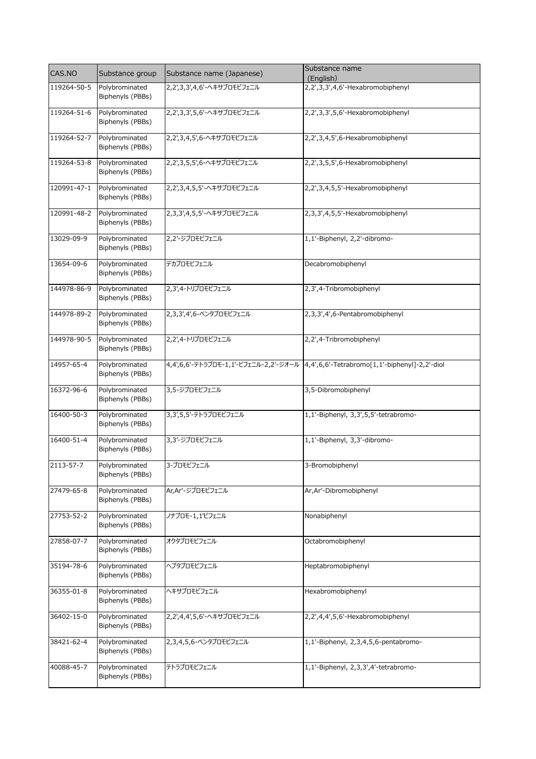| CAS.NO | Substance group | Substance name (Japanese) | Substance name (English) |
|---|---|---|---|
| 119264-50-5 | Polybrominated Biphenyls (PBBs) | 2,2',3,3',4,6'-ヘキサブロモビフェニル | 2,2',3,3',4,6'-Hexabromobiphenyl |
| 119264-51-6 | Polybrominated Biphenyls (PBBs) | 2,2',3,3',5,6'-ヘキサブロモビフェニル | 2,2',3,3',5,6'-Hexabromobiphenyl |
| 119264-52-7 | Polybrominated Biphenyls (PBBs) | 2,2',3,4,5',6-ヘキサブロモビフェニル | 2,2',3,4,5',6-Hexabromobiphenyl |
| 119264-53-8 | Polybrominated Biphenyls (PBBs) | 2,2',3,5,5',6-ヘキサブロモビフェニル | 2,2',3,5,5',6-Hexabromobiphenyl |
| 120991-47-1 | Polybrominated Biphenyls (PBBs) | 2,2',3,4,5,5'-ヘキサブロモビフェニル | 2,2',3,4,5,5'-Hexabromobiphenyl |
| 120991-48-2 | Polybrominated Biphenyls (PBBs) | 2,3,3',4,5,5'-ヘキサブロモビフェニル | 2,3,3',4,5,5'-Hexabromobiphenyl |
| 13029-09-9 | Polybrominated Biphenyls (PBBs) | 2,2'-ジブロモビフェニル | 1,1'-Biphenyl, 2,2'-dibromo- |
| 13654-09-6 | Polybrominated Biphenyls (PBBs) | デカブロモビフェニル | Decabromobiphenyl |
| 144978-86-9 | Polybrominated Biphenyls (PBBs) | 2,3',4-トリブロモビフェニル | 2,3',4-Tribromobiphenyl |
| 144978-89-2 | Polybrominated Biphenyls (PBBs) | 2,3,3',4',6-ペンタブロモビフェニル | 2,3,3',4',6-Pentabromobiphenyl |
| 144978-90-5 | Polybrominated Biphenyls (PBBs) | 2,2',4-トリブロモビフェニル | 2,2',4-Tribromobiphenyl |
| 14957-65-4 | Polybrominated Biphenyls (PBBs) | 4,4',6,6'-テトラブロモ-1,1'-ビフェニル-2,2'-ジオール | 4,4',6,6'-Tetrabromo[1,1'-biphenyl]-2,2'-diol |
| 16372-96-6 | Polybrominated Biphenyls (PBBs) | 3,5-ジブロモビフェニル | 3,5-Dibromobiphenyl |
| 16400-50-3 | Polybrominated Biphenyls (PBBs) | 3,3',5,5'-テトラブロモビフェニル | 1,1'-Biphenyl, 3,3',5,5'-tetrabromo- |
| 16400-51-4 | Polybrominated Biphenyls (PBBs) | 3,3'-ジブロモビフェニル | 1,1'-Biphenyl, 3,3'-dibromo- |
| 2113-57-7 | Polybrominated Biphenyls (PBBs) | 3-ブロモビフェニル | 3-Bromobiphenyl |
| 27479-65-8 | Polybrominated Biphenyls (PBBs) | Ar,Ar'-ジブロモビフェニル | Ar,Ar'-Dibromobiphenyl |
| 27753-52-2 | Polybrominated Biphenyls (PBBs) | ノナブロモ-1,1'ビフェニル | Nonabiphenyl |
| 27858-07-7 | Polybrominated Biphenyls (PBBs) | オクタブロモビフェニル | Octabromobiphenyl |
| 35194-78-6 | Polybrominated Biphenyls (PBBs) | ヘプタブロモビフェニル | Heptabromobiphenyl |
| 36355-01-8 | Polybrominated Biphenyls (PBBs) | ヘキサブロモビフェニル | Hexabromobiphenyl |
| 36402-15-0 | Polybrominated Biphenyls (PBBs) | 2,2',4,4',5,6'-ヘキサブロモビフェニル | 2,2',4,4',5,6'-Hexabromobiphenyl |
| 38421-62-4 | Polybrominated Biphenyls (PBBs) | 2,3,4,5,6-ペンタブロモビフェニル | 1,1'-Biphenyl, 2,3,4,5,6-pentabromo- |
| 40088-45-7 | Polybrominated Biphenyls (PBBs) | テトラブロモビフェニル | 1,1'-Biphenyl, 2,3,3',4'-tetrabromo- |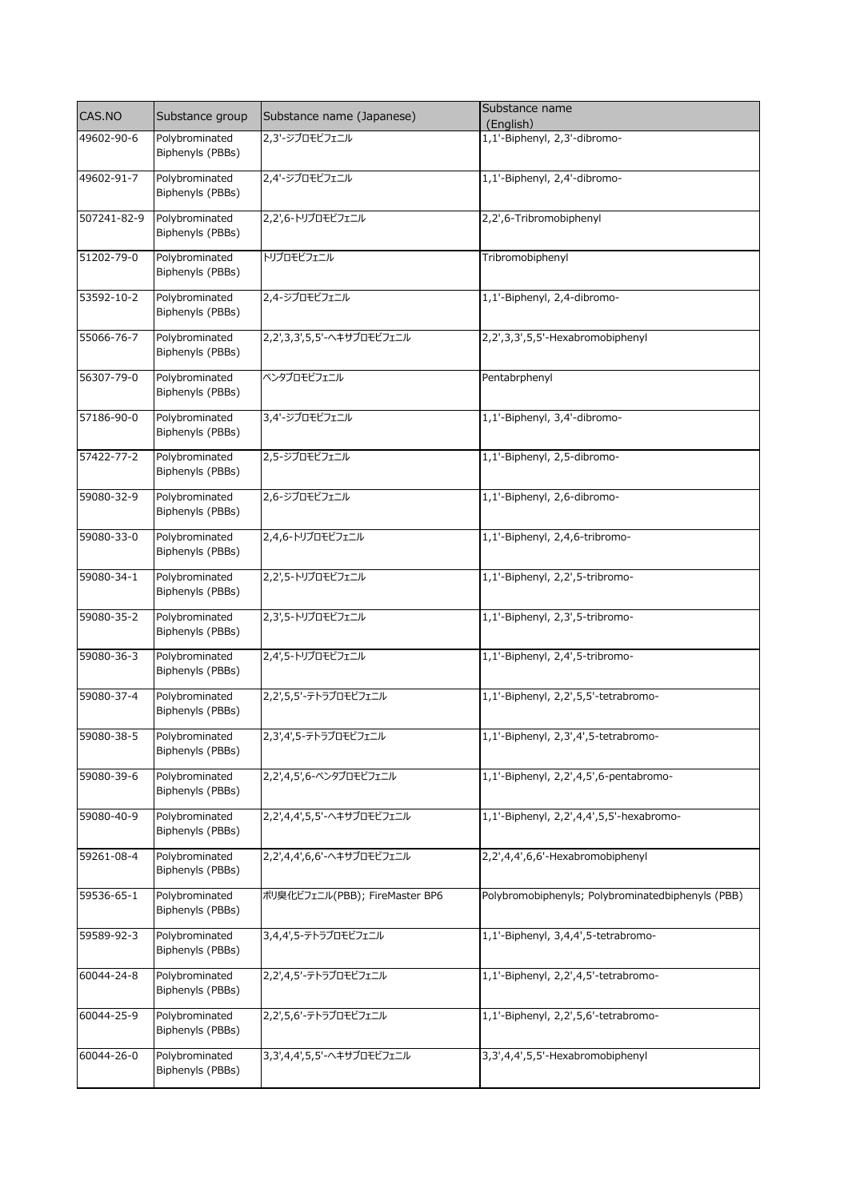| CAS.NO | Substance group | Substance name (Japanese) | Substance name (English) |
| --- | --- | --- | --- |
| 49602-90-6 | Polybrominated Biphenyls (PBBs) | 2,3'-ジブロモビフェニル | 1,1'-Biphenyl, 2,3'-dibromo- |
| 49602-91-7 | Polybrominated Biphenyls (PBBs) | 2,4'-ジブロモビフェニル | 1,1'-Biphenyl, 2,4'-dibromo- |
| 507241-82-9 | Polybrominated Biphenyls (PBBs) | 2,2',6-トリブロモビフェニル | 2,2',6-Tribromobiphenyl |
| 51202-79-0 | Polybrominated Biphenyls (PBBs) | トリブロモビフェニル | Tribromobiphenyl |
| 53592-10-2 | Polybrominated Biphenyls (PBBs) | 2,4-ジブロモビフェニル | 1,1'-Biphenyl, 2,4-dibromo- |
| 55066-76-7 | Polybrominated Biphenyls (PBBs) | 2,2',3,3',5,5'-ヘキサブロモビフェニル | 2,2',3,3',5,5'-Hexabromobiphenyl |
| 56307-79-0 | Polybrominated Biphenyls (PBBs) | ペンタブロモビフェニル | Pentabrphenyl |
| 57186-90-0 | Polybrominated Biphenyls (PBBs) | 3,4'-ジブロモビフェニル | 1,1'-Biphenyl, 3,4'-dibromo- |
| 57422-77-2 | Polybrominated Biphenyls (PBBs) | 2,5-ジブロモビフェニル | 1,1'-Biphenyl, 2,5-dibromo- |
| 59080-32-9 | Polybrominated Biphenyls (PBBs) | 2,6-ジブロモビフェニル | 1,1'-Biphenyl, 2,6-dibromo- |
| 59080-33-0 | Polybrominated Biphenyls (PBBs) | 2,4,6-トリブロモビフェニル | 1,1'-Biphenyl, 2,4,6-tribromo- |
| 59080-34-1 | Polybrominated Biphenyls (PBBs) | 2,2',5-トリブロモビフェニル | 1,1'-Biphenyl, 2,2',5-tribromo- |
| 59080-35-2 | Polybrominated Biphenyls (PBBs) | 2,3',5-トリブロモビフェニル | 1,1'-Biphenyl, 2,3',5-tribromo- |
| 59080-36-3 | Polybrominated Biphenyls (PBBs) | 2,4',5-トリブロモビフェニル | 1,1'-Biphenyl, 2,4',5-tribromo- |
| 59080-37-4 | Polybrominated Biphenyls (PBBs) | 2,2',5,5'-テトラブロモビフェニル | 1,1'-Biphenyl, 2,2',5,5'-tetrabromo- |
| 59080-38-5 | Polybrominated Biphenyls (PBBs) | 2,3',4',5-テトラブロモビフェニル | 1,1'-Biphenyl, 2,3',4',5-tetrabromo- |
| 59080-39-6 | Polybrominated Biphenyls (PBBs) | 2,2',4,5',6-ペンタブロモビフェニル | 1,1'-Biphenyl, 2,2',4,5',6-pentabromo- |
| 59080-40-9 | Polybrominated Biphenyls (PBBs) | 2,2',4,4',5,5'-ヘキサブロモビフェニル | 1,1'-Biphenyl, 2,2',4,4',5,5'-hexabromo- |
| 59261-08-4 | Polybrominated Biphenyls (PBBs) | 2,2',4,4',6,6'-ヘキサブロモビフェニル | 2,2',4,4',6,6'-Hexabromobiphenyl |
| 59536-65-1 | Polybrominated Biphenyls (PBBs) | ポリ臭化ビフェニル(PBB); FireMaster BP6 | Polybromobiphenyls; Polybrominatedbiphenyls (PBB) |
| 59589-92-3 | Polybrominated Biphenyls (PBBs) | 3,4,4',5-テトラブロモビフェニル | 1,1'-Biphenyl, 3,4,4',5-tetrabromo- |
| 60044-24-8 | Polybrominated Biphenyls (PBBs) | 2,2',4,5'-テトラブロモビフェニル | 1,1'-Biphenyl, 2,2',4,5'-tetrabromo- |
| 60044-25-9 | Polybrominated Biphenyls (PBBs) | 2,2',5,6'-テトラブロモビフェニル | 1,1'-Biphenyl, 2,2',5,6'-tetrabromo- |
| 60044-26-0 | Polybrominated Biphenyls (PBBs) | 3,3',4,4',5,5'-ヘキサブロモビフェニル | 3,3',4,4',5,5'-Hexabromobiphenyl |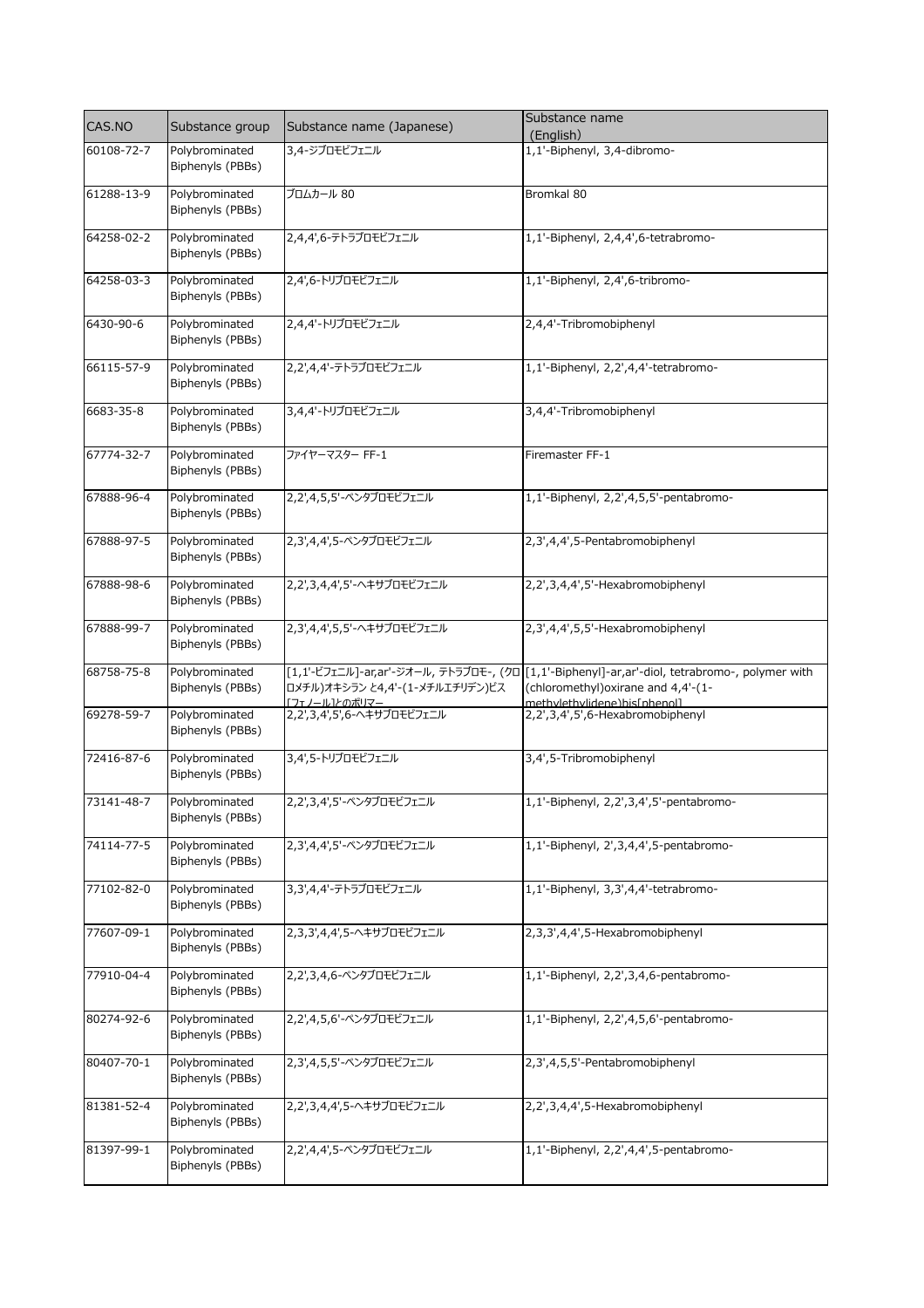| CAS.NO | Substance group | Substance name (Japanese) | Substance name (English) |
|---|---|---|---|
| 60108-72-7 | Polybrominated Biphenyls (PBBs) | 3,4-ジブロモビフェニル | 1,1'-Biphenyl, 3,4-dibromo- |
| 61288-13-9 | Polybrominated Biphenyls (PBBs) | ブロムカール 80 | Bromkal 80 |
| 64258-02-2 | Polybrominated Biphenyls (PBBs) | 2,4,4',6-テトラブロモビフェニル | 1,1'-Biphenyl, 2,4,4',6-tetrabromo- |
| 64258-03-3 | Polybrominated Biphenyls (PBBs) | 2,4',6-トリブロモビフェニル | 1,1'-Biphenyl, 2,4',6-tribromo- |
| 6430-90-6 | Polybrominated Biphenyls (PBBs) | 2,4,4'-トリブロモビフェニル | 2,4,4'-Tribromobiphenyl |
| 66115-57-9 | Polybrominated Biphenyls (PBBs) | 2,2',4,4'-テトラブロモビフェニル | 1,1'-Biphenyl, 2,2',4,4'-tetrabromo- |
| 6683-35-8 | Polybrominated Biphenyls (PBBs) | 3,4,4'-トリブロモビフェニル | 3,4,4'-Tribromobiphenyl |
| 67774-32-7 | Polybrominated Biphenyls (PBBs) | ファイヤーマスター FF-1 | Firemaster FF-1 |
| 67888-96-4 | Polybrominated Biphenyls (PBBs) | 2,2',4,5,5'-ペンタブロモビフェニル | 1,1'-Biphenyl, 2,2',4,5,5'-pentabromo- |
| 67888-97-5 | Polybrominated Biphenyls (PBBs) | 2,3',4,4',5-ペンタブロモビフェニル | 2,3',4,4',5-Pentabromobiphenyl |
| 67888-98-6 | Polybrominated Biphenyls (PBBs) | 2,2',3,4,4',5'-ヘキサブロモビフェニル | 2,2',3,4,4',5'-Hexabromobiphenyl |
| 67888-99-7 | Polybrominated Biphenyls (PBBs) | 2,3',4,4',5,5'-ヘキサブロモビフェニル | 2,3',4,4',5,5'-Hexabromobiphenyl |
| 68758-75-8 | Polybrominated Biphenyls (PBBs) | [1,1'-ビフェニル]-ar,ar'-ジオール, テトラブロモ-, (クロロメチル)オキシラン と4,4'-(1-メチルエチリデン)ビス[フェノール]とのポリマー | [1,1'-Biphenyl]-ar,ar'-diol, tetrabromo-, polymer with (chloromethyl)oxirane and 4,4'-(1-methylethylidene)bis[phenol] |
| 69278-59-7 | Polybrominated Biphenyls (PBBs) | 2,2',3,4',5',6-ヘキサブロモビフェニル | 2,2',3,4',5',6-Hexabromobiphenyl |
| 72416-87-6 | Polybrominated Biphenyls (PBBs) | 3,4',5-トリブロモビフェニル | 3,4',5-Tribromobiphenyl |
| 73141-48-7 | Polybrominated Biphenyls (PBBs) | 2,2',3,4',5'-ペンタブロモビフェニル | 1,1'-Biphenyl, 2,2',3,4',5'-pentabromo- |
| 74114-77-5 | Polybrominated Biphenyls (PBBs) | 2,3',4,4',5'-ペンタブロモビフェニル | 1,1'-Biphenyl, 2',3,4,4',5-pentabromo- |
| 77102-82-0 | Polybrominated Biphenyls (PBBs) | 3,3',4,4'-テトラブロモビフェニル | 1,1'-Biphenyl, 3,3',4,4'-tetrabromo- |
| 77607-09-1 | Polybrominated Biphenyls (PBBs) | 2,3,3',4,4',5-ヘキサブロモビフェニル | 2,3,3',4,4',5-Hexabromobiphenyl |
| 77910-04-4 | Polybrominated Biphenyls (PBBs) | 2,2',3,4,6-ペンタブロモビフェニル | 1,1'-Biphenyl, 2,2',3,4,6-pentabromo- |
| 80274-92-6 | Polybrominated Biphenyls (PBBs) | 2,2',4,5,6'-ペンタブロモビフェニル | 1,1'-Biphenyl, 2,2',4,5,6'-pentabromo- |
| 80407-70-1 | Polybrominated Biphenyls (PBBs) | 2,3',4,5,5'-ペンタブロモビフェニル | 2,3',4,5,5'-Pentabromobiphenyl |
| 81381-52-4 | Polybrominated Biphenyls (PBBs) | 2,2',3,4,4',5-ヘキサブロモビフェニル | 2,2',3,4,4',5-Hexabromobiphenyl |
| 81397-99-1 | Polybrominated Biphenyls (PBBs) | 2,2',4,4',5-ペンタブロモビフェニル | 1,1'-Biphenyl, 2,2',4,4',5-pentabromo- |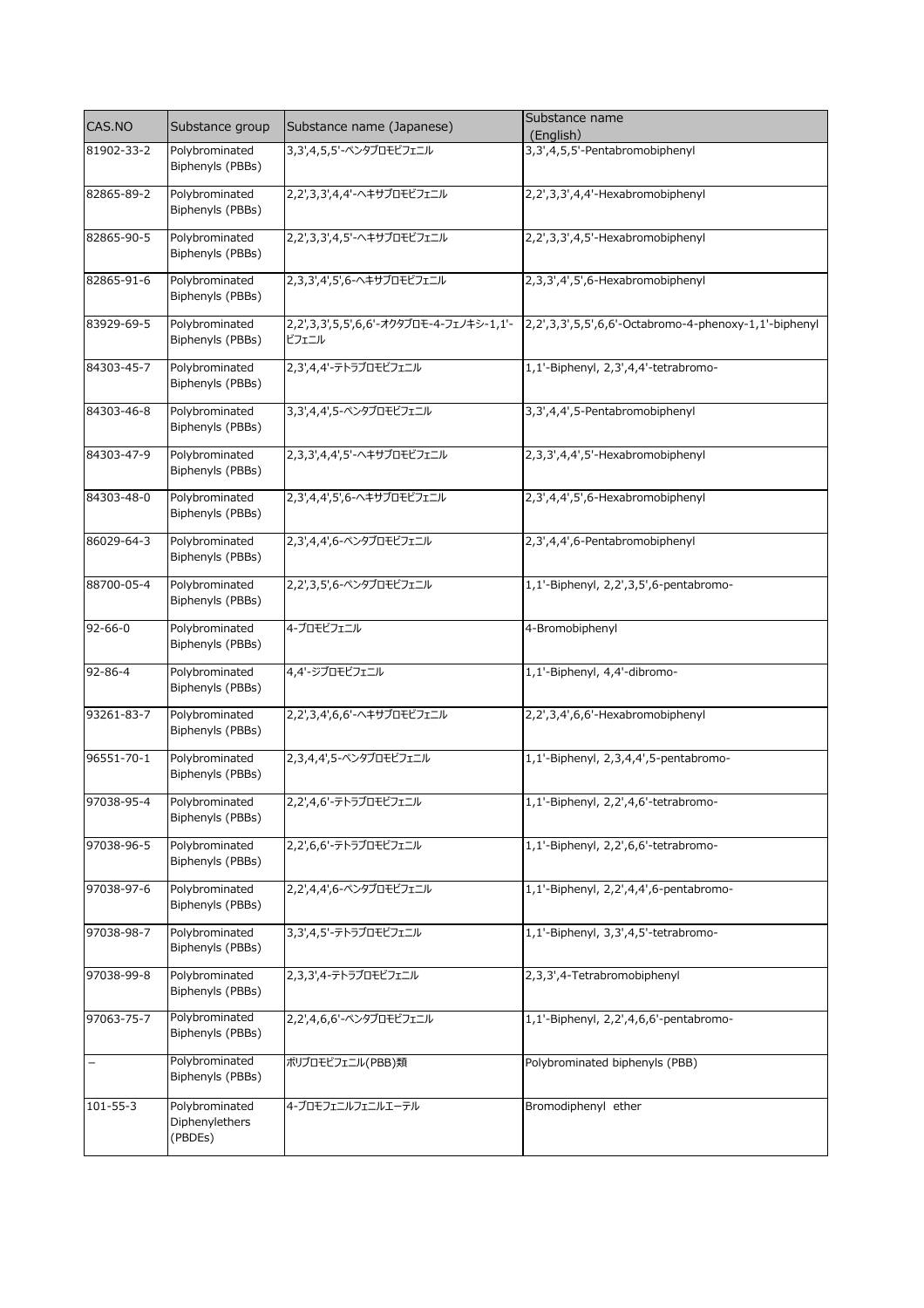| CAS.NO | Substance group | Substance name (Japanese) | Substance name (English) |
| --- | --- | --- | --- |
| 81902-33-2 | Polybrominated Biphenyls (PBBs) | 3,3',4,5,5'-ペンタブロモビフェニル | 3,3',4,5,5'-Pentabromobiphenyl |
| 82865-89-2 | Polybrominated Biphenyls (PBBs) | 2,2',3,3',4,4'-ヘキサブロモビフェニル | 2,2',3,3',4,4'-Hexabromobiphenyl |
| 82865-90-5 | Polybrominated Biphenyls (PBBs) | 2,2',3,3',4,5'-ヘキサブロモビフェニル | 2,2',3,3',4,5'-Hexabromobiphenyl |
| 82865-91-6 | Polybrominated Biphenyls (PBBs) | 2,3,3',4',5',6-ヘキサブロモビフェニル | 2,3,3',4',5',6-Hexabromobiphenyl |
| 83929-69-5 | Polybrominated Biphenyls (PBBs) | 2,2',3,3',5,5',6,6'-オクタブロモ-4-フェノキシ-1,1'-ビフェニル | 2,2',3,3',5,5',6,6'-Octabromo-4-phenoxy-1,1'-biphenyl |
| 84303-45-7 | Polybrominated Biphenyls (PBBs) | 2,3',4,4'-テトラブロモビフェニル | 1,1'-Biphenyl, 2,3',4,4'-tetrabromo- |
| 84303-46-8 | Polybrominated Biphenyls (PBBs) | 3,3',4,4',5-ペンタブロモビフェニル | 3,3',4,4',5-Pentabromobiphenyl |
| 84303-47-9 | Polybrominated Biphenyls (PBBs) | 2,3,3',4,4',5'-ヘキサブロモビフェニル | 2,3,3',4,4',5'-Hexabromobiphenyl |
| 84303-48-0 | Polybrominated Biphenyls (PBBs) | 2,3',4,4',5',6-ヘキサブロモビフェニル | 2,3',4,4',5',6-Hexabromobiphenyl |
| 86029-64-3 | Polybrominated Biphenyls (PBBs) | 2,3',4,4',6-ペンタブロモビフェニル | 2,3',4,4',6-Pentabromobiphenyl |
| 88700-05-4 | Polybrominated Biphenyls (PBBs) | 2,2',3,5',6-ペンタブロモビフェニル | 1,1'-Biphenyl, 2,2',3,5',6-pentabromo- |
| 92-66-0 | Polybrominated Biphenyls (PBBs) | 4-ブロモビフェニル | 4-Bromobiphenyl |
| 92-86-4 | Polybrominated Biphenyls (PBBs) | 4,4'-ジブロモビフェニル | 1,1'-Biphenyl, 4,4'-dibromo- |
| 93261-83-7 | Polybrominated Biphenyls (PBBs) | 2,2',3,4',6,6'-ヘキサブロモビフェニル | 2,2',3,4',6,6'-Hexabromobiphenyl |
| 96551-70-1 | Polybrominated Biphenyls (PBBs) | 2,3,4,4',5-ペンタブロモビフェニル | 1,1'-Biphenyl, 2,3,4,4',5-pentabromo- |
| 97038-95-4 | Polybrominated Biphenyls (PBBs) | 2,2',4,6'-テトラブロモビフェニル | 1,1'-Biphenyl, 2,2',4,6'-tetrabromo- |
| 97038-96-5 | Polybrominated Biphenyls (PBBs) | 2,2',6,6'-テトラブロモビフェニル | 1,1'-Biphenyl, 2,2',6,6'-tetrabromo- |
| 97038-97-6 | Polybrominated Biphenyls (PBBs) | 2,2',4,4',6-ペンタブロモビフェニル | 1,1'-Biphenyl, 2,2',4,4',6-pentabromo- |
| 97038-98-7 | Polybrominated Biphenyls (PBBs) | 3,3',4,5'-テトラブロモビフェニル | 1,1'-Biphenyl, 3,3',4,5'-tetrabromo- |
| 97038-99-8 | Polybrominated Biphenyls (PBBs) | 2,3,3',4-テトラブロモビフェニル | 2,3,3',4-Tetrabromobiphenyl |
| 97063-75-7 | Polybrominated Biphenyls (PBBs) | 2,2',4,6,6'-ペンタブロモビフェニル | 1,1'-Biphenyl, 2,2',4,6,6'-pentabromo- |
| − | Polybrominated Biphenyls (PBBs) | ポリブロモビフェニル(PBB)類 | Polybrominated biphenyls (PBB) |
| 101-55-3 | Polybrominated Diphenylethers (PBDEs) | 4-ブロモフェニルフェニルエーテル | Bromodiphenyl ether |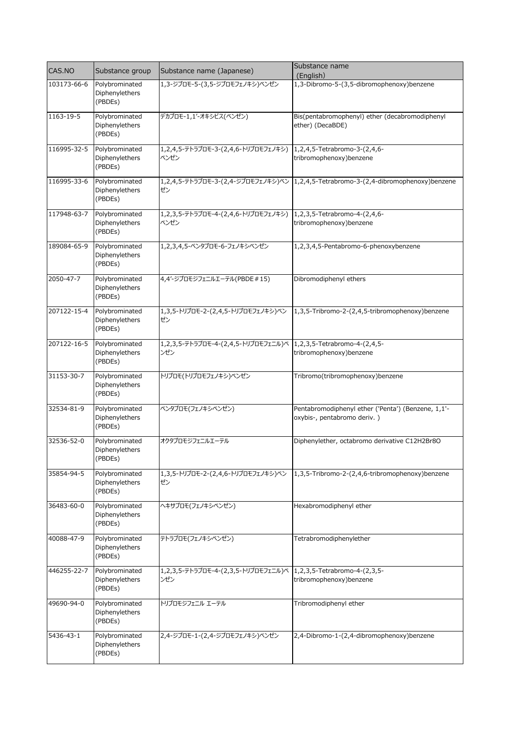| CAS.NO | Substance group | Substance name (Japanese) | Substance name (English) |
| --- | --- | --- | --- |
| 103173-66-6 | Polybrominated Diphenylethers (PBDEs) | 1,3-ジブロモ-5-(3,5-ジブロモフェノキシ)ベンゼン | 1,3-Dibromo-5-(3,5-dibromophenoxy)benzene |
| 1163-19-5 | Polybrominated Diphenylethers (PBDEs) | デカブロモ-1,1'-オキシビス(ベンゼン) | Bis(pentabromophenyl) ether (decabromodiphenyl ether) (DecaBDE) |
| 116995-32-5 | Polybrominated Diphenylethers (PBDEs) | 1,2,4,5-テトラブロモ-3-(2,4,6-トリブロモフェノキシ)ベンゼン | 1,2,4,5-Tetrabromo-3-(2,4,6-tribromophenoxy)benzene |
| 116995-33-6 | Polybrominated Diphenylethers (PBDEs) | 1,2,4,5-テトラブロモ-3-(2,4-ジブロモフェノキシ)ベンゼン | 1,2,4,5-Tetrabromo-3-(2,4-dibromophenoxy)benzene |
| 117948-63-7 | Polybrominated Diphenylethers (PBDEs) | 1,2,3,5-テトラブロモ-4-(2,4,6-トリブロモフェノキシ)ベンゼン | 1,2,3,5-Tetrabromo-4-(2,4,6-tribromophenoxy)benzene |
| 189084-65-9 | Polybrominated Diphenylethers (PBDEs) | 1,2,3,4,5-ペンタブロモ-6-フェノキシベンゼン | 1,2,3,4,5-Pentabromo-6-phenoxybenzene |
| 2050-47-7 | Polybrominated Diphenylethers (PBDEs) | 4,4'-ジブロモジフェニルエーテル(PBDE＃15) | Dibromodiphenyl ethers |
| 207122-15-4 | Polybrominated Diphenylethers (PBDEs) | 1,3,5-トリブロモ-2-(2,4,5-トリブロモフェノキシ)ベンゼン | 1,3,5-Tribromo-2-(2,4,5-tribromophenoxy)benzene |
| 207122-16-5 | Polybrominated Diphenylethers (PBDEs) | 1,2,3,5-テトラブロモ-4-(2,4,5-トリブロモフェニル)ベンゼン | 1,2,3,5-Tetrabromo-4-(2,4,5-tribromophenoxy)benzene |
| 31153-30-7 | Polybrominated Diphenylethers (PBDEs) | トリブロモ(トリブロモフェノキシ)ベンゼン | Tribromo(tribromophenoxy)benzene |
| 32534-81-9 | Polybrominated Diphenylethers (PBDEs) | ペンタブロモ(フェノキシベンゼン) | Pentabromodiphenyl ether ('Penta') (Benzene, 1,1'-oxybis-, pentabromo deriv. ) |
| 32536-52-0 | Polybrominated Diphenylethers (PBDEs) | オクタブロモジフェニルエーテル | Diphenylether, octabromo derivative C12H2Br8O |
| 35854-94-5 | Polybrominated Diphenylethers (PBDEs) | 1,3,5-トリブロモ-2-(2,4,6-トリブロモフェノキシ)ベンゼン | 1,3,5-Tribromo-2-(2,4,6-tribromophenoxy)benzene |
| 36483-60-0 | Polybrominated Diphenylethers (PBDEs) | ヘキサブロモ(フェノキシベンゼン) | Hexabromodiphenyl ether |
| 40088-47-9 | Polybrominated Diphenylethers (PBDEs) | テトラブロモ(フェノキシベンゼン) | Tetrabromodiphenylether |
| 446255-22-7 | Polybrominated Diphenylethers (PBDEs) | 1,2,3,5-テトラブロモ-4-(2,3,5-トリブロモフェニル)ベンゼン | 1,2,3,5-Tetrabromo-4-(2,3,5-tribromophenoxy)benzene |
| 49690-94-0 | Polybrominated Diphenylethers (PBDEs) | トリブロモジフェニル エーテル | Tribromodiphenyl ether |
| 5436-43-1 | Polybrominated Diphenylethers (PBDEs) | 2,4-ジブロモ-1-(2,4-ジブロモフェノキシ)ベンゼン | 2,4-Dibromo-1-(2,4-dibromophenoxy)benzene |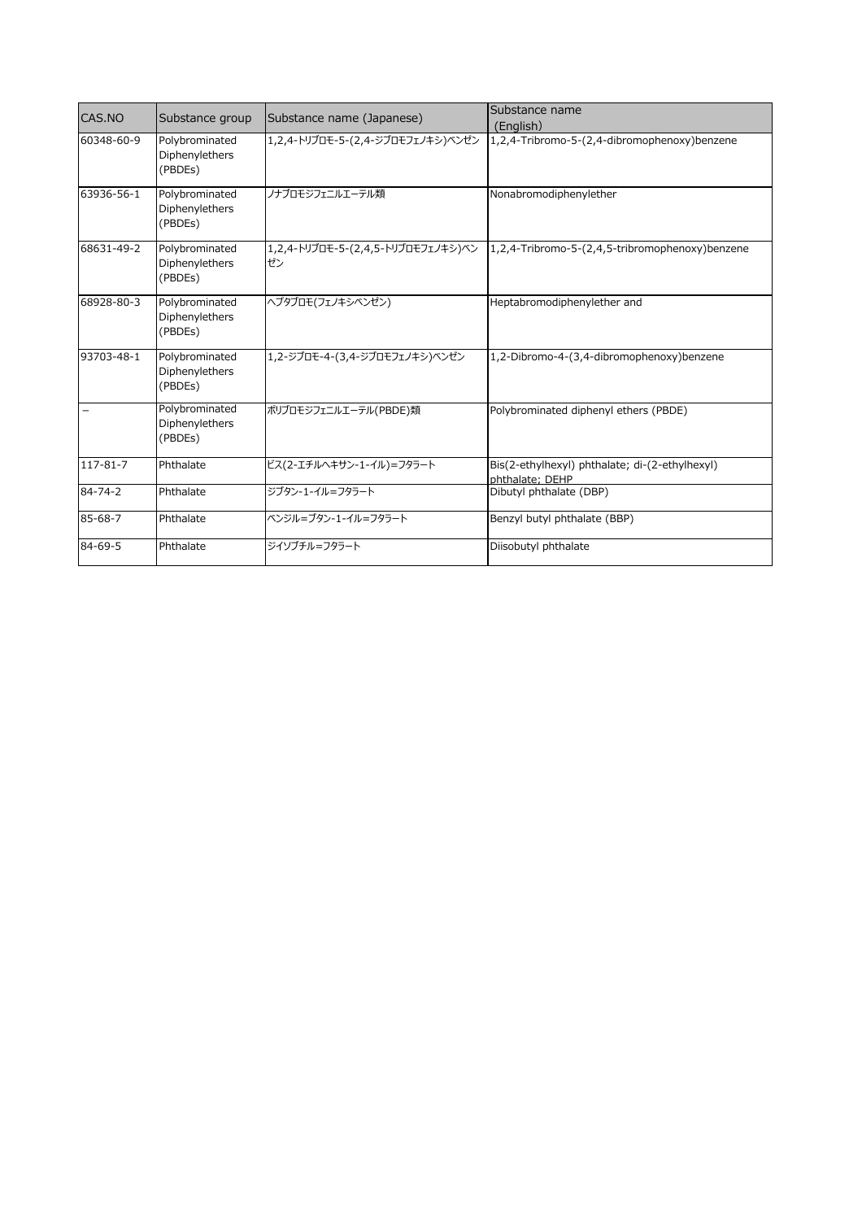| CAS.NO | Substance group | Substance name (Japanese) | Substance name (English) |
| --- | --- | --- | --- |
| 60348-60-9 | Polybrominated Diphenylethers (PBDEs) | 1,2,4-トリブロモ-5-(2,4-ジブロモフェノキシ)ベンゼン | 1,2,4-Tribromo-5-(2,4-dibromophenoxy)benzene |
| 63936-56-1 | Polybrominated Diphenylethers (PBDEs) | ノナブロモジフェニルエーテル類 | Nonabromodiphenylether |
| 68631-49-2 | Polybrominated Diphenylethers (PBDEs) | 1,2,4-トリブロモ-5-(2,4,5-トリブロモフェノキシ)ベンゼン | 1,2,4-Tribromo-5-(2,4,5-tribromophenoxy)benzene |
| 68928-80-3 | Polybrominated Diphenylethers (PBDEs) | ヘプタブロモ(フェノキシベンゼン) | Heptabromodiphenylether and |
| 93703-48-1 | Polybrominated Diphenylethers (PBDEs) | 1,2-ジブロモ-4-(3,4-ジブロモフェノキシ)ベンゼン | 1,2-Dibromo-4-(3,4-dibromophenoxy)benzene |
| – | Polybrominated Diphenylethers (PBDEs) | ポリブロモジフェニルエーテル(PBDE)類 | Polybrominated diphenyl ethers (PBDE) |
| 117-81-7 | Phthalate | ビス(2-エチルヘキサン-1-イル)=フタラート | Bis(2-ethylhexyl) phthalate; di-(2-ethylhexyl) phthalate; DEHP |
| 84-74-2 | Phthalate | ジブタン-1-イル=フタラート | Dibutyl phthalate (DBP) |
| 85-68-7 | Phthalate | ベンジル=ブタン-1-イル=フタラート | Benzyl butyl phthalate (BBP) |
| 84-69-5 | Phthalate | ジイソブチル=フタラート | Diisobutyl phthalate |